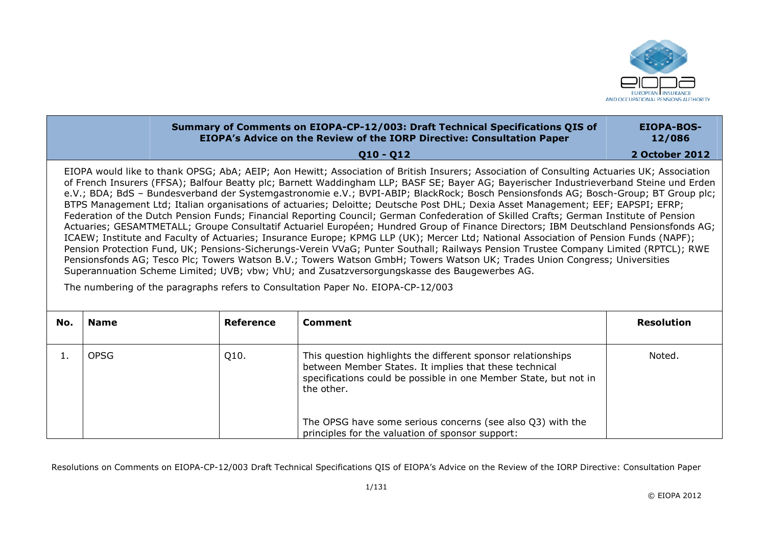**Summary of Comments on EIOPA-CP-12/003: Draft Technical Specifications QIS of EIOPA's Advice on the Review of the IORP Directive: Consultation Paper**

**Q10 - Q12**

**EIOPA-BOS-12/086**

**2 October 2012**

EIOPA would like to thank OPSG; AbA; AEIP; Aon Hewitt; Association of British Insurers; Association of Consulting Actuaries UK; Association of French Insurers (FFSA); Balfour Beatty plc; Barnett Waddingham LLP; BASF SE; Bayer AG; Bayerischer Industrieverband Steine und Erden e.V.; BDA; BdS – Bundesverband der Systemgastronomie e.V.; BVPI-ABIP; BlackRock; Bosch Pensionsfonds AG; Bosch-Group; BT Group plc; BTPS Management Ltd; Italian organisations of actuaries; Deloitte; Deutsche Post DHL; Dexia Asset Management; EEF; EAPSPI; EFRP; Federation of the Dutch Pension Funds; Financial Reporting Council; German Confederation of Skilled Crafts; German Institute of Pension Actuaries; GESAMTMETALL; Groupe Consultatif Actuariel Européen; Hundred Group of Finance Directors; IBM Deutschland Pensionsfonds AG; ICAEW; Institute and Faculty of Actuaries; Insurance Europe; KPMG LLP (UK); Mercer Ltd; National Association of Pension Funds (NAPF); Pension Protection Fund, UK; Pensions-Sicherungs-Verein VVaG; Punter Southall; Railways Pension Trustee Company Limited (RPTCL); RWE Pensionsfonds AG; Tesco Plc; Towers Watson B.V.; Towers Watson GmbH; Towers Watson UK; Trades Union Congress; Universities Superannuation Scheme Limited; UVB; vbw; VhU; and Zusatzversorgungskasse des Baugewerbes AG.

The numbering of the paragraphs refers to Consultation Paper No. EIOPA-CP-12/003

| No. | Name | Reference | Comment | Resolution |
|---|---|---|---|---|
| 1. | OPSG | Q10. | This question highlights the different sponsor relationships between Member States. It implies that these technical specifications could be possible in one Member State, but not in the other.<br><br>The OPSG have some serious concerns (see also Q3) with the principles for the valuation of sponsor support: | Noted. |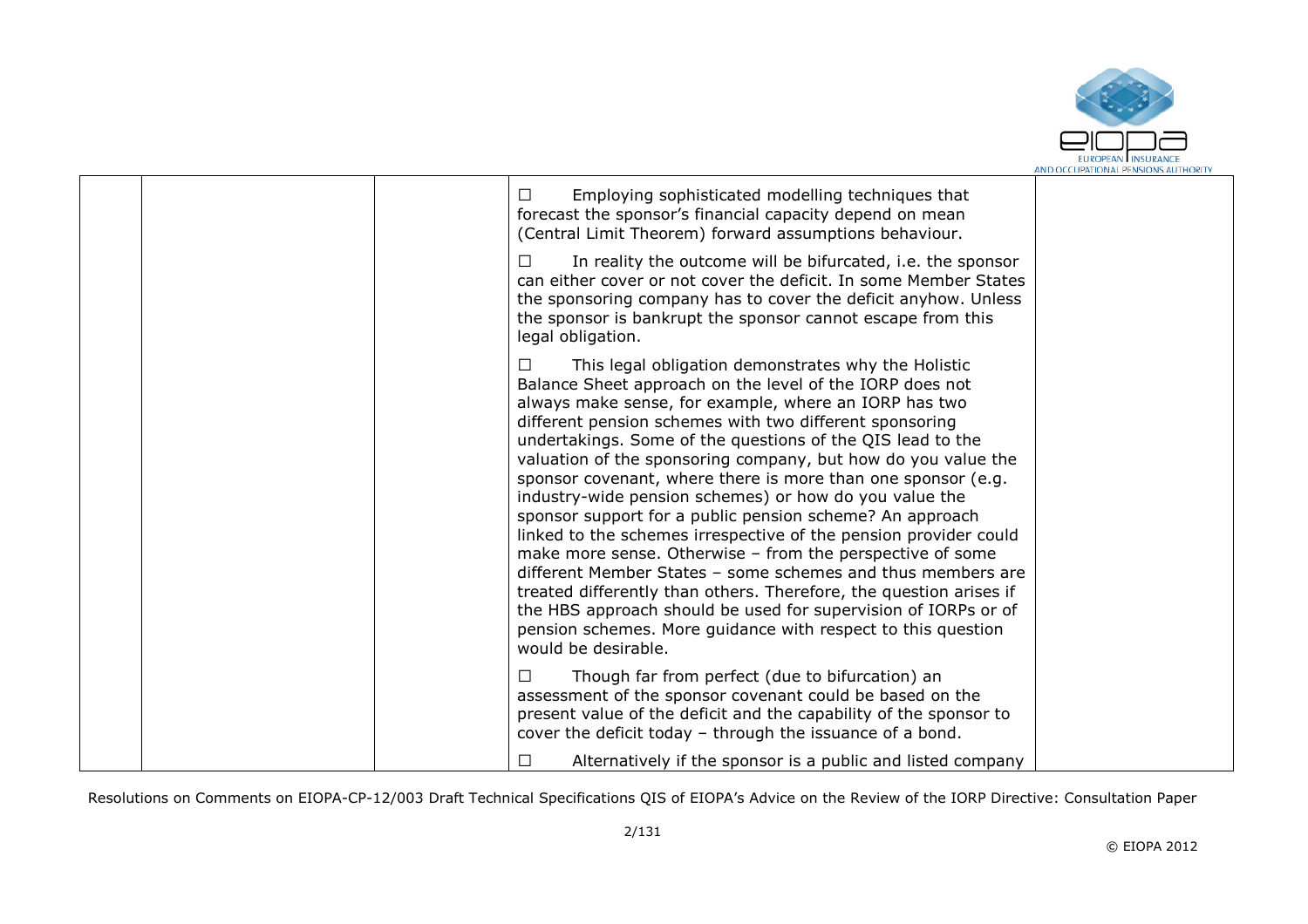| | | | | |
|---|---|---|---|---|
| | | | ☐ Employing sophisticated modelling techniques that forecast the sponsor's financial capacity depend on mean (Central Limit Theorem) forward assumptions behaviour.<br><br>☐ In reality the outcome will be bifurcated, i.e. the sponsor can either cover or not cover the deficit. In some Member States the sponsoring company has to cover the deficit anyhow. Unless the sponsor is bankrupt the sponsor cannot escape from this legal obligation.<br><br>☐ This legal obligation demonstrates why the Holistic Balance Sheet approach on the level of the IORP does not always make sense, for example, where an IORP has two different pension schemes with two different sponsoring undertakings. Some of the questions of the QIS lead to the valuation of the sponsoring company, but how do you value the sponsor covenant, where there is more than one sponsor (e.g. industry-wide pension schemes) or how do you value the sponsor support for a public pension scheme? An approach linked to the schemes irrespective of the pension provider could make more sense. Otherwise – from the perspective of some different Member States – some schemes and thus members are treated differently than others. Therefore, the question arises if the HBS approach should be used for supervision of IORPs or of pension schemes. More guidance with respect to this question would be desirable.<br><br>☐ Though far from perfect (due to bifurcation) an assessment of the sponsor covenant could be based on the present value of the deficit and the capability of the sponsor to cover the deficit today – through the issuance of a bond.<br><br>☐ Alternatively if the sponsor is a public and listed company | |

Resolutions on Comments on EIOPA-CP-12/003 Draft Technical Specifications QIS of EIOPA's Advice on the Review of the IORP Directive: Consultation Paper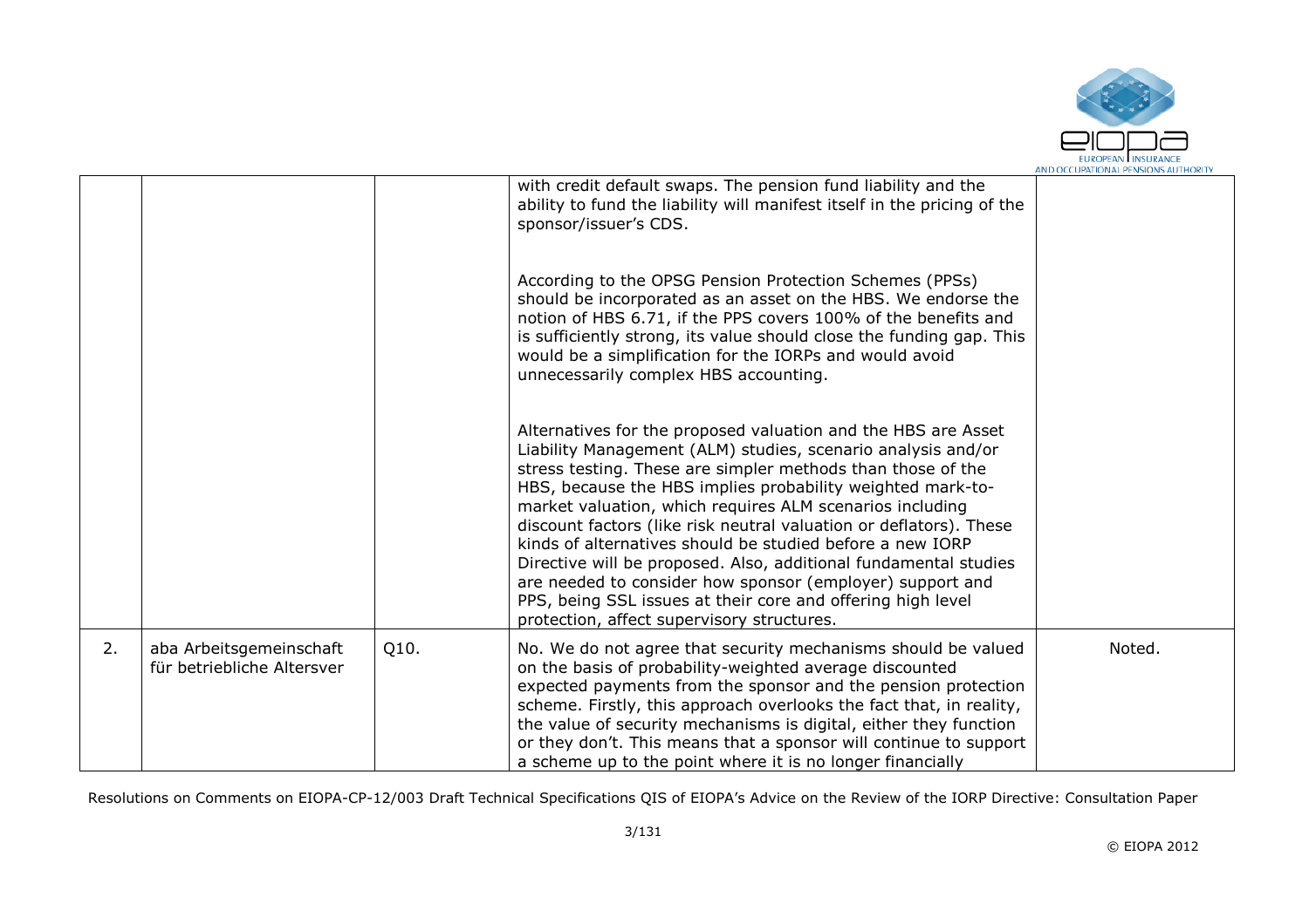|  |  |  | with credit default swaps. The pension fund liability and the ability to fund the liability will manifest itself in the pricing of the sponsor/issuer's CDS.<br><br>According to the OPSG Pension Protection Schemes (PPSs) should be incorporated as an asset on the HBS. We endorse the notion of HBS 6.71, if the PPS covers 100% of the benefits and is sufficiently strong, its value should close the funding gap. This would be a simplification for the IORPs and would avoid unnecessarily complex HBS accounting.<br><br>Alternatives for the proposed valuation and the HBS are Asset Liability Management (ALM) studies, scenario analysis and/or stress testing. These are simpler methods than those of the HBS, because the HBS implies probability weighted mark-to-market valuation, which requires ALM scenarios including discount factors (like risk neutral valuation or deflators). These kinds of alternatives should be studied before a new IORP Directive will be proposed. Also, additional fundamental studies are needed to consider how sponsor (employer) support and PPS, being SSL issues at their core and offering high level protection, affect supervisory structures. |  |
|---|---|---|---|---|
| 2. | aba Arbeitsgemeinschaft für betriebliche Altersver | Q10. | No. We do not agree that security mechanisms should be valued on the basis of probability-weighted average discounted expected payments from the sponsor and the pension protection scheme. Firstly, this approach overlooks the fact that, in reality, the value of security mechanisms is digital, either they function or they don't. This means that a sponsor will continue to support a scheme up to the point where it is no longer financially | Noted. |

Resolutions on Comments on EIOPA-CP-12/003 Draft Technical Specifications QIS of EIOPA's Advice on the Review of the IORP Directive: Consultation Paper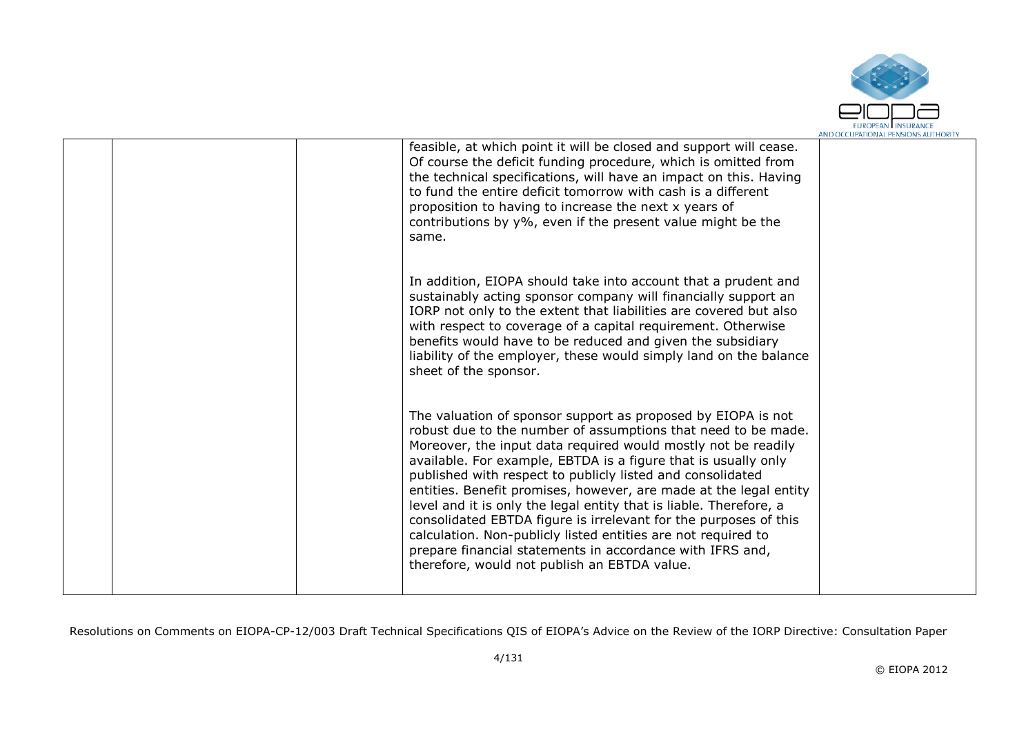| | | | | |
|---|---|---|---|---|
| | | | feasible, at which point it will be closed and support will cease. Of course the deficit funding procedure, which is omitted from the technical specifications, will have an impact on this. Having to fund the entire deficit tomorrow with cash is a different proposition to having to increase the next x years of contributions by y%, even if the present value might be the same.<br><br>In addition, EIOPA should take into account that a prudent and sustainably acting sponsor company will financially support an IORP not only to the extent that liabilities are covered but also with respect to coverage of a capital requirement. Otherwise benefits would have to be reduced and given the subsidiary liability of the employer, these would simply land on the balance sheet of the sponsor.<br><br>The valuation of sponsor support as proposed by EIOPA is not robust due to the number of assumptions that need to be made. Moreover, the input data required would mostly not be readily available. For example, EBTDA is a figure that is usually only published with respect to publicly listed and consolidated entities. Benefit promises, however, are made at the legal entity level and it is only the legal entity that is liable. Therefore, a consolidated EBTDA figure is irrelevant for the purposes of this calculation. Non-publicly listed entities are not required to prepare financial statements in accordance with IFRS and, therefore, would not publish an EBTDA value. | |

Resolutions on Comments on EIOPA-CP-12/003 Draft Technical Specifications QIS of EIOPA's Advice on the Review of the IORP Directive: Consultation Paper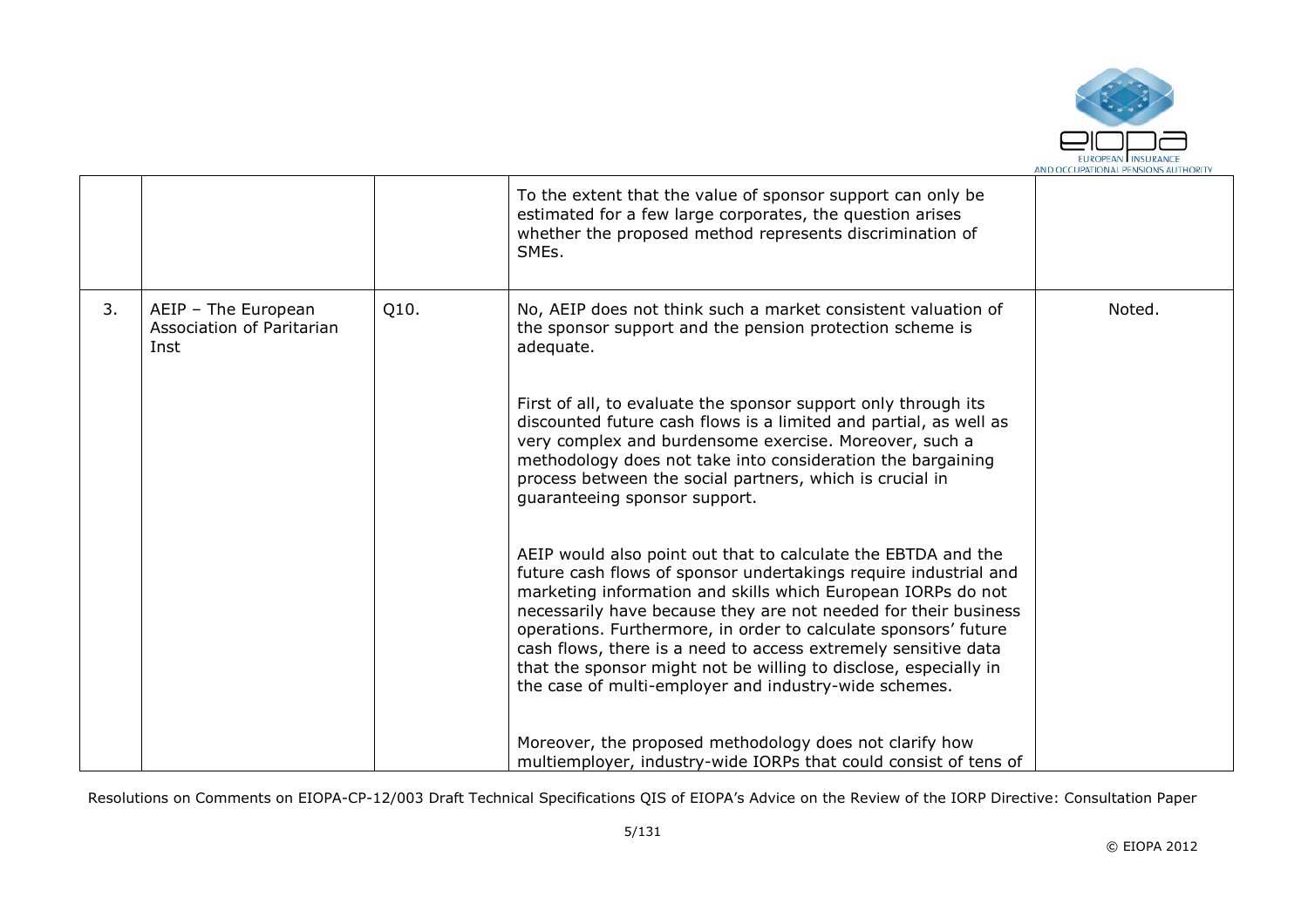|  |  |  |  |  |
|---|---|---|---|---|
|  |  |  | To the extent that the value of sponsor support can only be estimated for a few large corporates, the question arises whether the proposed method represents discrimination of SMEs. |  |
| 3. | AEIP – The European Association of Paritarian Inst | Q10. | No, AEIP does not think such a market consistent valuation of the sponsor support and the pension protection scheme is adequate.<br><br>First of all, to evaluate the sponsor support only through its discounted future cash flows is a limited and partial, as well as very complex and burdensome exercise. Moreover, such a methodology does not take into consideration the bargaining process between the social partners, which is crucial in guaranteeing sponsor support.<br><br>AEIP would also point out that to calculate the EBTDA and the future cash flows of sponsor undertakings require industrial and marketing information and skills which European IORPs do not necessarily have because they are not needed for their business operations. Furthermore, in order to calculate sponsors' future cash flows, there is a need to access extremely sensitive data that the sponsor might not be willing to disclose, especially in the case of multi-employer and industry-wide schemes.<br><br>Moreover, the proposed methodology does not clarify how multiemployer, industry-wide IORPs that could consist of tens of | Noted. |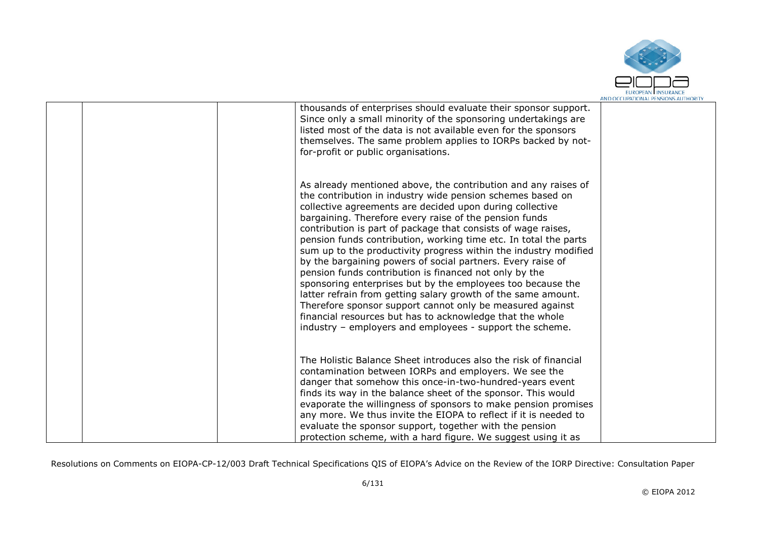| | | | | |
|---|---|---|---|---|
| | | | thousands of enterprises should evaluate their sponsor support. Since only a small minority of the sponsoring undertakings are listed most of the data is not available even for the sponsors themselves. The same problem applies to IORPs backed by not-for-profit or public organisations.<br><br>As already mentioned above, the contribution and any raises of the contribution in industry wide pension schemes based on collective agreements are decided upon during collective bargaining. Therefore every raise of the pension funds contribution is part of package that consists of wage raises, pension funds contribution, working time etc. In total the parts sum up to the productivity progress within the industry modified by the bargaining powers of social partners. Every raise of pension funds contribution is financed not only by the sponsoring enterprises but by the employees too because the latter refrain from getting salary growth of the same amount. Therefore sponsor support cannot only be measured against financial resources but has to acknowledge that the whole industry – employers and employees - support the scheme.<br><br>The Holistic Balance Sheet introduces also the risk of financial contamination between IORPs and employers. We see the danger that somehow this once-in-two-hundred-years event finds its way in the balance sheet of the sponsor. This would evaporate the willingness of sponsors to make pension promises any more. We thus invite the EIOPA to reflect if it is needed to evaluate the sponsor support, together with the pension protection scheme, with a hard figure. We suggest using it as | |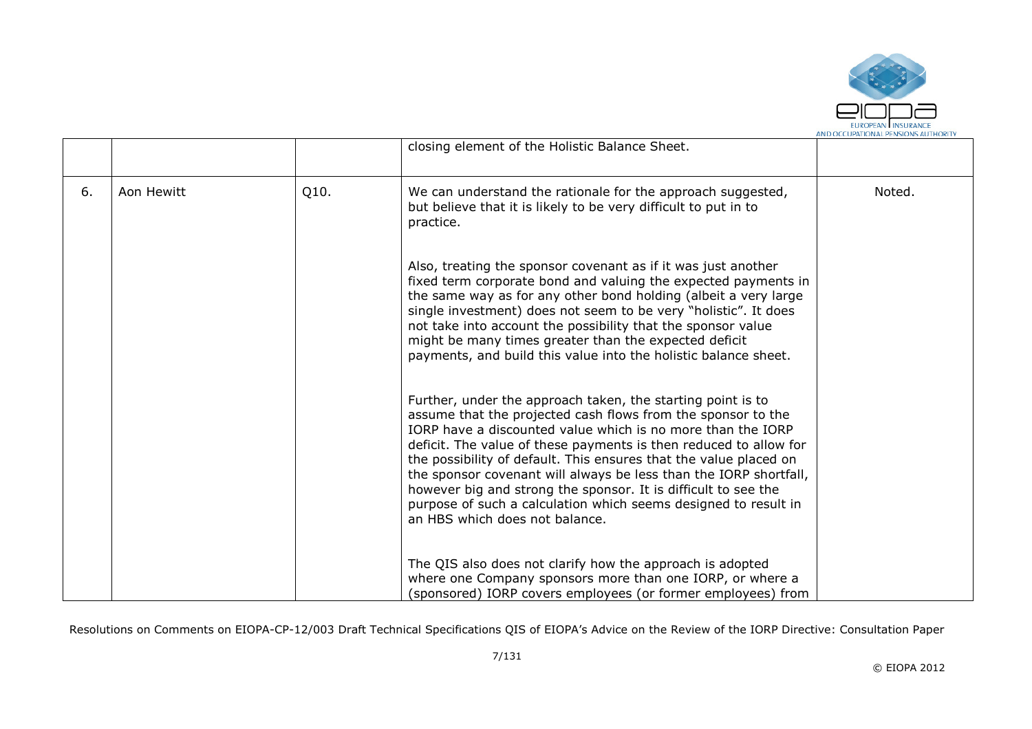|  |  |  | closing element of the Holistic Balance Sheet. |  |
|---|---|---|---|---|
| 6. | Aon Hewitt | Q10. | We can understand the rationale for the approach suggested, but believe that it is likely to be very difficult to put in to practice.<br><br>Also, treating the sponsor covenant as if it was just another fixed term corporate bond and valuing the expected payments in the same way as for any other bond holding (albeit a very large single investment) does not seem to be very "holistic". It does not take into account the possibility that the sponsor value might be many times greater than the expected deficit payments, and build this value into the holistic balance sheet.<br><br>Further, under the approach taken, the starting point is to assume that the projected cash flows from the sponsor to the IORP have a discounted value which is no more than the IORP deficit. The value of these payments is then reduced to allow for the possibility of default. This ensures that the value placed on the sponsor covenant will always be less than the IORP shortfall, however big and strong the sponsor. It is difficult to see the purpose of such a calculation which seems designed to result in an HBS which does not balance.<br><br>The QIS also does not clarify how the approach is adopted where one Company sponsors more than one IORP, or where a (sponsored) IORP covers employees (or former employees) from | Noted. |

Resolutions on Comments on EIOPA-CP-12/003 Draft Technical Specifications QIS of EIOPA's Advice on the Review of the IORP Directive: Consultation Paper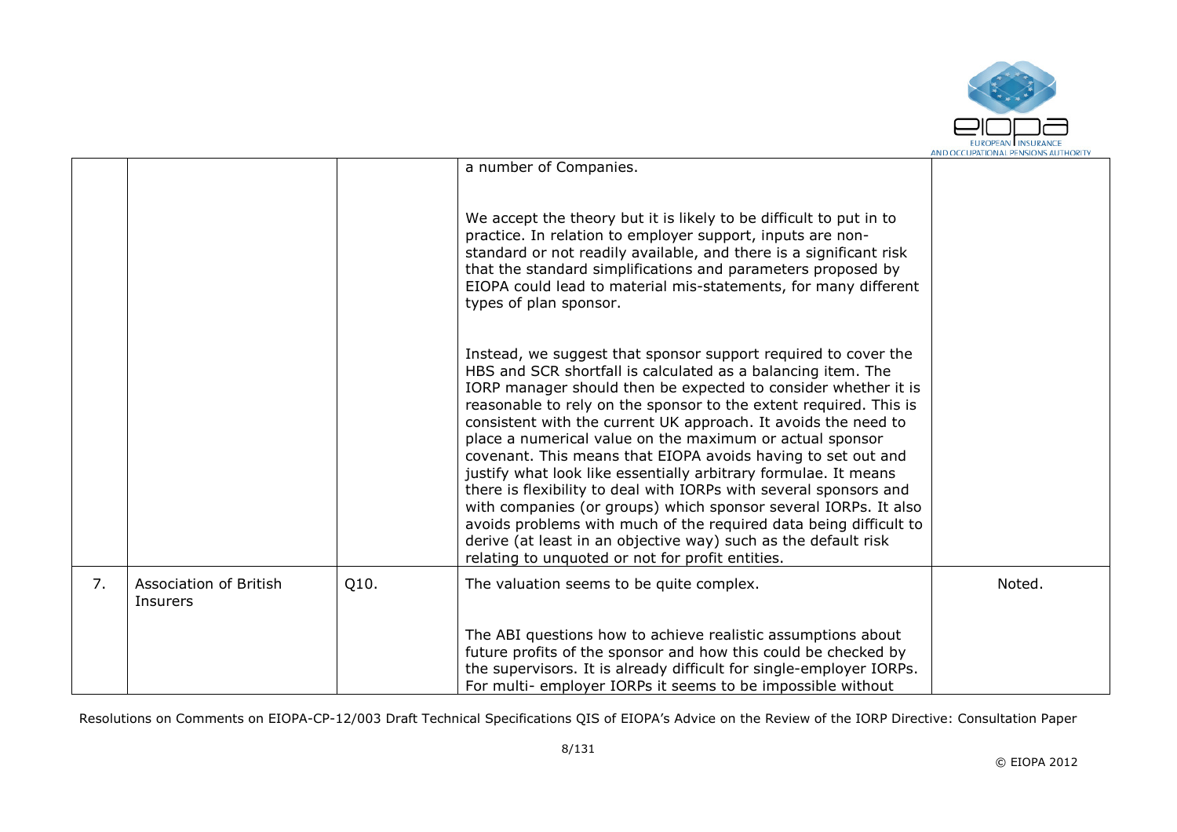|  |  |  | a number of Companies.<br><br>We accept the theory but it is likely to be difficult to put in to practice. In relation to employer support, inputs are non-standard or not readily available, and there is a significant risk that the standard simplifications and parameters proposed by EIOPA could lead to material mis-statements, for many different types of plan sponsor.<br><br>Instead, we suggest that sponsor support required to cover the HBS and SCR shortfall is calculated as a balancing item. The IORP manager should then be expected to consider whether it is reasonable to rely on the sponsor to the extent required. This is consistent with the current UK approach. It avoids the need to place a numerical value on the maximum or actual sponsor covenant. This means that EIOPA avoids having to set out and justify what look like essentially arbitrary formulae. It means there is flexibility to deal with IORPs with several sponsors and with companies (or groups) which sponsor several IORPs. It also avoids problems with much of the required data being difficult to derive (at least in an objective way) such as the default risk relating to unquoted or not for profit entities. |  |
|---|---|---|---|---|
| 7. | Association of British Insurers | Q10. | The valuation seems to be quite complex.<br><br>The ABI questions how to achieve realistic assumptions about future profits of the sponsor and how this could be checked by the supervisors. It is already difficult for single-employer IORPs. For multi- employer IORPs it seems to be impossible without | Noted. |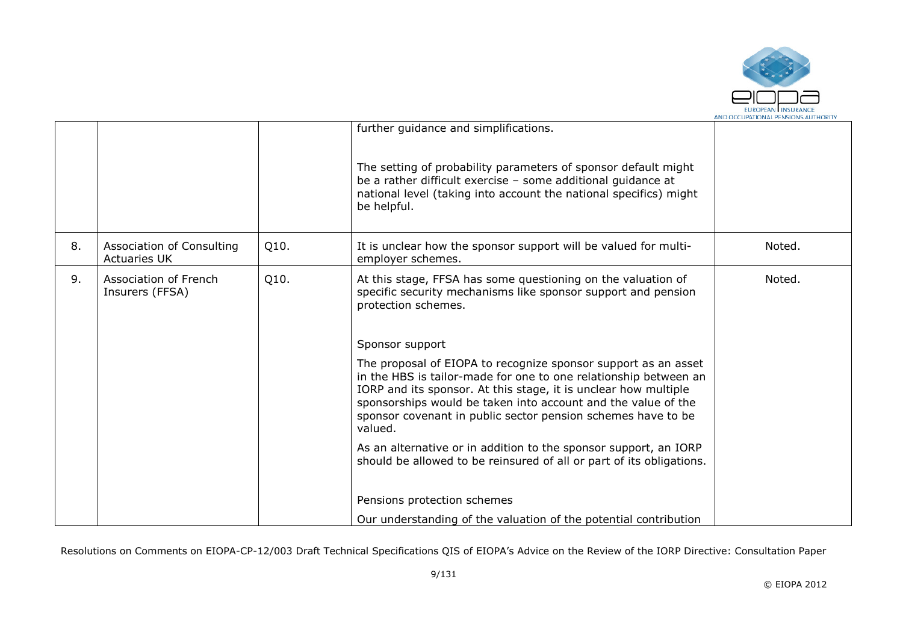| | | | | |
|---|---|---|---|---|
| | | | further guidance and simplifications.<br><br>The setting of probability parameters of sponsor default might be a rather difficult exercise – some additional guidance at national level (taking into account the national specifics) might be helpful. | |
| 8. | Association of Consulting Actuaries UK | Q10. | It is unclear how the sponsor support will be valued for multi-employer schemes. | Noted. |
| 9. | Association of French Insurers (FFSA) | Q10. | At this stage, FFSA has some questioning on the valuation of specific security mechanisms like sponsor support and pension protection schemes.<br><br>Sponsor support<br><br>The proposal of EIOPA to recognize sponsor support as an asset in the HBS is tailor-made for one to one relationship between an IORP and its sponsor. At this stage, it is unclear how multiple sponsorships would be taken into account and the value of the sponsor covenant in public sector pension schemes have to be valued.<br><br>As an alternative or in addition to the sponsor support, an IORP should be allowed to be reinsured of all or part of its obligations.<br><br>Pensions protection schemes<br><br>Our understanding of the valuation of the potential contribution | Noted. |

Resolutions on Comments on EIOPA-CP-12/003 Draft Technical Specifications QIS of EIOPA's Advice on the Review of the IORP Directive: Consultation Paper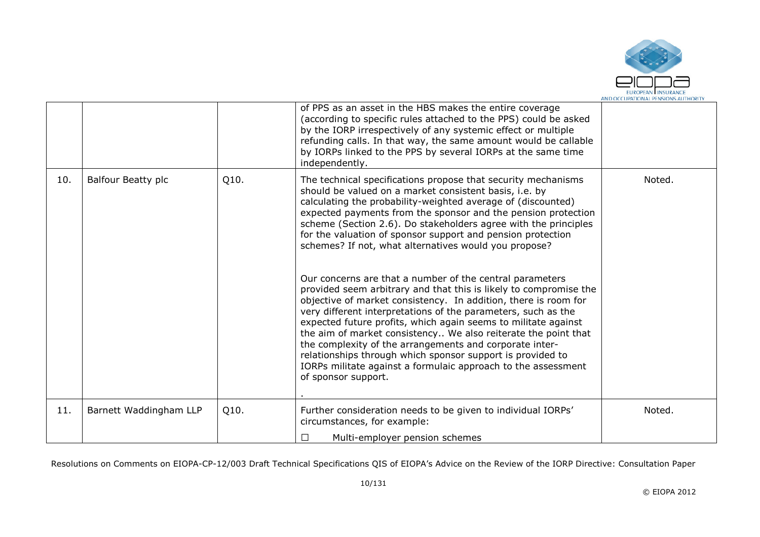| | | | | |
|---|---|---|---|---|
| | | | of PPS as an asset in the HBS makes the entire coverage (according to specific rules attached to the PPS) could be asked by the IORP irrespectively of any systemic effect or multiple refunding calls. In that way, the same amount would be callable by IORPs linked to the PPS by several IORPs at the same time independently. | |
| 10. | Balfour Beatty plc | Q10. | The technical specifications propose that security mechanisms should be valued on a market consistent basis, i.e. by calculating the probability-weighted average of (discounted) expected payments from the sponsor and the pension protection scheme (Section 2.6). Do stakeholders agree with the principles for the valuation of sponsor support and pension protection schemes? If not, what alternatives would you propose?<br><br>Our concerns are that a number of the central parameters provided seem arbitrary and that this is likely to compromise the objective of market consistency. In addition, there is room for very different interpretations of the parameters, such as the expected future profits, which again seems to militate against the aim of market consistency.. We also reiterate the point that the complexity of the arrangements and corporate inter-relationships through which sponsor support is provided to IORPs militate against a formulaic approach to the assessment of sponsor support.<br><br>. | Noted. |
| 11. | Barnett Waddingham LLP | Q10. | Further consideration needs to be given to individual IORPs' circumstances, for example:<br><br>☐ Multi-employer pension schemes | Noted. |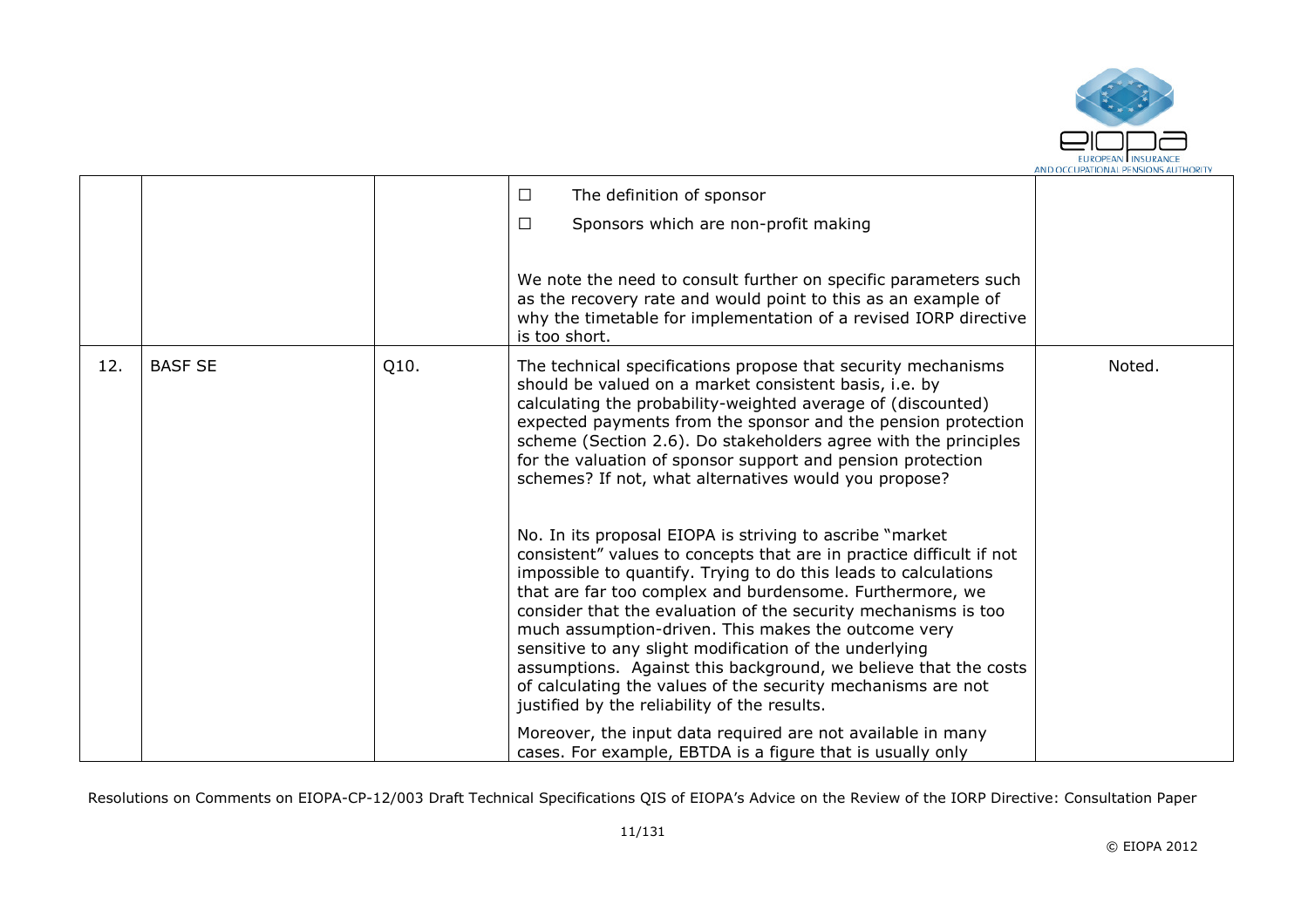| | | | | |
|---|---|---|---|---|
| | | | ☐ The definition of sponsor<br><br>☐ Sponsors which are non-profit making<br><br>We note the need to consult further on specific parameters such as the recovery rate and would point to this as an example of why the timetable for implementation of a revised IORP directive is too short. | |
| 12. | BASF SE | Q10. | The technical specifications propose that security mechanisms should be valued on a market consistent basis, i.e. by calculating the probability-weighted average of (discounted) expected payments from the sponsor and the pension protection scheme (Section 2.6). Do stakeholders agree with the principles for the valuation of sponsor support and pension protection schemes? If not, what alternatives would you propose?<br><br>No. In its proposal EIOPA is striving to ascribe "market consistent" values to concepts that are in practice difficult if not impossible to quantify. Trying to do this leads to calculations that are far too complex and burdensome. Furthermore, we consider that the evaluation of the security mechanisms is too much assumption-driven. This makes the outcome very sensitive to any slight modification of the underlying assumptions. Against this background, we believe that the costs of calculating the values of the security mechanisms are not justified by the reliability of the results.<br><br>Moreover, the input data required are not available in many cases. For example, EBTDA is a figure that is usually only | Noted. |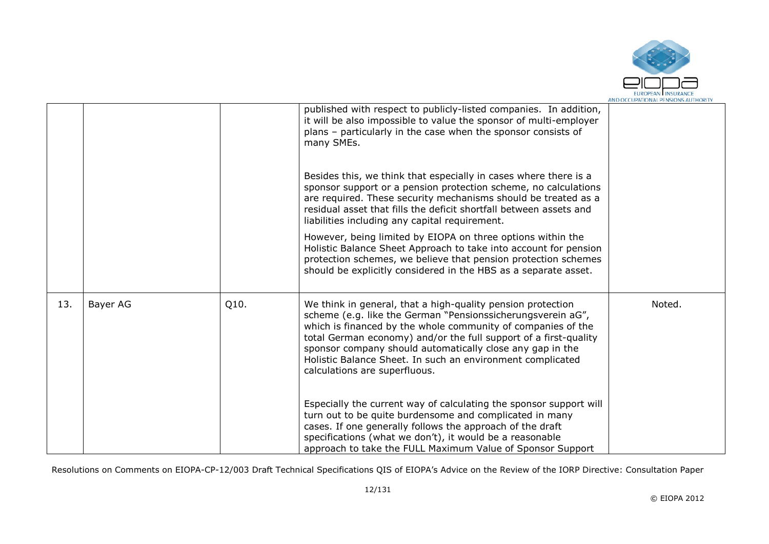|  |  |  | published with respect to publicly-listed companies. In addition, it will be also impossible to value the sponsor of multi-employer plans – particularly in the case when the sponsor consists of many SMEs.<br><br>Besides this, we think that especially in cases where there is a sponsor support or a pension protection scheme, no calculations are required. These security mechanisms should be treated as a residual asset that fills the deficit shortfall between assets and liabilities including any capital requirement.<br><br>However, being limited by EIOPA on three options within the Holistic Balance Sheet Approach to take into account for pension protection schemes, we believe that pension protection schemes should be explicitly considered in the HBS as a separate asset. |  |
|---|---|---|---|---|
| 13. | Bayer AG | Q10. | We think in general, that a high-quality pension protection scheme (e.g. like the German "Pensionssicherungsverein aG", which is financed by the whole community of companies of the total German economy) and/or the full support of a first-quality sponsor company should automatically close any gap in the Holistic Balance Sheet. In such an environment complicated calculations are superfluous.<br><br>Especially the current way of calculating the sponsor support will turn out to be quite burdensome and complicated in many cases. If one generally follows the approach of the draft specifications (what we don't), it would be a reasonable approach to take the FULL Maximum Value of Sponsor Support | Noted. |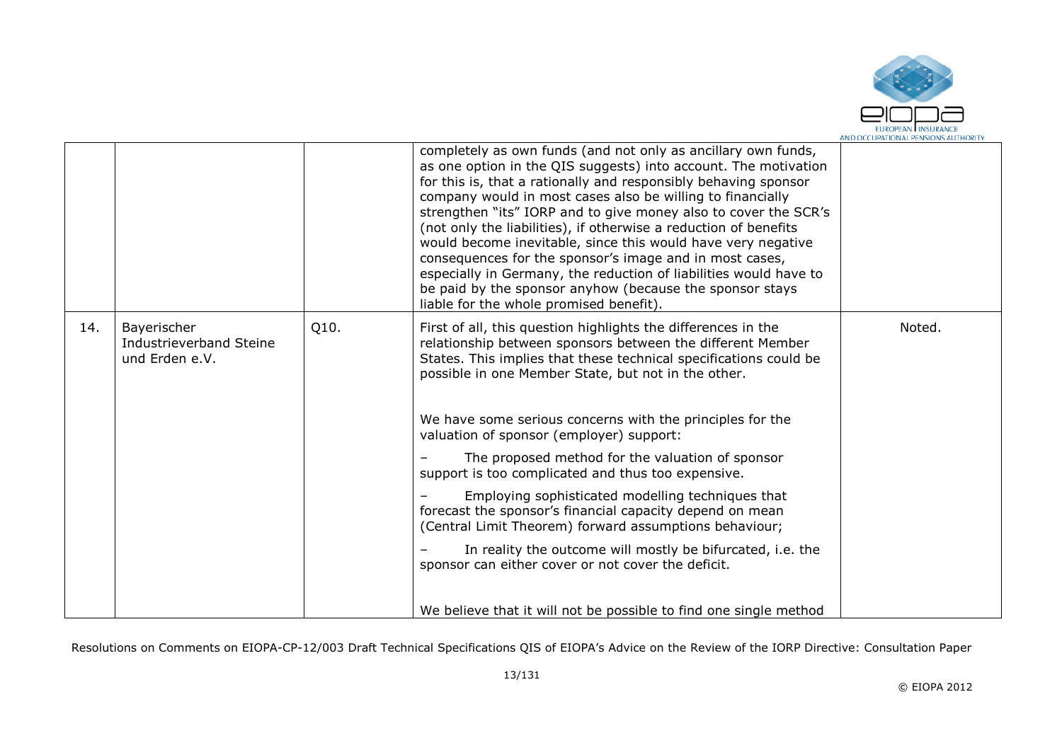|  |  |  |  |  |
|---|---|---|---|---|
|  |  |  | completely as own funds (and not only as ancillary own funds, as one option in the QIS suggests) into account. The motivation for this is, that a rationally and responsibly behaving sponsor company would in most cases also be willing to financially strengthen "its" IORP and to give money also to cover the SCR's (not only the liabilities), if otherwise a reduction of benefits would become inevitable, since this would have very negative consequences for the sponsor's image and in most cases, especially in Germany, the reduction of liabilities would have to be paid by the sponsor anyhow (because the sponsor stays liable for the whole promised benefit). |  |
| 14. | Bayerischer Industrieverband Steine und Erden e.V. | Q10. | First of all, this question highlights the differences in the relationship between sponsors between the different Member States. This implies that these technical specifications could be possible in one Member State, but not in the other.<br><br>We have some serious concerns with the principles for the valuation of sponsor (employer) support:<br><br>– The proposed method for the valuation of sponsor support is too complicated and thus too expensive.<br><br>– Employing sophisticated modelling techniques that forecast the sponsor's financial capacity depend on mean (Central Limit Theorem) forward assumptions behaviour;<br><br>– In reality the outcome will mostly be bifurcated, i.e. the sponsor can either cover or not cover the deficit.<br><br>We believe that it will not be possible to find one single method | Noted. |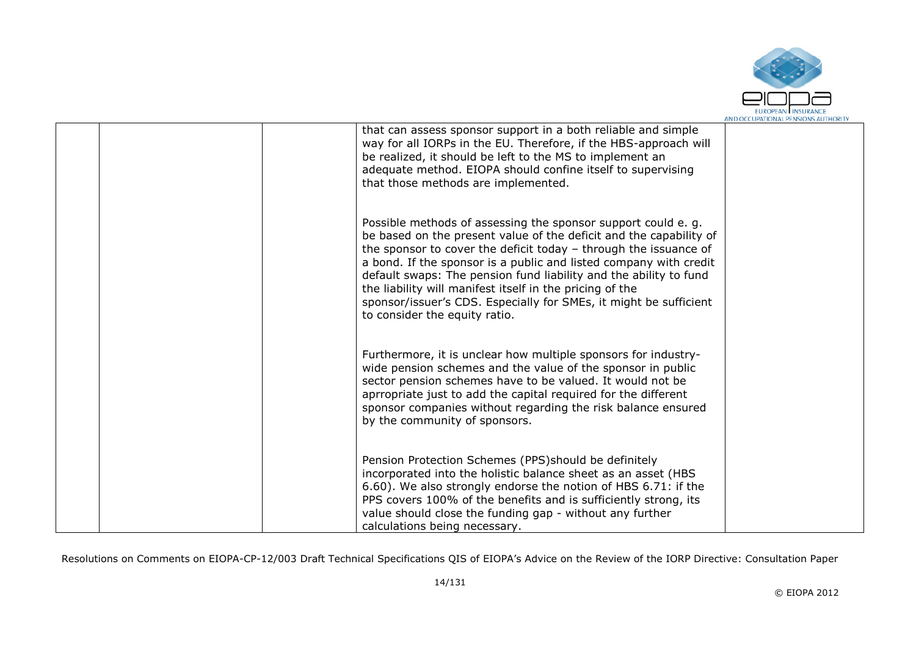| | | | | |
|---|---|---|---|---|
| | | | that can assess sponsor support in a both reliable and simple way for all IORPs in the EU. Therefore, if the HBS-approach will be realized, it should be left to the MS to implement an adequate method. EIOPA should confine itself to supervising that those methods are implemented.<br><br>Possible methods of assessing the sponsor support could e. g. be based on the present value of the deficit and the capability of the sponsor to cover the deficit today – through the issuance of a bond. If the sponsor is a public and listed company with credit default swaps: The pension fund liability and the ability to fund the liability will manifest itself in the pricing of the sponsor/issuer's CDS. Especially for SMEs, it might be sufficient to consider the equity ratio.<br><br>Furthermore, it is unclear how multiple sponsors for industry-wide pension schemes and the value of the sponsor in public sector pension schemes have to be valued. It would not be aprropriate just to add the capital required for the different sponsor companies without regarding the risk balance ensured by the community of sponsors.<br><br>Pension Protection Schemes (PPS)should be definitely incorporated into the holistic balance sheet as an asset (HBS 6.60). We also strongly endorse the notion of HBS 6.71: if the PPS covers 100% of the benefits and is sufficiently strong, its value should close the funding gap - without any further calculations being necessary. | |

Resolutions on Comments on EIOPA-CP-12/003 Draft Technical Specifications QIS of EIOPA's Advice on the Review of the IORP Directive: Consultation Paper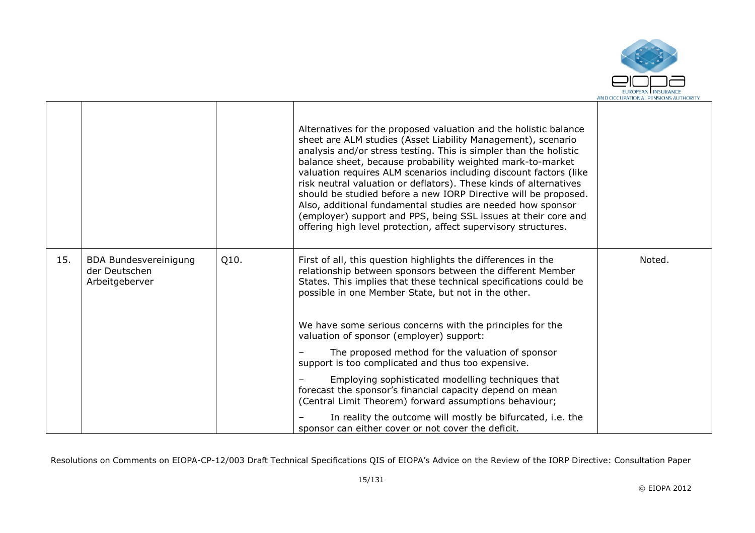| | | | | |
|---|---|---|---|---|
| | | | Alternatives for the proposed valuation and the holistic balance sheet are ALM studies (Asset Liability Management), scenario analysis and/or stress testing. This is simpler than the holistic balance sheet, because probability weighted mark-to-market valuation requires ALM scenarios including discount factors (like risk neutral valuation or deflators). These kinds of alternatives should be studied before a new IORP Directive will be proposed. Also, additional fundamental studies are needed how sponsor (employer) support and PPS, being SSL issues at their core and offering high level protection, affect supervisory structures. | |
| 15. | BDA Bundesvereinigung der Deutschen Arbeitgeberver | Q10. | First of all, this question highlights the differences in the relationship between sponsors between the different Member States. This implies that these technical specifications could be possible in one Member State, but not in the other.<br><br>We have some serious concerns with the principles for the valuation of sponsor (employer) support:<br><br>– The proposed method for the valuation of sponsor support is too complicated and thus too expensive.<br><br>– Employing sophisticated modelling techniques that forecast the sponsor's financial capacity depend on mean (Central Limit Theorem) forward assumptions behaviour;<br><br>– In reality the outcome will mostly be bifurcated, i.e. the sponsor can either cover or not cover the deficit. | Noted. |

Resolutions on Comments on EIOPA-CP-12/003 Draft Technical Specifications QIS of EIOPA's Advice on the Review of the IORP Directive: Consultation Paper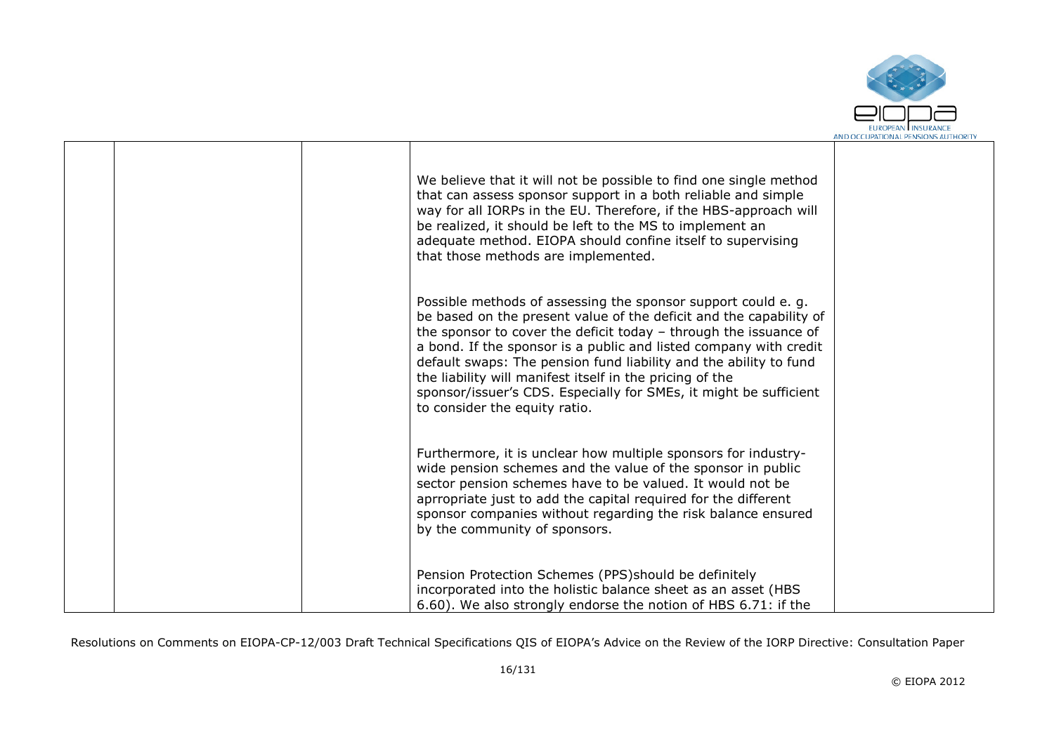| | | | | |
|---|---|---|---|---|
| | | | We believe that it will not be possible to find one single method that can assess sponsor support in a both reliable and simple way for all IORPs in the EU. Therefore, if the HBS-approach will be realized, it should be left to the MS to implement an adequate method. EIOPA should confine itself to supervising that those methods are implemented.<br><br>Possible methods of assessing the sponsor support could e. g. be based on the present value of the deficit and the capability of the sponsor to cover the deficit today – through the issuance of a bond. If the sponsor is a public and listed company with credit default swaps: The pension fund liability and the ability to fund the liability will manifest itself in the pricing of the sponsor/issuer's CDS. Especially for SMEs, it might be sufficient to consider the equity ratio.<br><br>Furthermore, it is unclear how multiple sponsors for industry-wide pension schemes and the value of the sponsor in public sector pension schemes have to be valued. It would not be aprropriate just to add the capital required for the different sponsor companies without regarding the risk balance ensured by the community of sponsors.<br><br>Pension Protection Schemes (PPS)should be definitely incorporated into the holistic balance sheet as an asset (HBS 6.60). We also strongly endorse the notion of HBS 6.71: if the | |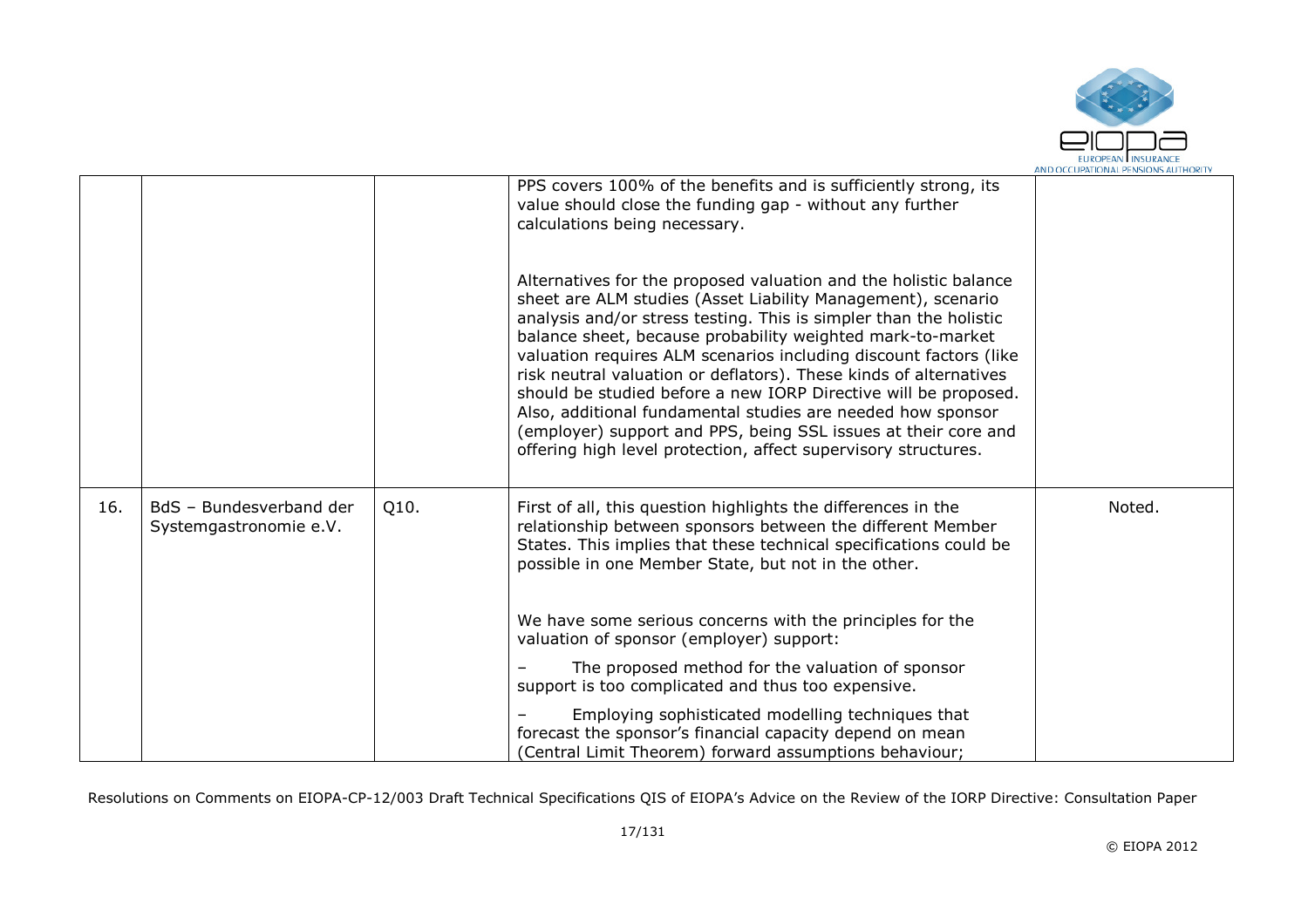|  |  |  | PPS covers 100% of the benefits and is sufficiently strong, its value should close the funding gap - without any further calculations being necessary.<br><br>Alternatives for the proposed valuation and the holistic balance sheet are ALM studies (Asset Liability Management), scenario analysis and/or stress testing. This is simpler than the holistic balance sheet, because probability weighted mark-to-market valuation requires ALM scenarios including discount factors (like risk neutral valuation or deflators). These kinds of alternatives should be studied before a new IORP Directive will be proposed. Also, additional fundamental studies are needed how sponsor (employer) support and PPS, being SSL issues at their core and offering high level protection, affect supervisory structures. |  |
|---|---|---|---|---|
| 16. | BdS – Bundesverband der Systemgastronomie e.V. | Q10. | First of all, this question highlights the differences in the relationship between sponsors between the different Member States. This implies that these technical specifications could be possible in one Member State, but not in the other.<br><br>We have some serious concerns with the principles for the valuation of sponsor (employer) support:<br>– The proposed method for the valuation of sponsor support is too complicated and thus too expensive.<br>– Employing sophisticated modelling techniques that forecast the sponsor's financial capacity depend on mean (Central Limit Theorem) forward assumptions behaviour; | Noted. |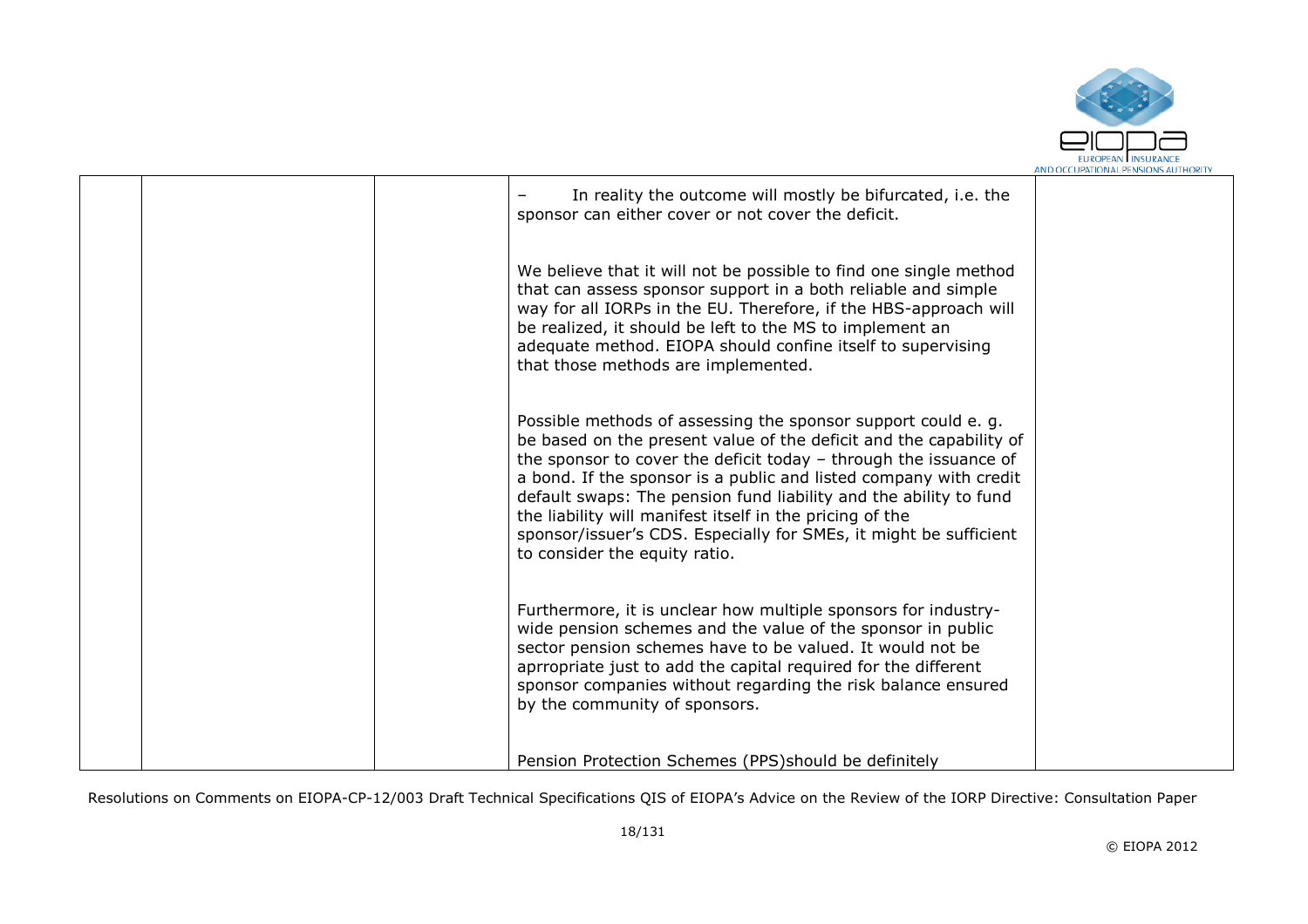| | | | | |
|---|---|---|---|---|
| | | | – In reality the outcome will mostly be bifurcated, i.e. the sponsor can either cover or not cover the deficit.<br><br>We believe that it will not be possible to find one single method that can assess sponsor support in a both reliable and simple way for all IORPs in the EU. Therefore, if the HBS-approach will be realized, it should be left to the MS to implement an adequate method. EIOPA should confine itself to supervising that those methods are implemented.<br><br>Possible methods of assessing the sponsor support could e. g. be based on the present value of the deficit and the capability of the sponsor to cover the deficit today – through the issuance of a bond. If the sponsor is a public and listed company with credit default swaps: The pension fund liability and the ability to fund the liability will manifest itself in the pricing of the sponsor/issuer's CDS. Especially for SMEs, it might be sufficient to consider the equity ratio.<br><br>Furthermore, it is unclear how multiple sponsors for industry-wide pension schemes and the value of the sponsor in public sector pension schemes have to be valued. It would not be aprrropriate just to add the capital required for the different sponsor companies without regarding the risk balance ensured by the community of sponsors.<br><br>Pension Protection Schemes (PPS)should be definitely | |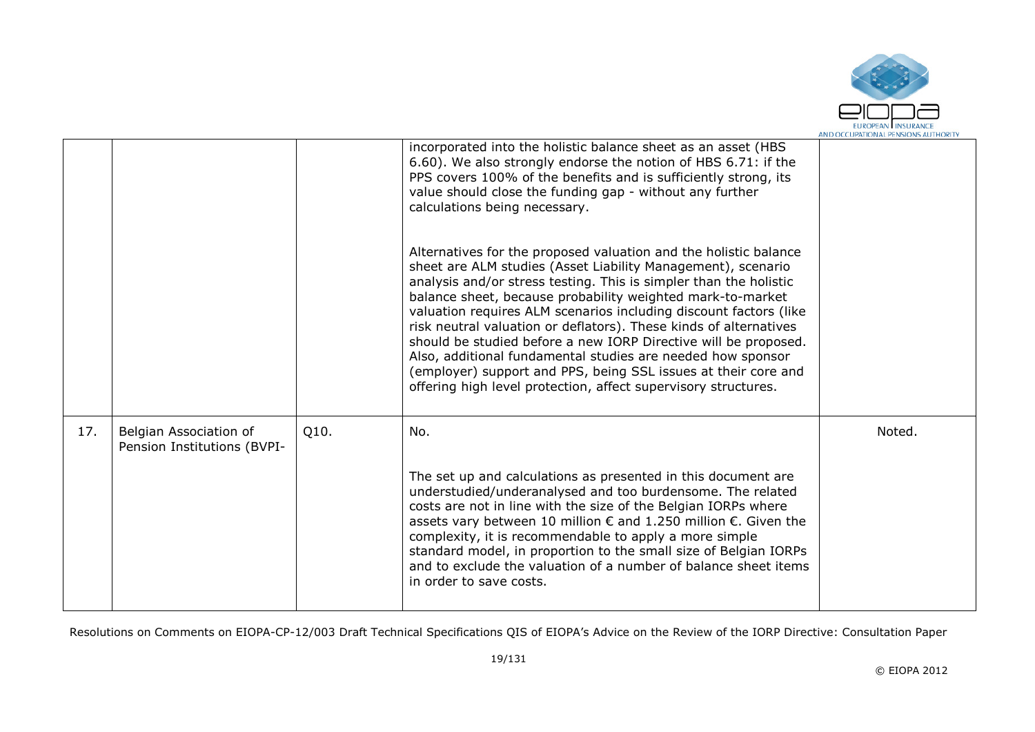|  |  |  | incorporated into the holistic balance sheet as an asset (HBS 6.60). We also strongly endorse the notion of HBS 6.71: if the PPS covers 100% of the benefits and is sufficiently strong, its value should close the funding gap - without any further calculations being necessary.<br><br>Alternatives for the proposed valuation and the holistic balance sheet are ALM studies (Asset Liability Management), scenario analysis and/or stress testing. This is simpler than the holistic balance sheet, because probability weighted mark-to-market valuation requires ALM scenarios including discount factors (like risk neutral valuation or deflators). These kinds of alternatives should be studied before a new IORP Directive will be proposed. Also, additional fundamental studies are needed how sponsor (employer) support and PPS, being SSL issues at their core and offering high level protection, affect supervisory structures. |  |
|---|---|---|---|---|
| 17. | Belgian Association of Pension Institutions (BVPI- | Q10. | No.<br><br>The set up and calculations as presented in this document are understudied/underanalysed and too burdensome. The related costs are not in line with the size of the Belgian IORPs where assets vary between 10 million € and 1.250 million €. Given the complexity, it is recommendable to apply a more simple standard model, in proportion to the small size of Belgian IORPs and to exclude the valuation of a number of balance sheet items in order to save costs. | Noted. |

Resolutions on Comments on EIOPA-CP-12/003 Draft Technical Specifications QIS of EIOPA's Advice on the Review of the IORP Directive: Consultation Paper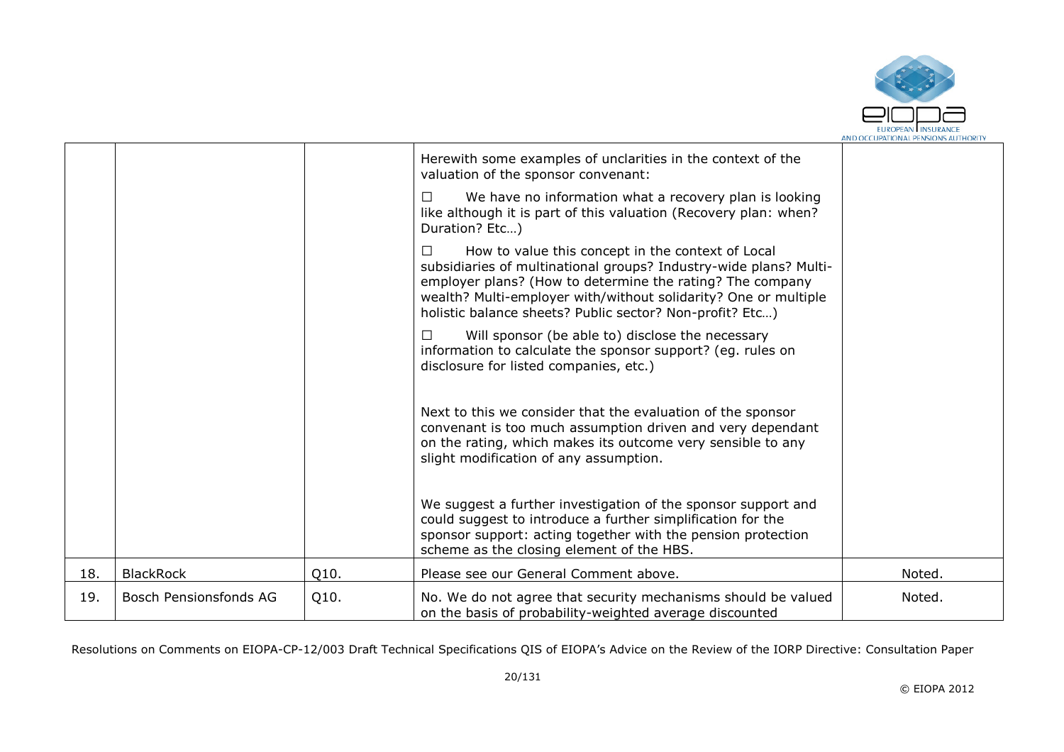|  |  |  | Herewith some examples of unclarities in the context of the valuation of the sponsor convenant:<br><br>☐ We have no information what a recovery plan is looking like although it is part of this valuation (Recovery plan: when? Duration? Etc…)<br><br>☐ How to value this concept in the context of Local subsidiaries of multinational groups? Industry-wide plans? Multi-employer plans? (How to determine the rating? The company wealth? Multi-employer with/without solidarity? One or multiple holistic balance sheets? Public sector? Non-profit? Etc…)<br><br>☐ Will sponsor (be able to) disclose the necessary information to calculate the sponsor support? (eg. rules on disclosure for listed companies, etc.)<br><br>Next to this we consider that the evaluation of the sponsor convenant is too much assumption driven and very dependant on the rating, which makes its outcome very sensible to any slight modification of any assumption.<br><br>We suggest a further investigation of the sponsor support and could suggest to introduce a further simplification for the sponsor support: acting together with the pension protection scheme as the closing element of the HBS. |  |
|---|---|---|---|---|
| 18. | BlackRock | Q10. | Please see our General Comment above. | Noted. |
| 19. | Bosch Pensionsfonds AG | Q10. | No. We do not agree that security mechanisms should be valued on the basis of probability-weighted average discounted | Noted. |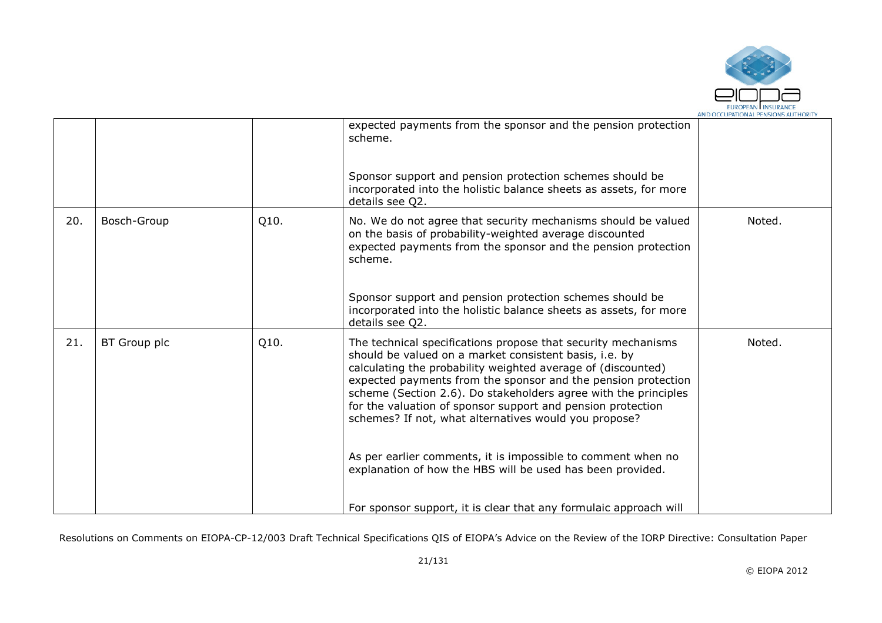|  |  |  | expected payments from the sponsor and the pension protection scheme.<br><br>Sponsor support and pension protection schemes should be incorporated into the holistic balance sheets as assets, for more details see Q2. |  |
|---|---|---|---|---|
| 20. | Bosch-Group | Q10. | No. We do not agree that security mechanisms should be valued on the basis of probability-weighted average discounted expected payments from the sponsor and the pension protection scheme.<br><br>Sponsor support and pension protection schemes should be incorporated into the holistic balance sheets as assets, for more details see Q2. | Noted. |
| 21. | BT Group plc | Q10. | The technical specifications propose that security mechanisms should be valued on a market consistent basis, i.e. by calculating the probability weighted average of (discounted) expected payments from the sponsor and the pension protection scheme (Section 2.6). Do stakeholders agree with the principles for the valuation of sponsor support and pension protection schemes? If not, what alternatives would you propose?<br><br>As per earlier comments, it is impossible to comment when no explanation of how the HBS will be used has been provided.<br><br>For sponsor support, it is clear that any formulaic approach will | Noted. |

Resolutions on Comments on EIOPA-CP-12/003 Draft Technical Specifications QIS of EIOPA's Advice on the Review of the IORP Directive: Consultation Paper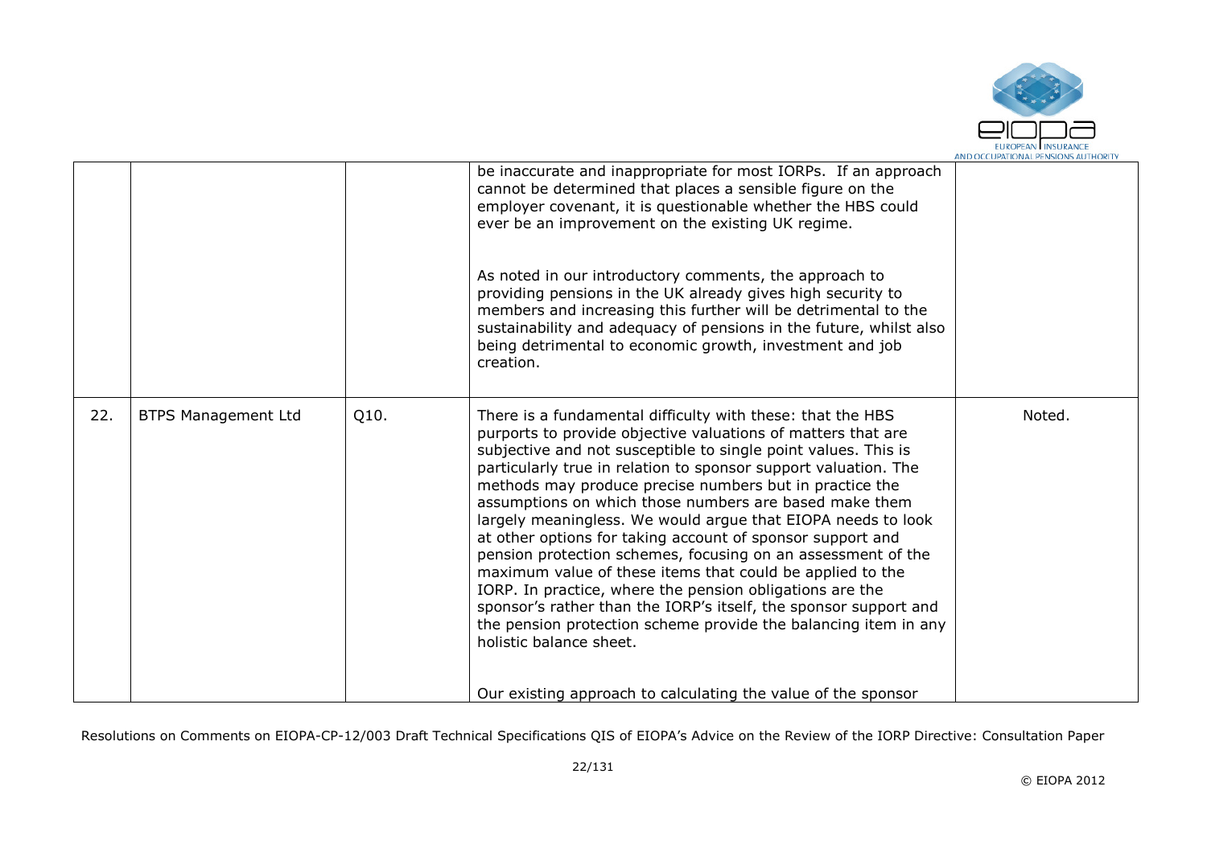|  |  |  |  |  |
|---|---|---|---|---|
|  |  |  | be inaccurate and inappropriate for most IORPs. If an approach cannot be determined that places a sensible figure on the employer covenant, it is questionable whether the HBS could ever be an improvement on the existing UK regime.<br><br>As noted in our introductory comments, the approach to providing pensions in the UK already gives high security to members and increasing this further will be detrimental to the sustainability and adequacy of pensions in the future, whilst also being detrimental to economic growth, investment and job creation. |  |
| 22. | BTPS Management Ltd | Q10. | There is a fundamental difficulty with these: that the HBS purports to provide objective valuations of matters that are subjective and not susceptible to single point values. This is particularly true in relation to sponsor support valuation. The methods may produce precise numbers but in practice the assumptions on which those numbers are based make them largely meaningless. We would argue that EIOPA needs to look at other options for taking account of sponsor support and pension protection schemes, focusing on an assessment of the maximum value of these items that could be applied to the IORP. In practice, where the pension obligations are the sponsor's rather than the IORP's itself, the sponsor support and the pension protection scheme provide the balancing item in any holistic balance sheet.<br><br>Our existing approach to calculating the value of the sponsor | Noted. |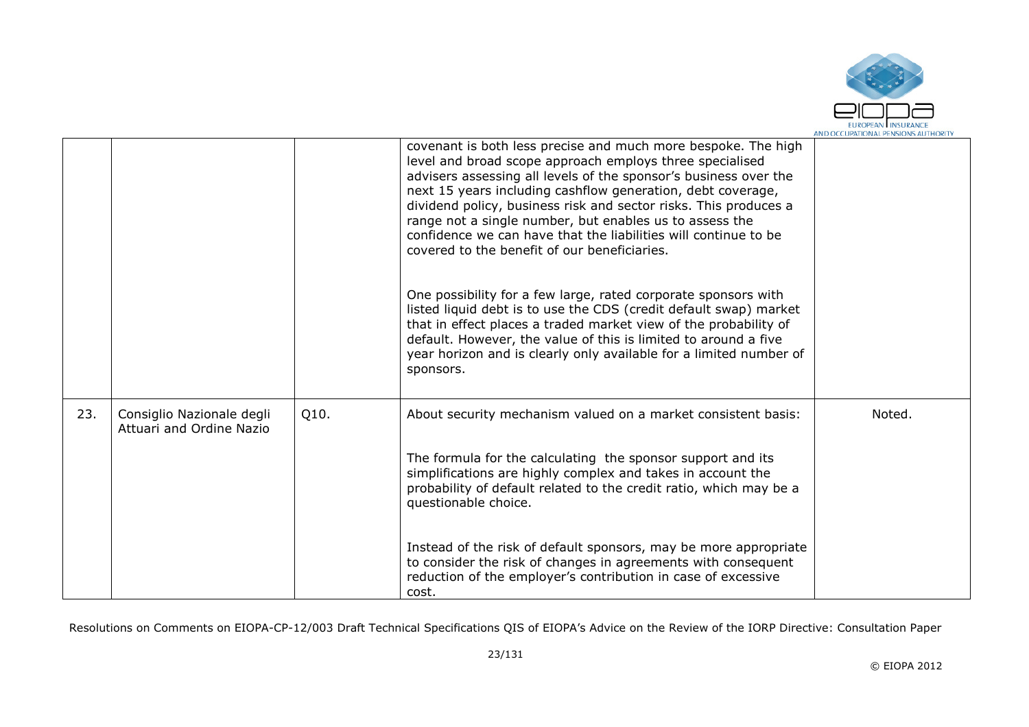| | | | covenant is both less precise and much more bespoke. The high level and broad scope approach employs three specialised advisers assessing all levels of the sponsor's business over the next 15 years including cashflow generation, debt coverage, dividend policy, business risk and sector risks. This produces a range not a single number, but enables us to assess the confidence we can have that the liabilities will continue to be covered to the benefit of our beneficiaries.<br><br>One possibility for a few large, rated corporate sponsors with listed liquid debt is to use the CDS (credit default swap) market that in effect places a traded market view of the probability of default. However, the value of this is limited to around a five year horizon and is clearly only available for a limited number of sponsors. | |
|---|---|---|---|---|
| 23. | Consiglio Nazionale degli Attuari and Ordine Nazio | Q10. | About security mechanism valued on a market consistent basis:<br><br>The formula for the calculating the sponsor support and its simplifications are highly complex and takes in account the probability of default related to the credit ratio, which may be a questionable choice.<br><br>Instead of the risk of default sponsors, may be more appropriate to consider the risk of changes in agreements with consequent reduction of the employer's contribution in case of excessive cost. | Noted. |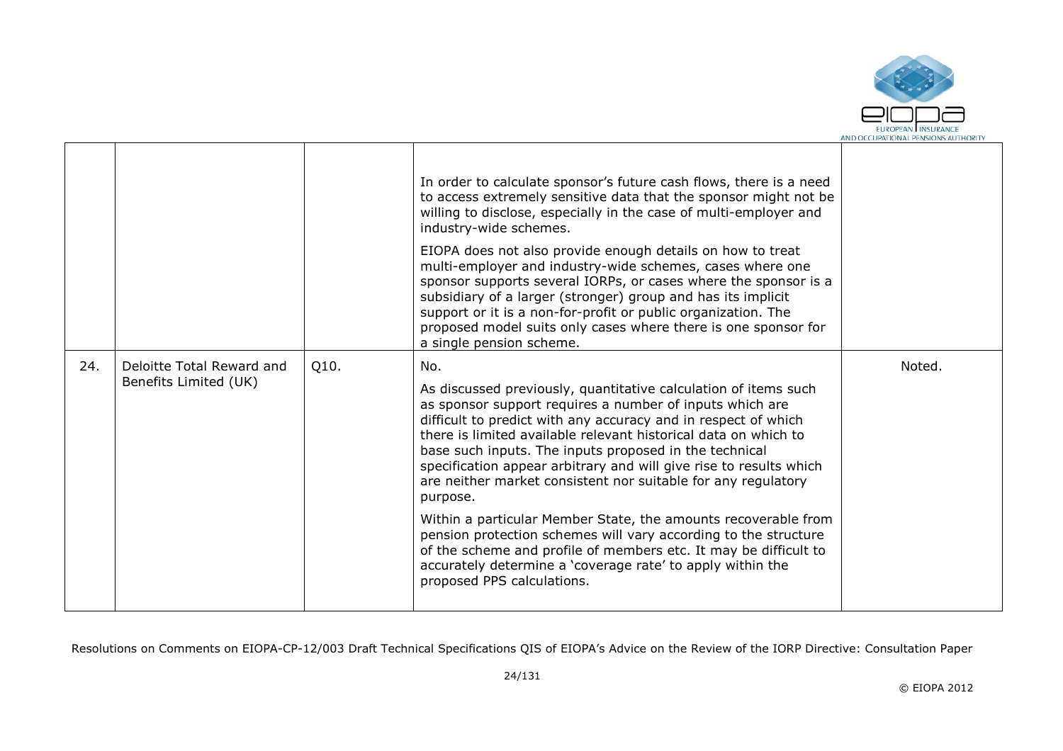| | | | | |
|---|---|---|---|---|
| | | | In order to calculate sponsor's future cash flows, there is a need to access extremely sensitive data that the sponsor might not be willing to disclose, especially in the case of multi-employer and industry-wide schemes.<br><br>EIOPA does not also provide enough details on how to treat multi-employer and industry-wide schemes, cases where one sponsor supports several IORPs, or cases where the sponsor is a subsidiary of a larger (stronger) group and has its implicit support or it is a non-for-profit or public organization. The proposed model suits only cases where there is one sponsor for a single pension scheme. | |
| 24. | Deloitte Total Reward and Benefits Limited (UK) | Q10. | No.<br><br>As discussed previously, quantitative calculation of items such as sponsor support requires a number of inputs which are difficult to predict with any accuracy and in respect of which there is limited available relevant historical data on which to base such inputs. The inputs proposed in the technical specification appear arbitrary and will give rise to results which are neither market consistent nor suitable for any regulatory purpose.<br><br>Within a particular Member State, the amounts recoverable from pension protection schemes will vary according to the structure of the scheme and profile of members etc. It may be difficult to accurately determine a 'coverage rate' to apply within the proposed PPS calculations. | Noted. |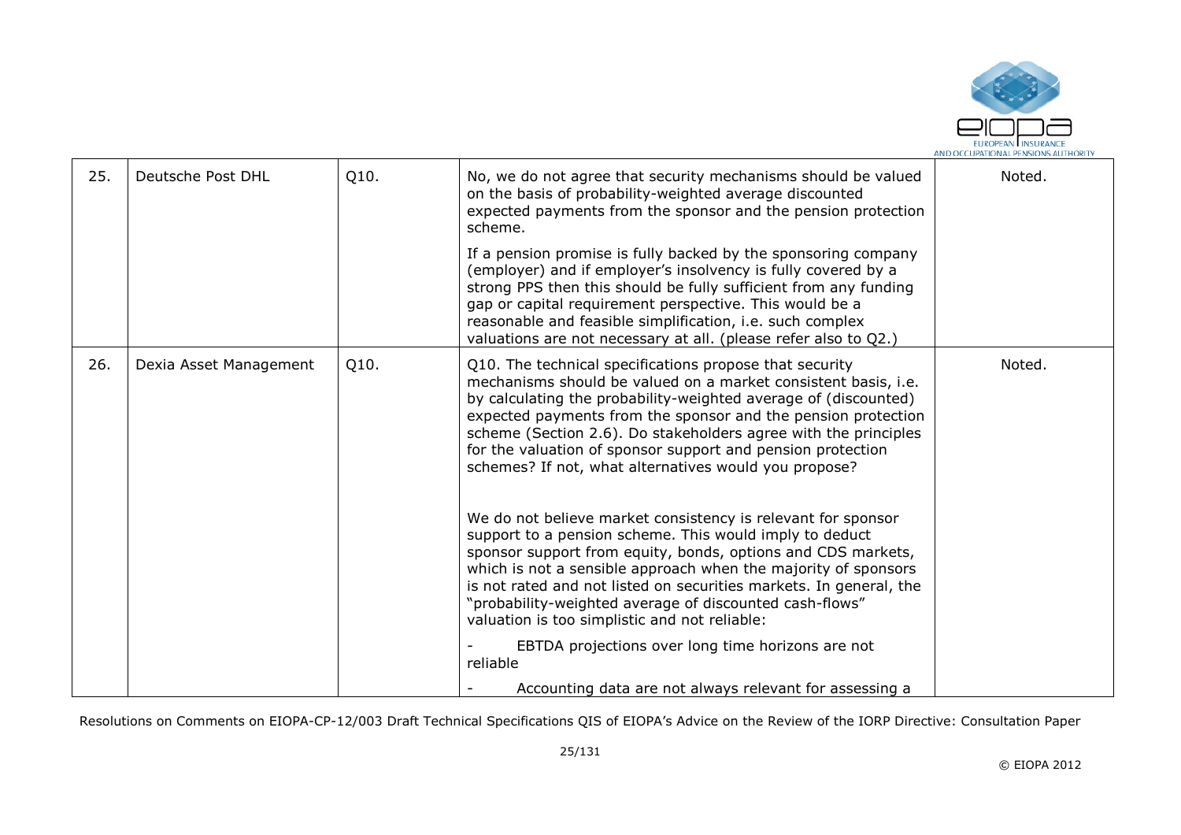| 25. | Deutsche Post DHL | Q10. | No, we do not agree that security mechanisms should be valued on the basis of probability-weighted average discounted expected payments from the sponsor and the pension protection scheme.<br><br>If a pension promise is fully backed by the sponsoring company (employer) and if employer's insolvency is fully covered by a strong PPS then this should be fully sufficient from any funding gap or capital requirement perspective. This would be a reasonable and feasible simplification, i.e. such complex valuations are not necessary at all. (please refer also to Q2.) | Noted. |
|---|---|---|---|---|
| 26. | Dexia Asset Management | Q10. | Q10. The technical specifications propose that security mechanisms should be valued on a market consistent basis, i.e. by calculating the probability-weighted average of (discounted) expected payments from the sponsor and the pension protection scheme (Section 2.6). Do stakeholders agree with the principles for the valuation of sponsor support and pension protection schemes? If not, what alternatives would you propose?<br><br>We do not believe market consistency is relevant for sponsor support to a pension scheme. This would imply to deduct sponsor support from equity, bonds, options and CDS markets, which is not a sensible approach when the majority of sponsors is not rated and not listed on securities markets. In general, the "probability-weighted average of discounted cash-flows" valuation is too simplistic and not reliable:<br><br>- EBTDA projections over long time horizons are not reliable<br><br>- Accounting data are not always relevant for assessing a | Noted. |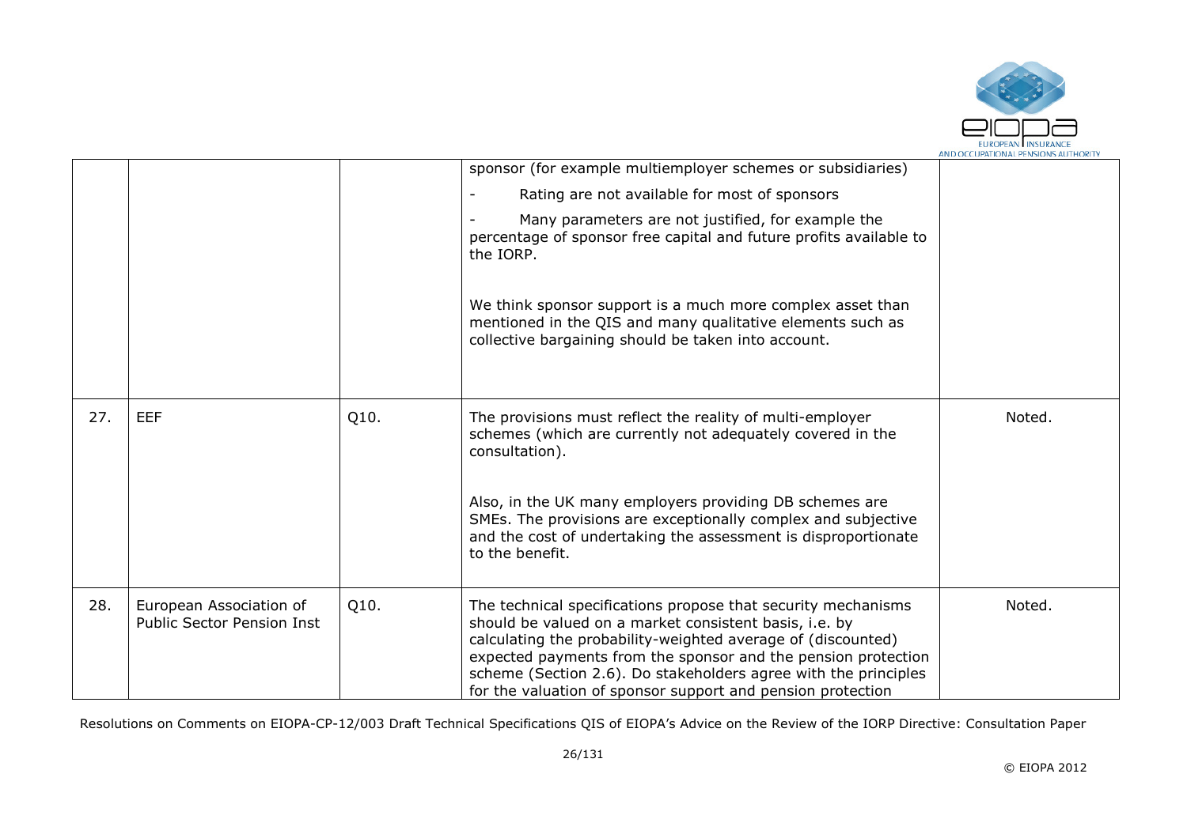|  |  |  | sponsor (for example multiemployer schemes or subsidiaries)<br><br>- Rating are not available for most of sponsors<br><br>- Many parameters are not justified, for example the percentage of sponsor free capital and future profits available to the IORP.<br><br>We think sponsor support is a much more complex asset than mentioned in the QIS and many qualitative elements such as collective bargaining should be taken into account. |  |
|---|---|---|---|---|
| 27. | EEF | Q10. | The provisions must reflect the reality of multi-employer schemes (which are currently not adequately covered in the consultation).<br><br>Also, in the UK many employers providing DB schemes are SMEs. The provisions are exceptionally complex and subjective and the cost of undertaking the assessment is disproportionate to the benefit. | Noted. |
| 28. | European Association of Public Sector Pension Inst | Q10. | The technical specifications propose that security mechanisms should be valued on a market consistent basis, i.e. by calculating the probability-weighted average of (discounted) expected payments from the sponsor and the pension protection scheme (Section 2.6). Do stakeholders agree with the principles for the valuation of sponsor support and pension protection | Noted. |

Resolutions on Comments on EIOPA-CP-12/003 Draft Technical Specifications QIS of EIOPA's Advice on the Review of the IORP Directive: Consultation Paper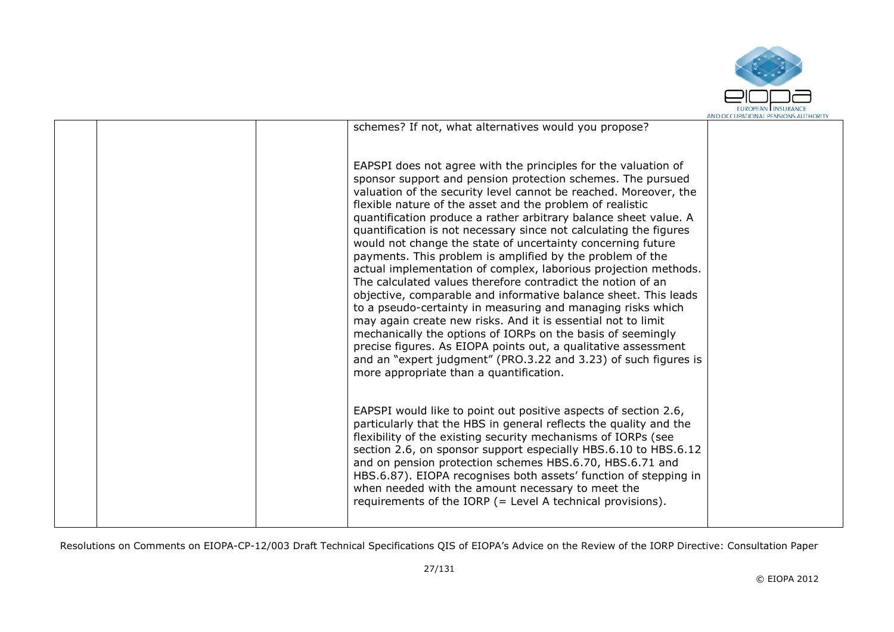|  |  |  | schemes? If not, what alternatives would you propose?<br><br>EAPSPI does not agree with the principles for the valuation of sponsor support and pension protection schemes. The pursued valuation of the security level cannot be reached. Moreover, the flexible nature of the asset and the problem of realistic quantification produce a rather arbitrary balance sheet value. A quantification is not necessary since not calculating the figures would not change the state of uncertainty concerning future payments. This problem is amplified by the problem of the actual implementation of complex, laborious projection methods. The calculated values therefore contradict the notion of an objective, comparable and informative balance sheet. This leads to a pseudo-certainty in measuring and managing risks which may again create new risks. And it is essential not to limit mechanically the options of IORPs on the basis of seemingly precise figures. As EIOPA points out, a qualitative assessment and an "expert judgment" (PRO.3.22 and 3.23) of such figures is more appropriate than a quantification.<br><br>EAPSPI would like to point out positive aspects of section 2.6, particularly that the HBS in general reflects the quality and the flexibility of the existing security mechanisms of IORPs (see section 2.6, on sponsor support especially HBS.6.10 to HBS.6.12 and on pension protection schemes HBS.6.70, HBS.6.71 and HBS.6.87). EIOPA recognises both assets' function of stepping in when needed with the amount necessary to meet the requirements of the IORP (= Level A technical provisions). |  |
|---|---|---|---|---|

Resolutions on Comments on EIOPA-CP-12/003 Draft Technical Specifications QIS of EIOPA's Advice on the Review of the IORP Directive: Consultation Paper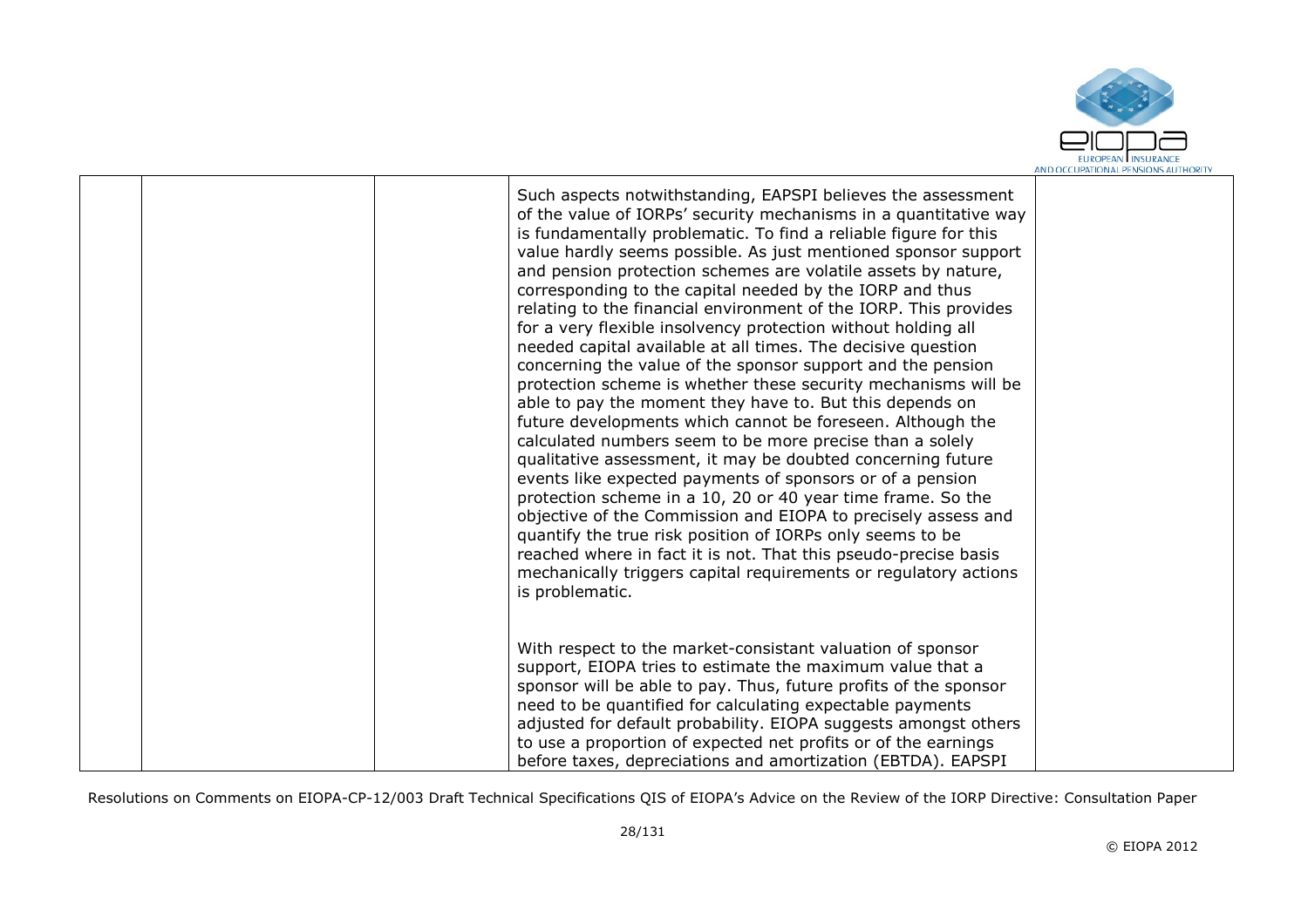| | | | | |
|---|---|---|---|---|
| | | | Such aspects notwithstanding, EAPSPI believes the assessment of the value of IORPs' security mechanisms in a quantitative way is fundamentally problematic. To find a reliable figure for this value hardly seems possible. As just mentioned sponsor support and pension protection schemes are volatile assets by nature, corresponding to the capital needed by the IORP and thus relating to the financial environment of the IORP. This provides for a very flexible insolvency protection without holding all needed capital available at all times. The decisive question concerning the value of the sponsor support and the pension protection scheme is whether these security mechanisms will be able to pay the moment they have to. But this depends on future developments which cannot be foreseen. Although the calculated numbers seem to be more precise than a solely qualitative assessment, it may be doubted concerning future events like expected payments of sponsors or of a pension protection scheme in a 10, 20 or 40 year time frame. So the objective of the Commission and EIOPA to precisely assess and quantify the true risk position of IORPs only seems to be reached where in fact it is not. That this pseudo-precise basis mechanically triggers capital requirements or regulatory actions is problematic.<br><br>With respect to the market-consistant valuation of sponsor support, EIOPA tries to estimate the maximum value that a sponsor will be able to pay. Thus, future profits of the sponsor need to be quantified for calculating expectable payments adjusted for default probability. EIOPA suggests amongst others to use a proportion of expected net profits or of the earnings before taxes, depreciations and amortization (EBTDA). EAPSPI | |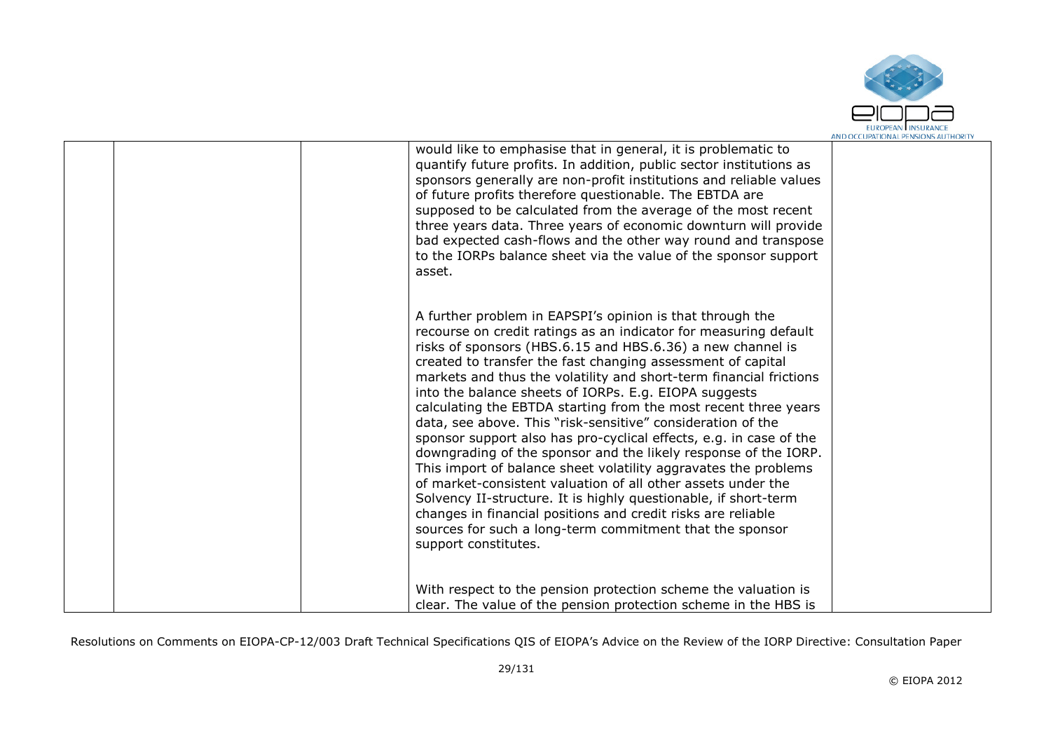| | | | | |
|---|---|---|---|---|
| | | | would like to emphasise that in general, it is problematic to quantify future profits. In addition, public sector institutions as sponsors generally are non-profit institutions and reliable values of future profits therefore questionable. The EBTDA are supposed to be calculated from the average of the most recent three years data. Three years of economic downturn will provide bad expected cash-flows and the other way round and transpose to the IORPs balance sheet via the value of the sponsor support asset.<br><br>A further problem in EAPSPI's opinion is that through the recourse on credit ratings as an indicator for measuring default risks of sponsors (HBS.6.15 and HBS.6.36) a new channel is created to transfer the fast changing assessment of capital markets and thus the volatility and short-term financial frictions into the balance sheets of IORPs. E.g. EIOPA suggests calculating the EBTDA starting from the most recent three years data, see above. This "risk-sensitive" consideration of the sponsor support also has pro-cyclical effects, e.g. in case of the downgrading of the sponsor and the likely response of the IORP. This import of balance sheet volatility aggravates the problems of market-consistent valuation of all other assets under the Solvency II-structure. It is highly questionable, if short-term changes in financial positions and credit risks are reliable sources for such a long-term commitment that the sponsor support constitutes.<br><br>With respect to the pension protection scheme the valuation is clear. The value of the pension protection scheme in the HBS is | |

Resolutions on Comments on EIOPA-CP-12/003 Draft Technical Specifications QIS of EIOPA's Advice on the Review of the IORP Directive: Consultation Paper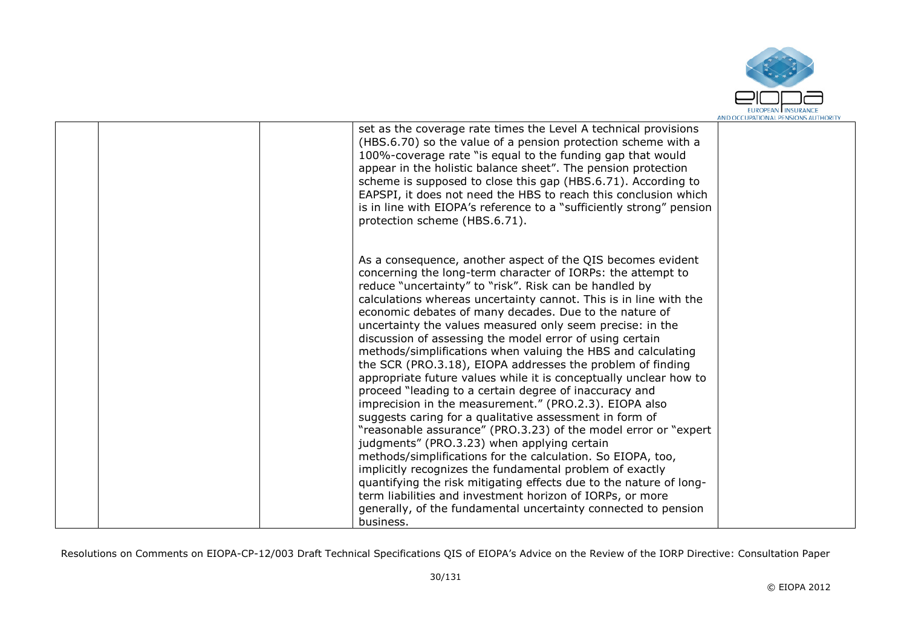| | | | set as the coverage rate times the Level A technical provisions (HBS.6.70) so the value of a pension protection scheme with a 100%-coverage rate "is equal to the funding gap that would appear in the holistic balance sheet". The pension protection scheme is supposed to close this gap (HBS.6.71). According to EAPSPI, it does not need the HBS to reach this conclusion which is in line with EIOPA's reference to a "sufficiently strong" pension protection scheme (HBS.6.71).<br><br>As a consequence, another aspect of the QIS becomes evident concerning the long-term character of IORPs: the attempt to reduce "uncertainty" to "risk". Risk can be handled by calculations whereas uncertainty cannot. This is in line with the economic debates of many decades. Due to the nature of uncertainty the values measured only seem precise: in the discussion of assessing the model error of using certain methods/simplifications when valuing the HBS and calculating the SCR (PRO.3.18), EIOPA addresses the problem of finding appropriate future values while it is conceptually unclear how to proceed "leading to a certain degree of inaccuracy and imprecision in the measurement." (PRO.2.3). EIOPA also suggests caring for a qualitative assessment in form of "reasonable assurance" (PRO.3.23) of the model error or "expert judgments" (PRO.3.23) when applying certain methods/simplifications for the calculation. So EIOPA, too, implicitly recognizes the fundamental problem of exactly quantifying the risk mitigating effects due to the nature of long-term liabilities and investment horizon of IORPs, or more generally, of the fundamental uncertainty connected to pension business. | |
|---|---|---|---|---|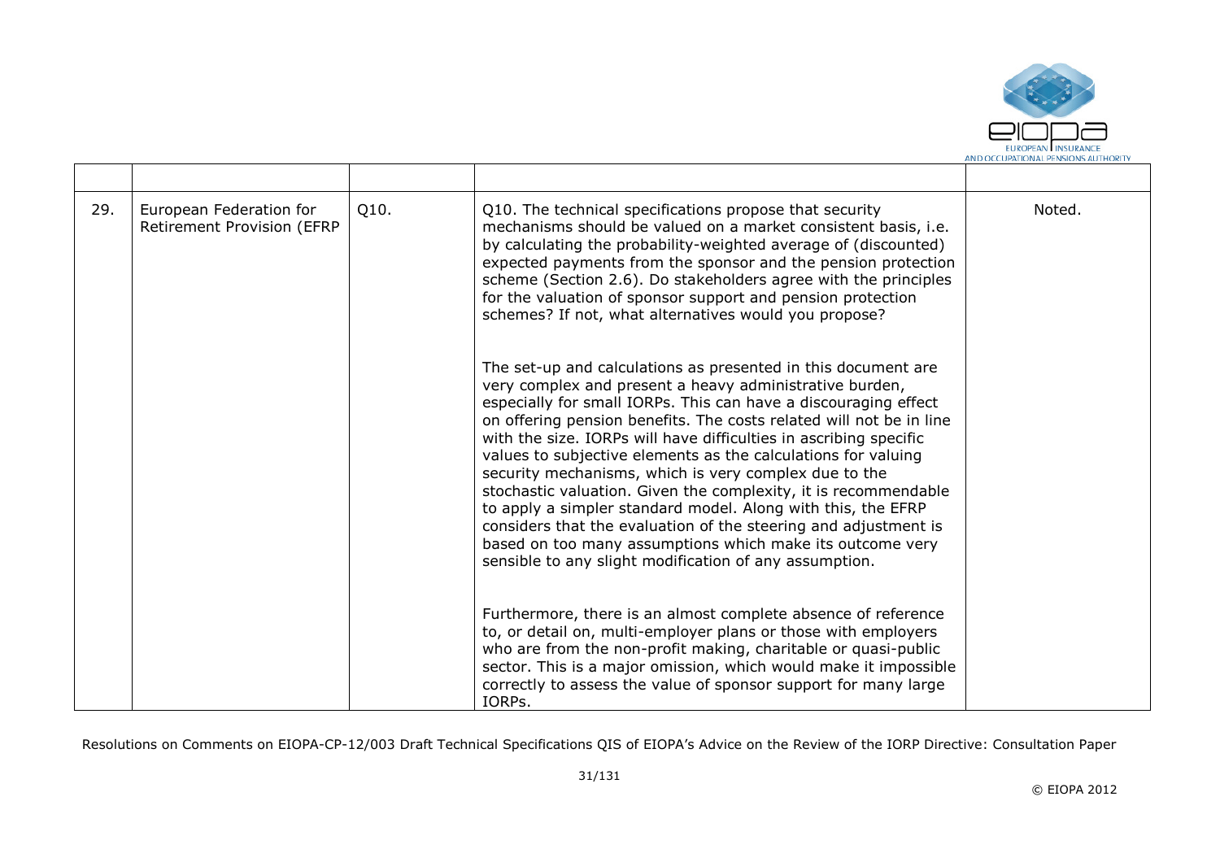| | | | | |
|---|---|---|---|---|
| 29. | European Federation for Retirement Provision (EFRP | Q10. | Q10. The technical specifications propose that security mechanisms should be valued on a market consistent basis, i.e. by calculating the probability-weighted average of (discounted) expected payments from the sponsor and the pension protection scheme (Section 2.6). Do stakeholders agree with the principles for the valuation of sponsor support and pension protection schemes? If not, what alternatives would you propose?<br><br>The set-up and calculations as presented in this document are very complex and present a heavy administrative burden, especially for small IORPs. This can have a discouraging effect on offering pension benefits. The costs related will not be in line with the size. IORPs will have difficulties in ascribing specific values to subjective elements as the calculations for valuing security mechanisms, which is very complex due to the stochastic valuation. Given the complexity, it is recommendable to apply a simpler standard model. Along with this, the EFRP considers that the evaluation of the steering and adjustment is based on too many assumptions which make its outcome very sensible to any slight modification of any assumption.<br><br>Furthermore, there is an almost complete absence of reference to, or detail on, multi-employer plans or those with employers who are from the non-profit making, charitable or quasi-public sector. This is a major omission, which would make it impossible correctly to assess the value of sponsor support for many large IORPs. | Noted. |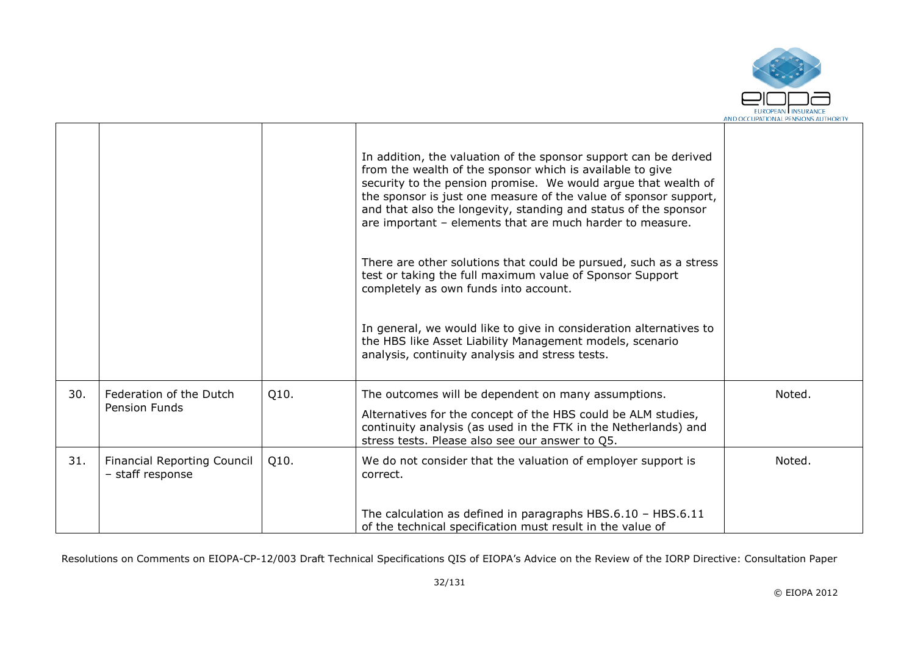| | | | | |
|---|---|---|---|---|
| | | | In addition, the valuation of the sponsor support can be derived from the wealth of the sponsor which is available to give security to the pension promise. We would argue that wealth of the sponsor is just one measure of the value of sponsor support, and that also the longevity, standing and status of the sponsor are important – elements that are much harder to measure.<br><br>There are other solutions that could be pursued, such as a stress test or taking the full maximum value of Sponsor Support completely as own funds into account.<br><br>In general, we would like to give in consideration alternatives to the HBS like Asset Liability Management models, scenario analysis, continuity analysis and stress tests. | |
| 30. | Federation of the Dutch Pension Funds | Q10. | The outcomes will be dependent on many assumptions.<br>Alternatives for the concept of the HBS could be ALM studies, continuity analysis (as used in the FTK in the Netherlands) and stress tests. Please also see our answer to Q5. | Noted. |
| 31. | Financial Reporting Council – staff response | Q10. | We do not consider that the valuation of employer support is correct.<br><br>The calculation as defined in paragraphs HBS.6.10 – HBS.6.11 of the technical specification must result in the value of | Noted. |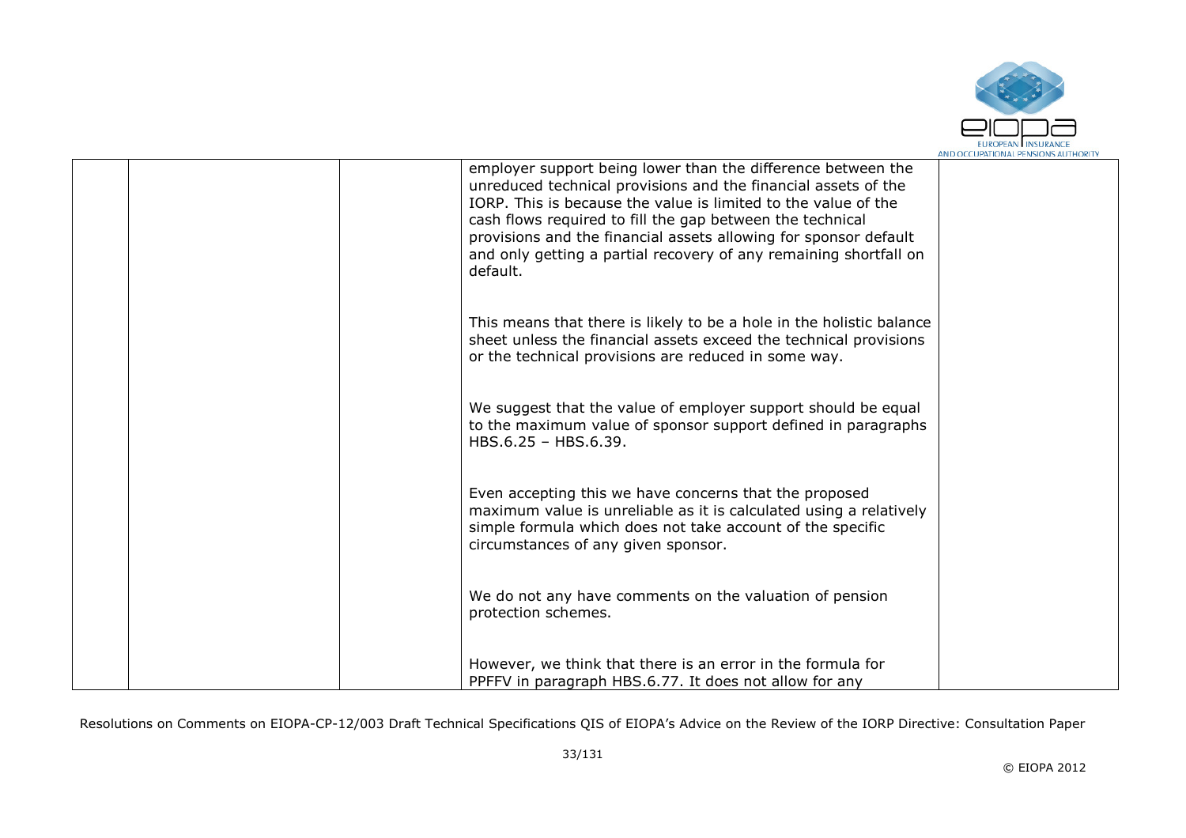|  |  |  | employer support being lower than the difference between the unreduced technical provisions and the financial assets of the IORP. This is because the value is limited to the value of the cash flows required to fill the gap between the technical provisions and the financial assets allowing for sponsor default and only getting a partial recovery of any remaining shortfall on default.<br><br>This means that there is likely to be a hole in the holistic balance sheet unless the financial assets exceed the technical provisions or the technical provisions are reduced in some way.<br><br>We suggest that the value of employer support should be equal to the maximum value of sponsor support defined in paragraphs HBS.6.25 – HBS.6.39.<br><br>Even accepting this we have concerns that the proposed maximum value is unreliable as it is calculated using a relatively simple formula which does not take account of the specific circumstances of any given sponsor.<br><br>We do not any have comments on the valuation of pension protection schemes.<br><br>However, we think that there is an error in the formula for PPFFV in paragraph HBS.6.77. It does not allow for any |  |
|---|---|---|---|---|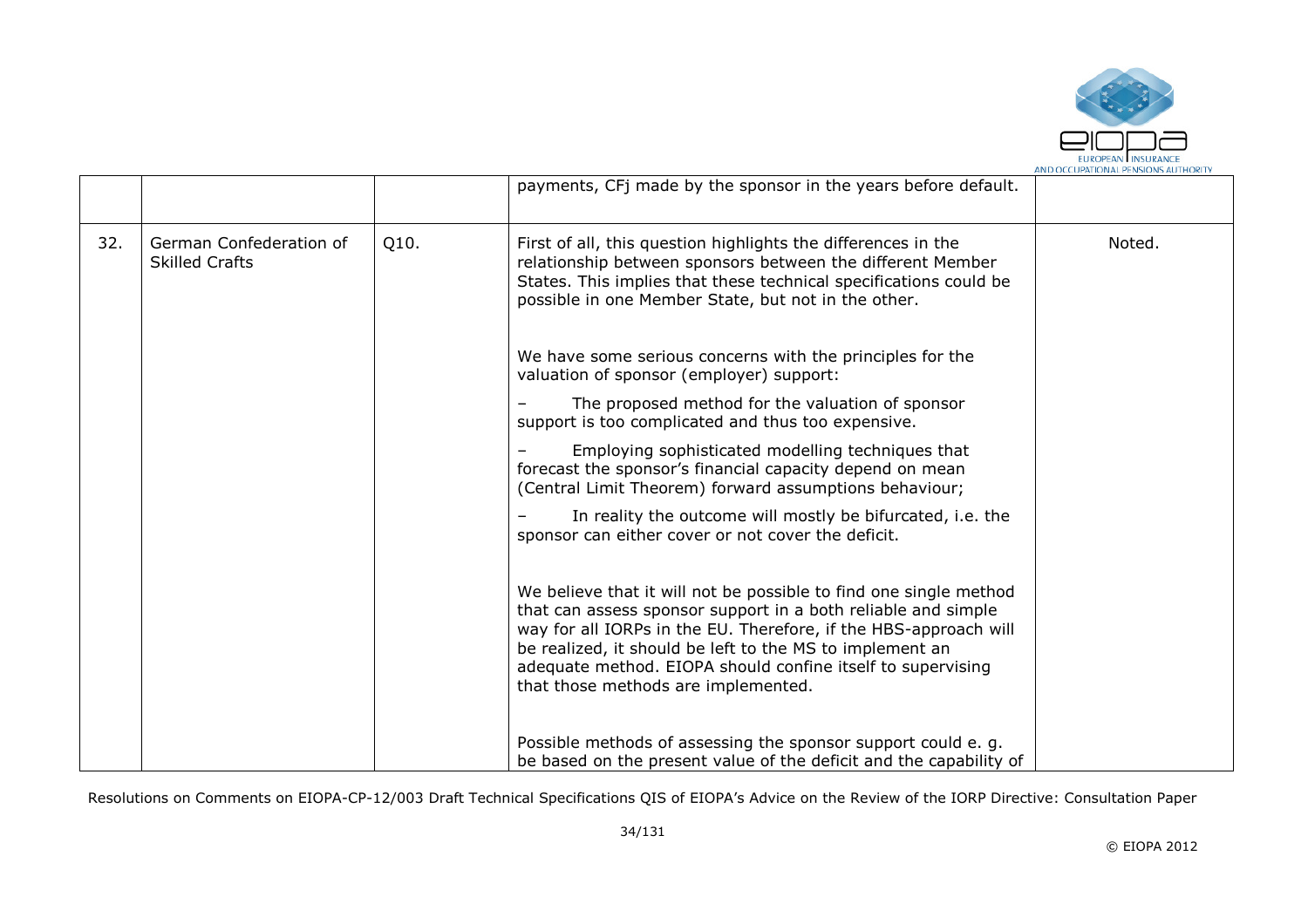|  |  |  | payments, CFj made by the sponsor in the years before default. |  |
|---|---|---|---|---|
| 32. | German Confederation of Skilled Crafts | Q10. | First of all, this question highlights the differences in the relationship between sponsors between the different Member States. This implies that these technical specifications could be possible in one Member State, but not in the other.<br><br>We have some serious concerns with the principles for the valuation of sponsor (employer) support:<br><br>– The proposed method for the valuation of sponsor support is too complicated and thus too expensive.<br><br>– Employing sophisticated modelling techniques that forecast the sponsor's financial capacity depend on mean (Central Limit Theorem) forward assumptions behaviour;<br><br>– In reality the outcome will mostly be bifurcated, i.e. the sponsor can either cover or not cover the deficit.<br><br>We believe that it will not be possible to find one single method that can assess sponsor support in a both reliable and simple way for all IORPs in the EU. Therefore, if the HBS-approach will be realized, it should be left to the MS to implement an adequate method. EIOPA should confine itself to supervising that those methods are implemented.<br><br>Possible methods of assessing the sponsor support could e. g. be based on the present value of the deficit and the capability of | Noted. |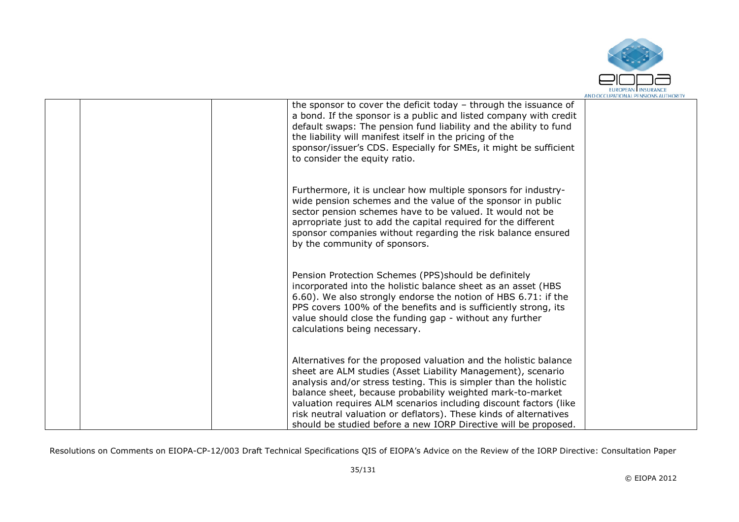| | | | | |
|---|---|---|---|---|
| | | | the sponsor to cover the deficit today – through the issuance of a bond. If the sponsor is a public and listed company with credit default swaps: The pension fund liability and the ability to fund the liability will manifest itself in the pricing of the sponsor/issuer's CDS. Especially for SMEs, it might be sufficient to consider the equity ratio.<br><br>Furthermore, it is unclear how multiple sponsors for industry-wide pension schemes and the value of the sponsor in public sector pension schemes have to be valued. It would not be aprropriate just to add the capital required for the different sponsor companies without regarding the risk balance ensured by the community of sponsors.<br><br>Pension Protection Schemes (PPS)should be definitely incorporated into the holistic balance sheet as an asset (HBS 6.60). We also strongly endorse the notion of HBS 6.71: if the PPS covers 100% of the benefits and is sufficiently strong, its value should close the funding gap - without any further calculations being necessary.<br><br>Alternatives for the proposed valuation and the holistic balance sheet are ALM studies (Asset Liability Management), scenario analysis and/or stress testing. This is simpler than the holistic balance sheet, because probability weighted mark-to-market valuation requires ALM scenarios including discount factors (like risk neutral valuation or deflators). These kinds of alternatives should be studied before a new IORP Directive will be proposed. | |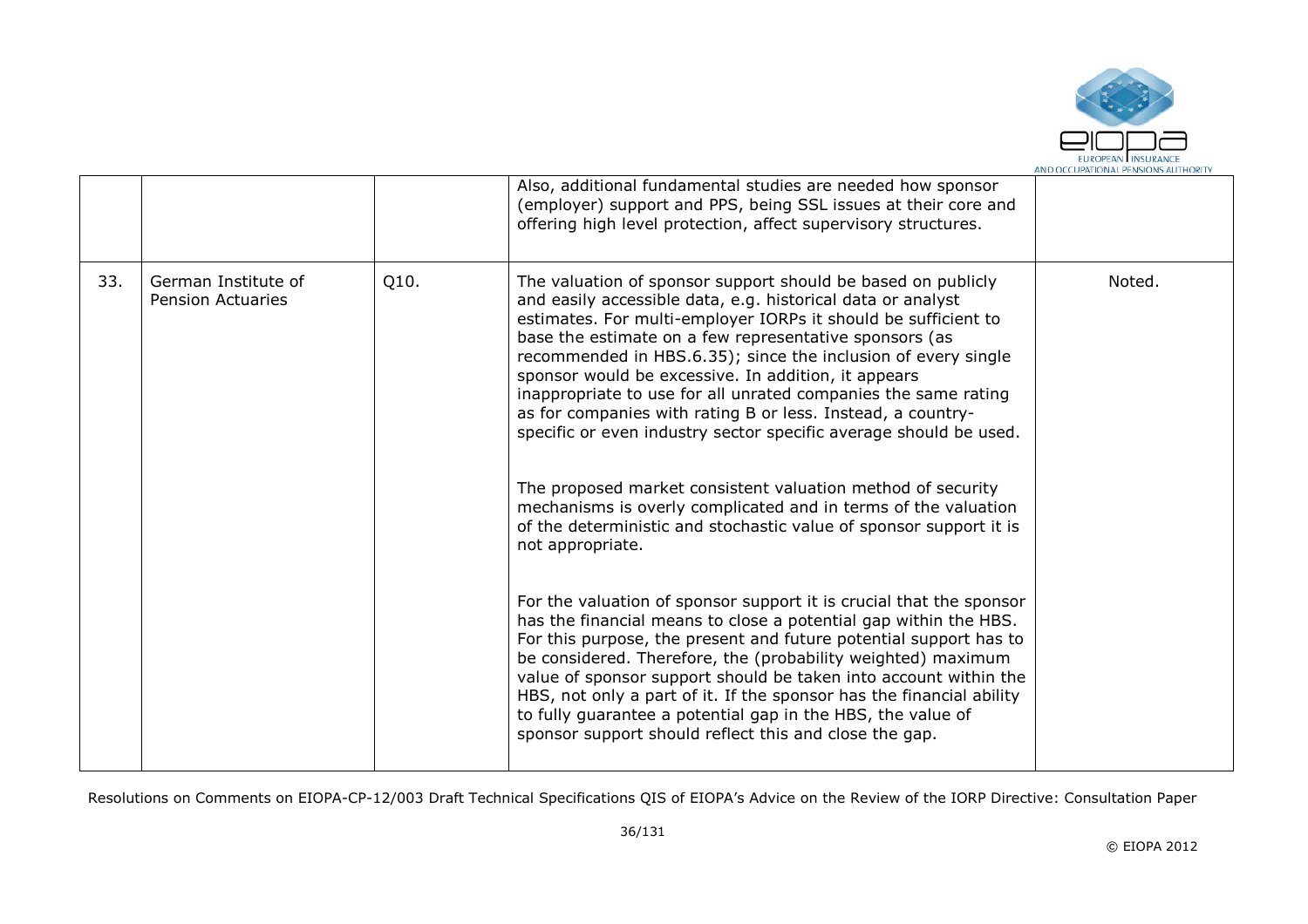| | | | | |
|---|---|---|---|---|
| | | | Also, additional fundamental studies are needed how sponsor (employer) support and PPS, being SSL issues at their core and offering high level protection, affect supervisory structures. | |
| 33. | German Institute of Pension Actuaries | Q10. | The valuation of sponsor support should be based on publicly and easily accessible data, e.g. historical data or analyst estimates. For multi-employer IORPs it should be sufficient to base the estimate on a few representative sponsors (as recommended in HBS.6.35); since the inclusion of every single sponsor would be excessive. In addition, it appears inappropriate to use for all unrated companies the same rating as for companies with rating B or less. Instead, a country-specific or even industry sector specific average should be used.<br><br>The proposed market consistent valuation method of security mechanisms is overly complicated and in terms of the valuation of the deterministic and stochastic value of sponsor support it is not appropriate.<br><br>For the valuation of sponsor support it is crucial that the sponsor has the financial means to close a potential gap within the HBS. For this purpose, the present and future potential support has to be considered. Therefore, the (probability weighted) maximum value of sponsor support should be taken into account within the HBS, not only a part of it. If the sponsor has the financial ability to fully guarantee a potential gap in the HBS, the value of sponsor support should reflect this and close the gap. | Noted. |

Resolutions on Comments on EIOPA-CP-12/003 Draft Technical Specifications QIS of EIOPA's Advice on the Review of the IORP Directive: Consultation Paper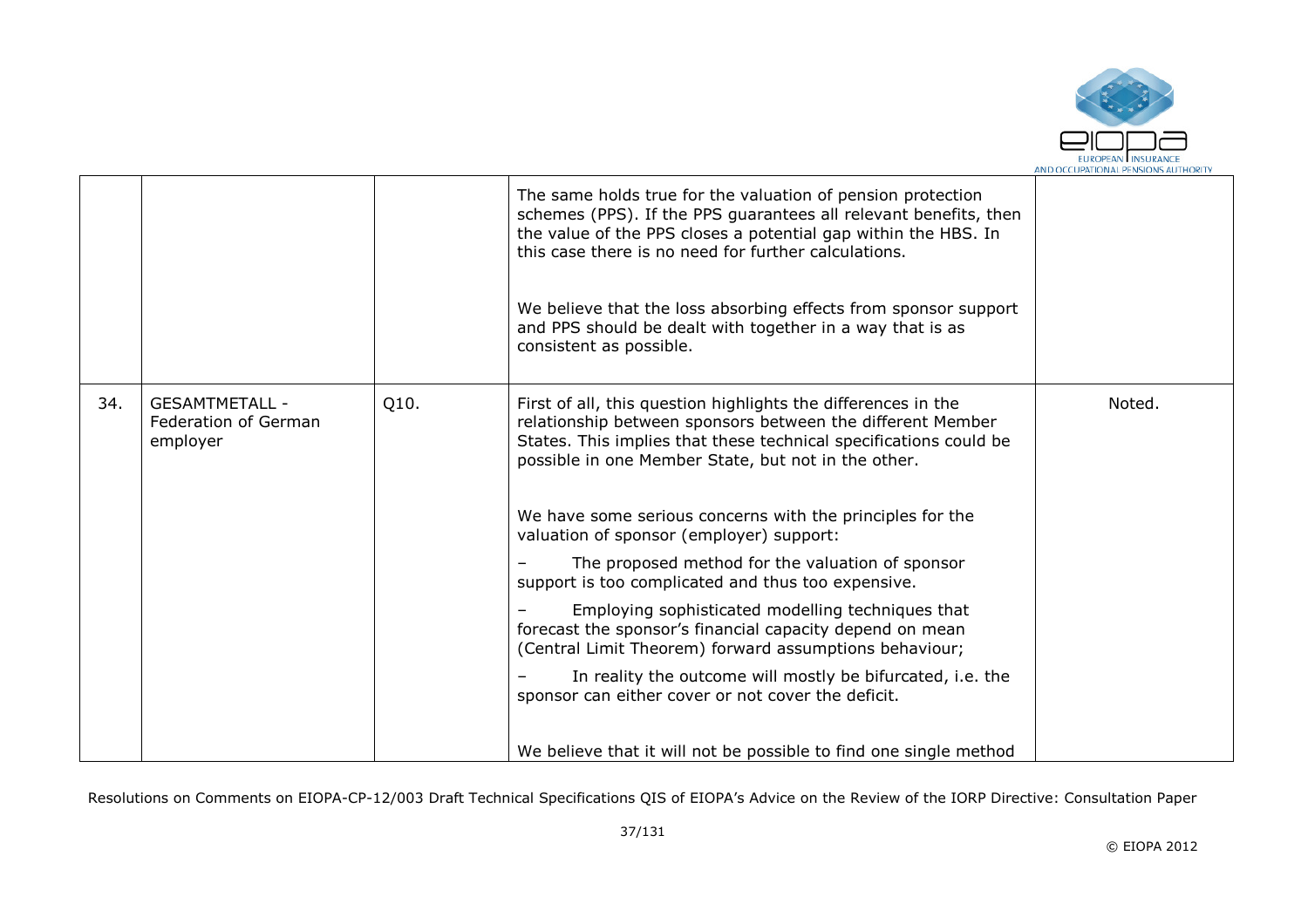| | | | | |
|---|---|---|---|---|
| | | | The same holds true for the valuation of pension protection schemes (PPS). If the PPS guarantees all relevant benefits, then the value of the PPS closes a potential gap within the HBS. In this case there is no need for further calculations.<br><br>We believe that the loss absorbing effects from sponsor support and PPS should be dealt with together in a way that is as consistent as possible. | |
| 34. | GESAMTMETALL - Federation of German employer | Q10. | First of all, this question highlights the differences in the relationship between sponsors between the different Member States. This implies that these technical specifications could be possible in one Member State, but not in the other.<br><br>We have some serious concerns with the principles for the valuation of sponsor (employer) support:<br>– The proposed method for the valuation of sponsor support is too complicated and thus too expensive.<br>– Employing sophisticated modelling techniques that forecast the sponsor's financial capacity depend on mean (Central Limit Theorem) forward assumptions behaviour;<br>– In reality the outcome will mostly be bifurcated, i.e. the sponsor can either cover or not cover the deficit.<br><br>We believe that it will not be possible to find one single method | Noted. |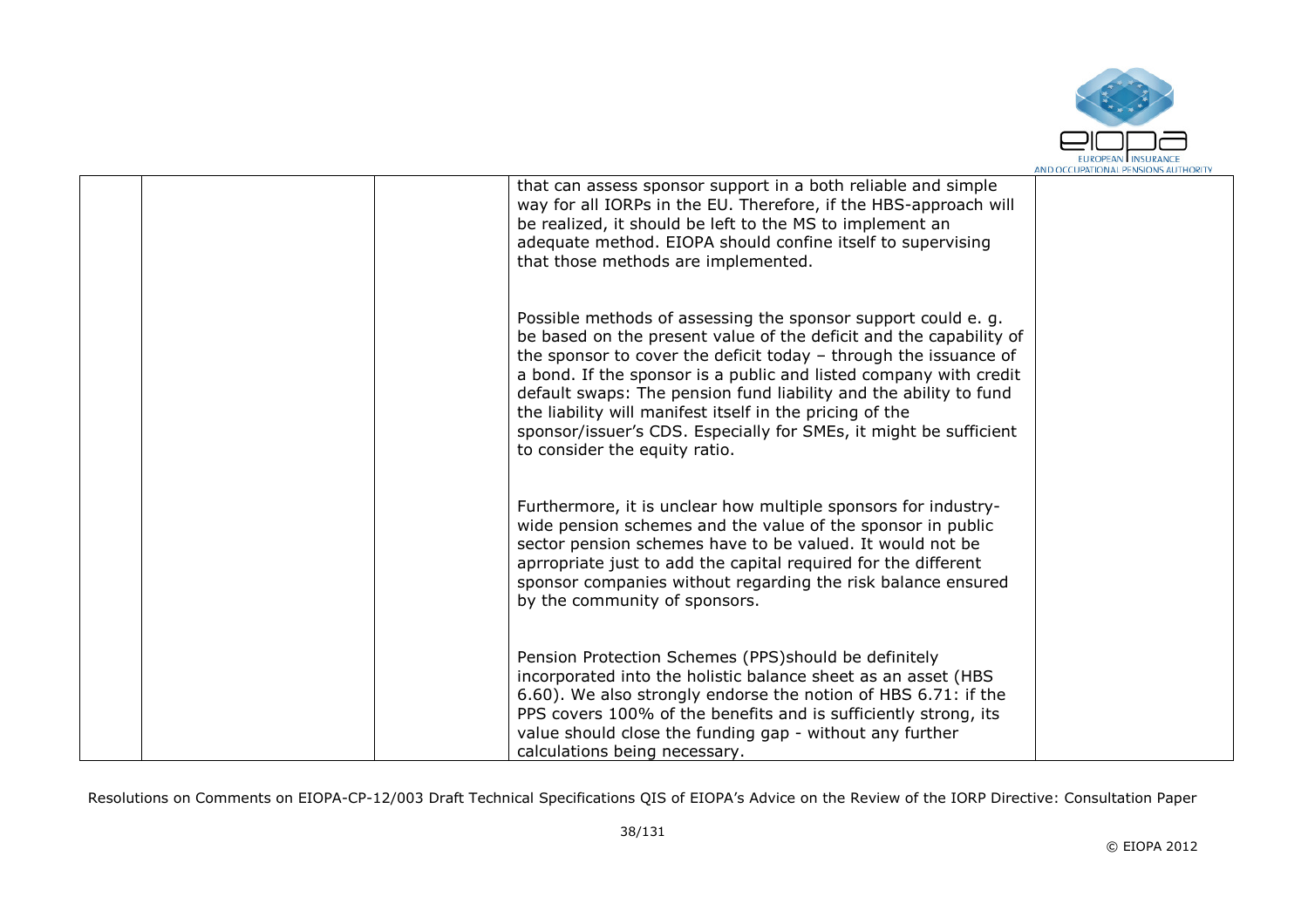| | | | | |
|---|---|---|---|---|
| | | | that can assess sponsor support in a both reliable and simple way for all IORPs in the EU. Therefore, if the HBS-approach will be realized, it should be left to the MS to implement an adequate method. EIOPA should confine itself to supervising that those methods are implemented.<br><br>Possible methods of assessing the sponsor support could e. g. be based on the present value of the deficit and the capability of the sponsor to cover the deficit today – through the issuance of a bond. If the sponsor is a public and listed company with credit default swaps: The pension fund liability and the ability to fund the liability will manifest itself in the pricing of the sponsor/issuer's CDS. Especially for SMEs, it might be sufficient to consider the equity ratio.<br><br>Furthermore, it is unclear how multiple sponsors for industry-wide pension schemes and the value of the sponsor in public sector pension schemes have to be valued. It would not be aprrropriate just to add the capital required for the different sponsor companies without regarding the risk balance ensured by the community of sponsors.<br><br>Pension Protection Schemes (PPS)should be definitely incorporated into the holistic balance sheet as an asset (HBS 6.60). We also strongly endorse the notion of HBS 6.71: if the PPS covers 100% of the benefits and is sufficiently strong, its value should close the funding gap - without any further calculations being necessary. | |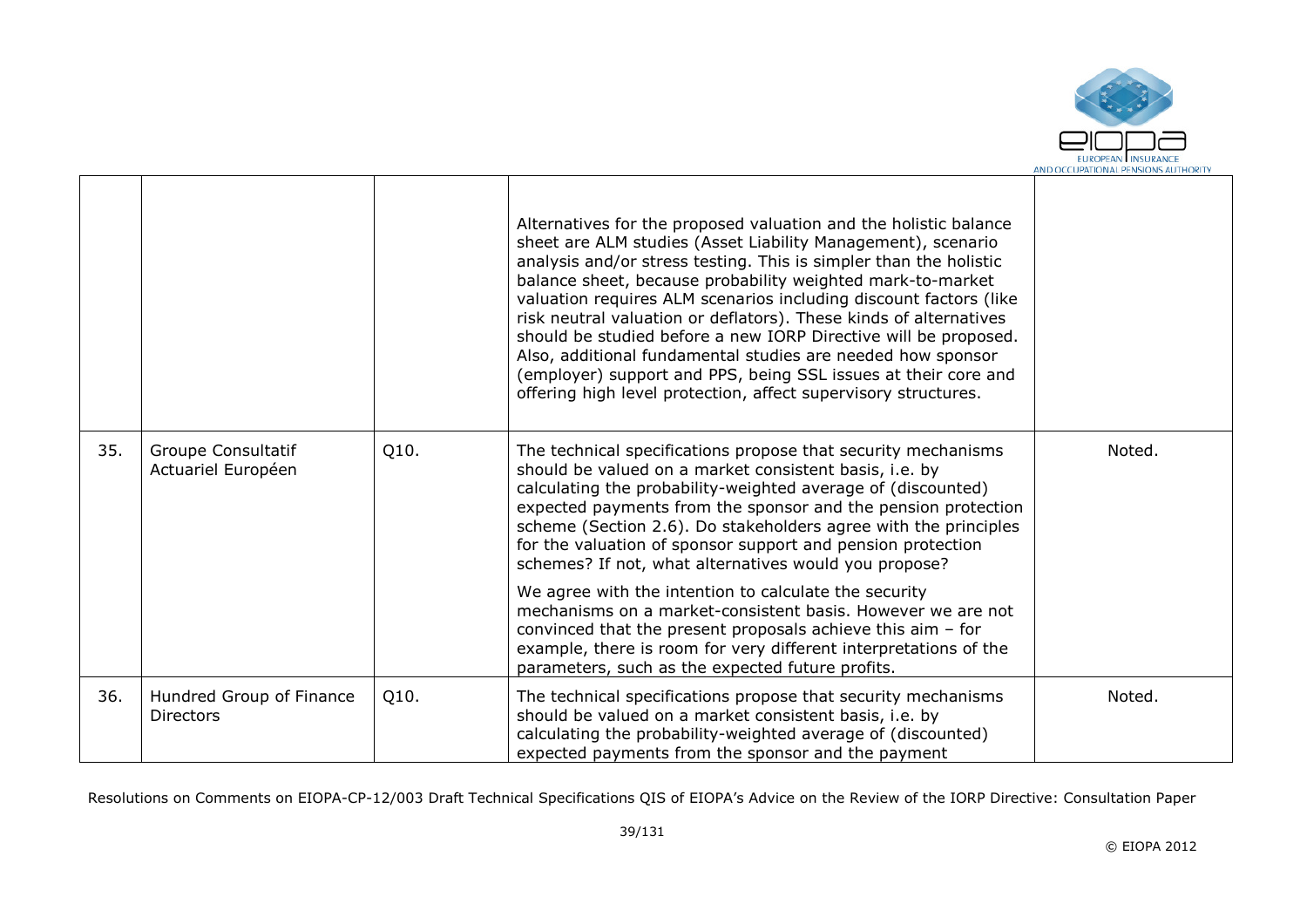| | | | | |
|---|---|---|---|---|
| | | | Alternatives for the proposed valuation and the holistic balance sheet are ALM studies (Asset Liability Management), scenario analysis and/or stress testing. This is simpler than the holistic balance sheet, because probability weighted mark-to-market valuation requires ALM scenarios including discount factors (like risk neutral valuation or deflators). These kinds of alternatives should be studied before a new IORP Directive will be proposed. Also, additional fundamental studies are needed how sponsor (employer) support and PPS, being SSL issues at their core and offering high level protection, affect supervisory structures. | |
| 35. | Groupe Consultatif Actuariel Européen | Q10. | The technical specifications propose that security mechanisms should be valued on a market consistent basis, i.e. by calculating the probability-weighted average of (discounted) expected payments from the sponsor and the pension protection scheme (Section 2.6). Do stakeholders agree with the principles for the valuation of sponsor support and pension protection schemes? If not, what alternatives would you propose?<br><br>We agree with the intention to calculate the security mechanisms on a market-consistent basis. However we are not convinced that the present proposals achieve this aim – for example, there is room for very different interpretations of the parameters, such as the expected future profits. | Noted. |
| 36. | Hundred Group of Finance Directors | Q10. | The technical specifications propose that security mechanisms should be valued on a market consistent basis, i.e. by calculating the probability-weighted average of (discounted) expected payments from the sponsor and the payment | Noted. |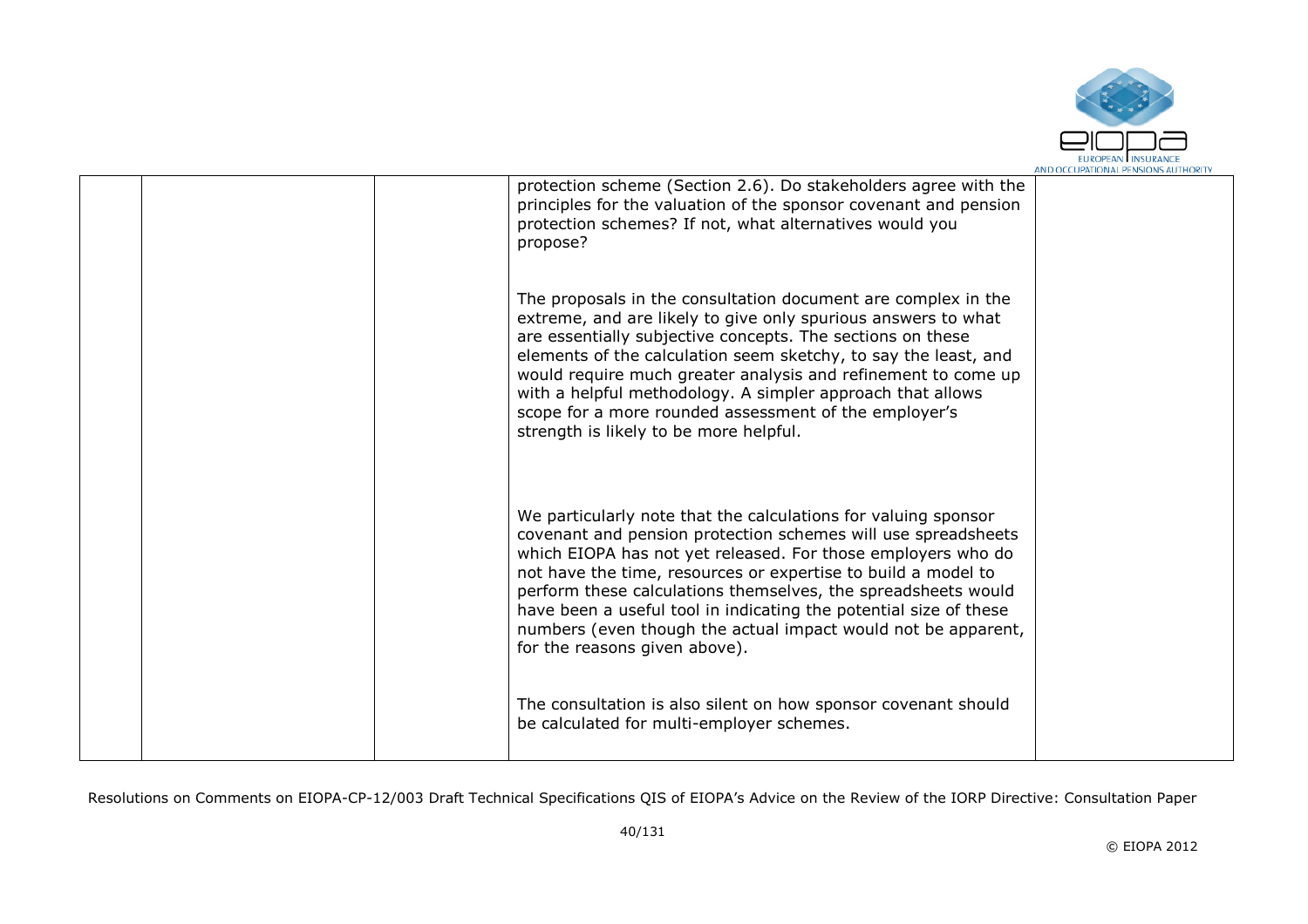|  |  |  | protection scheme (Section 2.6). Do stakeholders agree with the principles for the valuation of the sponsor covenant and pension protection schemes? If not, what alternatives would you propose?<br><br>The proposals in the consultation document are complex in the extreme, and are likely to give only spurious answers to what are essentially subjective concepts. The sections on these elements of the calculation seem sketchy, to say the least, and would require much greater analysis and refinement to come up with a helpful methodology. A simpler approach that allows scope for a more rounded assessment of the employer's strength is likely to be more helpful.<br><br>We particularly note that the calculations for valuing sponsor covenant and pension protection schemes will use spreadsheets which EIOPA has not yet released. For those employers who do not have the time, resources or expertise to build a model to perform these calculations themselves, the spreadsheets would have been a useful tool in indicating the potential size of these numbers (even though the actual impact would not be apparent, for the reasons given above).<br><br>The consultation is also silent on how sponsor covenant should be calculated for multi-employer schemes. |  |
|---|---|---|---|---|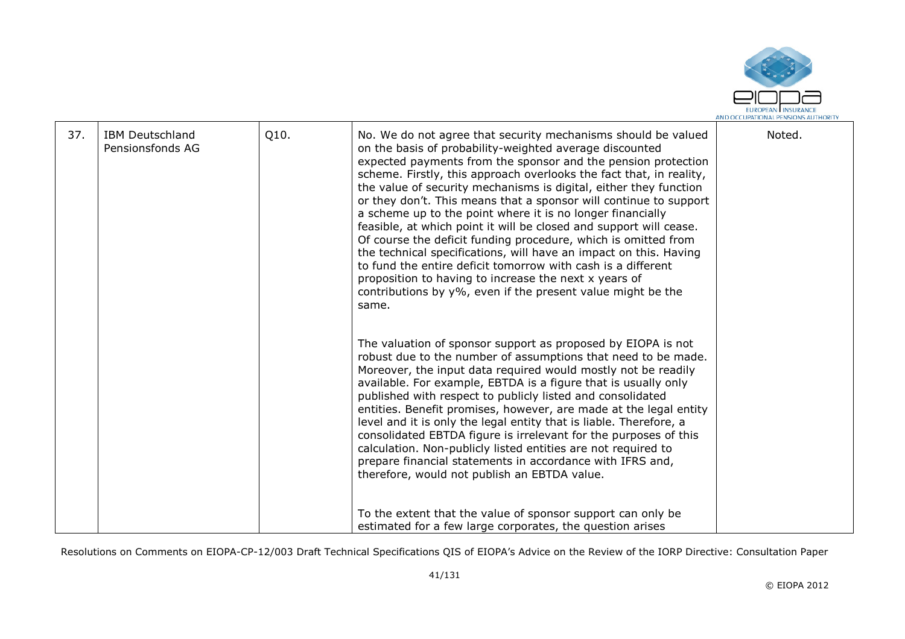| 37. | IBM Deutschland Pensionsfonds AG | Q10. | No. We do not agree that security mechanisms should be valued on the basis of probability-weighted average discounted expected payments from the sponsor and the pension protection scheme. Firstly, this approach overlooks the fact that, in reality, the value of security mechanisms is digital, either they function or they don't. This means that a sponsor will continue to support a scheme up to the point where it is no longer financially feasible, at which point it will be closed and support will cease. Of course the deficit funding procedure, which is omitted from the technical specifications, will have an impact on this. Having to fund the entire deficit tomorrow with cash is a different proposition to having to increase the next x years of contributions by y%, even if the present value might be the same.<br><br>The valuation of sponsor support as proposed by EIOPA is not robust due to the number of assumptions that need to be made. Moreover, the input data required would mostly not be readily available. For example, EBTDA is a figure that is usually only published with respect to publicly listed and consolidated entities. Benefit promises, however, are made at the legal entity level and it is only the legal entity that is liable. Therefore, a consolidated EBTDA figure is irrelevant for the purposes of this calculation. Non-publicly listed entities are not required to prepare financial statements in accordance with IFRS and, therefore, would not publish an EBTDA value.<br><br>To the extent that the value of sponsor support can only be estimated for a few large corporates, the question arises | Noted. |
|---|---|---|---|---|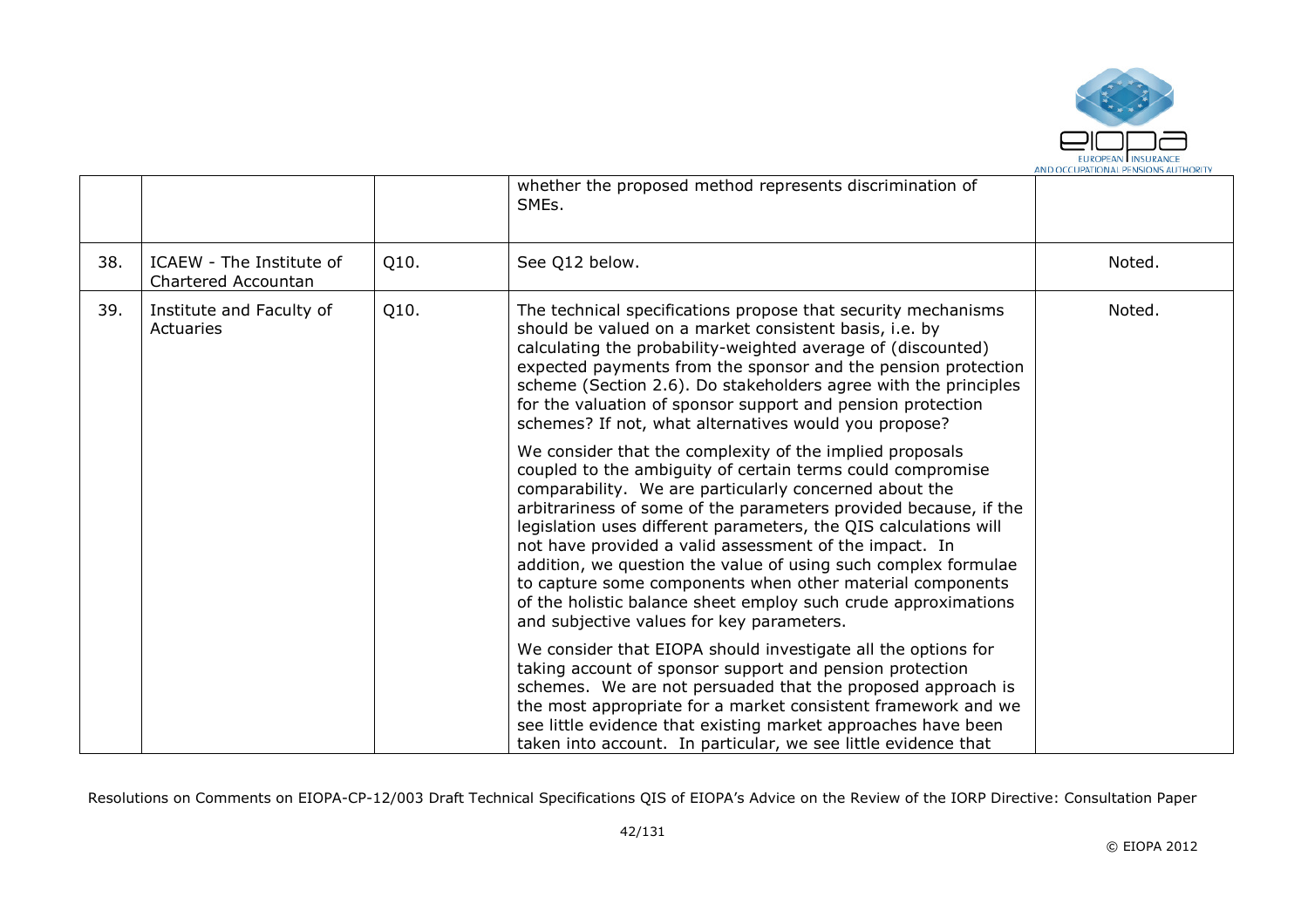| | | | | |
|---|---|---|---|---|
| | | | whether the proposed method represents discrimination of SMEs. | |
| 38. | ICAEW - The Institute of Chartered Accountan | Q10. | See Q12 below. | Noted. |
| 39. | Institute and Faculty of Actuaries | Q10. | The technical specifications propose that security mechanisms should be valued on a market consistent basis, i.e. by calculating the probability-weighted average of (discounted) expected payments from the sponsor and the pension protection scheme (Section 2.6). Do stakeholders agree with the principles for the valuation of sponsor support and pension protection schemes? If not, what alternatives would you propose?<br><br>We consider that the complexity of the implied proposals coupled to the ambiguity of certain terms could compromise comparability. We are particularly concerned about the arbitrariness of some of the parameters provided because, if the legislation uses different parameters, the QIS calculations will not have provided a valid assessment of the impact. In addition, we question the value of using such complex formulae to capture some components when other material components of the holistic balance sheet employ such crude approximations and subjective values for key parameters.<br><br>We consider that EIOPA should investigate all the options for taking account of sponsor support and pension protection schemes. We are not persuaded that the proposed approach is the most appropriate for a market consistent framework and we see little evidence that existing market approaches have been taken into account. In particular, we see little evidence that | Noted. |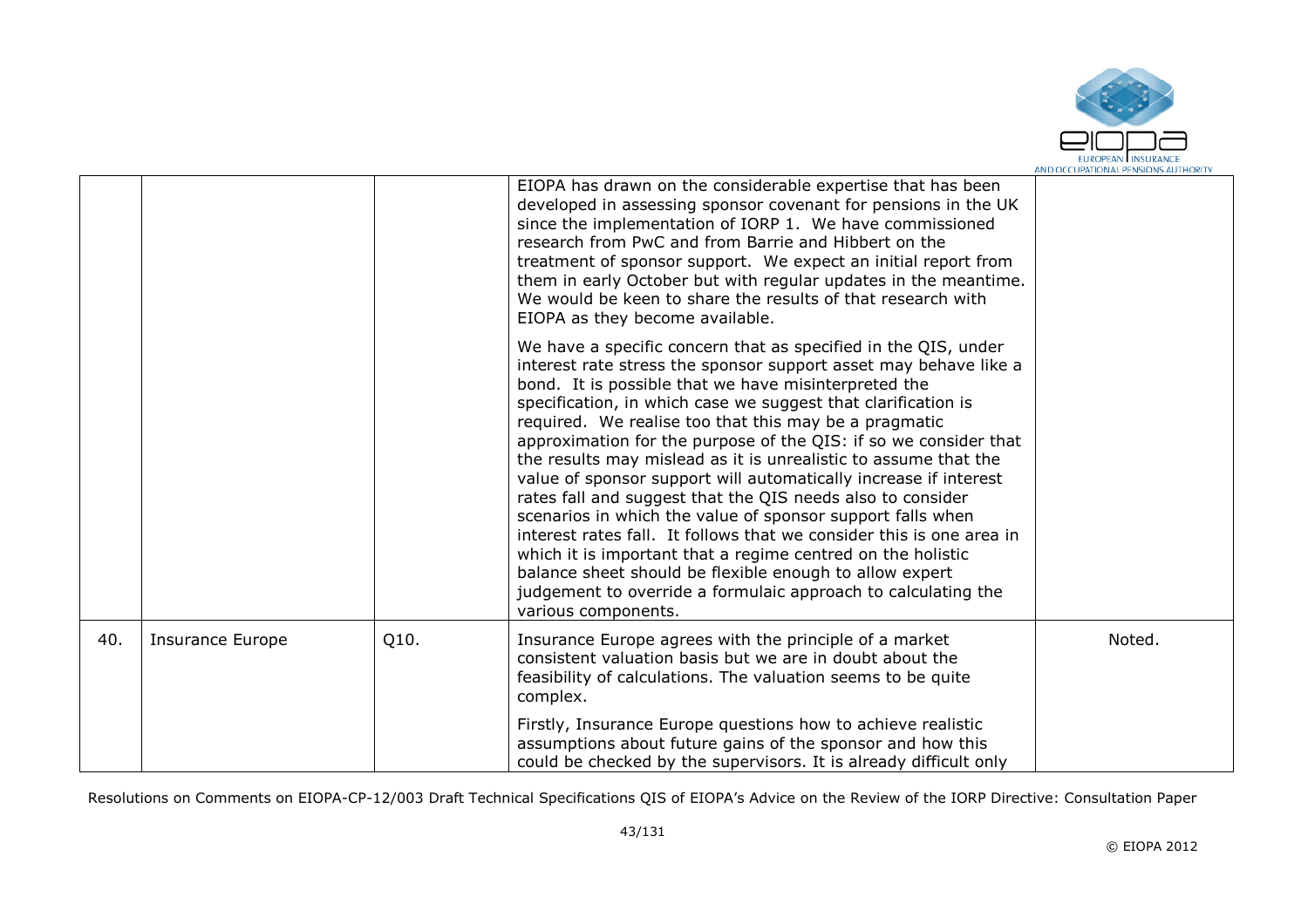| | | | | |
|---|---|---|---|---|
| | | | EIOPA has drawn on the considerable expertise that has been developed in assessing sponsor covenant for pensions in the UK since the implementation of IORP 1. We have commissioned research from PwC and from Barrie and Hibbert on the treatment of sponsor support. We expect an initial report from them in early October but with regular updates in the meantime. We would be keen to share the results of that research with EIOPA as they become available.<br><br>We have a specific concern that as specified in the QIS, under interest rate stress the sponsor support asset may behave like a bond. It is possible that we have misinterpreted the specification, in which case we suggest that clarification is required. We realise too that this may be a pragmatic approximation for the purpose of the QIS: if so we consider that the results may mislead as it is unrealistic to assume that the value of sponsor support will automatically increase if interest rates fall and suggest that the QIS needs also to consider scenarios in which the value of sponsor support falls when interest rates fall. It follows that we consider this is one area in which it is important that a regime centred on the holistic balance sheet should be flexible enough to allow expert judgement to override a formulaic approach to calculating the various components. | |
| 40. | Insurance Europe | Q10. | Insurance Europe agrees with the principle of a market consistent valuation basis but we are in doubt about the feasibility of calculations. The valuation seems to be quite complex.<br><br>Firstly, Insurance Europe questions how to achieve realistic assumptions about future gains of the sponsor and how this could be checked by the supervisors. It is already difficult only | Noted. |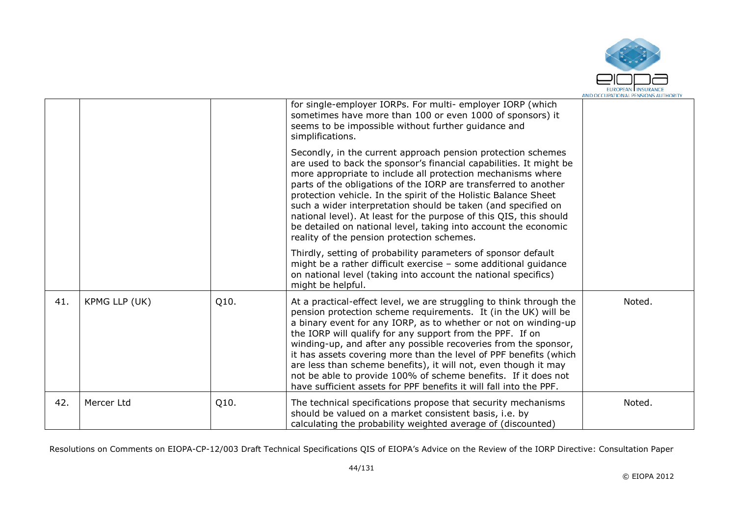|  |  |  |  |  |
|---|---|---|---|---|
|  |  |  | for single-employer IORPs. For multi- employer IORP (which sometimes have more than 100 or even 1000 of sponsors) it seems to be impossible without further guidance and simplifications.<br><br>Secondly, in the current approach pension protection schemes are used to back the sponsor's financial capabilities. It might be more appropriate to include all protection mechanisms where parts of the obligations of the IORP are transferred to another protection vehicle. In the spirit of the Holistic Balance Sheet such a wider interpretation should be taken (and specified on national level). At least for the purpose of this QIS, this should be detailed on national level, taking into account the economic reality of the pension protection schemes.<br><br>Thirdly, setting of probability parameters of sponsor default might be a rather difficult exercise – some additional guidance on national level (taking into account the national specifics) might be helpful. |  |
| 41. | KPMG LLP (UK) | Q10. | At a practical-effect level, we are struggling to think through the pension protection scheme requirements. It (in the UK) will be a binary event for any IORP, as to whether or not on winding-up the IORP will qualify for any support from the PPF. If on winding-up, and after any possible recoveries from the sponsor, it has assets covering more than the level of PPF benefits (which are less than scheme benefits), it will not, even though it may not be able to provide 100% of scheme benefits. If it does not have sufficient assets for PPF benefits it will fall into the PPF. | Noted. |
| 42. | Mercer Ltd | Q10. | The technical specifications propose that security mechanisms should be valued on a market consistent basis, i.e. by calculating the probability weighted average of (discounted) | Noted. |

Resolutions on Comments on EIOPA-CP-12/003 Draft Technical Specifications QIS of EIOPA's Advice on the Review of the IORP Directive: Consultation Paper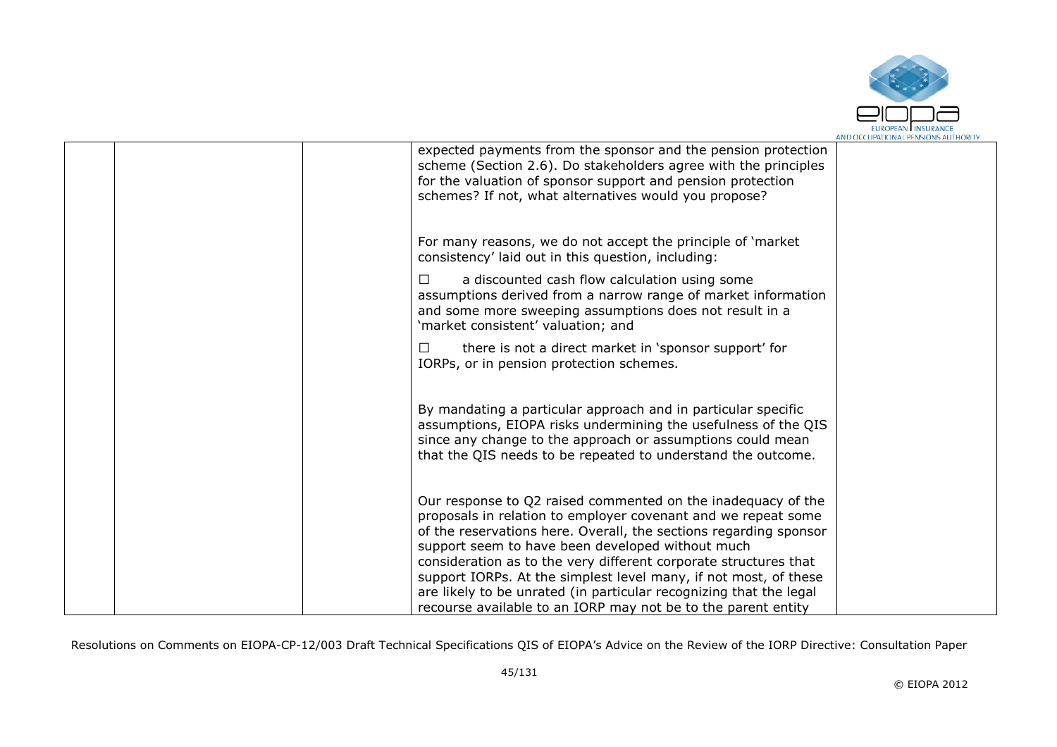| | | | expected payments from the sponsor and the pension protection scheme (Section 2.6). Do stakeholders agree with the principles for the valuation of sponsor support and pension protection schemes? If not, what alternatives would you propose?<br><br>For many reasons, we do not accept the principle of 'market consistency' laid out in this question, including:<br><br>☐ a discounted cash flow calculation using some assumptions derived from a narrow range of market information and some more sweeping assumptions does not result in a 'market consistent' valuation; and<br><br>☐ there is not a direct market in 'sponsor support' for IORPs, or in pension protection schemes.<br><br>By mandating a particular approach and in particular specific assumptions, EIOPA risks undermining the usefulness of the QIS since any change to the approach or assumptions could mean that the QIS needs to be repeated to understand the outcome.<br><br>Our response to Q2 raised commented on the inadequacy of the proposals in relation to employer covenant and we repeat some of the reservations here. Overall, the sections regarding sponsor support seem to have been developed without much consideration as to the very different corporate structures that support IORPs. At the simplest level many, if not most, of these are likely to be unrated (in particular recognizing that the legal recourse available to an IORP may not be to the parent entity | |
|---|---|---|---|---|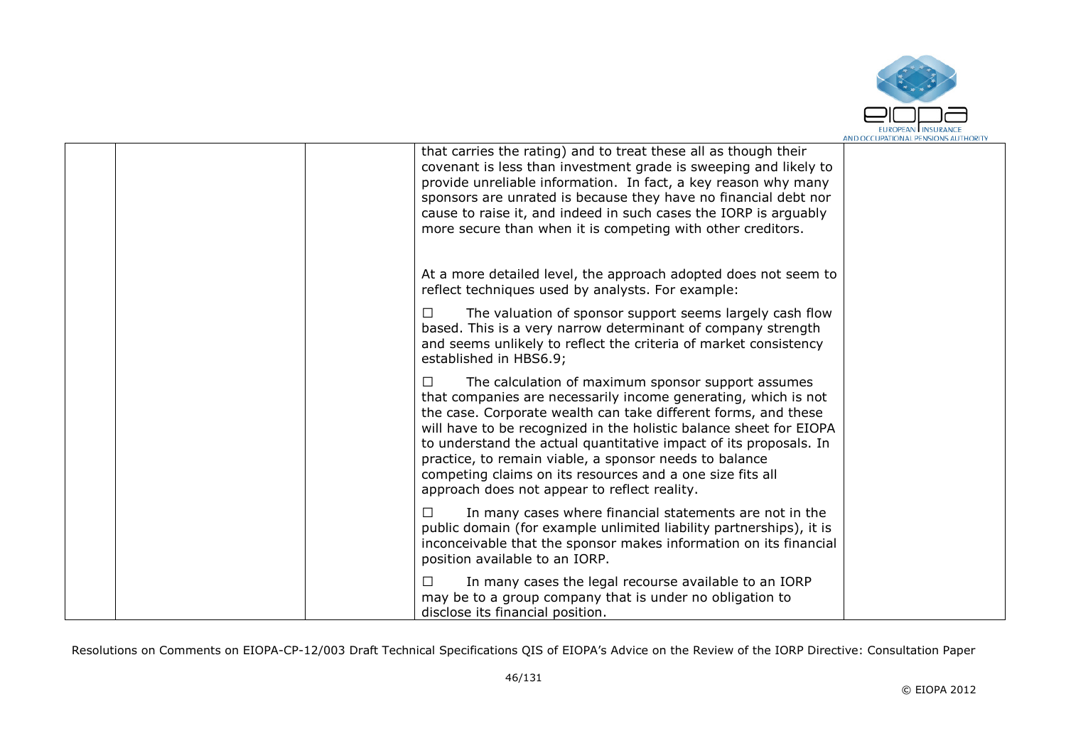| | | | | |
|---|---|---|---|---|
| | | | that carries the rating) and to treat these all as though their covenant is less than investment grade is sweeping and likely to provide unreliable information. In fact, a key reason why many sponsors are unrated is because they have no financial debt nor cause to raise it, and indeed in such cases the IORP is arguably more secure than when it is competing with other creditors.<br><br>At a more detailed level, the approach adopted does not seem to reflect techniques used by analysts. For example:<br><br>☐ The valuation of sponsor support seems largely cash flow based. This is a very narrow determinant of company strength and seems unlikely to reflect the criteria of market consistency established in HBS6.9;<br><br>☐ The calculation of maximum sponsor support assumes that companies are necessarily income generating, which is not the case. Corporate wealth can take different forms, and these will have to be recognized in the holistic balance sheet for EIOPA to understand the actual quantitative impact of its proposals. In practice, to remain viable, a sponsor needs to balance competing claims on its resources and a one size fits all approach does not appear to reflect reality.<br><br>☐ In many cases where financial statements are not in the public domain (for example unlimited liability partnerships), it is inconceivable that the sponsor makes information on its financial position available to an IORP.<br><br>☐ In many cases the legal recourse available to an IORP may be to a group company that is under no obligation to disclose its financial position. | |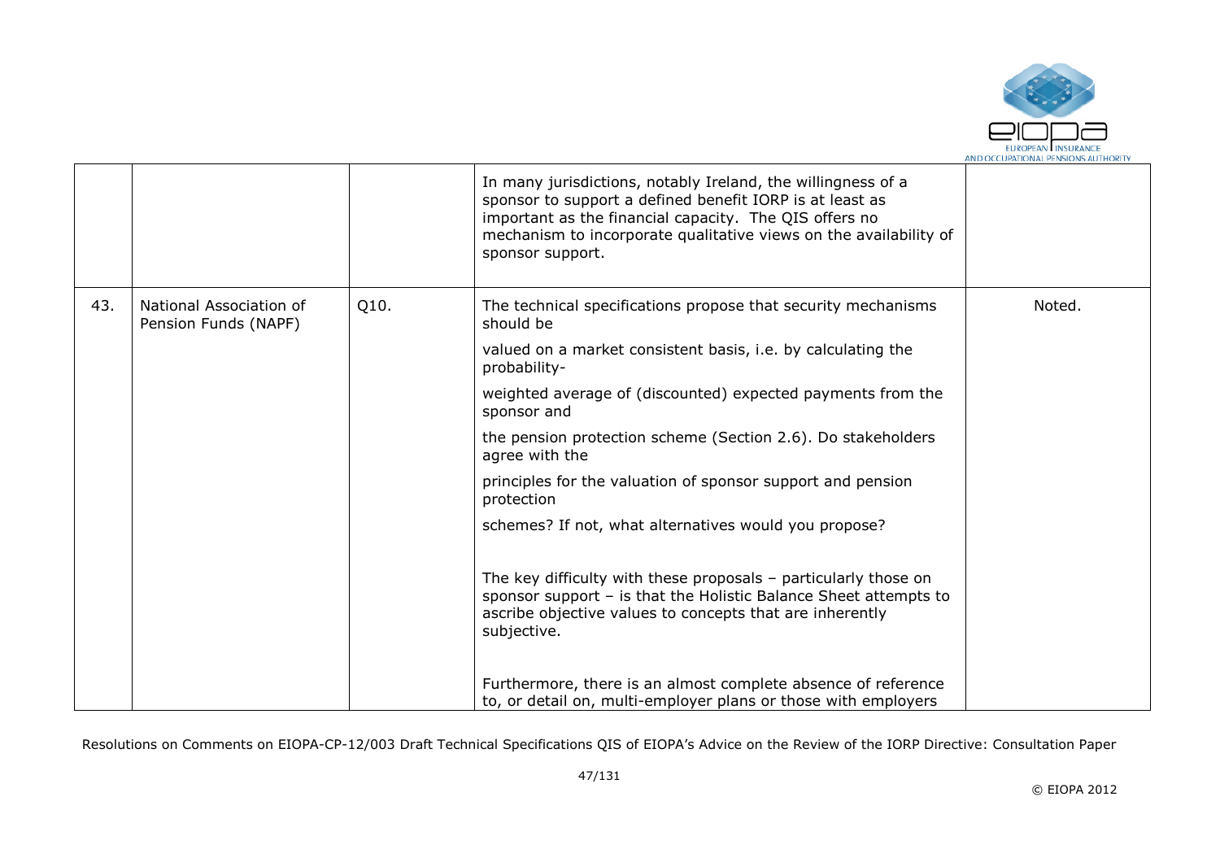|  |  |  | In many jurisdictions, notably Ireland, the willingness of a sponsor to support a defined benefit IORP is at least as important as the financial capacity. The QIS offers no mechanism to incorporate qualitative views on the availability of sponsor support. |  |
|---|---|---|---|---|
| 43. | National Association of Pension Funds (NAPF) | Q10. | The technical specifications propose that security mechanisms should be<br><br>valued on a market consistent basis, i.e. by calculating the probability-<br><br>weighted average of (discounted) expected payments from the sponsor and<br><br>the pension protection scheme (Section 2.6). Do stakeholders agree with the<br><br>principles for the valuation of sponsor support and pension protection<br><br>schemes? If not, what alternatives would you propose?<br><br>The key difficulty with these proposals – particularly those on sponsor support – is that the Holistic Balance Sheet attempts to ascribe objective values to concepts that are inherently subjective.<br><br>Furthermore, there is an almost complete absence of reference to, or detail on, multi-employer plans or those with employers | Noted. |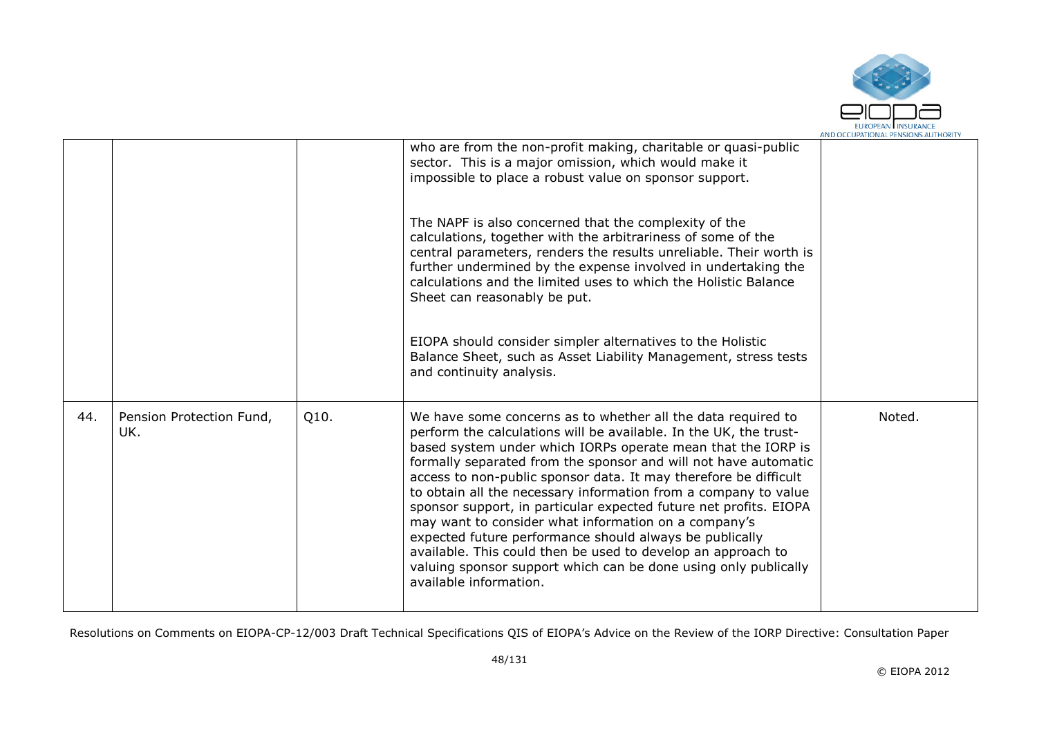|  |  |  |  |  |
|---|---|---|---|---|
|  |  |  | who are from the non-profit making, charitable or quasi-public sector. This is a major omission, which would make it impossible to place a robust value on sponsor support.<br><br>The NAPF is also concerned that the complexity of the calculations, together with the arbitrariness of some of the central parameters, renders the results unreliable. Their worth is further undermined by the expense involved in undertaking the calculations and the limited uses to which the Holistic Balance Sheet can reasonably be put.<br><br>EIOPA should consider simpler alternatives to the Holistic Balance Sheet, such as Asset Liability Management, stress tests and continuity analysis. |  |
| 44. | Pension Protection Fund, UK. | Q10. | We have some concerns as to whether all the data required to perform the calculations will be available. In the UK, the trust-based system under which IORPs operate mean that the IORP is formally separated from the sponsor and will not have automatic access to non-public sponsor data. It may therefore be difficult to obtain all the necessary information from a company to value sponsor support, in particular expected future net profits. EIOPA may want to consider what information on a company's expected future performance should always be publically available. This could then be used to develop an approach to valuing sponsor support which can be done using only publically available information. | Noted. |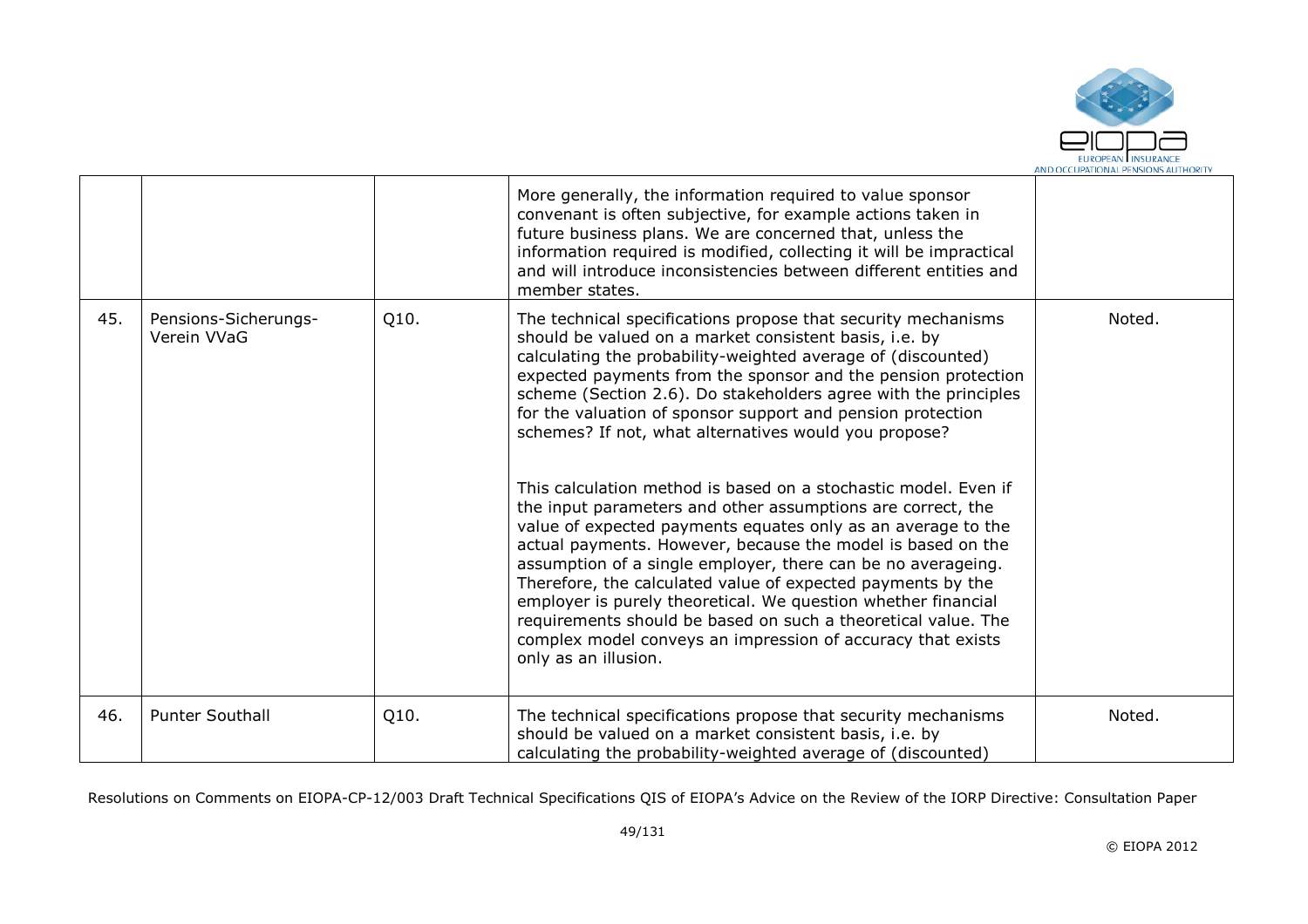| | | | | |
|---|---|---|---|---|
| | | | More generally, the information required to value sponsor convenant is often subjective, for example actions taken in future business plans. We are concerned that, unless the information required is modified, collecting it will be impractical and will introduce inconsistencies between different entities and member states. | |
| 45. | Pensions-Sicherungs-Verein VVaG | Q10. | The technical specifications propose that security mechanisms should be valued on a market consistent basis, i.e. by calculating the probability-weighted average of (discounted) expected payments from the sponsor and the pension protection scheme (Section 2.6). Do stakeholders agree with the principles for the valuation of sponsor support and pension protection schemes? If not, what alternatives would you propose?<br><br>This calculation method is based on a stochastic model. Even if the input parameters and other assumptions are correct, the value of expected payments equates only as an average to the actual payments. However, because the model is based on the assumption of a single employer, there can be no averageing. Therefore, the calculated value of expected payments by the employer is purely theoretical. We question whether financial requirements should be based on such a theoretical value. The complex model conveys an impression of accuracy that exists only as an illusion. | Noted. |
| 46. | Punter Southall | Q10. | The technical specifications propose that security mechanisms should be valued on a market consistent basis, i.e. by calculating the probability-weighted average of (discounted) | Noted. |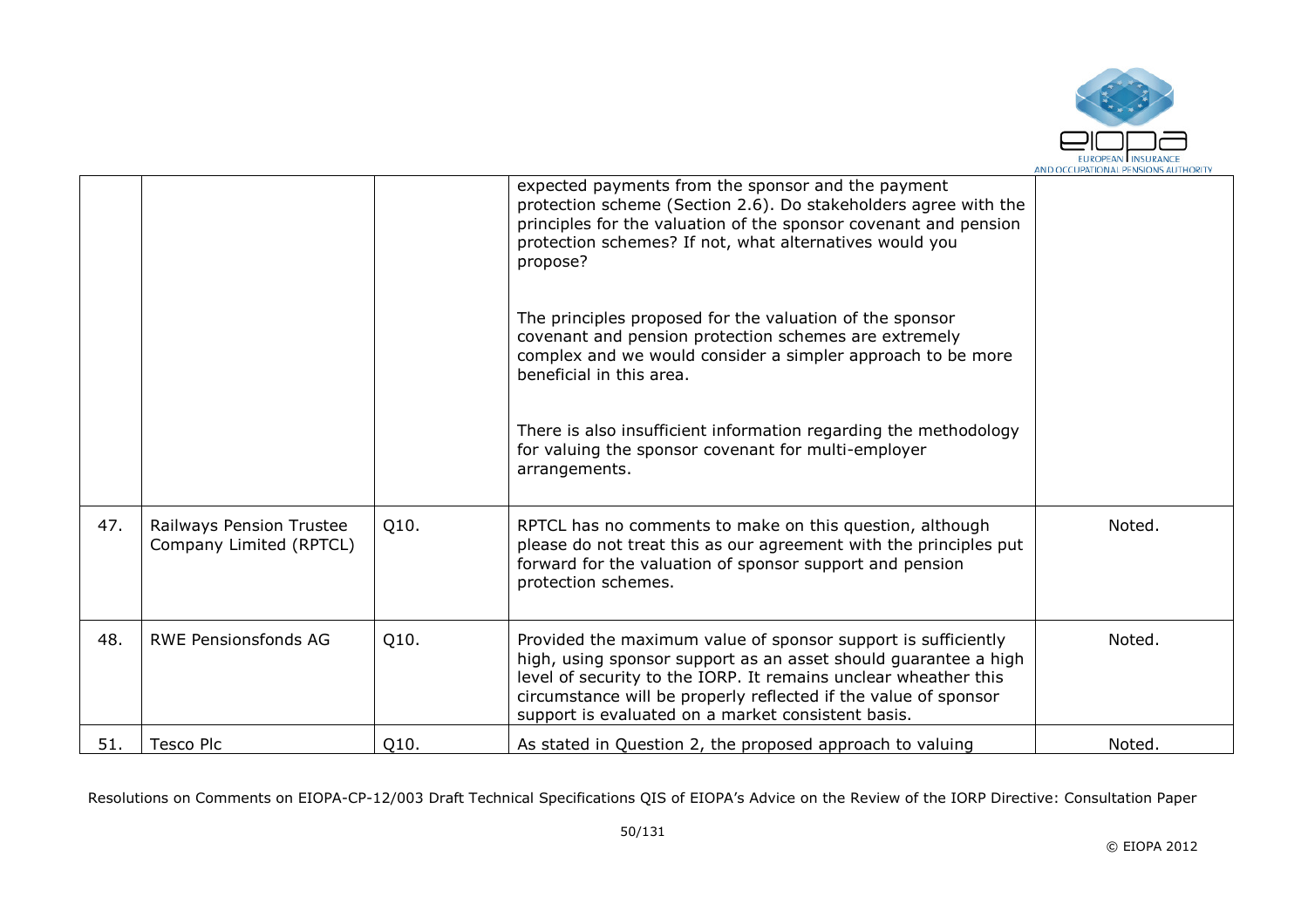| | | | | |
|---|---|---|---|---|
| | | | expected payments from the sponsor and the payment protection scheme (Section 2.6). Do stakeholders agree with the principles for the valuation of the sponsor covenant and pension protection schemes? If not, what alternatives would you propose?<br><br>The principles proposed for the valuation of the sponsor covenant and pension protection schemes are extremely complex and we would consider a simpler approach to be more beneficial in this area.<br><br>There is also insufficient information regarding the methodology for valuing the sponsor covenant for multi-employer arrangements. | |
| 47. | Railways Pension Trustee Company Limited (RPTCL) | Q10. | RPTCL has no comments to make on this question, although please do not treat this as our agreement with the principles put forward for the valuation of sponsor support and pension protection schemes. | Noted. |
| 48. | RWE Pensionsfonds AG | Q10. | Provided the maximum value of sponsor support is sufficiently high, using sponsor support as an asset should guarantee a high level of security to the IORP. It remains unclear wheather this circumstance will be properly reflected if the value of sponsor support is evaluated on a market consistent basis. | Noted. |
| 51. | Tesco Plc | Q10. | As stated in Question 2, the proposed approach to valuing | Noted. |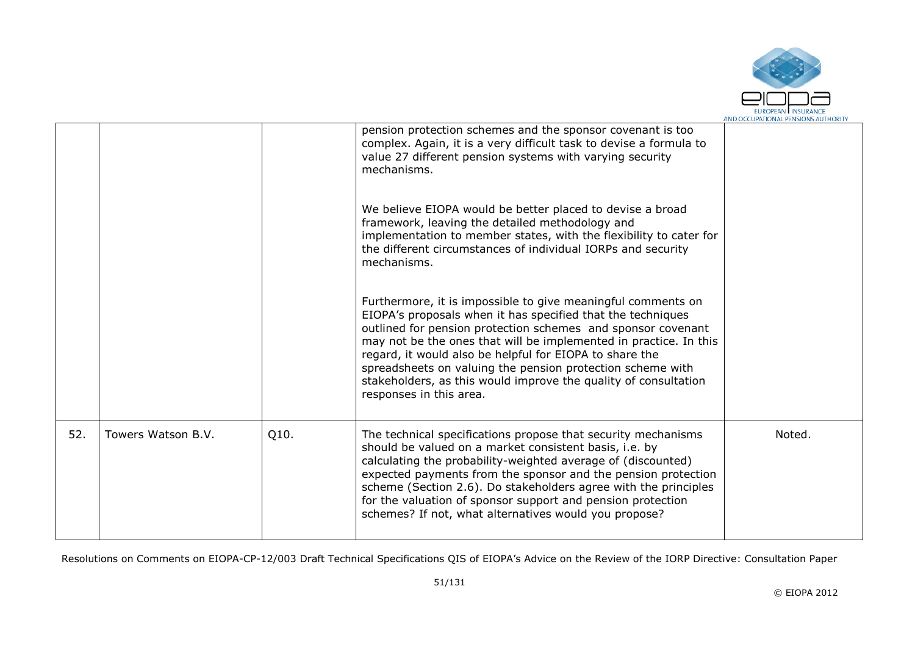|  |  |  |  |  |
|---|---|---|---|---|
|  |  |  | pension protection schemes and the sponsor covenant is too complex. Again, it is a very difficult task to devise a formula to value 27 different pension systems with varying security mechanisms.<br><br>We believe EIOPA would be better placed to devise a broad framework, leaving the detailed methodology and implementation to member states, with the flexibility to cater for the different circumstances of individual IORPs and security mechanisms.<br><br>Furthermore, it is impossible to give meaningful comments on EIOPA's proposals when it has specified that the techniques outlined for pension protection schemes and sponsor covenant may not be the ones that will be implemented in practice. In this regard, it would also be helpful for EIOPA to share the spreadsheets on valuing the pension protection scheme with stakeholders, as this would improve the quality of consultation responses in this area. |  |
| 52. | Towers Watson B.V. | Q10. | The technical specifications propose that security mechanisms should be valued on a market consistent basis, i.e. by calculating the probability-weighted average of (discounted) expected payments from the sponsor and the pension protection scheme (Section 2.6). Do stakeholders agree with the principles for the valuation of sponsor support and pension protection schemes? If not, what alternatives would you propose? | Noted. |

Resolutions on Comments on EIOPA-CP-12/003 Draft Technical Specifications QIS of EIOPA's Advice on the Review of the IORP Directive: Consultation Paper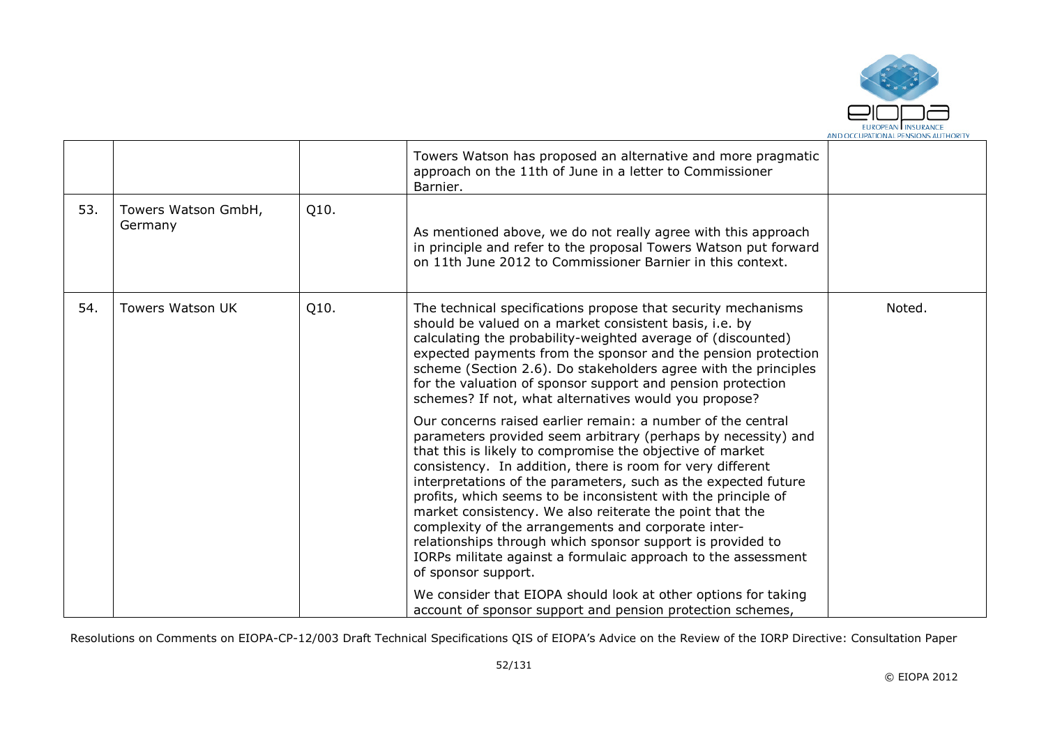|  |  |  | Towers Watson has proposed an alternative and more pragmatic approach on the 11th of June in a letter to Commissioner Barnier. |  |
|---|---|---|---|---|
| 53. | Towers Watson GmbH, Germany | Q10. | As mentioned above, we do not really agree with this approach in principle and refer to the proposal Towers Watson put forward on 11th June 2012 to Commissioner Barnier in this context. |  |
| 54. | Towers Watson UK | Q10. | The technical specifications propose that security mechanisms should be valued on a market consistent basis, i.e. by calculating the probability-weighted average of (discounted) expected payments from the sponsor and the pension protection scheme (Section 2.6). Do stakeholders agree with the principles for the valuation of sponsor support and pension protection schemes? If not, what alternatives would you propose?<br><br>Our concerns raised earlier remain: a number of the central parameters provided seem arbitrary (perhaps by necessity) and that this is likely to compromise the objective of market consistency. In addition, there is room for very different interpretations of the parameters, such as the expected future profits, which seems to be inconsistent with the principle of market consistency. We also reiterate the point that the complexity of the arrangements and corporate inter-relationships through which sponsor support is provided to IORPs militate against a formulaic approach to the assessment of sponsor support.<br><br>We consider that EIOPA should look at other options for taking account of sponsor support and pension protection schemes, | Noted. |

Resolutions on Comments on EIOPA-CP-12/003 Draft Technical Specifications QIS of EIOPA's Advice on the Review of the IORP Directive: Consultation Paper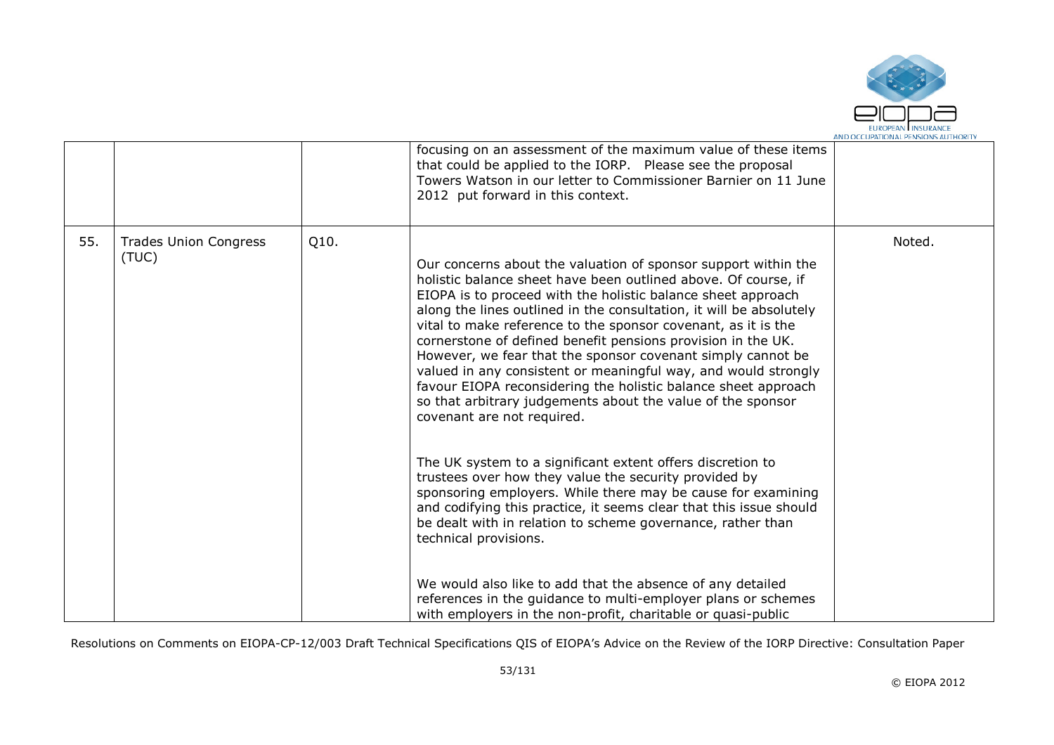|  |  |  | focusing on an assessment of the maximum value of these items that could be applied to the IORP. Please see the proposal Towers Watson in our letter to Commissioner Barnier on 11 June 2012 put forward in this context. |  |
|---|---|---|---|---|
| 55. | Trades Union Congress (TUC) | Q10. | Our concerns about the valuation of sponsor support within the holistic balance sheet have been outlined above. Of course, if EIOPA is to proceed with the holistic balance sheet approach along the lines outlined in the consultation, it will be absolutely vital to make reference to the sponsor covenant, as it is the cornerstone of defined benefit pensions provision in the UK. However, we fear that the sponsor covenant simply cannot be valued in any consistent or meaningful way, and would strongly favour EIOPA reconsidering the holistic balance sheet approach so that arbitrary judgements about the value of the sponsor covenant are not required.<br><br>The UK system to a significant extent offers discretion to trustees over how they value the security provided by sponsoring employers. While there may be cause for examining and codifying this practice, it seems clear that this issue should be dealt with in relation to scheme governance, rather than technical provisions.<br><br>We would also like to add that the absence of any detailed references in the guidance to multi-employer plans or schemes with employers in the non-profit, charitable or quasi-public | Noted. |

Resolutions on Comments on EIOPA-CP-12/003 Draft Technical Specifications QIS of EIOPA's Advice on the Review of the IORP Directive: Consultation Paper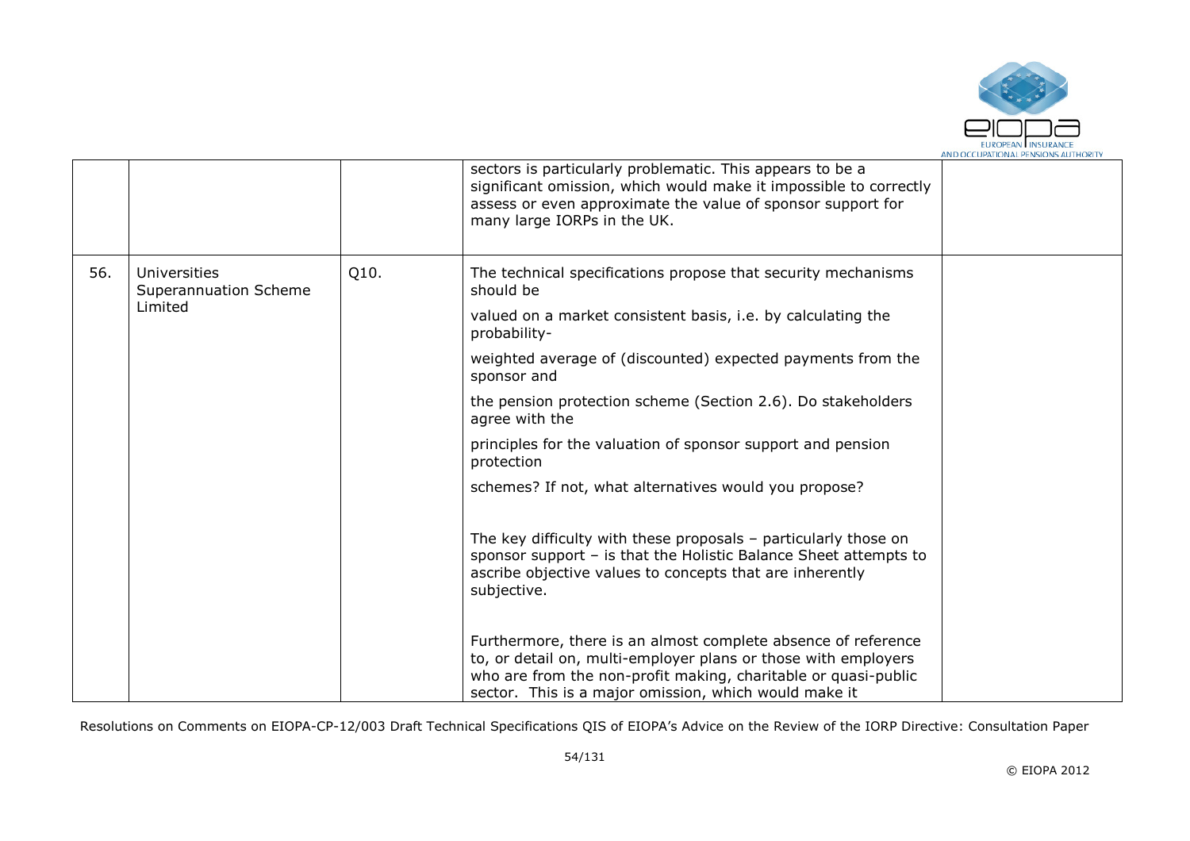|  |  |  | sectors is particularly problematic. This appears to be a significant omission, which would make it impossible to correctly assess or even approximate the value of sponsor support for many large IORPs in the UK. |  |
|---|---|---|---|---|
| 56. | Universities Superannuation Scheme Limited | Q10. | The technical specifications propose that security mechanisms should be<br><br>valued on a market consistent basis, i.e. by calculating the probability-<br><br>weighted average of (discounted) expected payments from the sponsor and<br><br>the pension protection scheme (Section 2.6). Do stakeholders agree with the<br><br>principles for the valuation of sponsor support and pension protection<br><br>schemes? If not, what alternatives would you propose?<br><br>The key difficulty with these proposals – particularly those on sponsor support – is that the Holistic Balance Sheet attempts to ascribe objective values to concepts that are inherently subjective.<br><br>Furthermore, there is an almost complete absence of reference to, or detail on, multi-employer plans or those with employers who are from the non-profit making, charitable or quasi-public sector. This is a major omission, which would make it |  |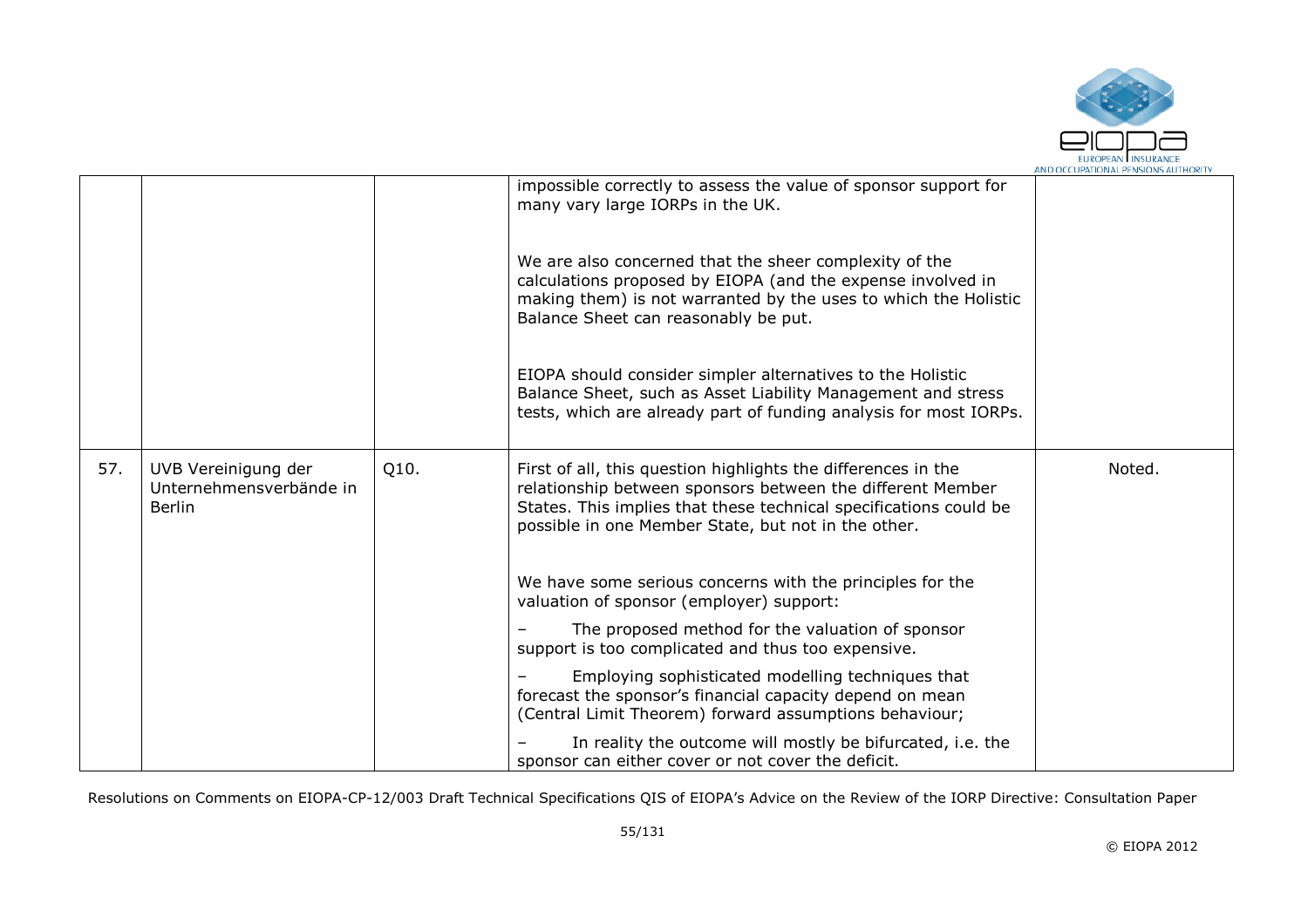|  |  |  | impossible correctly to assess the value of sponsor support for many vary large IORPs in the UK.<br><br>We are also concerned that the sheer complexity of the calculations proposed by EIOPA (and the expense involved in making them) is not warranted by the uses to which the Holistic Balance Sheet can reasonably be put.<br><br>EIOPA should consider simpler alternatives to the Holistic Balance Sheet, such as Asset Liability Management and stress tests, which are already part of funding analysis for most IORPs. |  |
|---|---|---|---|---|
| 57. | UVB Vereinigung der Unternehmensverbände in Berlin | Q10. | First of all, this question highlights the differences in the relationship between sponsors between the different Member States. This implies that these technical specifications could be possible in one Member State, but not in the other.<br><br>We have some serious concerns with the principles for the valuation of sponsor (employer) support:<br>– The proposed method for the valuation of sponsor support is too complicated and thus too expensive.<br>– Employing sophisticated modelling techniques that forecast the sponsor's financial capacity depend on mean (Central Limit Theorem) forward assumptions behaviour;<br>– In reality the outcome will mostly be bifurcated, i.e. the sponsor can either cover or not cover the deficit. | Noted. |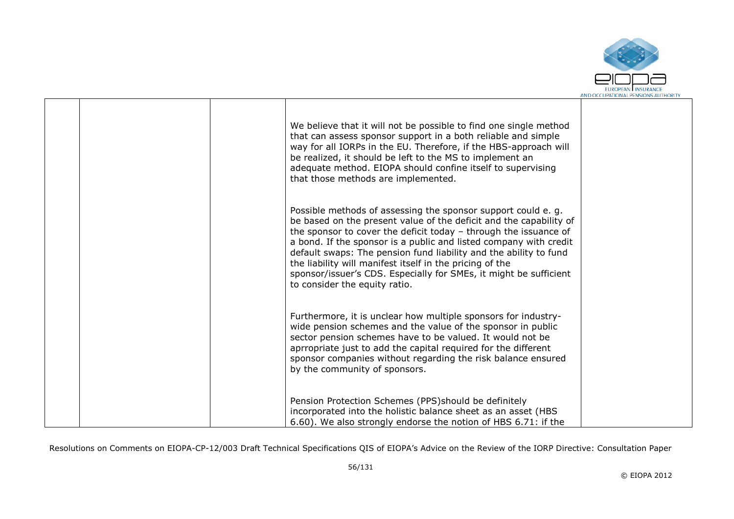| | | | | |
|---|---|---|---|---|
| | | | We believe that it will not be possible to find one single method that can assess sponsor support in a both reliable and simple way for all IORPs in the EU. Therefore, if the HBS-approach will be realized, it should be left to the MS to implement an adequate method. EIOPA should confine itself to supervising that those methods are implemented.<br><br>Possible methods of assessing the sponsor support could e. g. be based on the present value of the deficit and the capability of the sponsor to cover the deficit today – through the issuance of a bond. If the sponsor is a public and listed company with credit default swaps: The pension fund liability and the ability to fund the liability will manifest itself in the pricing of the sponsor/issuer's CDS. Especially for SMEs, it might be sufficient to consider the equity ratio.<br><br>Furthermore, it is unclear how multiple sponsors for industry-wide pension schemes and the value of the sponsor in public sector pension schemes have to be valued. It would not be aprropriate just to add the capital required for the different sponsor companies without regarding the risk balance ensured by the community of sponsors.<br><br>Pension Protection Schemes (PPS)should be definitely incorporated into the holistic balance sheet as an asset (HBS 6.60). We also strongly endorse the notion of HBS 6.71: if the | |

Resolutions on Comments on EIOPA-CP-12/003 Draft Technical Specifications QIS of EIOPA's Advice on the Review of the IORP Directive: Consultation Paper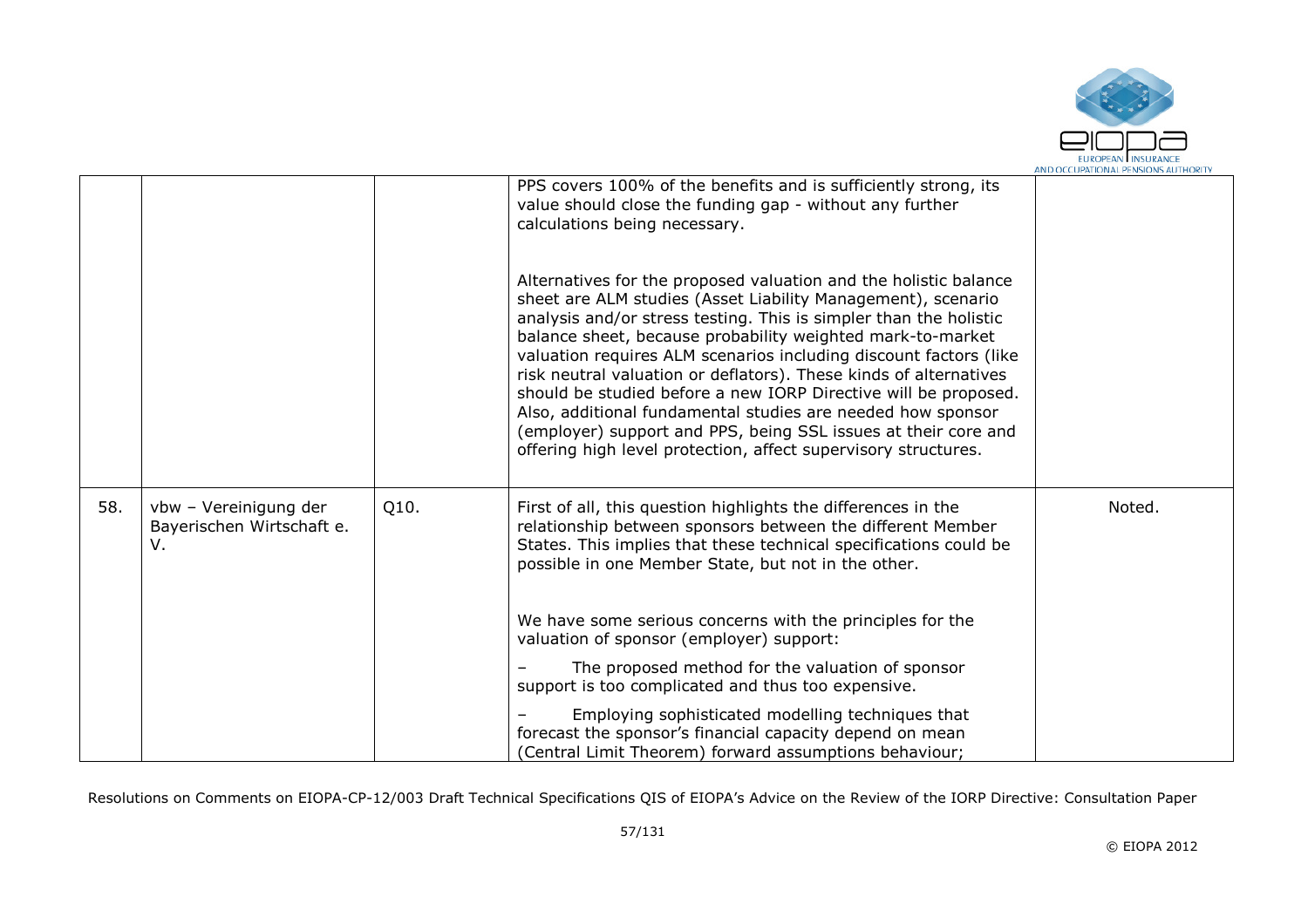| | | | | |
|---|---|---|---|---|
| | | | PPS covers 100% of the benefits and is sufficiently strong, its value should close the funding gap - without any further calculations being necessary.<br><br>Alternatives for the proposed valuation and the holistic balance sheet are ALM studies (Asset Liability Management), scenario analysis and/or stress testing. This is simpler than the holistic balance sheet, because probability weighted mark-to-market valuation requires ALM scenarios including discount factors (like risk neutral valuation or deflators). These kinds of alternatives should be studied before a new IORP Directive will be proposed. Also, additional fundamental studies are needed how sponsor (employer) support and PPS, being SSL issues at their core and offering high level protection, affect supervisory structures. | |
| 58. | vbw – Vereinigung der Bayerischen Wirtschaft e. V. | Q10. | First of all, this question highlights the differences in the relationship between sponsors between the different Member States. This implies that these technical specifications could be possible in one Member State, but not in the other.<br><br>We have some serious concerns with the principles for the valuation of sponsor (employer) support:<br>– The proposed method for the valuation of sponsor support is too complicated and thus too expensive.<br>– Employing sophisticated modelling techniques that forecast the sponsor's financial capacity depend on mean (Central Limit Theorem) forward assumptions behaviour; | Noted. |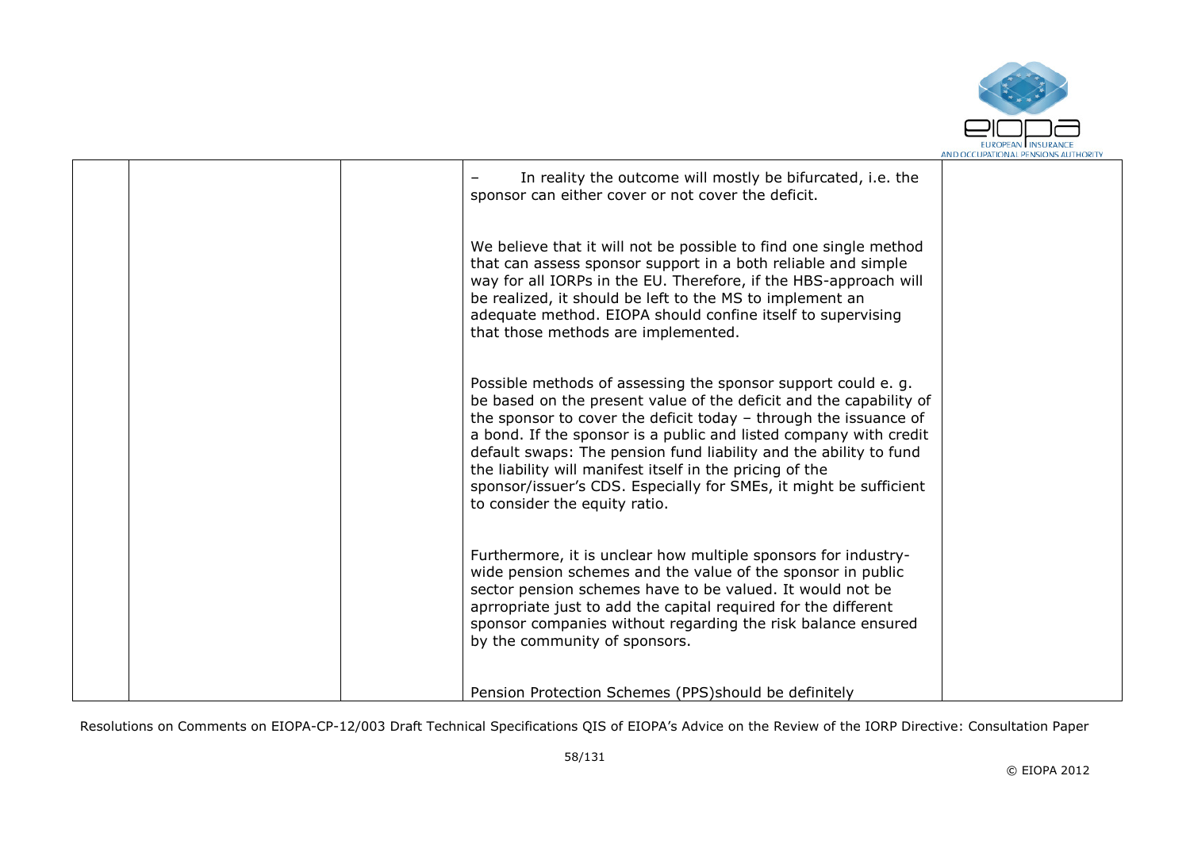| | | | | |
|---|---|---|---|---|
| | | | – In reality the outcome will mostly be bifurcated, i.e. the sponsor can either cover or not cover the deficit.<br><br>We believe that it will not be possible to find one single method that can assess sponsor support in a both reliable and simple way for all IORPs in the EU. Therefore, if the HBS-approach will be realized, it should be left to the MS to implement an adequate method. EIOPA should confine itself to supervising that those methods are implemented.<br><br>Possible methods of assessing the sponsor support could e. g. be based on the present value of the deficit and the capability of the sponsor to cover the deficit today – through the issuance of a bond. If the sponsor is a public and listed company with credit default swaps: The pension fund liability and the ability to fund the liability will manifest itself in the pricing of the sponsor/issuer's CDS. Especially for SMEs, it might be sufficient to consider the equity ratio.<br><br>Furthermore, it is unclear how multiple sponsors for industry-wide pension schemes and the value of the sponsor in public sector pension schemes have to be valued. It would not be aprropriate just to add the capital required for the different sponsor companies without regarding the risk balance ensured by the community of sponsors.<br><br>Pension Protection Schemes (PPS)should be definitely | |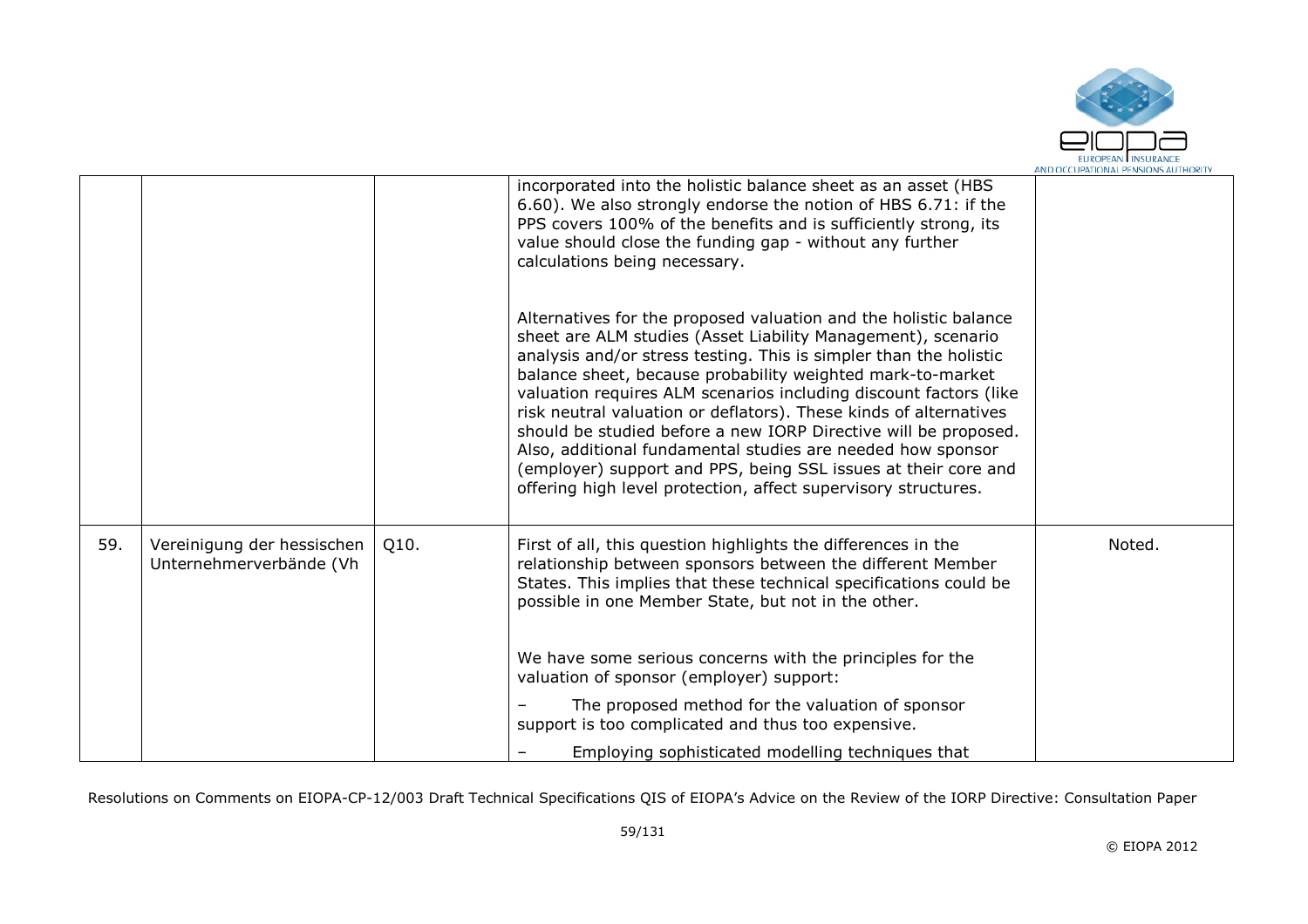| | | | | |
|---|---|---|---|---|
| | | | incorporated into the holistic balance sheet as an asset (HBS 6.60). We also strongly endorse the notion of HBS 6.71: if the PPS covers 100% of the benefits and is sufficiently strong, its value should close the funding gap - without any further calculations being necessary.<br><br>Alternatives for the proposed valuation and the holistic balance sheet are ALM studies (Asset Liability Management), scenario analysis and/or stress testing. This is simpler than the holistic balance sheet, because probability weighted mark-to-market valuation requires ALM scenarios including discount factors (like risk neutral valuation or deflators). These kinds of alternatives should be studied before a new IORP Directive will be proposed. Also, additional fundamental studies are needed how sponsor (employer) support and PPS, being SSL issues at their core and offering high level protection, affect supervisory structures. | |
| 59. | Vereinigung der hessischen Unternehmerverbände (Vh | Q10. | First of all, this question highlights the differences in the relationship between sponsors between the different Member States. This implies that these technical specifications could be possible in one Member State, but not in the other.<br><br>We have some serious concerns with the principles for the valuation of sponsor (employer) support:<br>– The proposed method for the valuation of sponsor support is too complicated and thus too expensive.<br>– Employing sophisticated modelling techniques that | Noted. |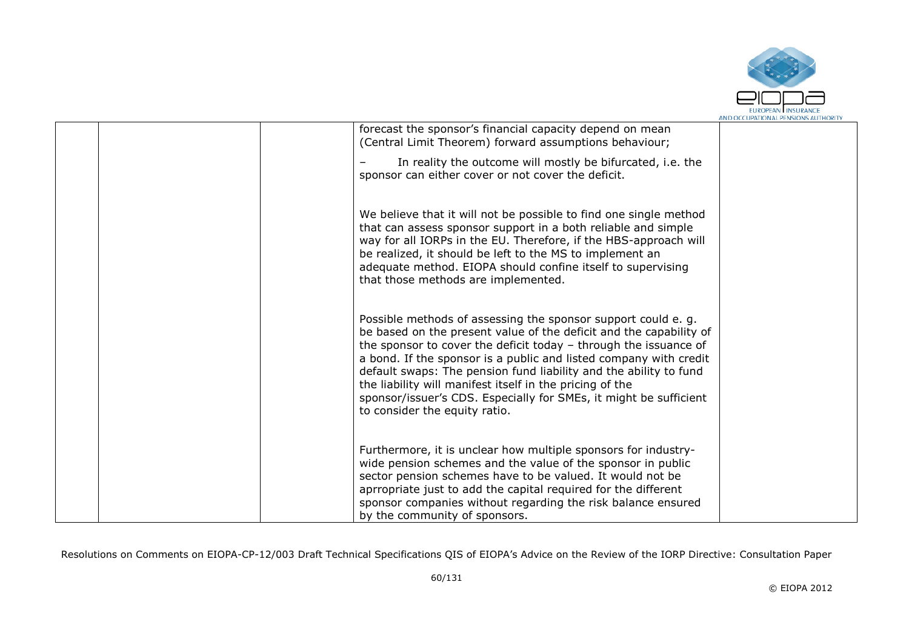| | | | forecast the sponsor's financial capacity depend on mean (Central Limit Theorem) forward assumptions behaviour;<br><br>– In reality the outcome will mostly be bifurcated, i.e. the sponsor can either cover or not cover the deficit.<br><br>We believe that it will not be possible to find one single method that can assess sponsor support in a both reliable and simple way for all IORPs in the EU. Therefore, if the HBS-approach will be realized, it should be left to the MS to implement an adequate method. EIOPA should confine itself to supervising that those methods are implemented.<br><br>Possible methods of assessing the sponsor support could e. g. be based on the present value of the deficit and the capability of the sponsor to cover the deficit today – through the issuance of a bond. If the sponsor is a public and listed company with credit default swaps: The pension fund liability and the ability to fund the liability will manifest itself in the pricing of the sponsor/issuer's CDS. Especially for SMEs, it might be sufficient to consider the equity ratio.<br><br>Furthermore, it is unclear how multiple sponsors for industry-wide pension schemes and the value of the sponsor in public sector pension schemes have to be valued. It would not be aprropriate just to add the capital required for the different sponsor companies without regarding the risk balance ensured by the community of sponsors. | |
|---|---|---|---|---|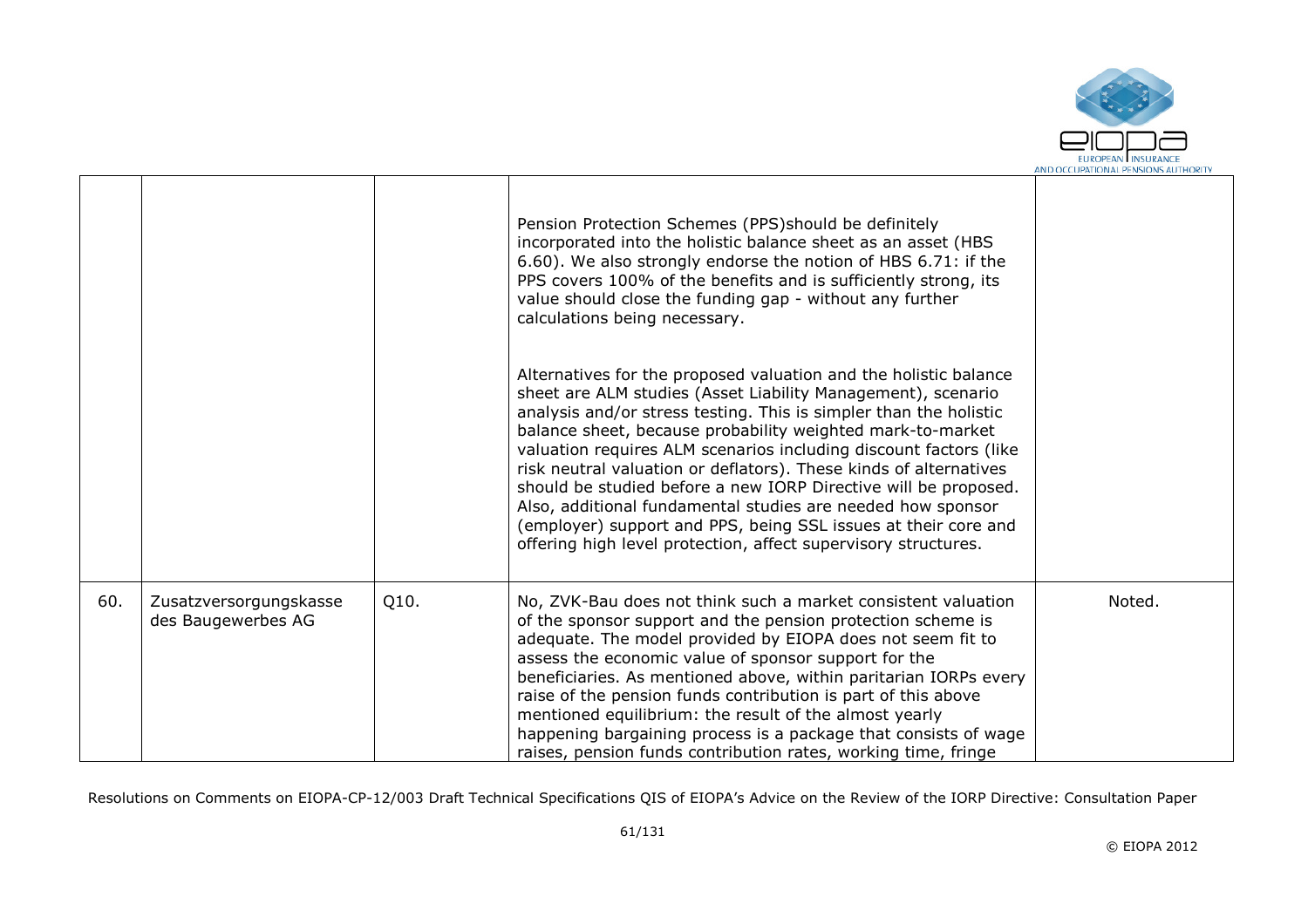|  |  |  |  |  |
|---|---|---|---|---|
|  |  |  | Pension Protection Schemes (PPS)should be definitely incorporated into the holistic balance sheet as an asset (HBS 6.60). We also strongly endorse the notion of HBS 6.71: if the PPS covers 100% of the benefits and is sufficiently strong, its value should close the funding gap - without any further calculations being necessary.<br><br>Alternatives for the proposed valuation and the holistic balance sheet are ALM studies (Asset Liability Management), scenario analysis and/or stress testing. This is simpler than the holistic balance sheet, because probability weighted mark-to-market valuation requires ALM scenarios including discount factors (like risk neutral valuation or deflators). These kinds of alternatives should be studied before a new IORP Directive will be proposed. Also, additional fundamental studies are needed how sponsor (employer) support and PPS, being SSL issues at their core and offering high level protection, affect supervisory structures. |  |
| 60. | Zusatzversorgungskasse des Baugewerbes AG | Q10. | No, ZVK-Bau does not think such a market consistent valuation of the sponsor support and the pension protection scheme is adequate. The model provided by EIOPA does not seem fit to assess the economic value of sponsor support for the beneficiaries. As mentioned above, within paritarian IORPs every raise of the pension funds contribution is part of this above mentioned equilibrium: the result of the almost yearly happening bargaining process is a package that consists of wage raises, pension funds contribution rates, working time, fringe | Noted. |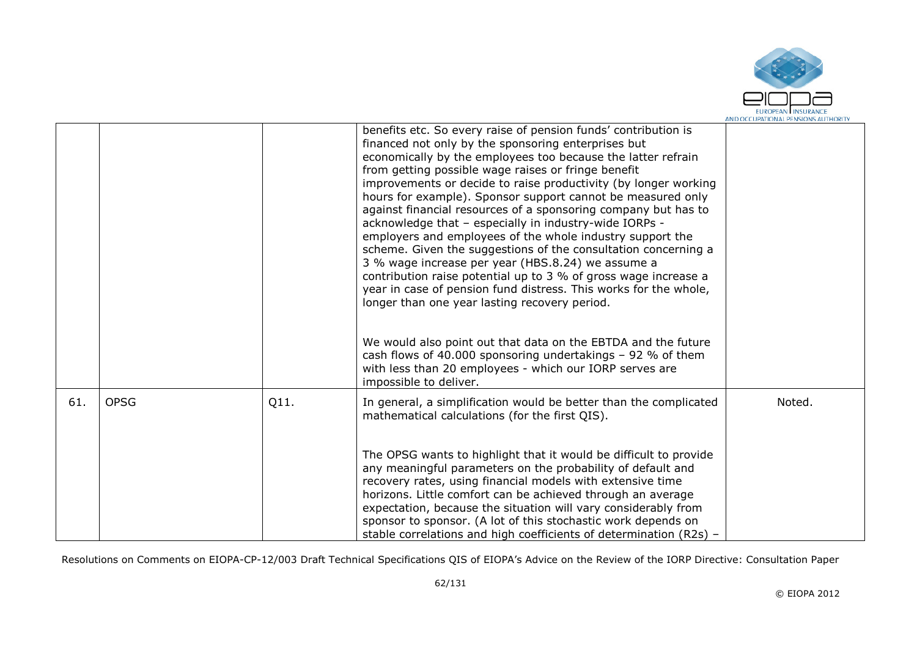|  |  |  | benefits etc. So every raise of pension funds' contribution is financed not only by the sponsoring enterprises but economically by the employees too because the latter refrain from getting possible wage raises or fringe benefit improvements or decide to raise productivity (by longer working hours for example). Sponsor support cannot be measured only against financial resources of a sponsoring company but has to acknowledge that – especially in industry-wide IORPs - employers and employees of the whole industry support the scheme. Given the suggestions of the consultation concerning a 3 % wage increase per year (HBS.8.24) we assume a contribution raise potential up to 3 % of gross wage increase a year in case of pension fund distress. This works for the whole, longer than one year lasting recovery period.<br><br>We would also point out that data on the EBTDA and the future cash flows of 40.000 sponsoring undertakings – 92 % of them with less than 20 employees - which our IORP serves are impossible to deliver. |  |
|---|---|---|---|---|
| 61. | OPSG | Q11. | In general, a simplification would be better than the complicated mathematical calculations (for the first QIS).<br><br>The OPSG wants to highlight that it would be difficult to provide any meaningful parameters on the probability of default and recovery rates, using financial models with extensive time horizons. Little comfort can be achieved through an average expectation, because the situation will vary considerably from sponsor to sponsor. (A lot of this stochastic work depends on stable correlations and high coefficients of determination ($R^2$s) – | Noted. |

Resolutions on Comments on EIOPA-CP-12/003 Draft Technical Specifications QIS of EIOPA's Advice on the Review of the IORP Directive: Consultation Paper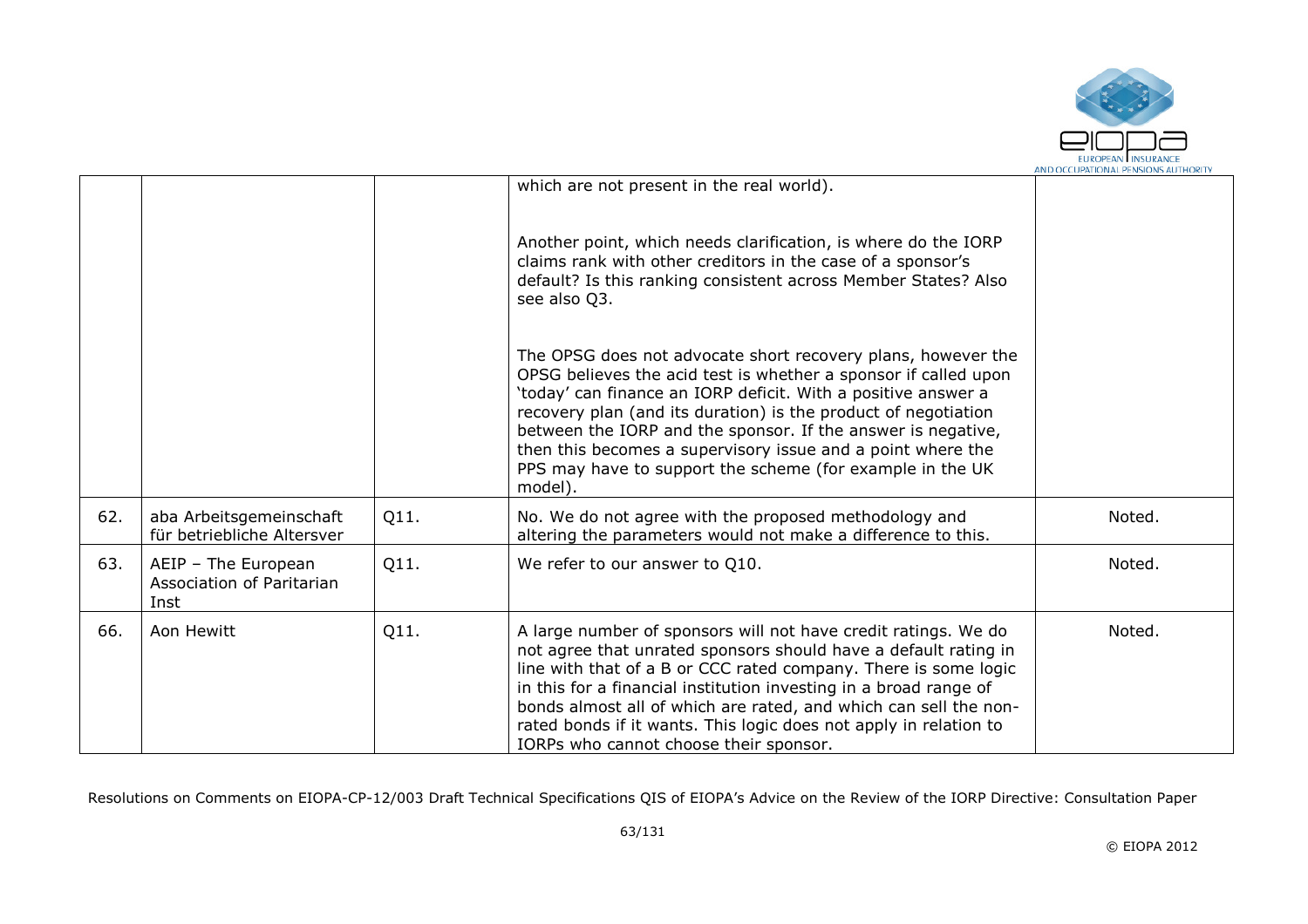| | | | | |
|---|---|---|---|---|
| | | | which are not present in the real world).<br><br>Another point, which needs clarification, is where do the IORP claims rank with other creditors in the case of a sponsor's default? Is this ranking consistent across Member States? Also see also Q3.<br><br>The OPSG does not advocate short recovery plans, however the OPSG believes the acid test is whether a sponsor if called upon 'today' can finance an IORP deficit. With a positive answer a recovery plan (and its duration) is the product of negotiation between the IORP and the sponsor. If the answer is negative, then this becomes a supervisory issue and a point where the PPS may have to support the scheme (for example in the UK model). | |
| 62. | aba Arbeitsgemeinschaft für betriebliche Altersver | Q11. | No. We do not agree with the proposed methodology and altering the parameters would not make a difference to this. | Noted. |
| 63. | AEIP – The European Association of Paritarian Inst | Q11. | We refer to our answer to Q10. | Noted. |
| 66. | Aon Hewitt | Q11. | A large number of sponsors will not have credit ratings. We do not agree that unrated sponsors should have a default rating in line with that of a B or CCC rated company. There is some logic in this for a financial institution investing in a broad range of bonds almost all of which are rated, and which can sell the non-rated bonds if it wants. This logic does not apply in relation to IORPs who cannot choose their sponsor. | Noted. |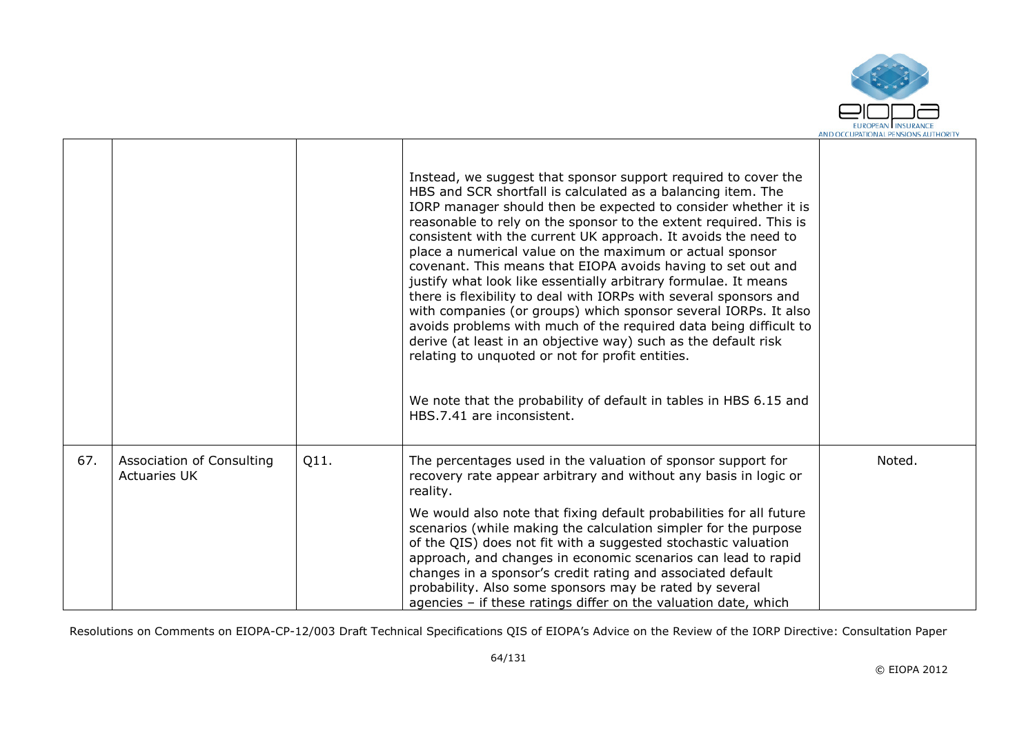|  |  |  | Instead, we suggest that sponsor support required to cover the HBS and SCR shortfall is calculated as a balancing item. The IORP manager should then be expected to consider whether it is reasonable to rely on the sponsor to the extent required. This is consistent with the current UK approach. It avoids the need to place a numerical value on the maximum or actual sponsor covenant. This means that EIOPA avoids having to set out and justify what look like essentially arbitrary formulae. It means there is flexibility to deal with IORPs with several sponsors and with companies (or groups) which sponsor several IORPs. It also avoids problems with much of the required data being difficult to derive (at least in an objective way) such as the default risk relating to unquoted or not for profit entities.<br><br>We note that the probability of default in tables in HBS 6.15 and HBS.7.41 are inconsistent. |  |
|---|---|---|---|---|
| 67. | Association of Consulting Actuaries UK | Q11. | The percentages used in the valuation of sponsor support for recovery rate appear arbitrary and without any basis in logic or reality.<br><br>We would also note that fixing default probabilities for all future scenarios (while making the calculation simpler for the purpose of the QIS) does not fit with a suggested stochastic valuation approach, and changes in economic scenarios can lead to rapid changes in a sponsor's credit rating and associated default probability. Also some sponsors may be rated by several agencies – if these ratings differ on the valuation date, which | Noted. |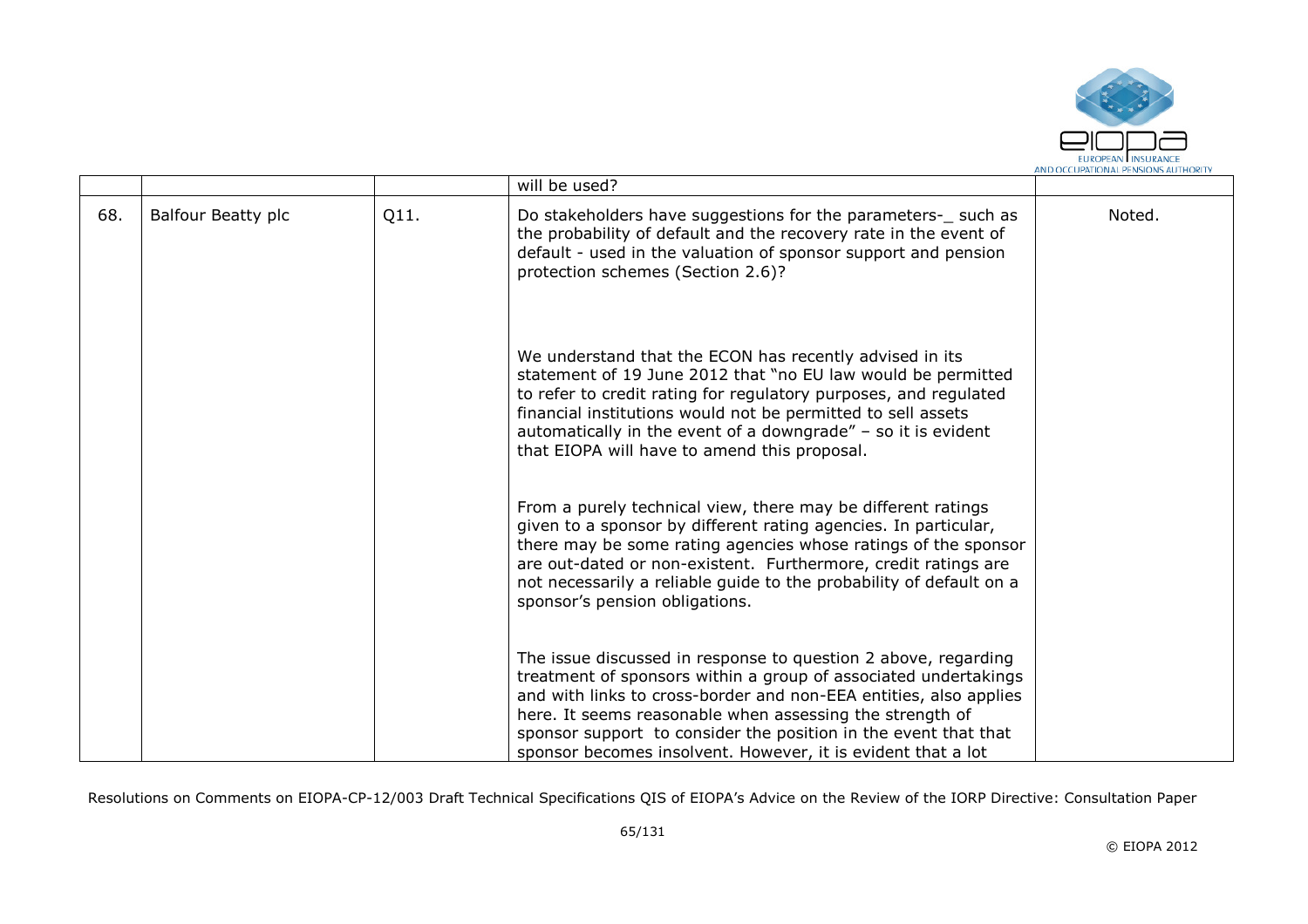| | | | | |
|---|---|---|---|---|
| | | | will be used? | |
| 68. | Balfour Beatty plc | Q11. | Do stakeholders have suggestions for the parameters-_ such as the probability of default and the recovery rate in the event of default - used in the valuation of sponsor support and pension protection schemes (Section 2.6)?<br><br>We understand that the ECON has recently advised in its statement of 19 June 2012 that "no EU law would be permitted to refer to credit rating for regulatory purposes, and regulated financial institutions would not be permitted to sell assets automatically in the event of a downgrade" – so it is evident that EIOPA will have to amend this proposal.<br><br>From a purely technical view, there may be different ratings given to a sponsor by different rating agencies. In particular, there may be some rating agencies whose ratings of the sponsor are out-dated or non-existent. Furthermore, credit ratings are not necessarily a reliable guide to the probability of default on a sponsor's pension obligations.<br><br>The issue discussed in response to question 2 above, regarding treatment of sponsors within a group of associated undertakings and with links to cross-border and non-EEA entities, also applies here. It seems reasonable when assessing the strength of sponsor support to consider the position in the event that that sponsor becomes insolvent. However, it is evident that a lot | Noted. |

Resolutions on Comments on EIOPA-CP-12/003 Draft Technical Specifications QIS of EIOPA's Advice on the Review of the IORP Directive: Consultation Paper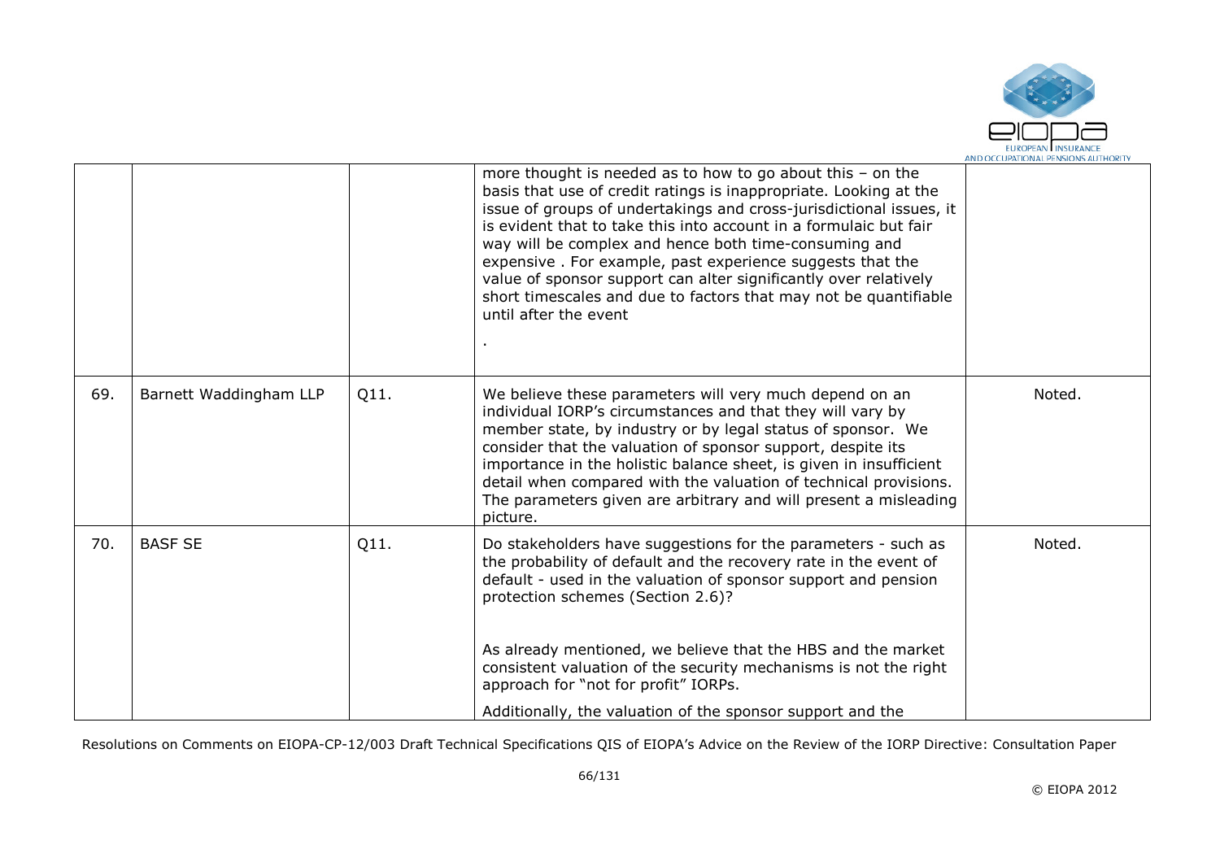|  |  |  |  |  |
|---|---|---|---|---|
|  |  |  | more thought is needed as to how to go about this – on the basis that use of credit ratings is inappropriate. Looking at the issue of groups of undertakings and cross-jurisdictional issues, it is evident that to take this into account in a formulaic but fair way will be complex and hence both time-consuming and expensive . For example, past experience suggests that the value of sponsor support can alter significantly over relatively short timescales and due to factors that may not be quantifiable until after the event<br><br>. |  |
| 69. | Barnett Waddingham LLP | Q11. | We believe these parameters will very much depend on an individual IORP's circumstances and that they will vary by member state, by industry or by legal status of sponsor. We consider that the valuation of sponsor support, despite its importance in the holistic balance sheet, is given in insufficient detail when compared with the valuation of technical provisions. The parameters given are arbitrary and will present a misleading picture. | Noted. |
| 70. | BASF SE | Q11. | Do stakeholders have suggestions for the parameters - such as the probability of default and the recovery rate in the event of default - used in the valuation of sponsor support and pension protection schemes (Section 2.6)?<br><br>As already mentioned, we believe that the HBS and the market consistent valuation of the security mechanisms is not the right approach for "not for profit" IORPs.<br><br>Additionally, the valuation of the sponsor support and the | Noted. |

Resolutions on Comments on EIOPA-CP-12/003 Draft Technical Specifications QIS of EIOPA's Advice on the Review of the IORP Directive: Consultation Paper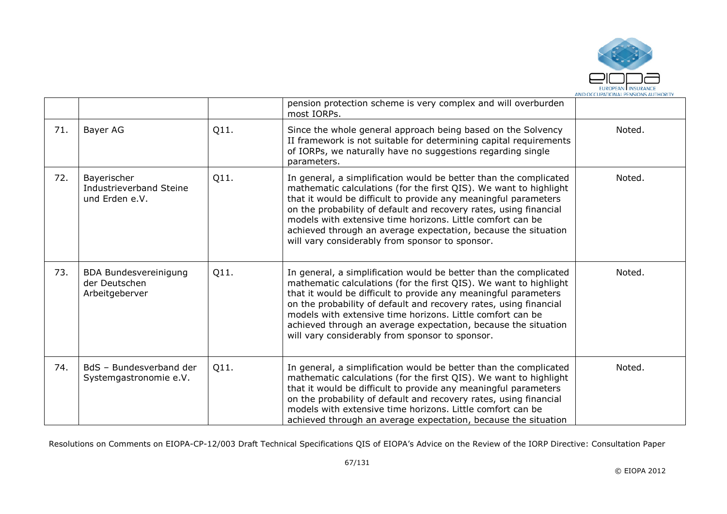| | | | pension protection scheme is very complex and will overburden most IORPs. | |
|---|---|---|---|---|
| 71. | Bayer AG | Q11. | Since the whole general approach being based on the Solvency II framework is not suitable for determining capital requirements of IORPs, we naturally have no suggestions regarding single parameters. | Noted. |
| 72. | Bayerischer Industrieverband Steine und Erden e.V. | Q11. | In general, a simplification would be better than the complicated mathematic calculations (for the first QIS). We want to highlight that it would be difficult to provide any meaningful parameters on the probability of default and recovery rates, using financial models with extensive time horizons. Little comfort can be achieved through an average expectation, because the situation will vary considerably from sponsor to sponsor. | Noted. |
| 73. | BDA Bundesvereinigung der Deutschen Arbeitgeberver | Q11. | In general, a simplification would be better than the complicated mathematic calculations (for the first QIS). We want to highlight that it would be difficult to provide any meaningful parameters on the probability of default and recovery rates, using financial models with extensive time horizons. Little comfort can be achieved through an average expectation, because the situation will vary considerably from sponsor to sponsor. | Noted. |
| 74. | BdS – Bundesverband der Systemgastronomie e.V. | Q11. | In general, a simplification would be better than the complicated mathematic calculations (for the first QIS). We want to highlight that it would be difficult to provide any meaningful parameters on the probability of default and recovery rates, using financial models with extensive time horizons. Little comfort can be achieved through an average expectation, because the situation | Noted. |

Resolutions on Comments on EIOPA-CP-12/003 Draft Technical Specifications QIS of EIOPA's Advice on the Review of the IORP Directive: Consultation Paper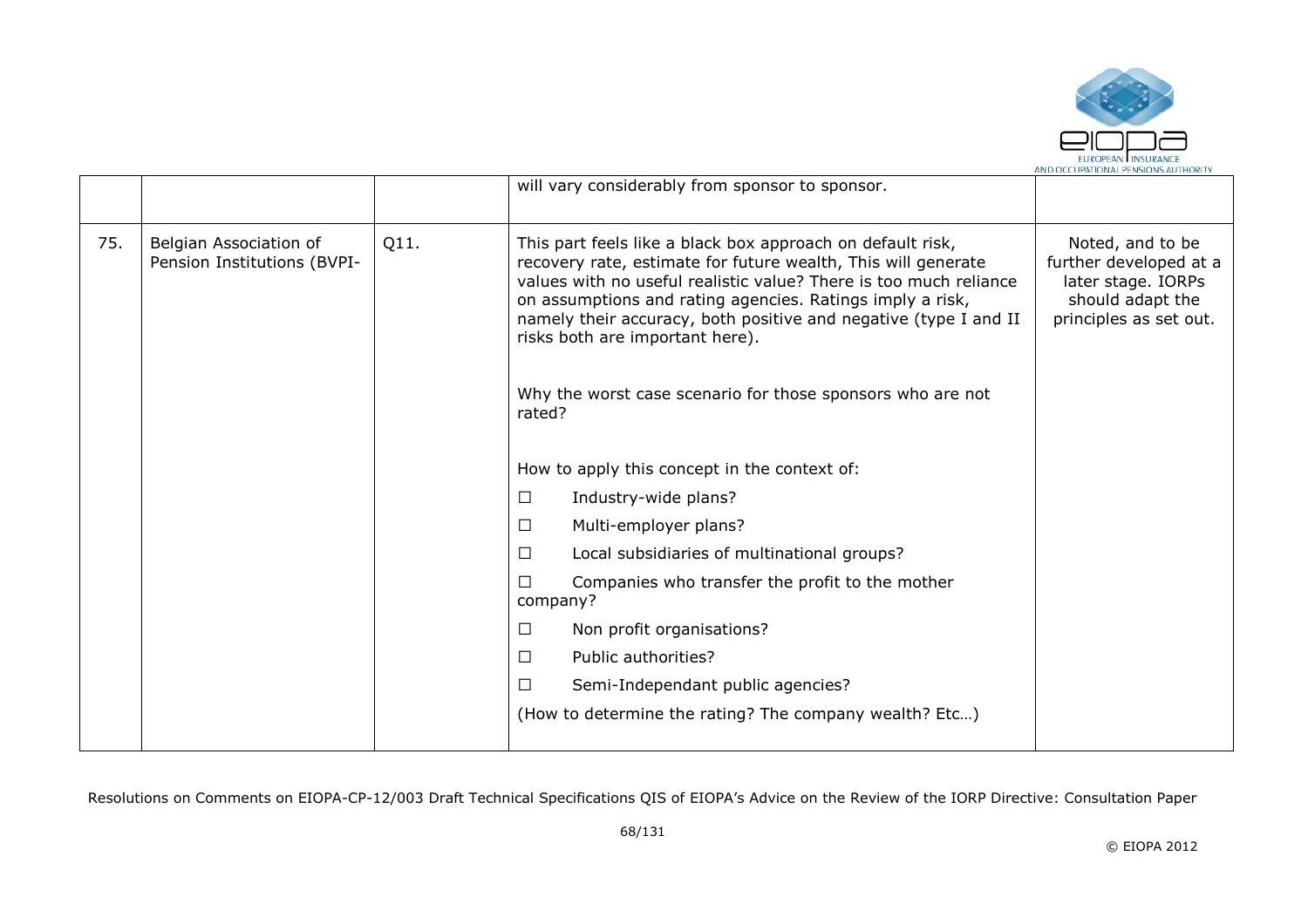|  |  |  | will vary considerably from sponsor to sponsor. |  |
|---|---|---|---|---|
| 75. | Belgian Association of Pension Institutions (BVPI- | Q11. | This part feels like a black box approach on default risk, recovery rate, estimate for future wealth, This will generate values with no useful realistic value? There is too much reliance on assumptions and rating agencies. Ratings imply a risk, namely their accuracy, both positive and negative (type I and II risks both are important here).<br><br>Why the worst case scenario for those sponsors who are not rated?<br><br>How to apply this concept in the context of:<br>☐ Industry-wide plans?<br>☐ Multi-employer plans?<br>☐ Local subsidiaries of multinational groups?<br>☐ Companies who transfer the profit to the mother company?<br>☐ Non profit organisations?<br>☐ Public authorities?<br>☐ Semi-Independant public agencies?<br>(How to determine the rating? The company wealth? Etc…) | Noted, and to be further developed at a later stage. IORPs should adapt the principles as set out. |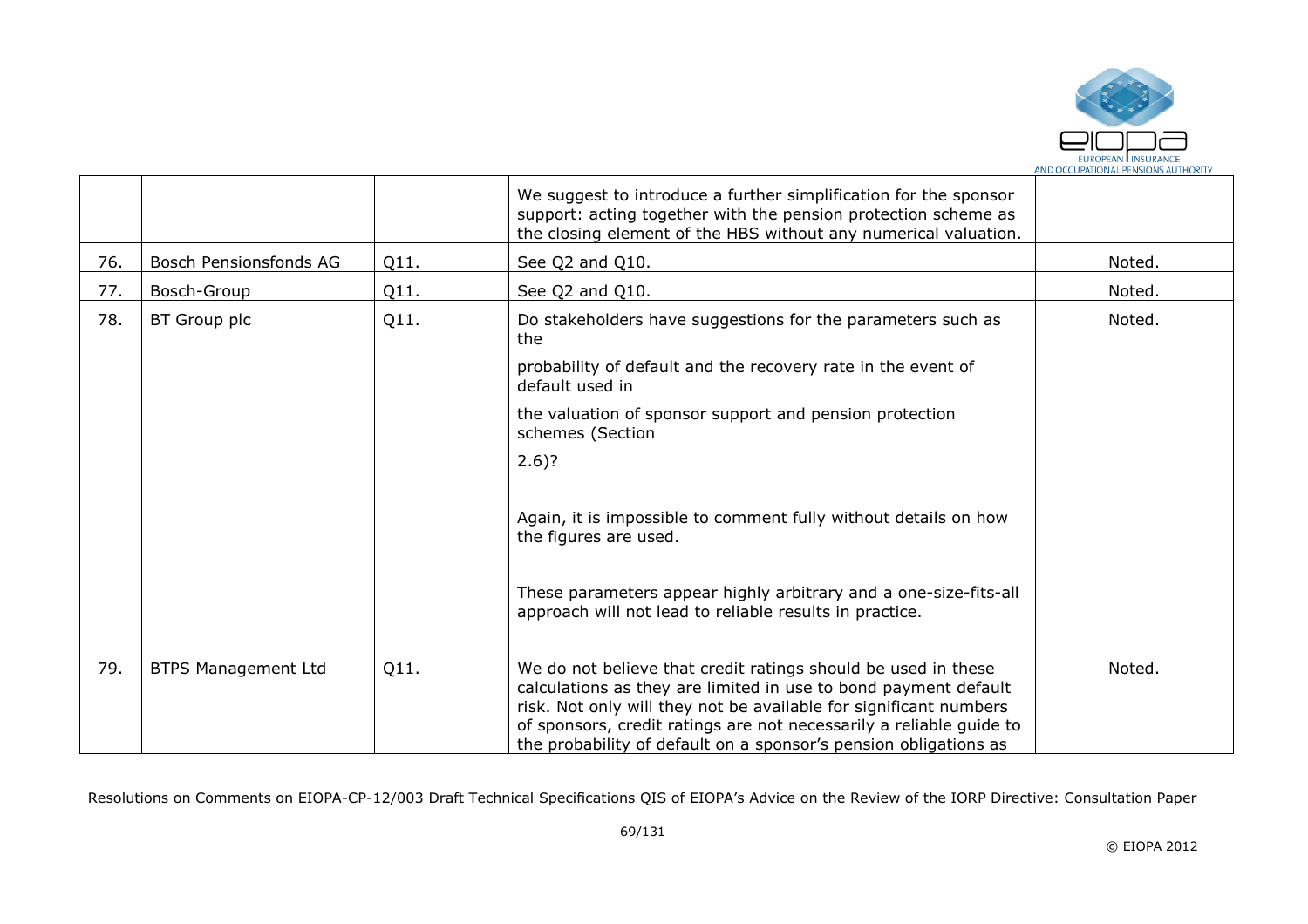|  |  |  | We suggest to introduce a further simplification for the sponsor support: acting together with the pension protection scheme as the closing element of the HBS without any numerical valuation. |  |
|---|---|---|---|---|
| 76. | Bosch Pensionsfonds AG | Q11. | See Q2 and Q10. | Noted. |
| 77. | Bosch-Group | Q11. | See Q2 and Q10. | Noted. |
| 78. | BT Group plc | Q11. | Do stakeholders have suggestions for the parameters such as the<br><br>probability of default and the recovery rate in the event of default used in<br><br>the valuation of sponsor support and pension protection schemes (Section<br><br>2.6)?<br><br>Again, it is impossible to comment fully without details on how the figures are used.<br><br>These parameters appear highly arbitrary and a one-size-fits-all approach will not lead to reliable results in practice. | Noted. |
| 79. | BTPS Management Ltd | Q11. | We do not believe that credit ratings should be used in these calculations as they are limited in use to bond payment default risk. Not only will they not be available for significant numbers of sponsors, credit ratings are not necessarily a reliable guide to the probability of default on a sponsor's pension obligations as | Noted. |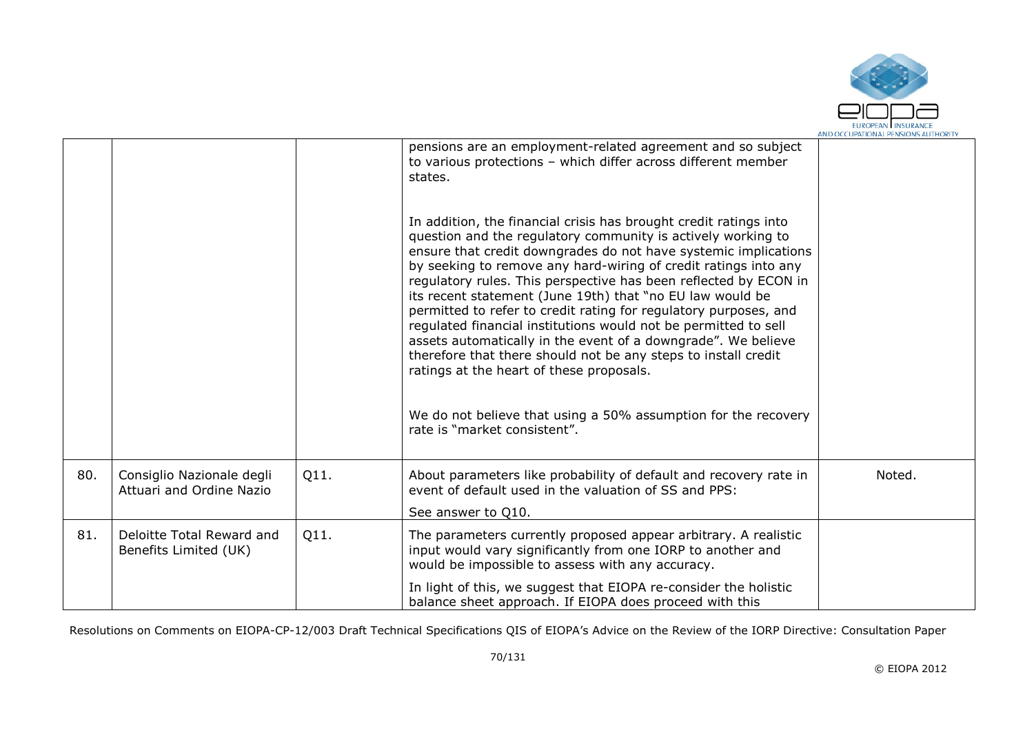|  |  |  |  |  |
|---|---|---|---|---|
|  |  |  | pensions are an employment-related agreement and so subject to various protections – which differ across different member states.<br><br>In addition, the financial crisis has brought credit ratings into question and the regulatory community is actively working to ensure that credit downgrades do not have systemic implications by seeking to remove any hard-wiring of credit ratings into any regulatory rules. This perspective has been reflected by ECON in its recent statement (June 19th) that "no EU law would be permitted to refer to credit rating for regulatory purposes, and regulated financial institutions would not be permitted to sell assets automatically in the event of a downgrade". We believe therefore that there should not be any steps to install credit ratings at the heart of these proposals.<br><br>We do not believe that using a 50% assumption for the recovery rate is "market consistent". |  |
| 80. | Consiglio Nazionale degli Attuari and Ordine Nazio | Q11. | About parameters like probability of default and recovery rate in event of default used in the valuation of SS and PPS:<br><br>See answer to Q10. | Noted. |
| 81. | Deloitte Total Reward and Benefits Limited (UK) | Q11. | The parameters currently proposed appear arbitrary. A realistic input would vary significantly from one IORP to another and would be impossible to assess with any accuracy.<br><br>In light of this, we suggest that EIOPA re-consider the holistic balance sheet approach. If EIOPA does proceed with this |  |

Resolutions on Comments on EIOPA-CP-12/003 Draft Technical Specifications QIS of EIOPA's Advice on the Review of the IORP Directive: Consultation Paper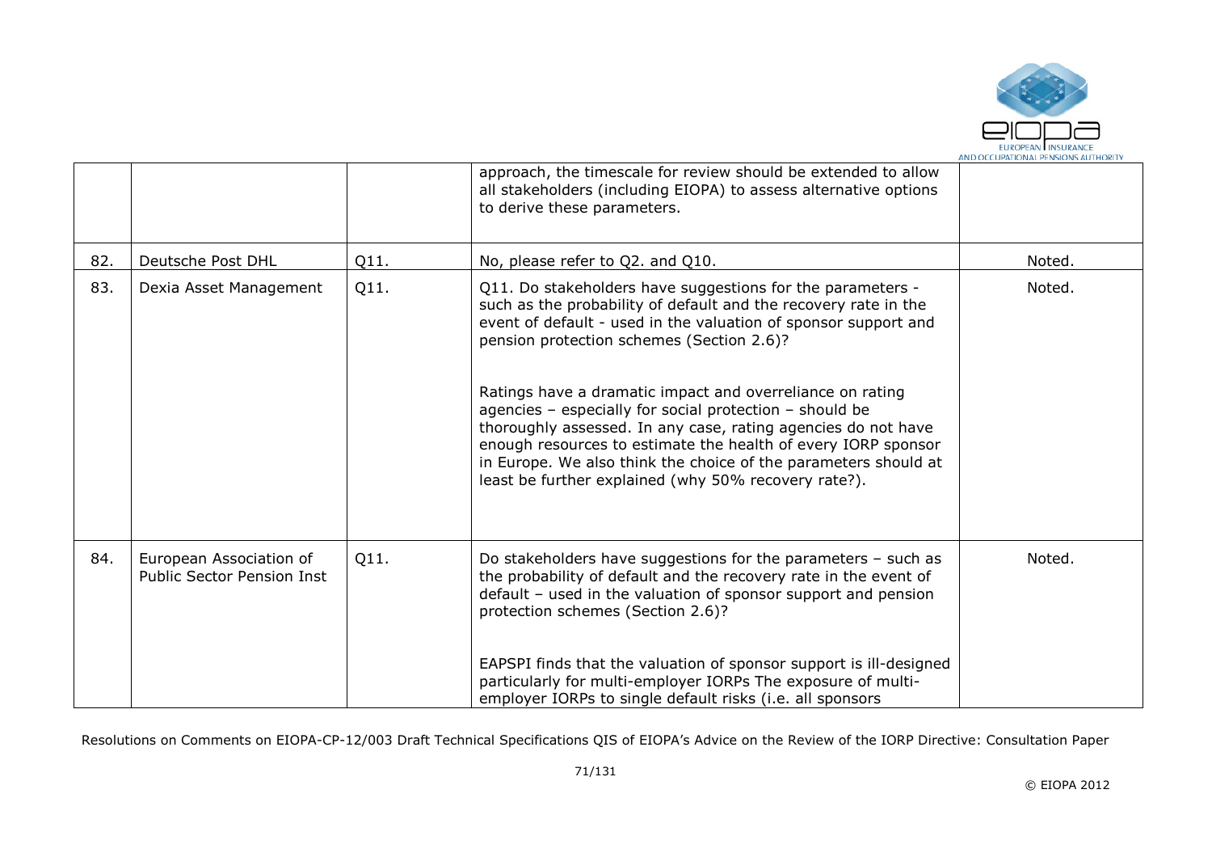|  |  |  |  |  |
|---|---|---|---|---|
|  |  |  | approach, the timescale for review should be extended to allow all stakeholders (including EIOPA) to assess alternative options to derive these parameters. |  |
| 82. | Deutsche Post DHL | Q11. | No, please refer to Q2. and Q10. | Noted. |
| 83. | Dexia Asset Management | Q11. | Q11. Do stakeholders have suggestions for the parameters - such as the probability of default and the recovery rate in the event of default - used in the valuation of sponsor support and pension protection schemes (Section 2.6)?<br><br>Ratings have a dramatic impact and overreliance on rating agencies – especially for social protection – should be thoroughly assessed. In any case, rating agencies do not have enough resources to estimate the health of every IORP sponsor in Europe. We also think the choice of the parameters should at least be further explained (why 50% recovery rate?). | Noted. |
| 84. | European Association of Public Sector Pension Inst | Q11. | Do stakeholders have suggestions for the parameters – such as the probability of default and the recovery rate in the event of default – used in the valuation of sponsor support and pension protection schemes (Section 2.6)?<br><br>EAPSPI finds that the valuation of sponsor support is ill-designed particularly for multi-employer IORPs The exposure of multi-employer IORPs to single default risks (i.e. all sponsors | Noted. |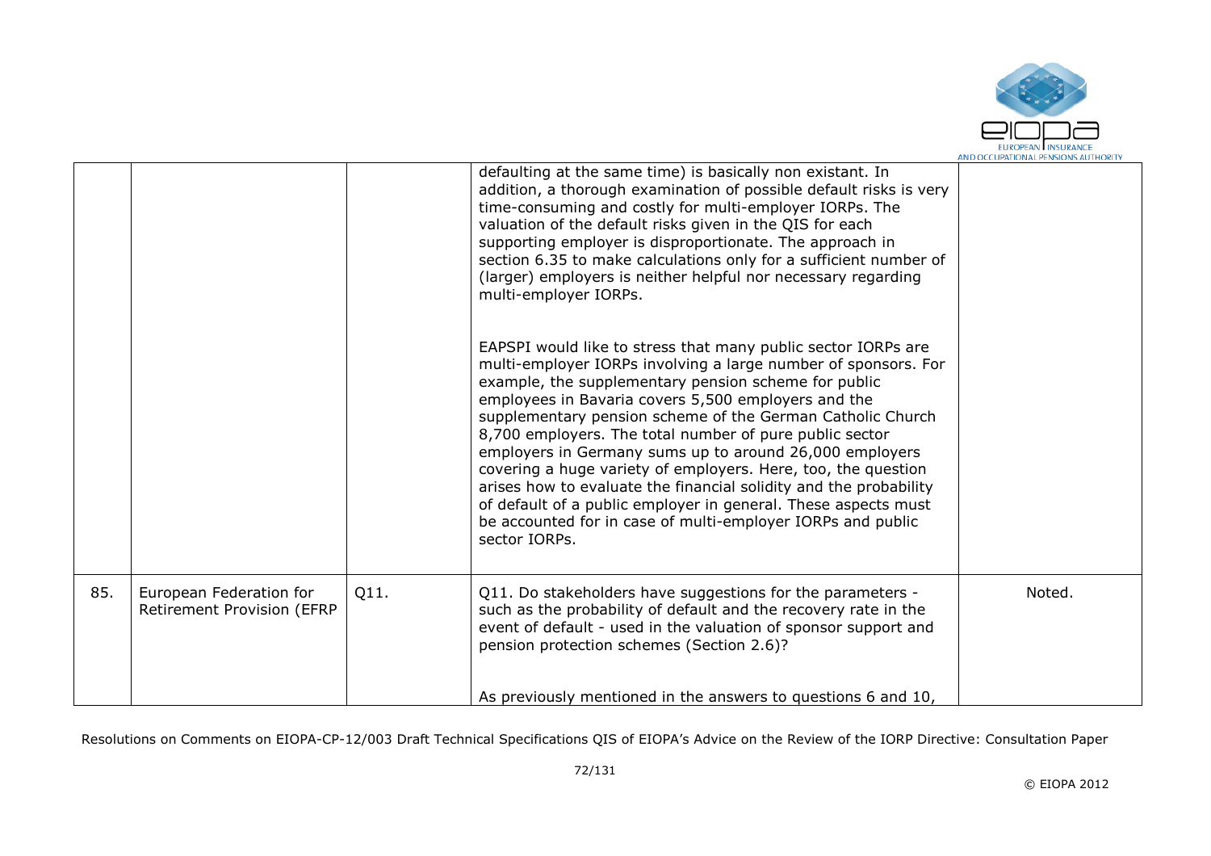| | | | | |
|---|---|---|---|---|
| | | | defaulting at the same time) is basically non existant. In addition, a thorough examination of possible default risks is very time-consuming and costly for multi-employer IORPs. The valuation of the default risks given in the QIS for each supporting employer is disproportionate. The approach in section 6.35 to make calculations only for a sufficient number of (larger) employers is neither helpful nor necessary regarding multi-employer IORPs.<br><br>EAPSPI would like to stress that many public sector IORPs are multi-employer IORPs involving a large number of sponsors. For example, the supplementary pension scheme for public employees in Bavaria covers 5,500 employers and the supplementary pension scheme of the German Catholic Church 8,700 employers. The total number of pure public sector employers in Germany sums up to around 26,000 employers covering a huge variety of employers. Here, too, the question arises how to evaluate the financial solidity and the probability of default of a public employer in general. These aspects must be accounted for in case of multi-employer IORPs and public sector IORPs. | |
| 85. | European Federation for Retirement Provision (EFRP | Q11. | Q11. Do stakeholders have suggestions for the parameters - such as the probability of default and the recovery rate in the event of default - used in the valuation of sponsor support and pension protection schemes (Section 2.6)?<br><br>As previously mentioned in the answers to questions 6 and 10, | Noted. |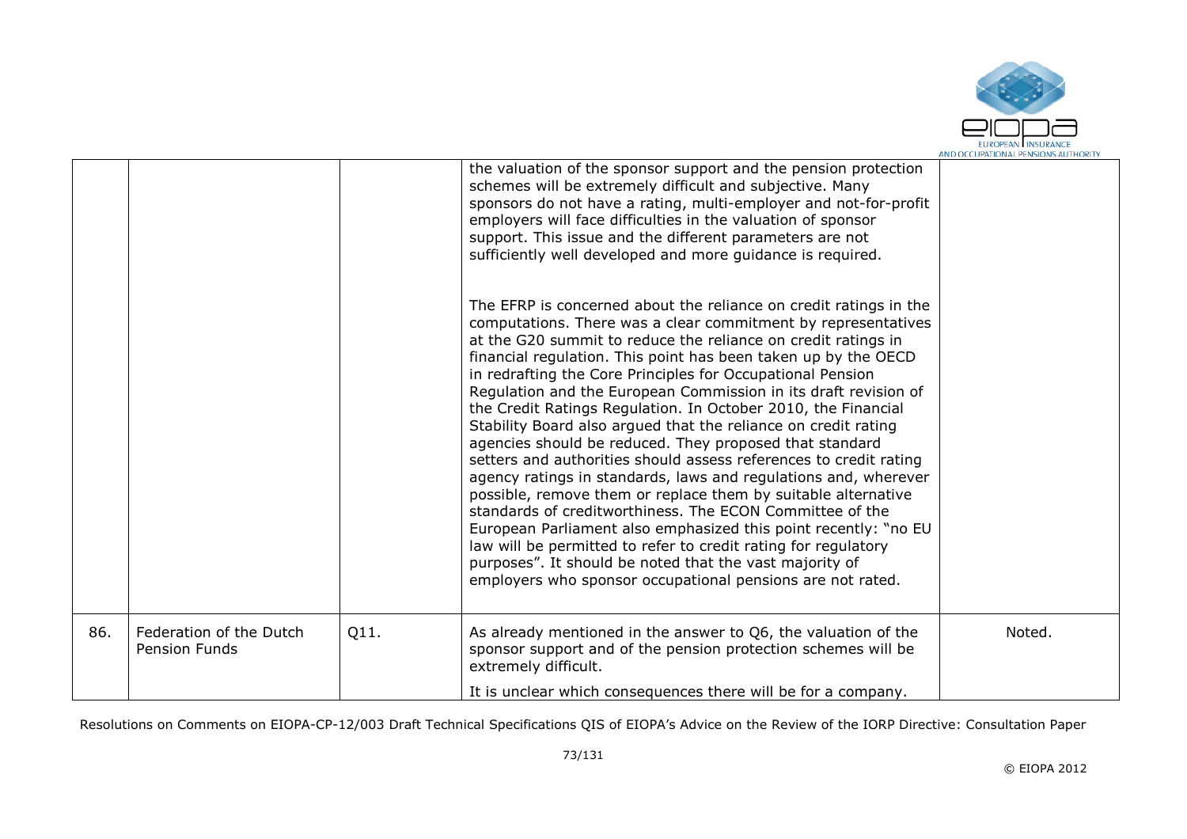| | | | | |
|---|---|---|---|---|
| | | | the valuation of the sponsor support and the pension protection schemes will be extremely difficult and subjective. Many sponsors do not have a rating, multi-employer and not-for-profit employers will face difficulties in the valuation of sponsor support. This issue and the different parameters are not sufficiently well developed and more guidance is required.<br><br>The EFRP is concerned about the reliance on credit ratings in the computations. There was a clear commitment by representatives at the G20 summit to reduce the reliance on credit ratings in financial regulation. This point has been taken up by the OECD in redrafting the Core Principles for Occupational Pension Regulation and the European Commission in its draft revision of the Credit Ratings Regulation. In October 2010, the Financial Stability Board also argued that the reliance on credit rating agencies should be reduced. They proposed that standard setters and authorities should assess references to credit rating agency ratings in standards, laws and regulations and, wherever possible, remove them or replace them by suitable alternative standards of creditworthiness. The ECON Committee of the European Parliament also emphasized this point recently: "no EU law will be permitted to refer to credit rating for regulatory purposes". It should be noted that the vast majority of employers who sponsor occupational pensions are not rated. | |
| 86. | Federation of the Dutch Pension Funds | Q11. | As already mentioned in the answer to Q6, the valuation of the sponsor support and of the pension protection schemes will be extremely difficult.<br><br>It is unclear which consequences there will be for a company. | Noted. |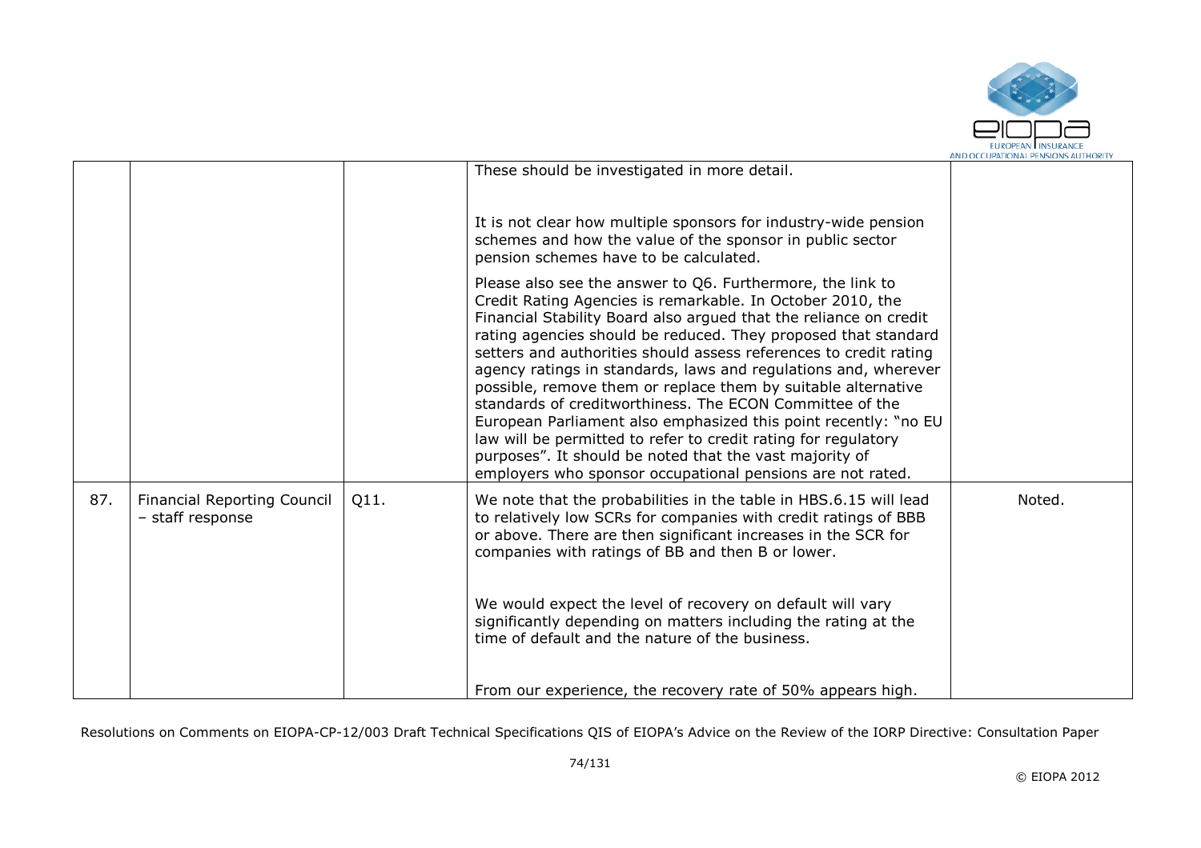| | | | | |
|---|---|---|---|---|
| | | | These should be investigated in more detail.<br><br>It is not clear how multiple sponsors for industry-wide pension schemes and how the value of the sponsor in public sector pension schemes have to be calculated.<br><br>Please also see the answer to Q6. Furthermore, the link to Credit Rating Agencies is remarkable. In October 2010, the Financial Stability Board also argued that the reliance on credit rating agencies should be reduced. They proposed that standard setters and authorities should assess references to credit rating agency ratings in standards, laws and regulations and, wherever possible, remove them or replace them by suitable alternative standards of creditworthiness. The ECON Committee of the European Parliament also emphasized this point recently: "no EU law will be permitted to refer to credit rating for regulatory purposes". It should be noted that the vast majority of employers who sponsor occupational pensions are not rated. | |
| 87. | Financial Reporting Council – staff response | Q11. | We note that the probabilities in the table in HBS.6.15 will lead to relatively low SCRs for companies with credit ratings of BBB or above. There are then significant increases in the SCR for companies with ratings of BB and then B or lower.<br><br>We would expect the level of recovery on default will vary significantly depending on matters including the rating at the time of default and the nature of the business.<br><br>From our experience, the recovery rate of 50% appears high. | Noted. |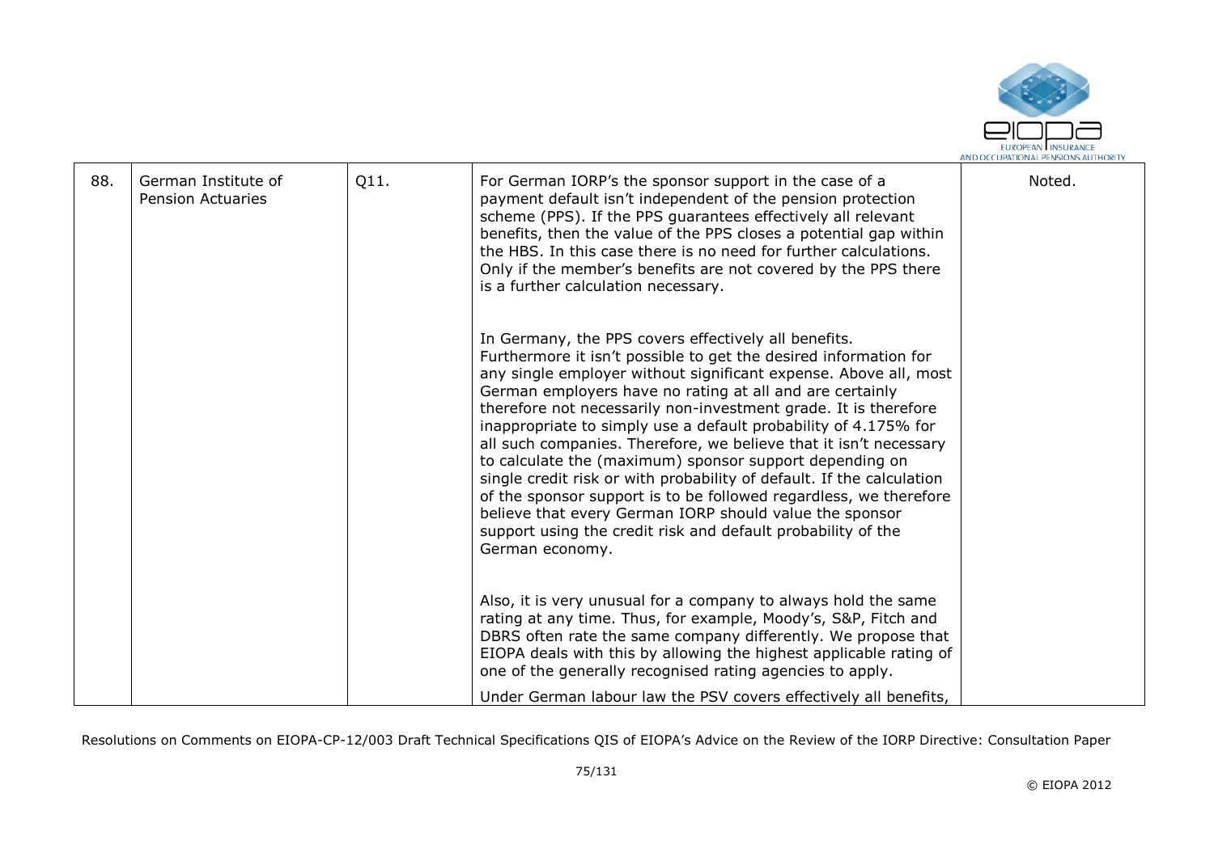| 88. | German Institute of Pension Actuaries | Q11. | For German IORP's the sponsor support in the case of a payment default isn't independent of the pension protection scheme (PPS). If the PPS guarantees effectively all relevant benefits, then the value of the PPS closes a potential gap within the HBS. In this case there is no need for further calculations. Only if the member's benefits are not covered by the PPS there is a further calculation necessary.<br><br>In Germany, the PPS covers effectively all benefits. Furthermore it isn't possible to get the desired information for any single employer without significant expense. Above all, most German employers have no rating at all and are certainly therefore not necessarily non-investment grade. It is therefore inappropriate to simply use a default probability of 4.175% for all such companies. Therefore, we believe that it isn't necessary to calculate the (maximum) sponsor support depending on single credit risk or with probability of default. If the calculation of the sponsor support is to be followed regardless, we therefore believe that every German IORP should value the sponsor support using the credit risk and default probability of the German economy.<br><br>Also, it is very unusual for a company to always hold the same rating at any time. Thus, for example, Moody's, S&P, Fitch and DBRS often rate the same company differently. We propose that EIOPA deals with this by allowing the highest applicable rating of one of the generally recognised rating agencies to apply.<br><br>Under German labour law the PSV covers effectively all benefits, | Noted. |
|---|---|---|---|---|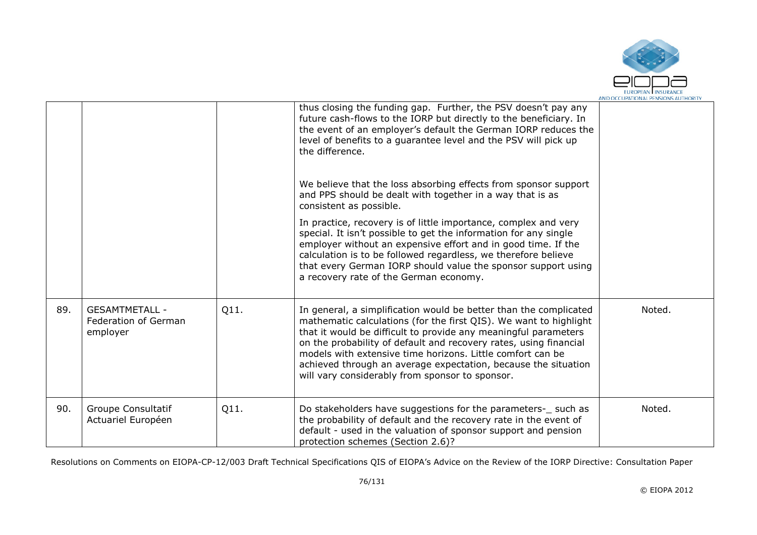|  |  |  | thus closing the funding gap. Further, the PSV doesn't pay any future cash-flows to the IORP but directly to the beneficiary. In the event of an employer's default the German IORP reduces the level of benefits to a guarantee level and the PSV will pick up the difference.<br><br>We believe that the loss absorbing effects from sponsor support and PPS should be dealt with together in a way that is as consistent as possible.<br><br>In practice, recovery is of little importance, complex and very special. It isn't possible to get the information for any single employer without an expensive effort and in good time. If the calculation is to be followed regardless, we therefore believe that every German IORP should value the sponsor support using a recovery rate of the German economy. |  |
|---|---|---|---|---|
| 89. | GESAMTMETALL - Federation of German employer | Q11. | In general, a simplification would be better than the complicated mathematic calculations (for the first QIS). We want to highlight that it would be difficult to provide any meaningful parameters on the probability of default and recovery rates, using financial models with extensive time horizons. Little comfort can be achieved through an average expectation, because the situation will vary considerably from sponsor to sponsor. | Noted. |
| 90. | Groupe Consultatif Actuariel Européen | Q11. | Do stakeholders have suggestions for the parameters-_ such as the probability of default and the recovery rate in the event of default - used in the valuation of sponsor support and pension protection schemes (Section 2.6)? | Noted. |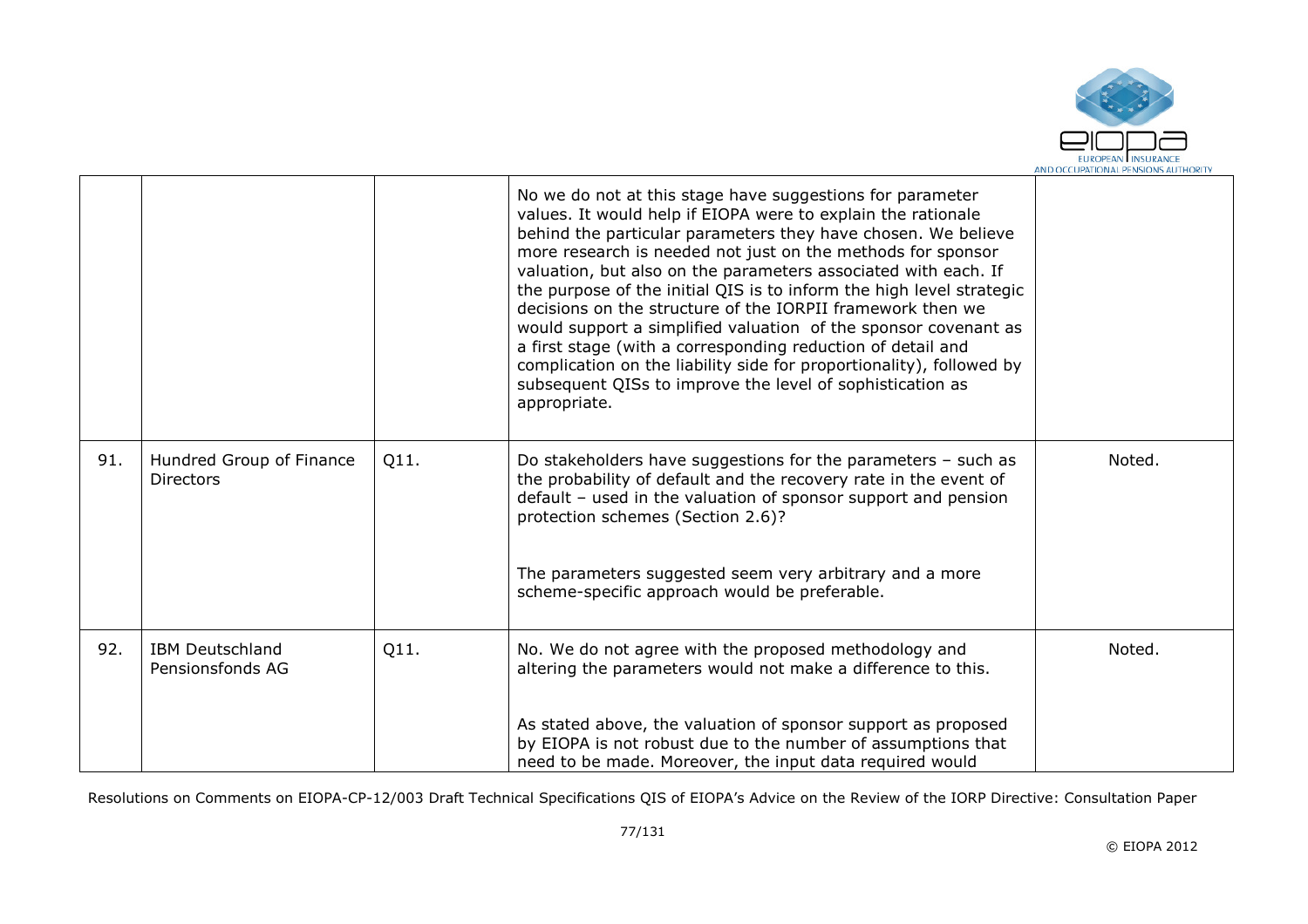| | | | No we do not at this stage have suggestions for parameter values. It would help if EIOPA were to explain the rationale behind the particular parameters they have chosen. We believe more research is needed not just on the methods for sponsor valuation, but also on the parameters associated with each. If the purpose of the initial QIS is to inform the high level strategic decisions on the structure of the IORPII framework then we would support a simplified valuation of the sponsor covenant as a first stage (with a corresponding reduction of detail and complication on the liability side for proportionality), followed by subsequent QISs to improve the level of sophistication as appropriate. | |
|---|---|---|---|---|
| 91. | Hundred Group of Finance Directors | Q11. | Do stakeholders have suggestions for the parameters – such as the probability of default and the recovery rate in the event of default – used in the valuation of sponsor support and pension protection schemes (Section 2.6)?<br><br>The parameters suggested seem very arbitrary and a more scheme-specific approach would be preferable. | Noted. |
| 92. | IBM Deutschland Pensionsfonds AG | Q11. | No. We do not agree with the proposed methodology and altering the parameters would not make a difference to this.<br><br>As stated above, the valuation of sponsor support as proposed by EIOPA is not robust due to the number of assumptions that need to be made. Moreover, the input data required would | Noted. |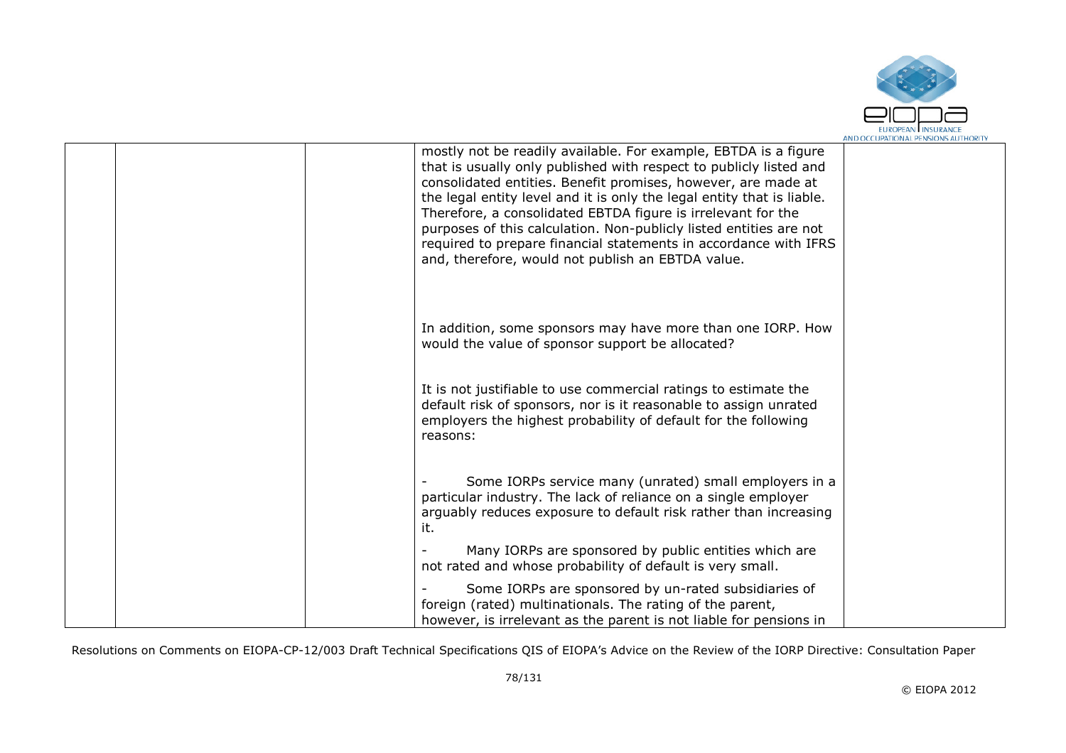| | | | | |
|---|---|---|---|---|
| | | | mostly not be readily available. For example, EBTDA is a figure that is usually only published with respect to publicly listed and consolidated entities. Benefit promises, however, are made at the legal entity level and it is only the legal entity that is liable. Therefore, a consolidated EBTDA figure is irrelevant for the purposes of this calculation. Non-publicly listed entities are not required to prepare financial statements in accordance with IFRS and, therefore, would not publish an EBTDA value.<br><br>In addition, some sponsors may have more than one IORP. How would the value of sponsor support be allocated?<br><br>It is not justifiable to use commercial ratings to estimate the default risk of sponsors, nor is it reasonable to assign unrated employers the highest probability of default for the following reasons:<br><br>- Some IORPs service many (unrated) small employers in a particular industry. The lack of reliance on a single employer arguably reduces exposure to default risk rather than increasing it.<br>- Many IORPs are sponsored by public entities which are not rated and whose probability of default is very small.<br>- Some IORPs are sponsored by un-rated subsidiaries of foreign (rated) multinationals. The rating of the parent, however, is irrelevant as the parent is not liable for pensions in | |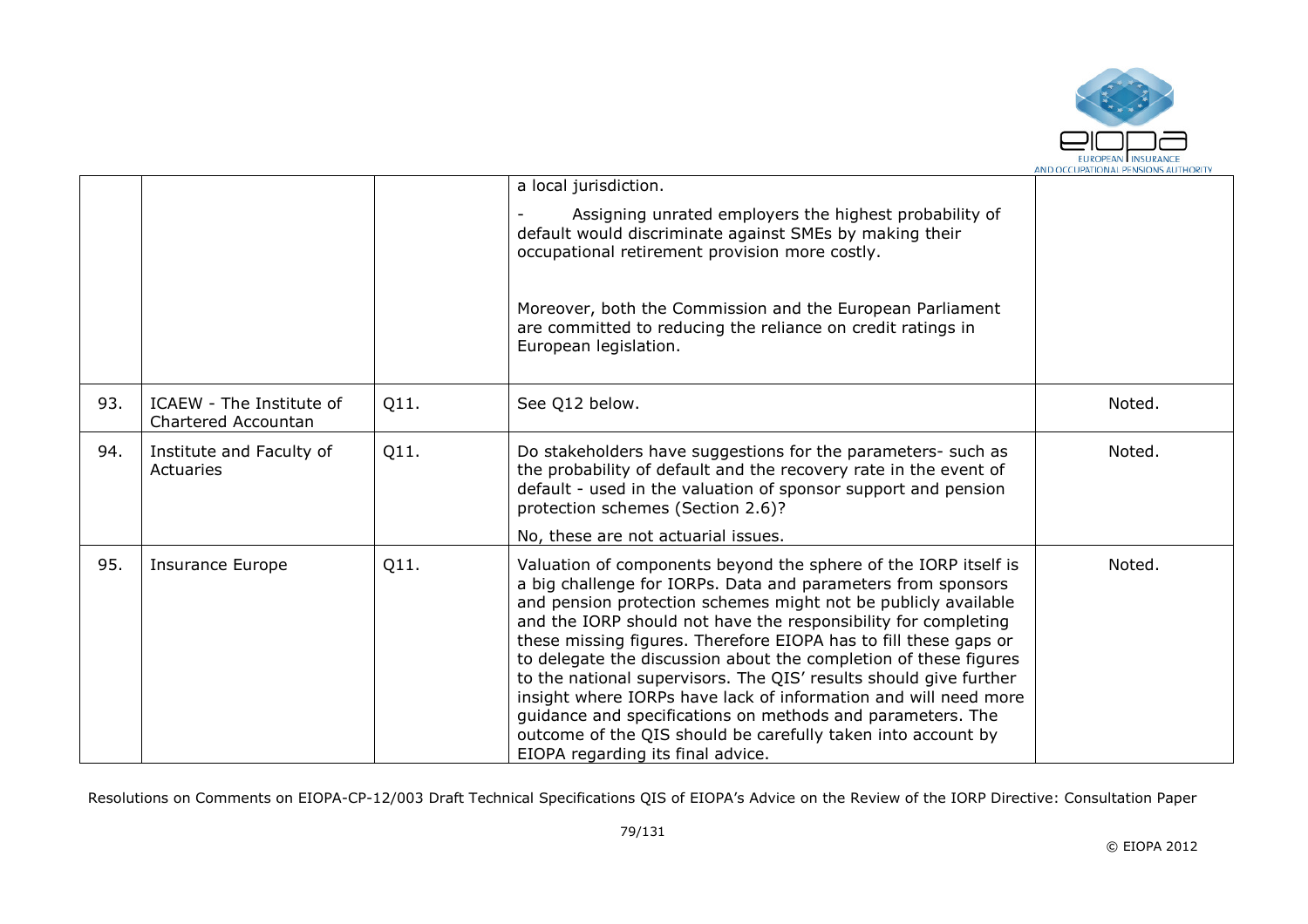| | | | | |
|---|---|---|---|---|
| | | | a local jurisdiction.<br><br>- Assigning unrated employers the highest probability of default would discriminate against SMEs by making their occupational retirement provision more costly.<br><br>Moreover, both the Commission and the European Parliament are committed to reducing the reliance on credit ratings in European legislation. | |
| 93. | ICAEW - The Institute of Chartered Accountan | Q11. | See Q12 below. | Noted. |
| 94. | Institute and Faculty of Actuaries | Q11. | Do stakeholders have suggestions for the parameters- such as the probability of default and the recovery rate in the event of default - used in the valuation of sponsor support and pension protection schemes (Section 2.6)?<br><br>No, these are not actuarial issues. | Noted. |
| 95. | Insurance Europe | Q11. | Valuation of components beyond the sphere of the IORP itself is a big challenge for IORPs. Data and parameters from sponsors and pension protection schemes might not be publicly available and the IORP should not have the responsibility for completing these missing figures. Therefore EIOPA has to fill these gaps or to delegate the discussion about the completion of these figures to the national supervisors. The QIS' results should give further insight where IORPs have lack of information and will need more guidance and specifications on methods and parameters. The outcome of the QIS should be carefully taken into account by EIOPA regarding its final advice. | Noted. |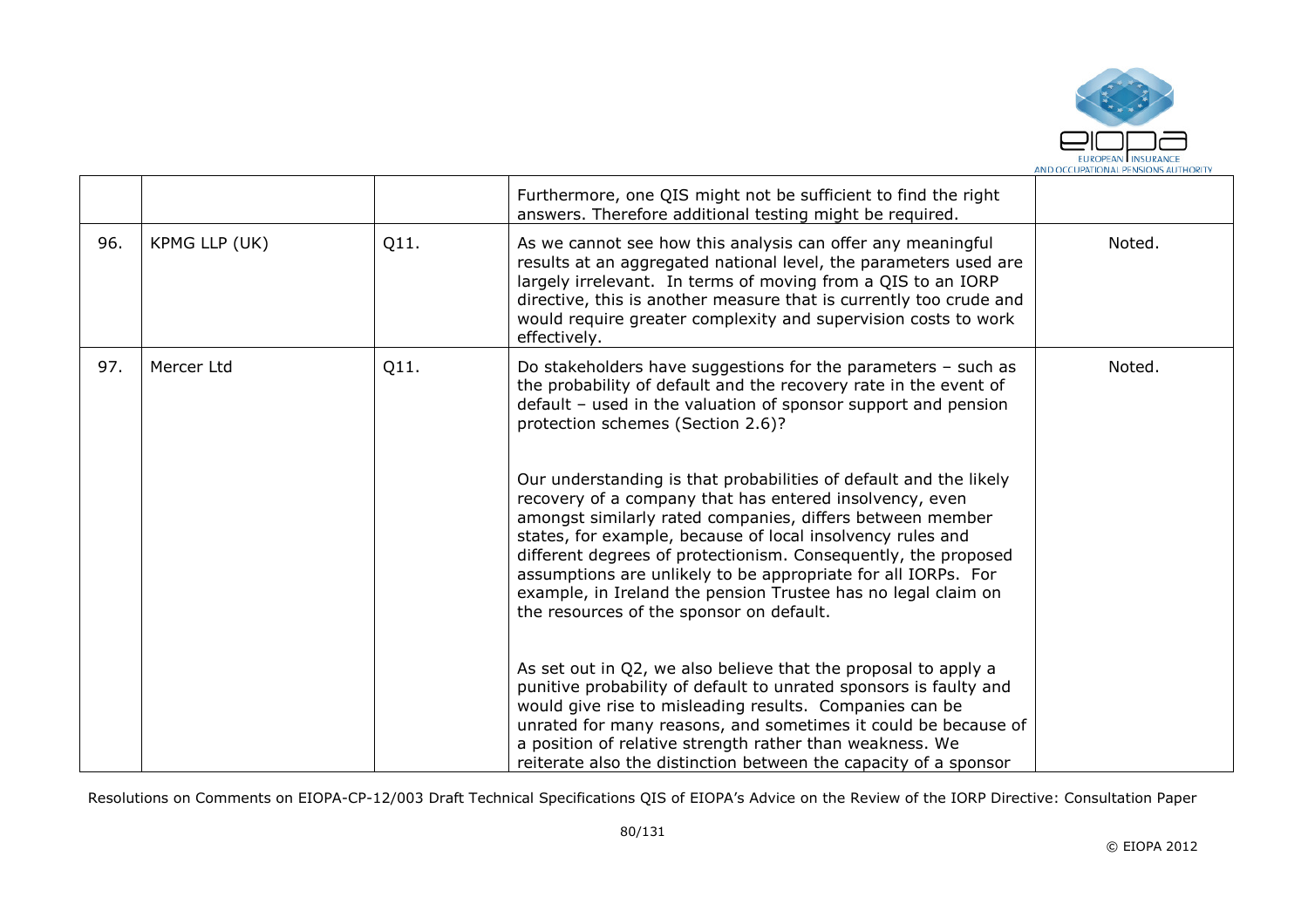|  |  |  |  |  |
|---|---|---|---|---|
|  |  |  | Furthermore, one QIS might not be sufficient to find the right answers. Therefore additional testing might be required. |  |
| 96. | KPMG LLP (UK) | Q11. | As we cannot see how this analysis can offer any meaningful results at an aggregated national level, the parameters used are largely irrelevant. In terms of moving from a QIS to an IORP directive, this is another measure that is currently too crude and would require greater complexity and supervision costs to work effectively. | Noted. |
| 97. | Mercer Ltd | Q11. | Do stakeholders have suggestions for the parameters – such as the probability of default and the recovery rate in the event of default – used in the valuation of sponsor support and pension protection schemes (Section 2.6)?<br><br>Our understanding is that probabilities of default and the likely recovery of a company that has entered insolvency, even amongst similarly rated companies, differs between member states, for example, because of local insolvency rules and different degrees of protectionism. Consequently, the proposed assumptions are unlikely to be appropriate for all IORPs. For example, in Ireland the pension Trustee has no legal claim on the resources of the sponsor on default.<br><br>As set out in Q2, we also believe that the proposal to apply a punitive probability of default to unrated sponsors is faulty and would give rise to misleading results. Companies can be unrated for many reasons, and sometimes it could be because of a position of relative strength rather than weakness. We reiterate also the distinction between the capacity of a sponsor | Noted. |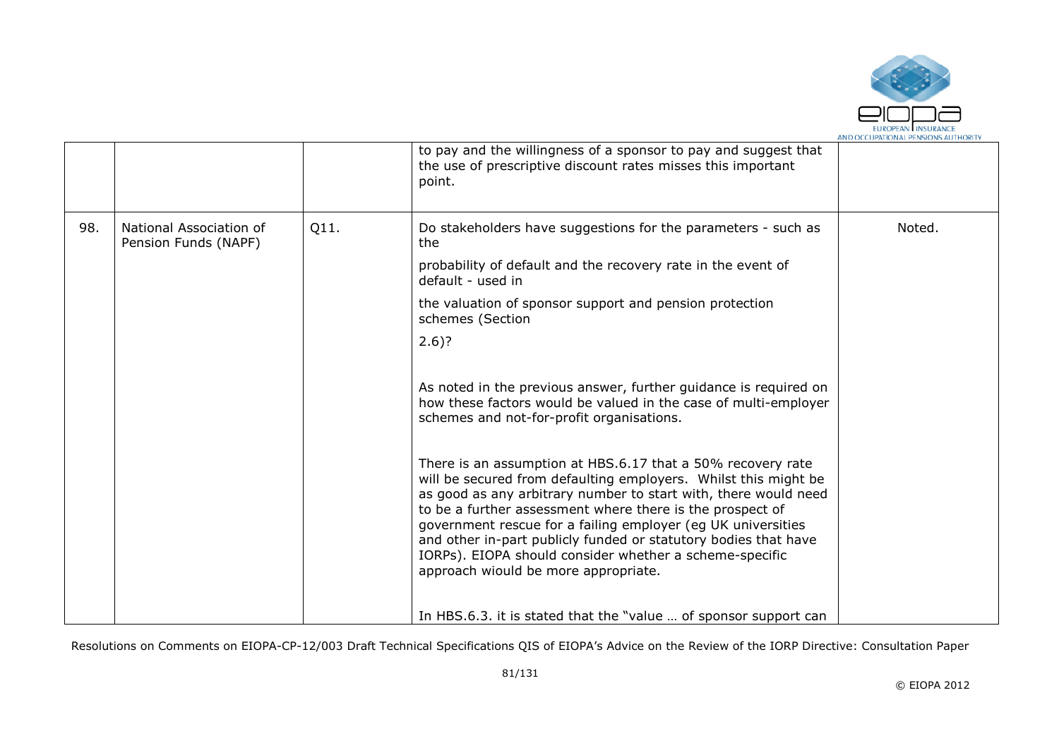|  |  |  | to pay and the willingness of a sponsor to pay and suggest that the use of prescriptive discount rates misses this important point. |  |
|---|---|---|---|---|
| 98. | National Association of Pension Funds (NAPF) | Q11. | Do stakeholders have suggestions for the parameters - such as the<br><br>probability of default and the recovery rate in the event of default - used in<br><br>the valuation of sponsor support and pension protection schemes (Section<br><br>2.6)?<br><br>As noted in the previous answer, further guidance is required on how these factors would be valued in the case of multi-employer schemes and not-for-profit organisations.<br><br>There is an assumption at HBS.6.17 that a 50% recovery rate will be secured from defaulting employers. Whilst this might be as good as any arbitrary number to start with, there would need to be a further assessment where there is the prospect of government rescue for a failing employer (eg UK universities and other in-part publicly funded or statutory bodies that have IORPs). EIOPA should consider whether a scheme-specific approach wiould be more appropriate.<br><br>In HBS.6.3. it is stated that the "value … of sponsor support can | Noted. |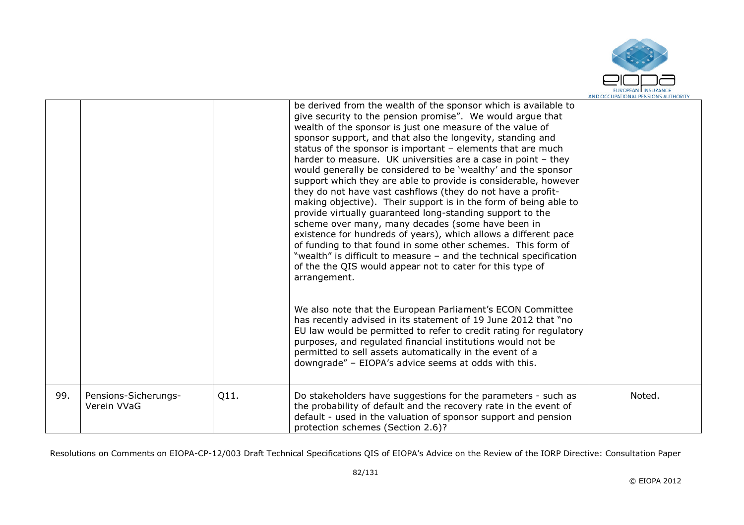| | | | | |
|---|---|---|---|---|
| | | | be derived from the wealth of the sponsor which is available to give security to the pension promise". We would argue that wealth of the sponsor is just one measure of the value of sponsor support, and that also the longevity, standing and status of the sponsor is important – elements that are much harder to measure. UK universities are a case in point – they would generally be considered to be 'wealthy' and the sponsor support which they are able to provide is considerable, however they do not have vast cashflows (they do not have a profit-making objective). Their support is in the form of being able to provide virtually guaranteed long-standing support to the scheme over many, many decades (some have been in existence for hundreds of years), which allows a different pace of funding to that found in some other schemes. This form of "wealth" is difficult to measure – and the technical specification of the the QIS would appear not to cater for this type of arrangement.<br><br>We also note that the European Parliament's ECON Committee has recently advised in its statement of 19 June 2012 that "no EU law would be permitted to refer to credit rating for regulatory purposes, and regulated financial institutions would not be permitted to sell assets automatically in the event of a downgrade" – EIOPA's advice seems at odds with this. | |
| 99. | Pensions-Sicherungs-Verein VVaG | Q11. | Do stakeholders have suggestions for the parameters - such as the probability of default and the recovery rate in the event of default - used in the valuation of sponsor support and pension protection schemes (Section 2.6)? | Noted. |

Resolutions on Comments on EIOPA-CP-12/003 Draft Technical Specifications QIS of EIOPA's Advice on the Review of the IORP Directive: Consultation Paper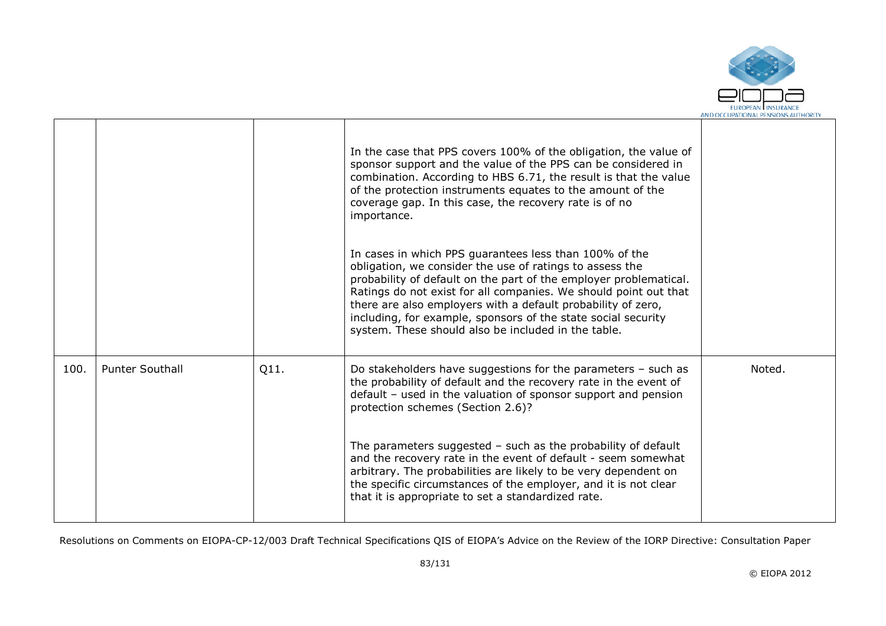|  |  |  |  |  |
| --- | --- | --- | --- | --- |
|  |  |  | In the case that PPS covers 100% of the obligation, the value of sponsor support and the value of the PPS can be considered in combination. According to HBS 6.71, the result is that the value of the protection instruments equates to the amount of the coverage gap. In this case, the recovery rate is of no importance.<br><br>In cases in which PPS guarantees less than 100% of the obligation, we consider the use of ratings to assess the probability of default on the part of the employer problematical. Ratings do not exist for all companies. We should point out that there are also employers with a default probability of zero, including, for example, sponsors of the state social security system. These should also be included in the table. |  |
| 100. | Punter Southall | Q11. | Do stakeholders have suggestions for the parameters – such as the probability of default and the recovery rate in the event of default – used in the valuation of sponsor support and pension protection schemes (Section 2.6)?<br><br>The parameters suggested – such as the probability of default and the recovery rate in the event of default - seem somewhat arbitrary. The probabilities are likely to be very dependent on the specific circumstances of the employer, and it is not clear that it is appropriate to set a standardized rate. | Noted. |

Resolutions on Comments on EIOPA-CP-12/003 Draft Technical Specifications QIS of EIOPA's Advice on the Review of the IORP Directive: Consultation Paper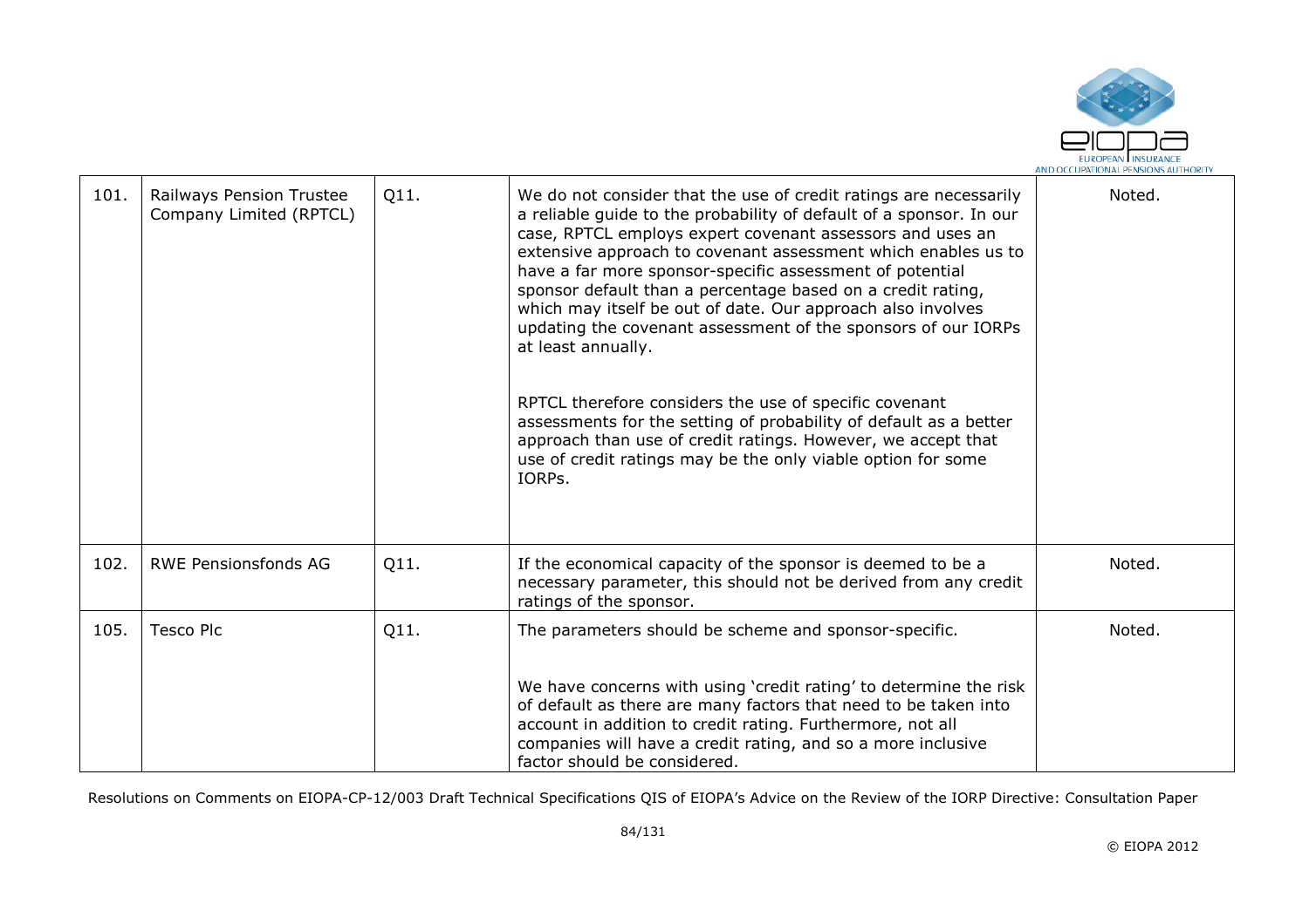| | | | | |
|---|---|---|---|---|
| 101. | Railways Pension Trustee Company Limited (RPTCL) | Q11. | We do not consider that the use of credit ratings are necessarily a reliable guide to the probability of default of a sponsor. In our case, RPTCL employs expert covenant assessors and uses an extensive approach to covenant assessment which enables us to have a far more sponsor-specific assessment of potential sponsor default than a percentage based on a credit rating, which may itself be out of date. Our approach also involves updating the covenant assessment of the sponsors of our IORPs at least annually.<br><br>RPTCL therefore considers the use of specific covenant assessments for the setting of probability of default as a better approach than use of credit ratings. However, we accept that use of credit ratings may be the only viable option for some IORPs. | Noted. |
| 102. | RWE Pensionsfonds AG | Q11. | If the economical capacity of the sponsor is deemed to be a necessary parameter, this should not be derived from any credit ratings of the sponsor. | Noted. |
| 105. | Tesco Plc | Q11. | The parameters should be scheme and sponsor-specific.<br><br>We have concerns with using 'credit rating' to determine the risk of default as there are many factors that need to be taken into account in addition to credit rating. Furthermore, not all companies will have a credit rating, and so a more inclusive factor should be considered. | Noted. |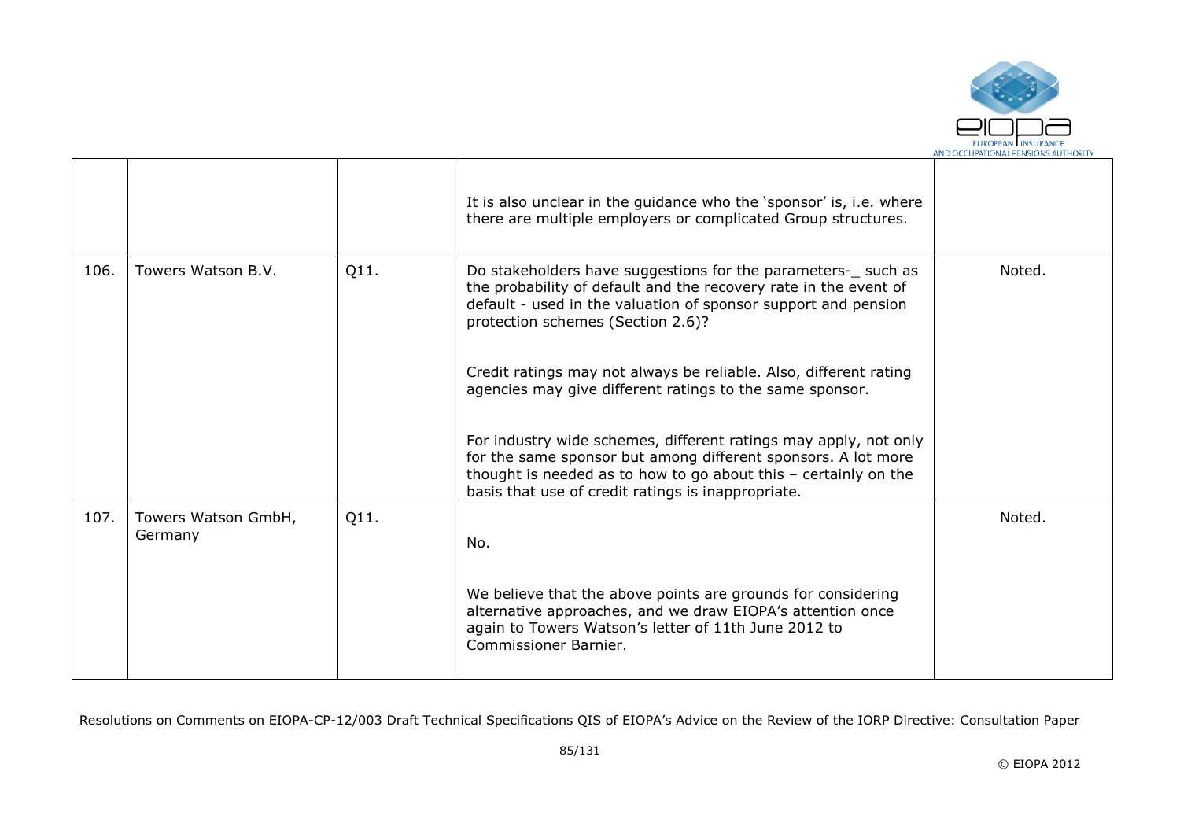| | | | | |
|---|---|---|---|---|
| | | | It is also unclear in the guidance who the 'sponsor' is, i.e. where there are multiple employers or complicated Group structures. | |
| 106. | Towers Watson B.V. | Q11. | Do stakeholders have suggestions for the parameters-_ such as the probability of default and the recovery rate in the event of default - used in the valuation of sponsor support and pension protection schemes (Section 2.6)?<br><br>Credit ratings may not always be reliable. Also, different rating agencies may give different ratings to the same sponsor.<br><br>For industry wide schemes, different ratings may apply, not only for the same sponsor but among different sponsors. A lot more thought is needed as to how to go about this – certainly on the basis that use of credit ratings is inappropriate. | Noted. |
| 107. | Towers Watson GmbH, Germany | Q11. | No.<br><br>We believe that the above points are grounds for considering alternative approaches, and we draw EIOPA's attention once again to Towers Watson's letter of 11th June 2012 to Commissioner Barnier. | Noted. |

Resolutions on Comments on EIOPA-CP-12/003 Draft Technical Specifications QIS of EIOPA's Advice on the Review of the IORP Directive: Consultation Paper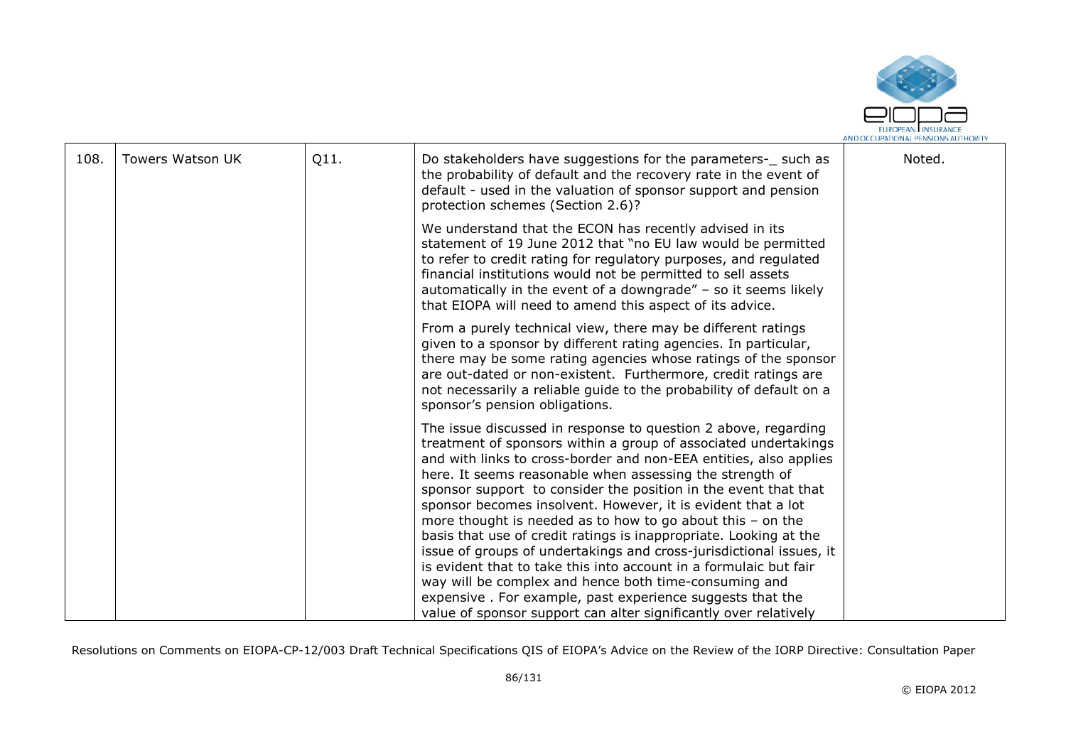| 108. | Towers Watson UK | Q11. | Do stakeholders have suggestions for the parameters-_ such as the probability of default and the recovery rate in the event of default - used in the valuation of sponsor support and pension protection schemes (Section 2.6)?<br><br>We understand that the ECON has recently advised in its statement of 19 June 2012 that "no EU law would be permitted to refer to credit rating for regulatory purposes, and regulated financial institutions would not be permitted to sell assets automatically in the event of a downgrade" – so it seems likely that EIOPA will need to amend this aspect of its advice.<br><br>From a purely technical view, there may be different ratings given to a sponsor by different rating agencies. In particular, there may be some rating agencies whose ratings of the sponsor are out-dated or non-existent. Furthermore, credit ratings are not necessarily a reliable guide to the probability of default on a sponsor's pension obligations.<br><br>The issue discussed in response to question 2 above, regarding treatment of sponsors within a group of associated undertakings and with links to cross-border and non-EEA entities, also applies here. It seems reasonable when assessing the strength of sponsor support to consider the position in the event that that sponsor becomes insolvent. However, it is evident that a lot more thought is needed as to how to go about this – on the basis that use of credit ratings is inappropriate. Looking at the issue of groups of undertakings and cross-jurisdictional issues, it is evident that to take this into account in a formulaic but fair way will be complex and hence both time-consuming and expensive . For example, past experience suggests that the value of sponsor support can alter significantly over relatively | Noted. |
|---|---|---|---|---|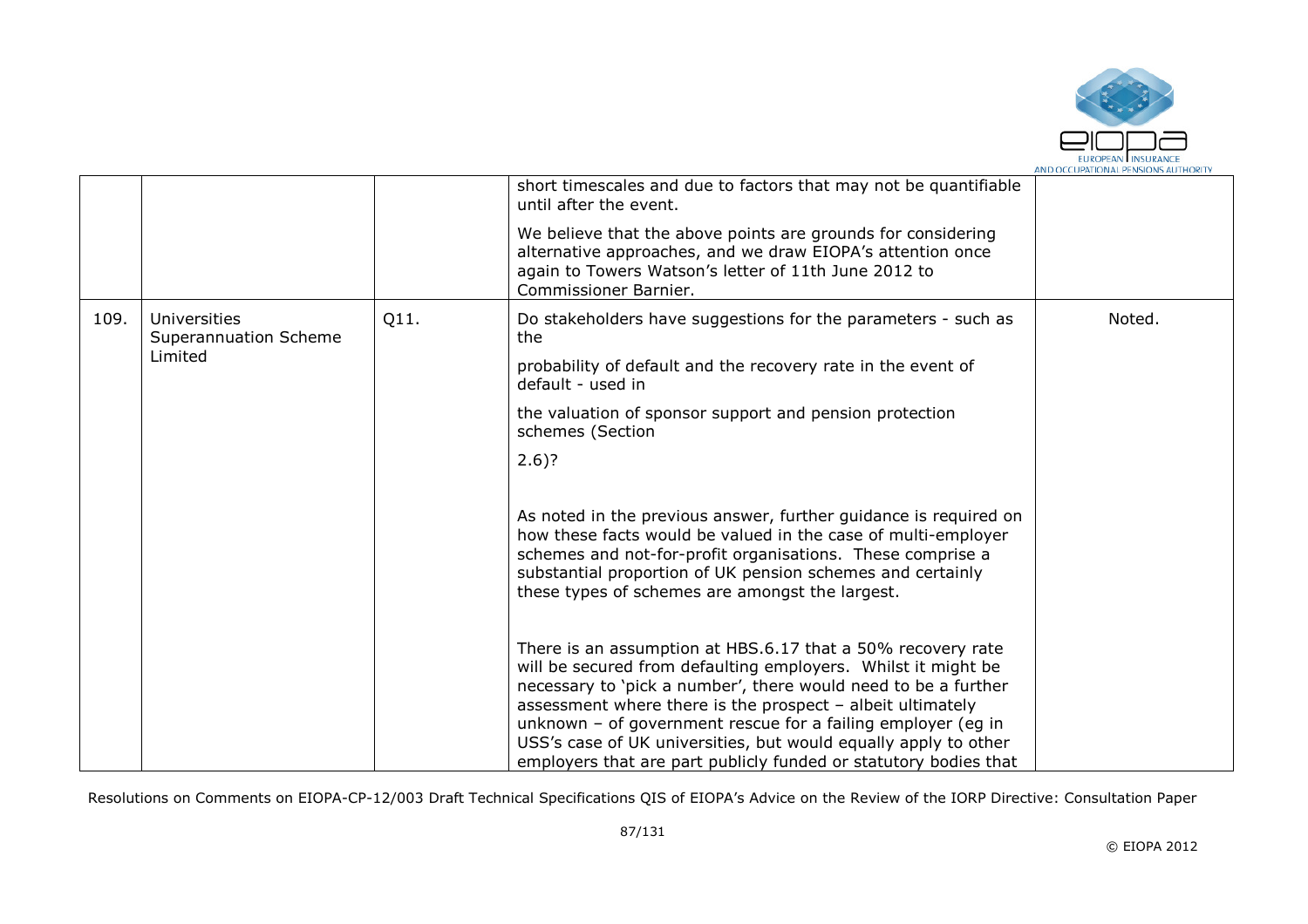|  |  |  | short timescales and due to factors that may not be quantifiable until after the event.<br><br>We believe that the above points are grounds for considering alternative approaches, and we draw EIOPA's attention once again to Towers Watson's letter of 11th June 2012 to Commissioner Barnier. |  |
|---|---|---|---|---|
| 109. | Universities Superannuation Scheme Limited | Q11. | Do stakeholders have suggestions for the parameters - such as the<br><br>probability of default and the recovery rate in the event of default - used in<br><br>the valuation of sponsor support and pension protection schemes (Section<br><br>2.6)?<br><br>As noted in the previous answer, further guidance is required on how these facts would be valued in the case of multi-employer schemes and not-for-profit organisations. These comprise a substantial proportion of UK pension schemes and certainly these types of schemes are amongst the largest.<br><br>There is an assumption at HBS.6.17 that a 50% recovery rate will be secured from defaulting employers. Whilst it might be necessary to 'pick a number', there would need to be a further assessment where there is the prospect – albeit ultimately unknown – of government rescue for a failing employer (eg in USS's case of UK universities, but would equally apply to other employers that are part publicly funded or statutory bodies that | Noted. |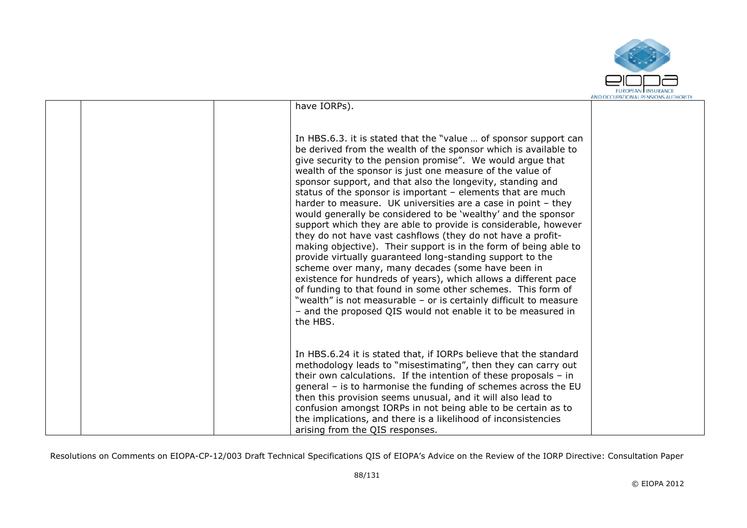| | | | | |
|---|---|---|---|---|
| | | | have IORPs).<br><br>In HBS.6.3. it is stated that the "value … of sponsor support can be derived from the wealth of the sponsor which is available to give security to the pension promise". We would argue that wealth of the sponsor is just one measure of the value of sponsor support, and that also the longevity, standing and status of the sponsor is important – elements that are much harder to measure. UK universities are a case in point – they would generally be considered to be 'wealthy' and the sponsor support which they are able to provide is considerable, however they do not have vast cashflows (they do not have a profit-making objective). Their support is in the form of being able to provide virtually guaranteed long-standing support to the scheme over many, many decades (some have been in existence for hundreds of years), which allows a different pace of funding to that found in some other schemes. This form of "wealth" is not measurable – or is certainly difficult to measure – and the proposed QIS would not enable it to be measured in the HBS.<br><br>In HBS.6.24 it is stated that, if IORPs believe that the standard methodology leads to "misestimating", then they can carry out their own calculations. If the intention of these proposals – in general – is to harmonise the funding of schemes across the EU then this provision seems unusual, and it will also lead to confusion amongst IORPs in not being able to be certain as to the implications, and there is a likelihood of inconsistencies arising from the QIS responses. | |

Resolutions on Comments on EIOPA-CP-12/003 Draft Technical Specifications QIS of EIOPA's Advice on the Review of the IORP Directive: Consultation Paper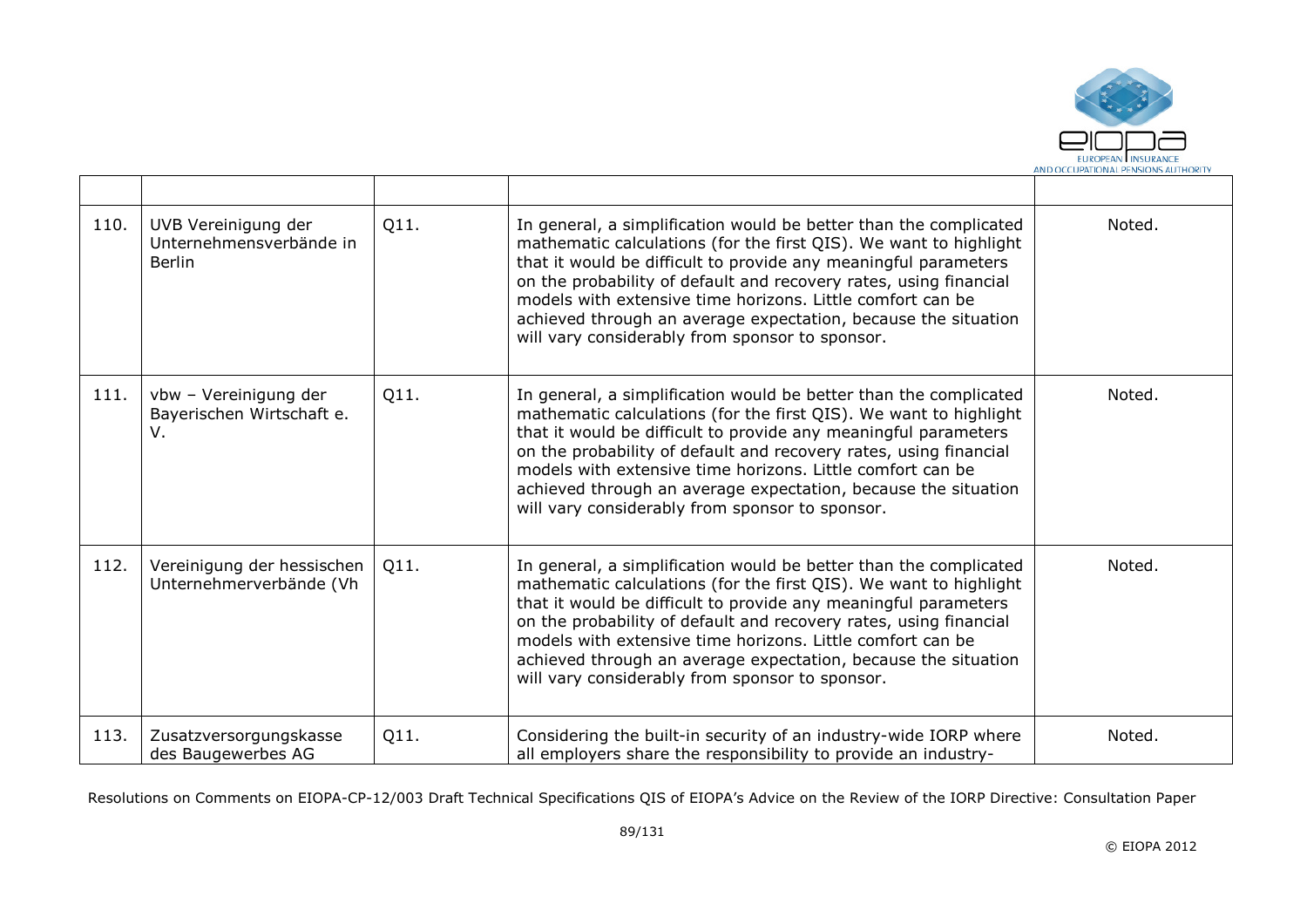| | | | | |
|---|---|---|---|---|
| 110. | UVB Vereinigung der Unternehmensverbände in Berlin | Q11. | In general, a simplification would be better than the complicated mathematic calculations (for the first QIS). We want to highlight that it would be difficult to provide any meaningful parameters on the probability of default and recovery rates, using financial models with extensive time horizons. Little comfort can be achieved through an average expectation, because the situation will vary considerably from sponsor to sponsor. | Noted. |
| 111. | vbw – Vereinigung der Bayerischen Wirtschaft e. V. | Q11. | In general, a simplification would be better than the complicated mathematic calculations (for the first QIS). We want to highlight that it would be difficult to provide any meaningful parameters on the probability of default and recovery rates, using financial models with extensive time horizons. Little comfort can be achieved through an average expectation, because the situation will vary considerably from sponsor to sponsor. | Noted. |
| 112. | Vereinigung der hessischen Unternehmerverbände (Vh | Q11. | In general, a simplification would be better than the complicated mathematic calculations (for the first QIS). We want to highlight that it would be difficult to provide any meaningful parameters on the probability of default and recovery rates, using financial models with extensive time horizons. Little comfort can be achieved through an average expectation, because the situation will vary considerably from sponsor to sponsor. | Noted. |
| 113. | Zusatzversorgungskasse des Baugewerbes AG | Q11. | Considering the built-in security of an industry-wide IORP where all employers share the responsibility to provide an industry- | Noted. |

Resolutions on Comments on EIOPA-CP-12/003 Draft Technical Specifications QIS of EIOPA's Advice on the Review of the IORP Directive: Consultation Paper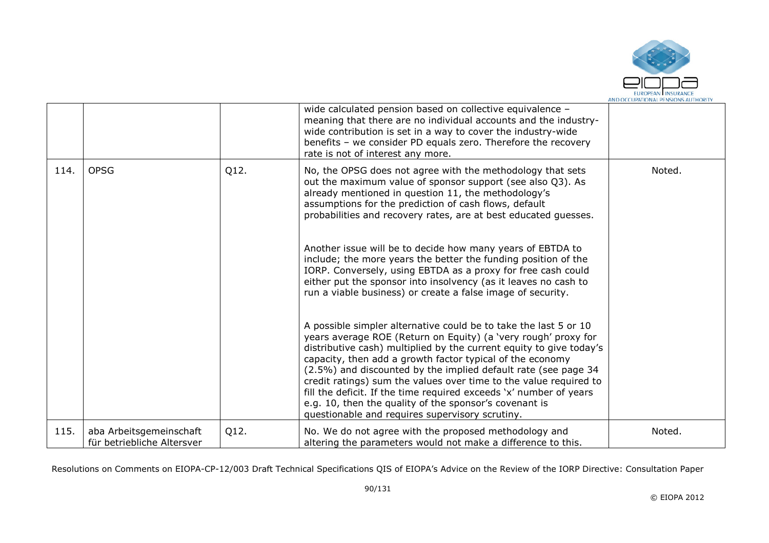|  |  |  |  |  |
|---|---|---|---|---|
|  |  |  | wide calculated pension based on collective equivalence – meaning that there are no individual accounts and the industry-wide contribution is set in a way to cover the industry-wide benefits – we consider PD equals zero. Therefore the recovery rate is not of interest any more. |  |
| 114. | OPSG | Q12. | No, the OPSG does not agree with the methodology that sets out the maximum value of sponsor support (see also Q3). As already mentioned in question 11, the methodology's assumptions for the prediction of cash flows, default probabilities and recovery rates, are at best educated guesses.<br><br>Another issue will be to decide how many years of EBTDA to include; the more years the better the funding position of the IORP. Conversely, using EBTDA as a proxy for free cash could either put the sponsor into insolvency (as it leaves no cash to run a viable business) or create a false image of security.<br><br>A possible simpler alternative could be to take the last 5 or 10 years average ROE (Return on Equity) (a 'very rough' proxy for distributive cash) multiplied by the current equity to give today's capacity, then add a growth factor typical of the economy (2.5%) and discounted by the implied default rate (see page 34 credit ratings) sum the values over time to the value required to fill the deficit. If the time required exceeds 'x' number of years e.g. 10, then the quality of the sponsor's covenant is questionable and requires supervisory scrutiny. | Noted. |
| 115. | aba Arbeitsgemeinschaft für betriebliche Altersver | Q12. | No. We do not agree with the proposed methodology and altering the parameters would not make a difference to this. | Noted. |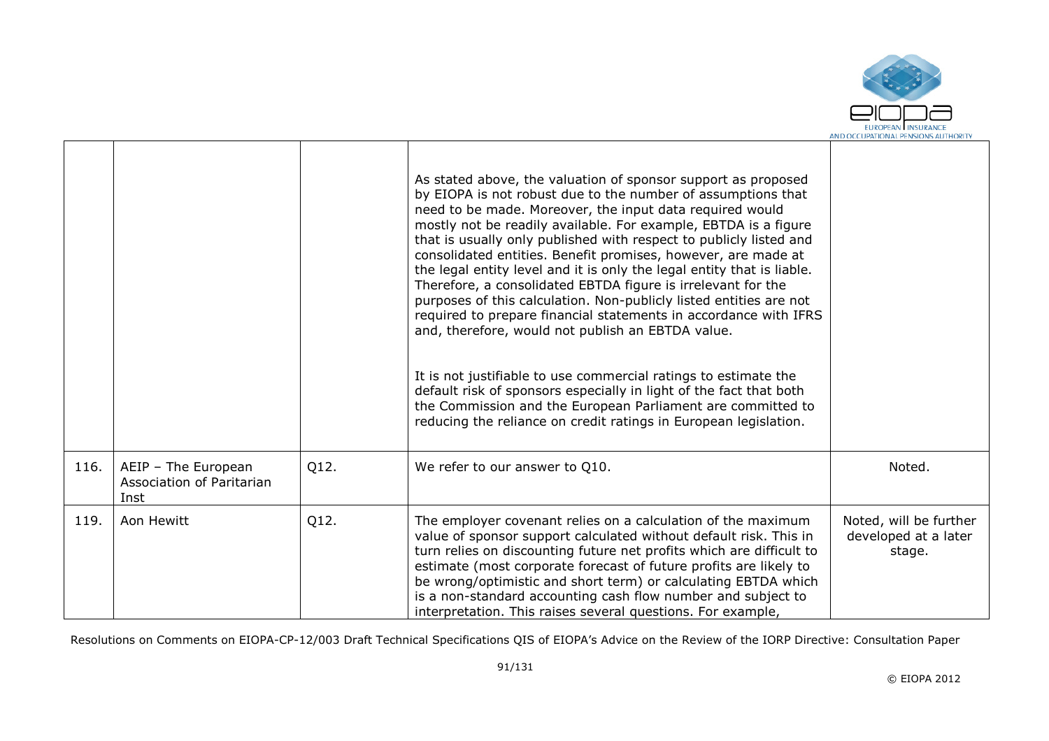| | | | | |
|---|---|---|---|---|
| | | | As stated above, the valuation of sponsor support as proposed by EIOPA is not robust due to the number of assumptions that need to be made. Moreover, the input data required would mostly not be readily available. For example, EBTDA is a figure that is usually only published with respect to publicly listed and consolidated entities. Benefit promises, however, are made at the legal entity level and it is only the legal entity that is liable. Therefore, a consolidated EBTDA figure is irrelevant for the purposes of this calculation. Non-publicly listed entities are not required to prepare financial statements in accordance with IFRS and, therefore, would not publish an EBTDA value.<br><br>It is not justifiable to use commercial ratings to estimate the default risk of sponsors especially in light of the fact that both the Commission and the European Parliament are committed to reducing the reliance on credit ratings in European legislation. | |
| 116. | AEIP – The European Association of Paritarian Inst | Q12. | We refer to our answer to Q10. | Noted. |
| 119. | Aon Hewitt | Q12. | The employer covenant relies on a calculation of the maximum value of sponsor support calculated without default risk. This in turn relies on discounting future net profits which are difficult to estimate (most corporate forecast of future profits are likely to be wrong/optimistic and short term) or calculating EBTDA which is a non-standard accounting cash flow number and subject to interpretation. This raises several questions. For example, | Noted, will be further developed at a later stage. |

Resolutions on Comments on EIOPA-CP-12/003 Draft Technical Specifications QIS of EIOPA's Advice on the Review of the IORP Directive: Consultation Paper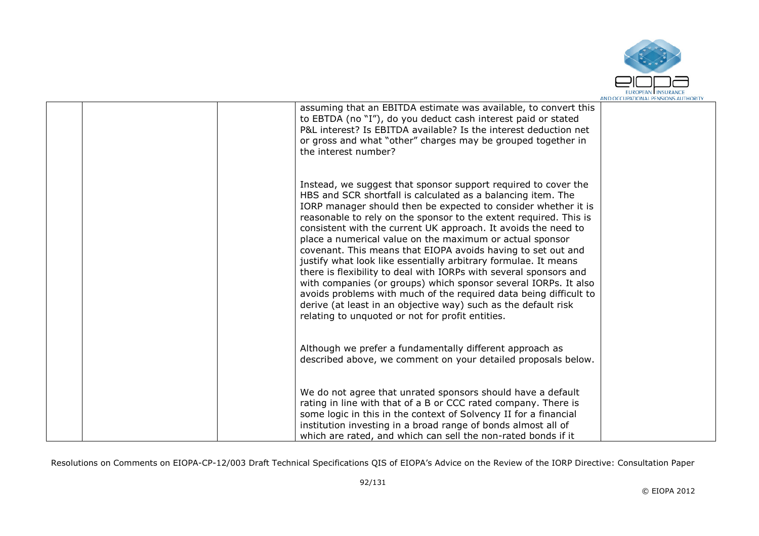| | | | | |
|---|---|---|---|---|
| | | | assuming that an EBITDA estimate was available, to convert this to EBTDA (no "I"), do you deduct cash interest paid or stated P&L interest? Is EBITDA available? Is the interest deduction net or gross and what "other" charges may be grouped together in the interest number?<br><br>Instead, we suggest that sponsor support required to cover the HBS and SCR shortfall is calculated as a balancing item. The IORP manager should then be expected to consider whether it is reasonable to rely on the sponsor to the extent required. This is consistent with the current UK approach. It avoids the need to place a numerical value on the maximum or actual sponsor covenant. This means that EIOPA avoids having to set out and justify what look like essentially arbitrary formulae. It means there is flexibility to deal with IORPs with several sponsors and with companies (or groups) which sponsor several IORPs. It also avoids problems with much of the required data being difficult to derive (at least in an objective way) such as the default risk relating to unquoted or not for profit entities.<br><br>Although we prefer a fundamentally different approach as described above, we comment on your detailed proposals below.<br><br>We do not agree that unrated sponsors should have a default rating in line with that of a B or CCC rated company. There is some logic in this in the context of Solvency II for a financial institution investing in a broad range of bonds almost all of which are rated, and which can sell the non-rated bonds if it | |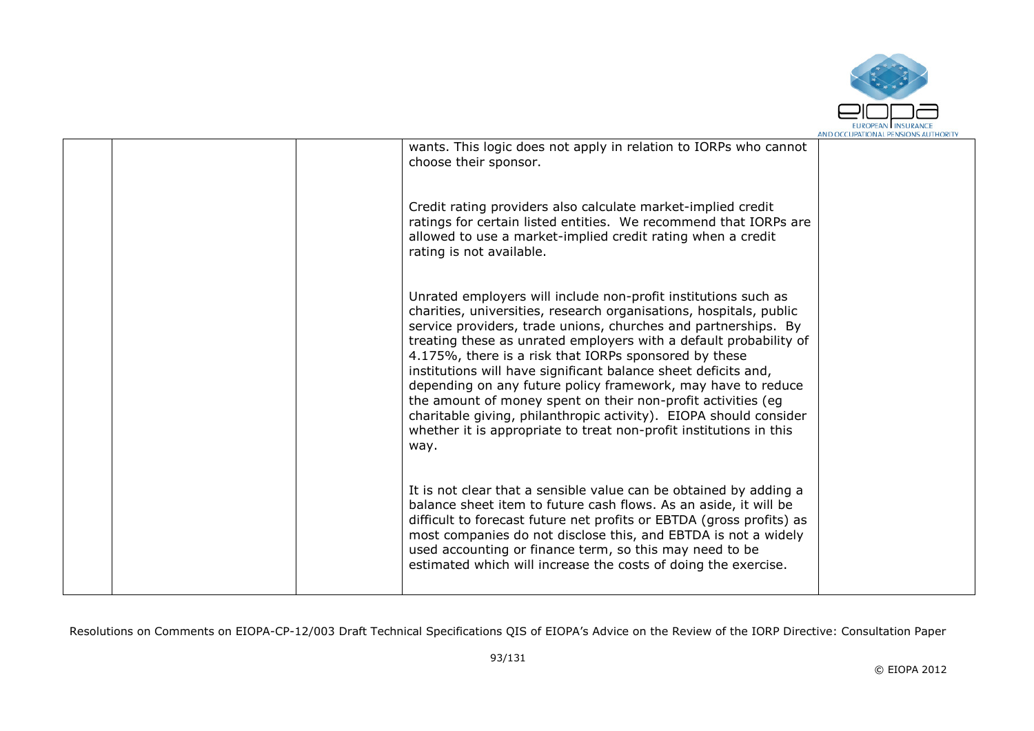| | | | | |
|---|---|---|---|---|
| | | | wants. This logic does not apply in relation to IORPs who cannot choose their sponsor.<br><br>Credit rating providers also calculate market-implied credit ratings for certain listed entities. We recommend that IORPs are allowed to use a market-implied credit rating when a credit rating is not available.<br><br>Unrated employers will include non-profit institutions such as charities, universities, research organisations, hospitals, public service providers, trade unions, churches and partnerships. By treating these as unrated employers with a default probability of 4.175%, there is a risk that IORPs sponsored by these institutions will have significant balance sheet deficits and, depending on any future policy framework, may have to reduce the amount of money spent on their non-profit activities (eg charitable giving, philanthropic activity). EIOPA should consider whether it is appropriate to treat non-profit institutions in this way.<br><br>It is not clear that a sensible value can be obtained by adding a balance sheet item to future cash flows. As an aside, it will be difficult to forecast future net profits or EBTDA (gross profits) as most companies do not disclose this, and EBTDA is not a widely used accounting or finance term, so this may need to be estimated which will increase the costs of doing the exercise. | |

Resolutions on Comments on EIOPA-CP-12/003 Draft Technical Specifications QIS of EIOPA's Advice on the Review of the IORP Directive: Consultation Paper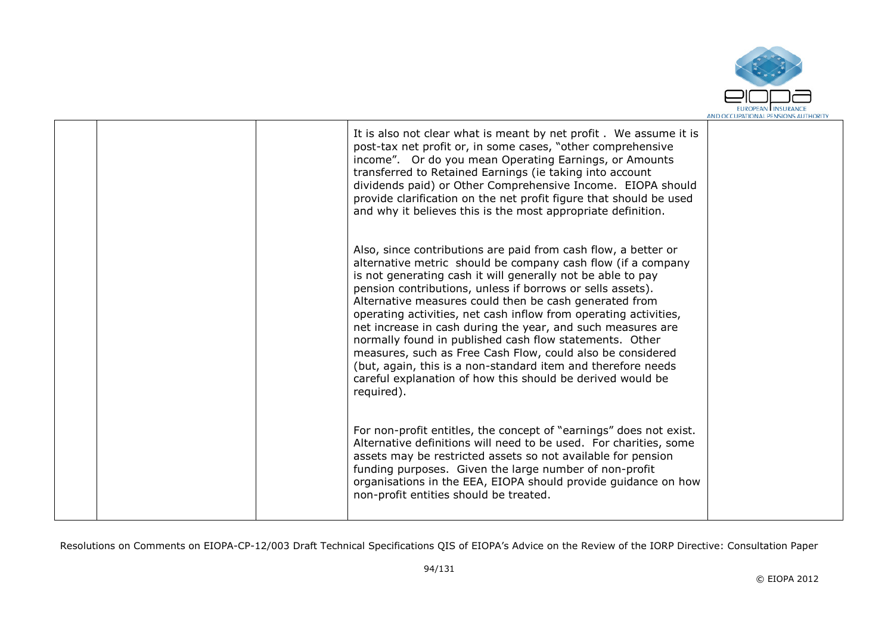| | | | | |
|---|---|---|---|---|
| | | | It is also not clear what is meant by net profit . We assume it is post-tax net profit or, in some cases, "other comprehensive income". Or do you mean Operating Earnings, or Amounts transferred to Retained Earnings (ie taking into account dividends paid) or Other Comprehensive Income. EIOPA should provide clarification on the net profit figure that should be used and why it believes this is the most appropriate definition.<br><br>Also, since contributions are paid from cash flow, a better or alternative metric should be company cash flow (if a company is not generating cash it will generally not be able to pay pension contributions, unless if borrows or sells assets). Alternative measures could then be cash generated from operating activities, net cash inflow from operating activities, net increase in cash during the year, and such measures are normally found in published cash flow statements. Other measures, such as Free Cash Flow, could also be considered (but, again, this is a non-standard item and therefore needs careful explanation of how this should be derived would be required).<br><br>For non-profit entitles, the concept of "earnings" does not exist. Alternative definitions will need to be used. For charities, some assets may be restricted assets so not available for pension funding purposes. Given the large number of non-profit organisations in the EEA, EIOPA should provide guidance on how non-profit entities should be treated. | |

Resolutions on Comments on EIOPA-CP-12/003 Draft Technical Specifications QIS of EIOPA's Advice on the Review of the IORP Directive: Consultation Paper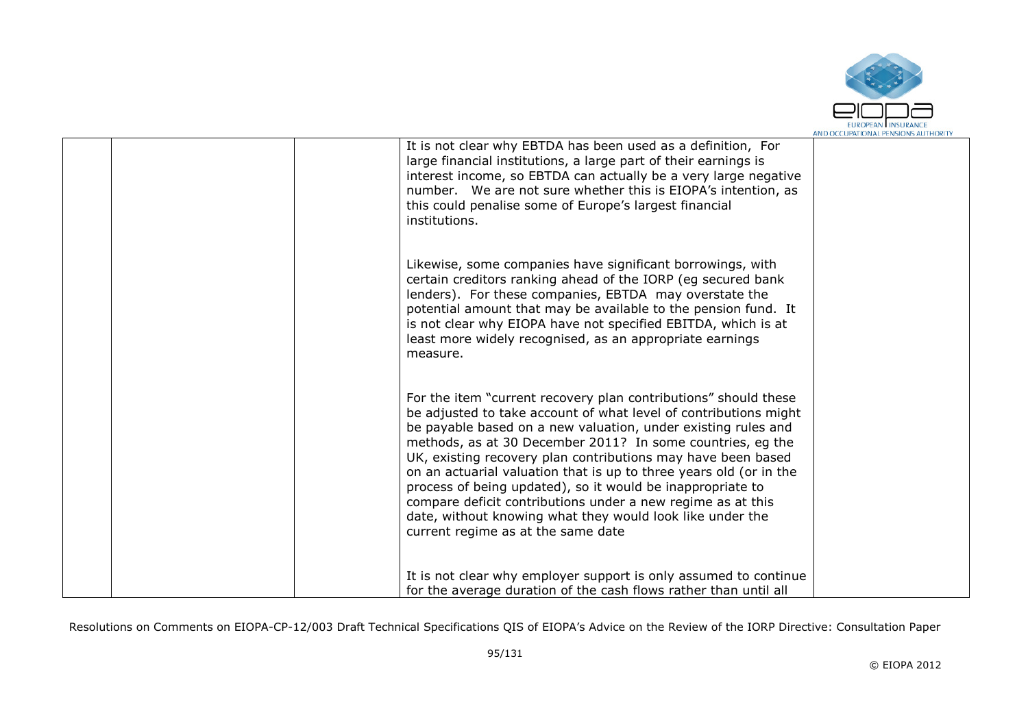| | | | | |
|---|---|---|---|---|
| | | | It is not clear why EBTDA has been used as a definition, For large financial institutions, a large part of their earnings is interest income, so EBTDA can actually be a very large negative number. We are not sure whether this is EIOPA's intention, as this could penalise some of Europe's largest financial institutions.<br><br>Likewise, some companies have significant borrowings, with certain creditors ranking ahead of the IORP (eg secured bank lenders). For these companies, EBTDA may overstate the potential amount that may be available to the pension fund. It is not clear why EIOPA have not specified EBITDA, which is at least more widely recognised, as an appropriate earnings measure.<br><br>For the item "current recovery plan contributions" should these be adjusted to take account of what level of contributions might be payable based on a new valuation, under existing rules and methods, as at 30 December 2011? In some countries, eg the UK, existing recovery plan contributions may have been based on an actuarial valuation that is up to three years old (or in the process of being updated), so it would be inappropriate to compare deficit contributions under a new regime as at this date, without knowing what they would look like under the current regime as at the same date<br><br>It is not clear why employer support is only assumed to continue for the average duration of the cash flows rather than until all | |

Resolutions on Comments on EIOPA-CP-12/003 Draft Technical Specifications QIS of EIOPA's Advice on the Review of the IORP Directive: Consultation Paper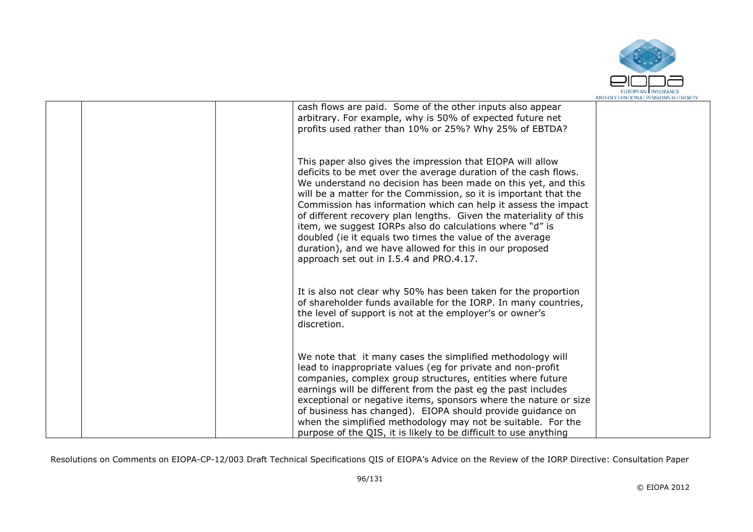| | | | | |
|---|---|---|---|---|
| | | | cash flows are paid. Some of the other inputs also appear arbitrary. For example, why is 50% of expected future net profits used rather than 10% or 25%? Why 25% of EBTDA?<br><br>This paper also gives the impression that EIOPA will allow deficits to be met over the average duration of the cash flows. We understand no decision has been made on this yet, and this will be a matter for the Commission, so it is important that the Commission has information which can help it assess the impact of different recovery plan lengths. Given the materiality of this item, we suggest IORPs also do calculations where "d" is doubled (ie it equals two times the value of the average duration), and we have allowed for this in our proposed approach set out in I.5.4 and PRO.4.17.<br><br>It is also not clear why 50% has been taken for the proportion of shareholder funds available for the IORP. In many countries, the level of support is not at the employer's or owner's discretion.<br><br>We note that it many cases the simplified methodology will lead to inappropriate values (eg for private and non-profit companies, complex group structures, entities where future earnings will be different from the past eg the past includes exceptional or negative items, sponsors where the nature or size of business has changed). EIOPA should provide guidance on when the simplified methodology may not be suitable. For the purpose of the QIS, it is likely to be difficult to use anything | |

Resolutions on Comments on EIOPA-CP-12/003 Draft Technical Specifications QIS of EIOPA's Advice on the Review of the IORP Directive: Consultation Paper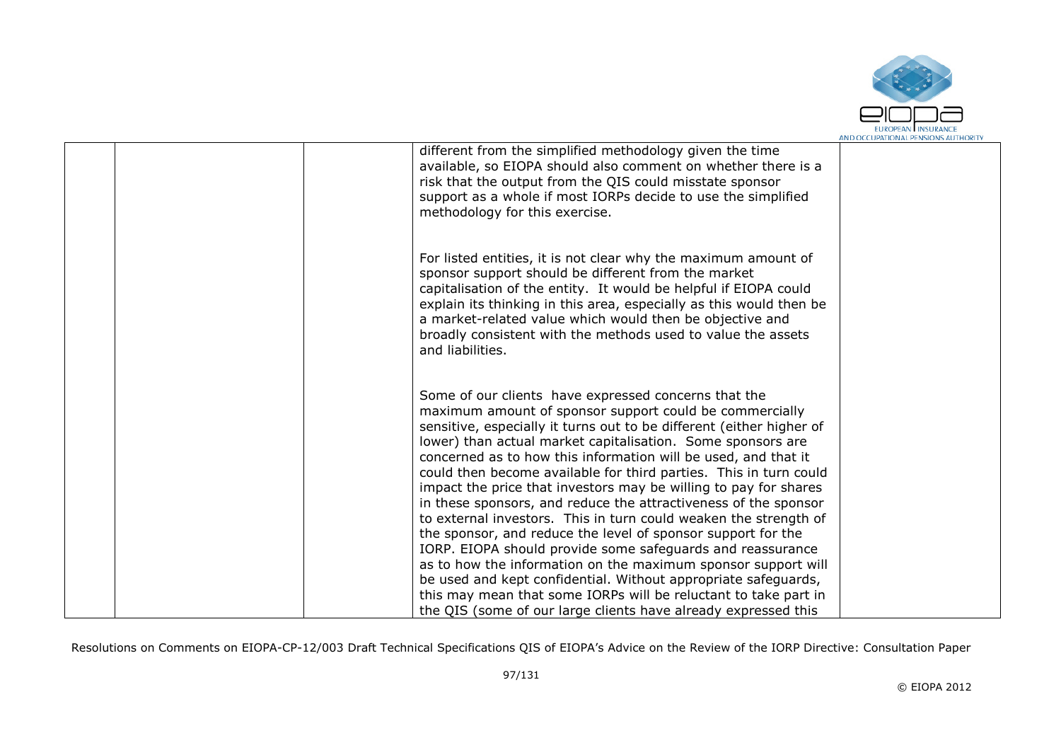|  |  |  | different from the simplified methodology given the time available, so EIOPA should also comment on whether there is a risk that the output from the QIS could misstate sponsor support as a whole if most IORPs decide to use the simplified methodology for this exercise.<br><br>For listed entities, it is not clear why the maximum amount of sponsor support should be different from the market capitalisation of the entity. It would be helpful if EIOPA could explain its thinking in this area, especially as this would then be a market-related value which would then be objective and broadly consistent with the methods used to value the assets and liabilities.<br><br>Some of our clients have expressed concerns that the maximum amount of sponsor support could be commercially sensitive, especially it turns out to be different (either higher of lower) than actual market capitalisation. Some sponsors are concerned as to how this information will be used, and that it could then become available for third parties. This in turn could impact the price that investors may be willing to pay for shares in these sponsors, and reduce the attractiveness of the sponsor to external investors. This in turn could weaken the strength of the sponsor, and reduce the level of sponsor support for the IORP. EIOPA should provide some safeguards and reassurance as to how the information on the maximum sponsor support will be used and kept confidential. Without appropriate safeguards, this may mean that some IORPs will be reluctant to take part in the QIS (some of our large clients have already expressed this |  |
|---|---|---|---|---|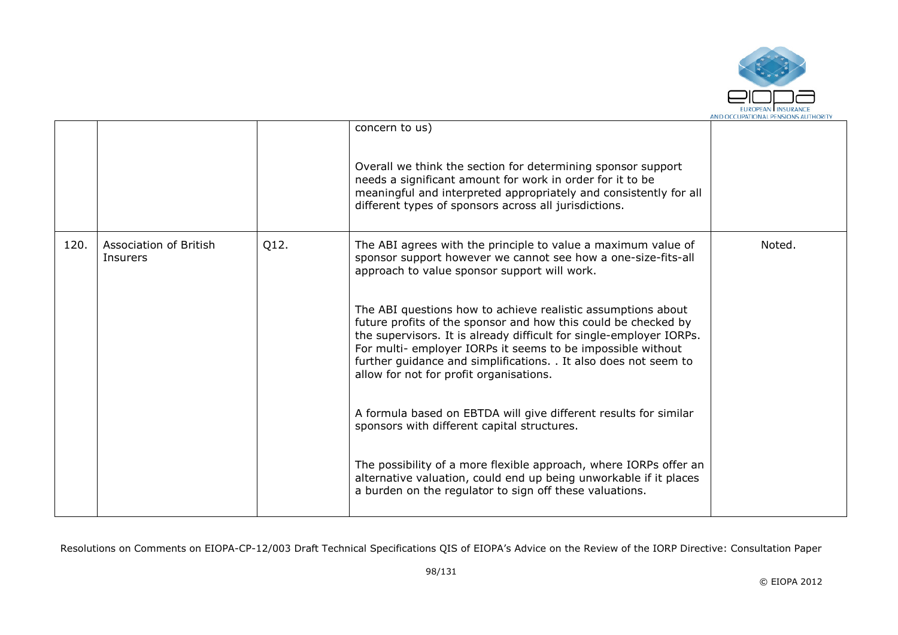| | | | concern to us)<br><br>Overall we think the section for determining sponsor support needs a significant amount for work in order for it to be meaningful and interpreted appropriately and consistently for all different types of sponsors across all jurisdictions. | |
|---|---|---|---|---|
| 120. | Association of British Insurers | Q12. | The ABI agrees with the principle to value a maximum value of sponsor support however we cannot see how a one-size-fits-all approach to value sponsor support will work.<br><br>The ABI questions how to achieve realistic assumptions about future profits of the sponsor and how this could be checked by the supervisors. It is already difficult for single-employer IORPs. For multi- employer IORPs it seems to be impossible without further guidance and simplifications. . It also does not seem to allow for not for profit organisations.<br><br>A formula based on EBTDA will give different results for similar sponsors with different capital structures.<br><br>The possibility of a more flexible approach, where IORPs offer an alternative valuation, could end up being unworkable if it places a burden on the regulator to sign off these valuations. | Noted. |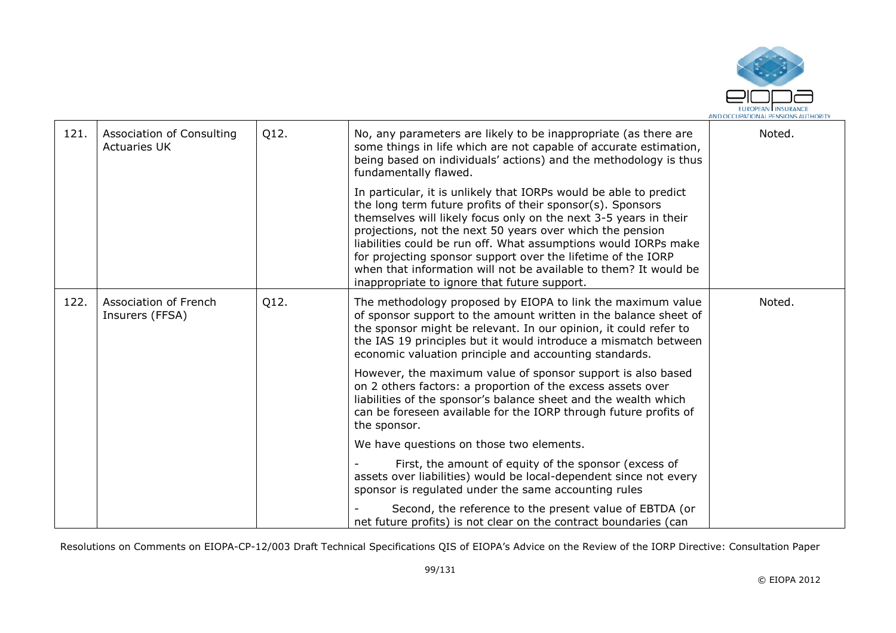| 121. | Association of Consulting Actuaries UK | Q12. | No, any parameters are likely to be inappropriate (as there are some things in life which are not capable of accurate estimation, being based on individuals' actions) and the methodology is thus fundamentally flawed.<br><br>In particular, it is unlikely that IORPs would be able to predict the long term future profits of their sponsor(s). Sponsors themselves will likely focus only on the next 3-5 years in their projections, not the next 50 years over which the pension liabilities could be run off. What assumptions would IORPs make for projecting sponsor support over the lifetime of the IORP when that information will not be available to them? It would be inappropriate to ignore that future support. | Noted. |
|---|---|---|---|---|
| 122. | Association of French Insurers (FFSA) | Q12. | The methodology proposed by EIOPA to link the maximum value of sponsor support to the amount written in the balance sheet of the sponsor might be relevant. In our opinion, it could refer to the IAS 19 principles but it would introduce a mismatch between economic valuation principle and accounting standards.<br><br>However, the maximum value of sponsor support is also based on 2 others factors: a proportion of the excess assets over liabilities of the sponsor's balance sheet and the wealth which can be foreseen available for the IORP through future profits of the sponsor.<br><br>We have questions on those two elements.<br><br>- First, the amount of equity of the sponsor (excess of assets over liabilities) would be local-dependent since not every sponsor is regulated under the same accounting rules<br><br>- Second, the reference to the present value of EBTDA (or net future profits) is not clear on the contract boundaries (can | Noted. |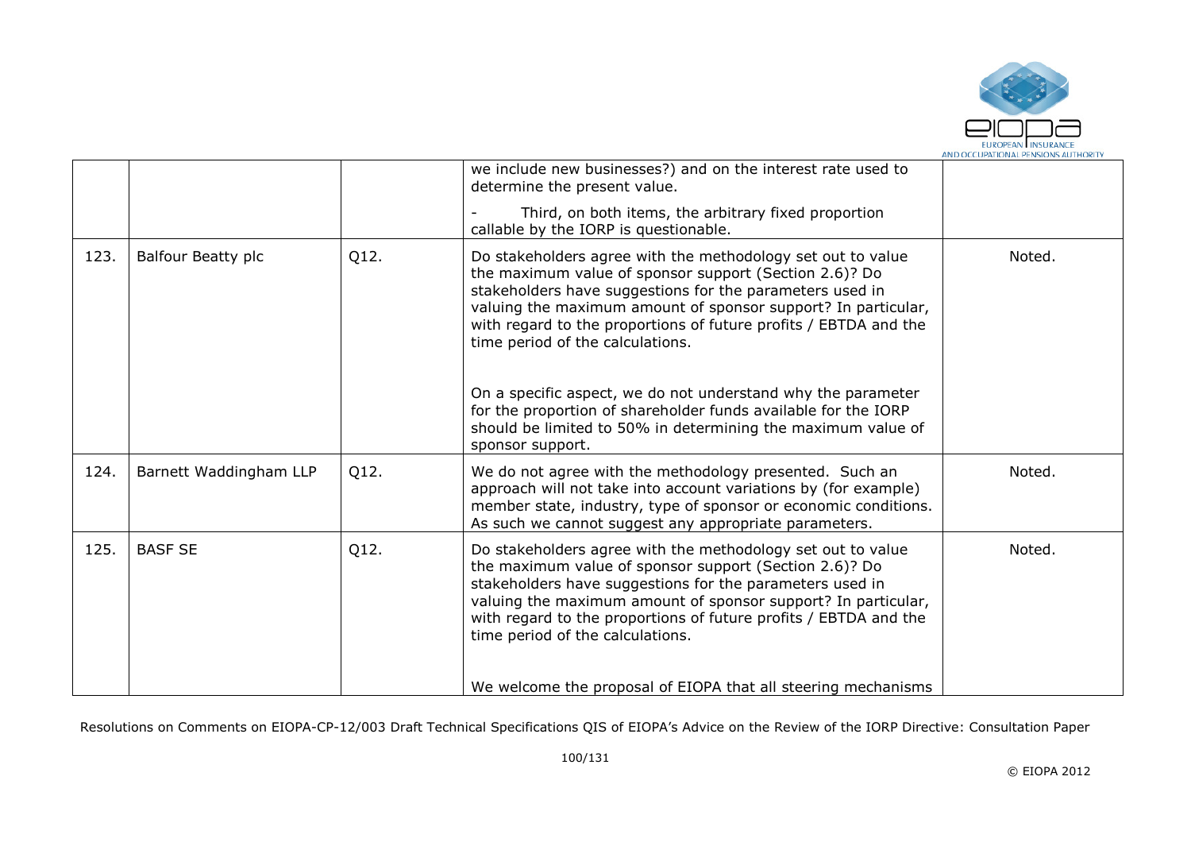|  |  |  |  |  |
|---|---|---|---|---|
|  |  |  | we include new businesses?) and on the interest rate used to determine the present value.<br><br>- Third, on both items, the arbitrary fixed proportion callable by the IORP is questionable. |  |
| 123. | Balfour Beatty plc | Q12. | Do stakeholders agree with the methodology set out to value the maximum value of sponsor support (Section 2.6)? Do stakeholders have suggestions for the parameters used in valuing the maximum amount of sponsor support? In particular, with regard to the proportions of future profits / EBTDA and the time period of the calculations.<br><br>On a specific aspect, we do not understand why the parameter for the proportion of shareholder funds available for the IORP should be limited to 50% in determining the maximum value of sponsor support. | Noted. |
| 124. | Barnett Waddingham LLP | Q12. | We do not agree with the methodology presented. Such an approach will not take into account variations by (for example) member state, industry, type of sponsor or economic conditions. As such we cannot suggest any appropriate parameters. | Noted. |
| 125. | BASF SE | Q12. | Do stakeholders agree with the methodology set out to value the maximum value of sponsor support (Section 2.6)? Do stakeholders have suggestions for the parameters used in valuing the maximum amount of sponsor support? In particular, with regard to the proportions of future profits / EBTDA and the time period of the calculations.<br><br>We welcome the proposal of EIOPA that all steering mechanisms | Noted. |

Resolutions on Comments on EIOPA-CP-12/003 Draft Technical Specifications QIS of EIOPA's Advice on the Review of the IORP Directive: Consultation Paper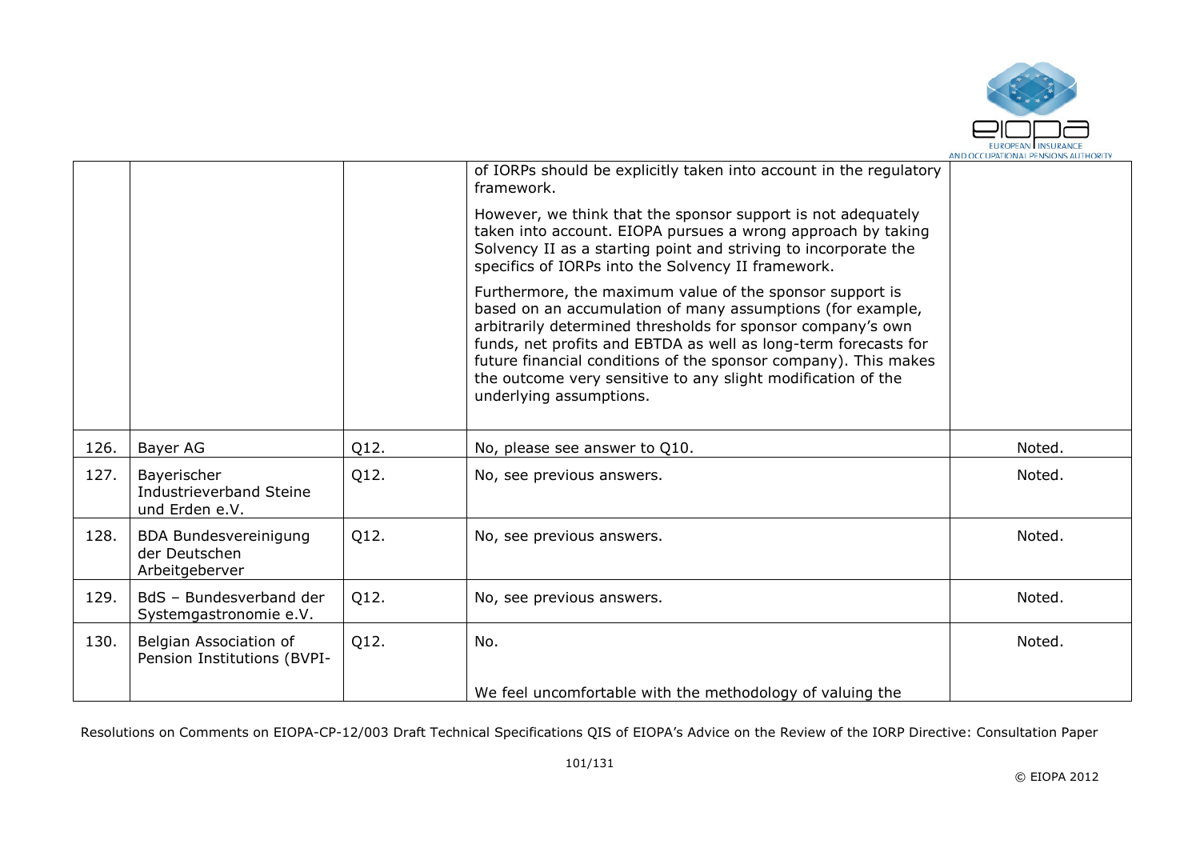| | | | | |
|---|---|---|---|---|
| | | | of IORPs should be explicitly taken into account in the regulatory framework.<br><br>However, we think that the sponsor support is not adequately taken into account. EIOPA pursues a wrong approach by taking Solvency II as a starting point and striving to incorporate the specifics of IORPs into the Solvency II framework.<br><br>Furthermore, the maximum value of the sponsor support is based on an accumulation of many assumptions (for example, arbitrarily determined thresholds for sponsor company's own funds, net profits and EBTDA as well as long-term forecasts for future financial conditions of the sponsor company). This makes the outcome very sensitive to any slight modification of the underlying assumptions. | |
| 126. | Bayer AG | Q12. | No, please see answer to Q10. | Noted. |
| 127. | Bayerischer Industrieverband Steine und Erden e.V. | Q12. | No, see previous answers. | Noted. |
| 128. | BDA Bundesvereinigung der Deutschen Arbeitgeberver | Q12. | No, see previous answers. | Noted. |
| 129. | BdS – Bundesverband der Systemgastronomie e.V. | Q12. | No, see previous answers. | Noted. |
| 130. | Belgian Association of Pension Institutions (BVPI- | Q12. | No.<br><br>We feel uncomfortable with the methodology of valuing the | Noted. |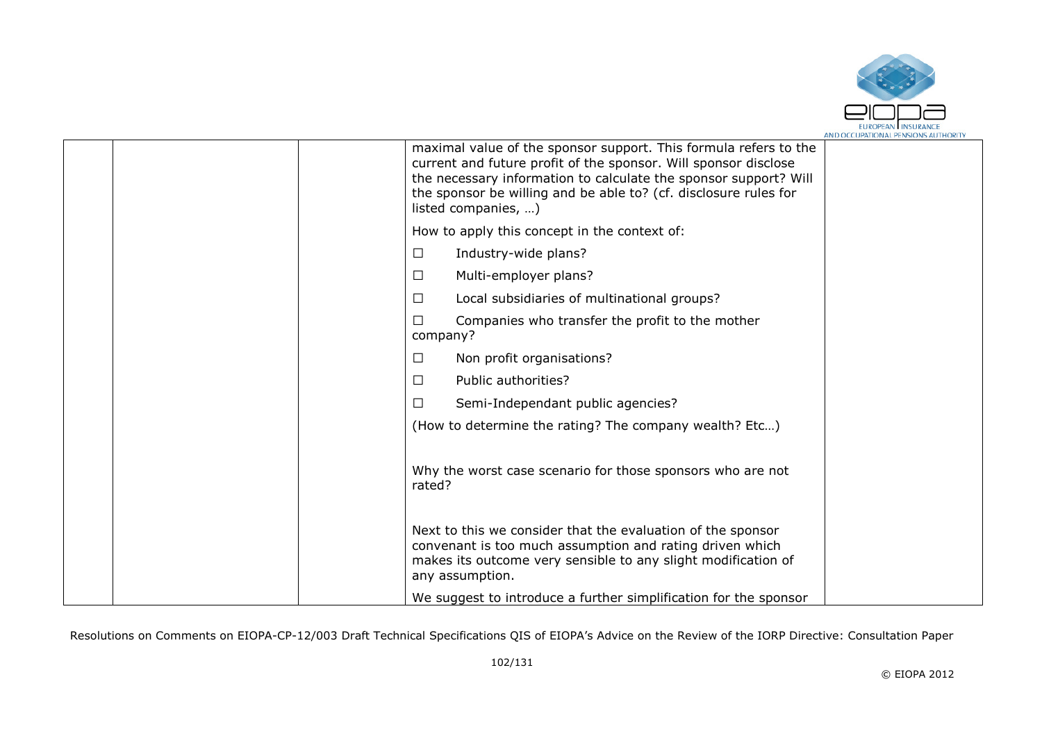| | | | | |
|---|---|---|---|---|
| | | | maximal value of the sponsor support. This formula refers to the current and future profit of the sponsor. Will sponsor disclose the necessary information to calculate the sponsor support? Will the sponsor be willing and be able to? (cf. disclosure rules for listed companies, …)<br><br>How to apply this concept in the context of:<br><br>☐ Industry-wide plans?<br><br>☐ Multi-employer plans?<br><br>☐ Local subsidiaries of multinational groups?<br><br>☐ Companies who transfer the profit to the mother company?<br><br>☐ Non profit organisations?<br><br>☐ Public authorities?<br><br>☐ Semi-Independant public agencies?<br><br>(How to determine the rating? The company wealth? Etc…)<br><br>Why the worst case scenario for those sponsors who are not rated?<br><br>Next to this we consider that the evaluation of the sponsor convenant is too much assumption and rating driven which makes its outcome very sensible to any slight modification of any assumption.<br><br>We suggest to introduce a further simplification for the sponsor | |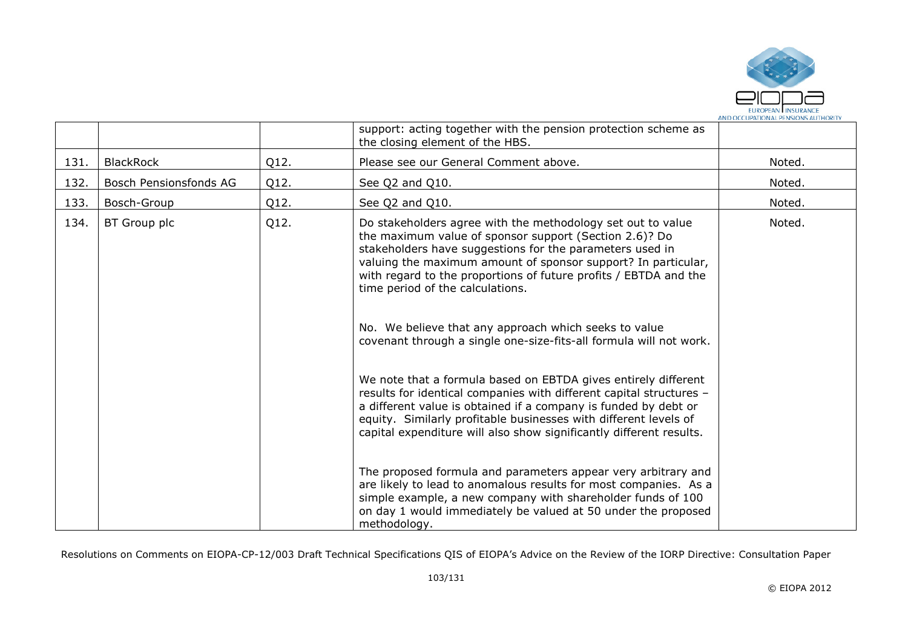|  |  |  | support: acting together with the pension protection scheme as the closing element of the HBS. |  |
|---|---|---|---|---|
| 131. | BlackRock | Q12. | Please see our General Comment above. | Noted. |
| 132. | Bosch Pensionsfonds AG | Q12. | See Q2 and Q10. | Noted. |
| 133. | Bosch-Group | Q12. | See Q2 and Q10. | Noted. |
| 134. | BT Group plc | Q12. | Do stakeholders agree with the methodology set out to value the maximum value of sponsor support (Section 2.6)? Do stakeholders have suggestions for the parameters used in valuing the maximum amount of sponsor support? In particular, with regard to the proportions of future profits / EBTDA and the time period of the calculations.<br><br>No. We believe that any approach which seeks to value covenant through a single one-size-fits-all formula will not work.<br><br>We note that a formula based on EBTDA gives entirely different results for identical companies with different capital structures – a different value is obtained if a company is funded by debt or equity. Similarly profitable businesses with different levels of capital expenditure will also show significantly different results.<br><br>The proposed formula and parameters appear very arbitrary and are likely to lead to anomalous results for most companies. As a simple example, a new company with shareholder funds of 100 on day 1 would immediately be valued at 50 under the proposed methodology. | Noted. |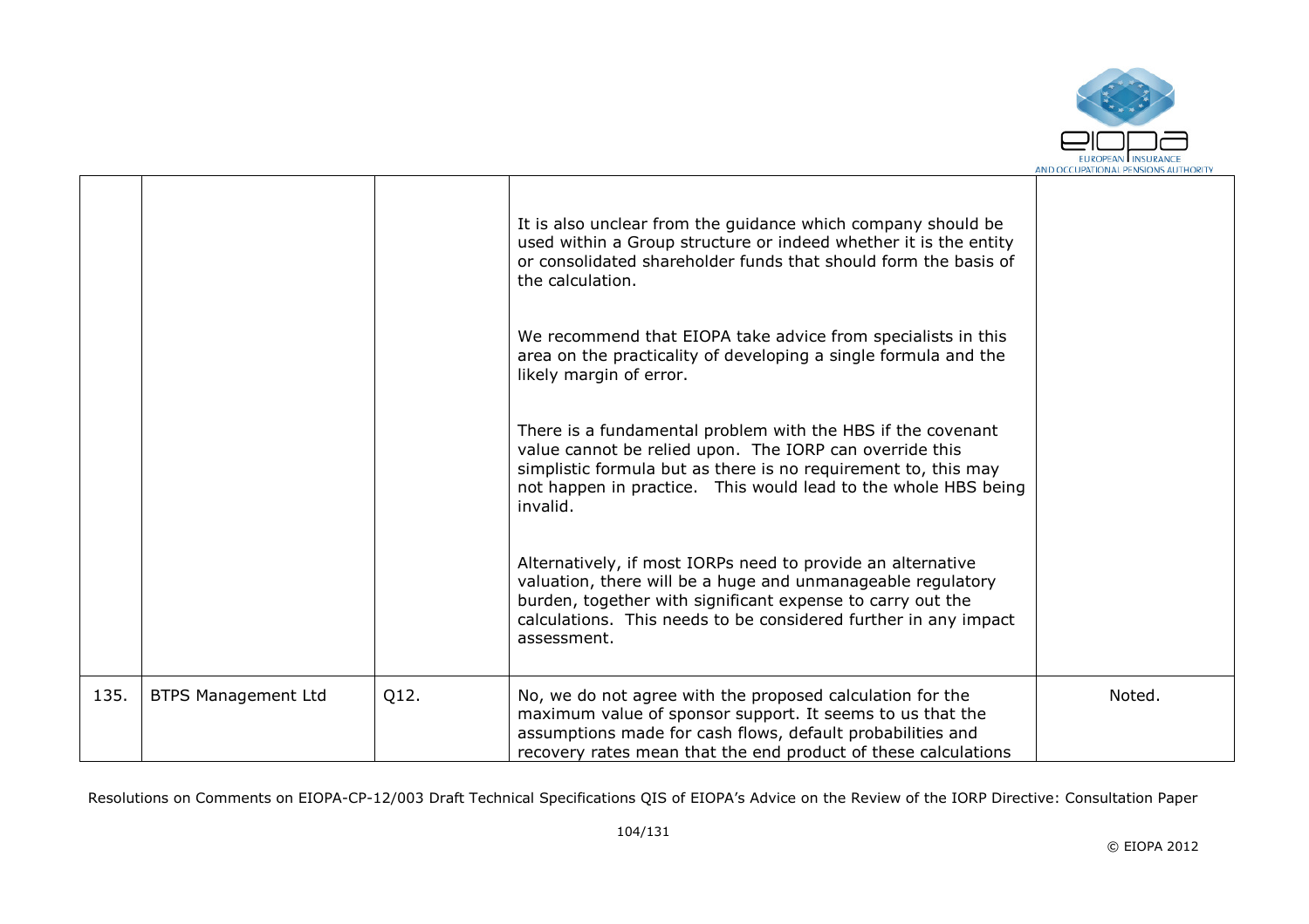|  |  |  |  |  |
|---|---|---|---|---|
|  |  |  | It is also unclear from the guidance which company should be used within a Group structure or indeed whether it is the entity or consolidated shareholder funds that should form the basis of the calculation.<br><br>We recommend that EIOPA take advice from specialists in this area on the practicality of developing a single formula and the likely margin of error.<br><br>There is a fundamental problem with the HBS if the covenant value cannot be relied upon. The IORP can override this simplistic formula but as there is no requirement to, this may not happen in practice. This would lead to the whole HBS being invalid.<br><br>Alternatively, if most IORPs need to provide an alternative valuation, there will be a huge and unmanageable regulatory burden, together with significant expense to carry out the calculations. This needs to be considered further in any impact assessment. |  |
| 135. | BTPS Management Ltd | Q12. | No, we do not agree with the proposed calculation for the maximum value of sponsor support. It seems to us that the assumptions made for cash flows, default probabilities and recovery rates mean that the end product of these calculations | Noted. |

Resolutions on Comments on EIOPA-CP-12/003 Draft Technical Specifications QIS of EIOPA's Advice on the Review of the IORP Directive: Consultation Paper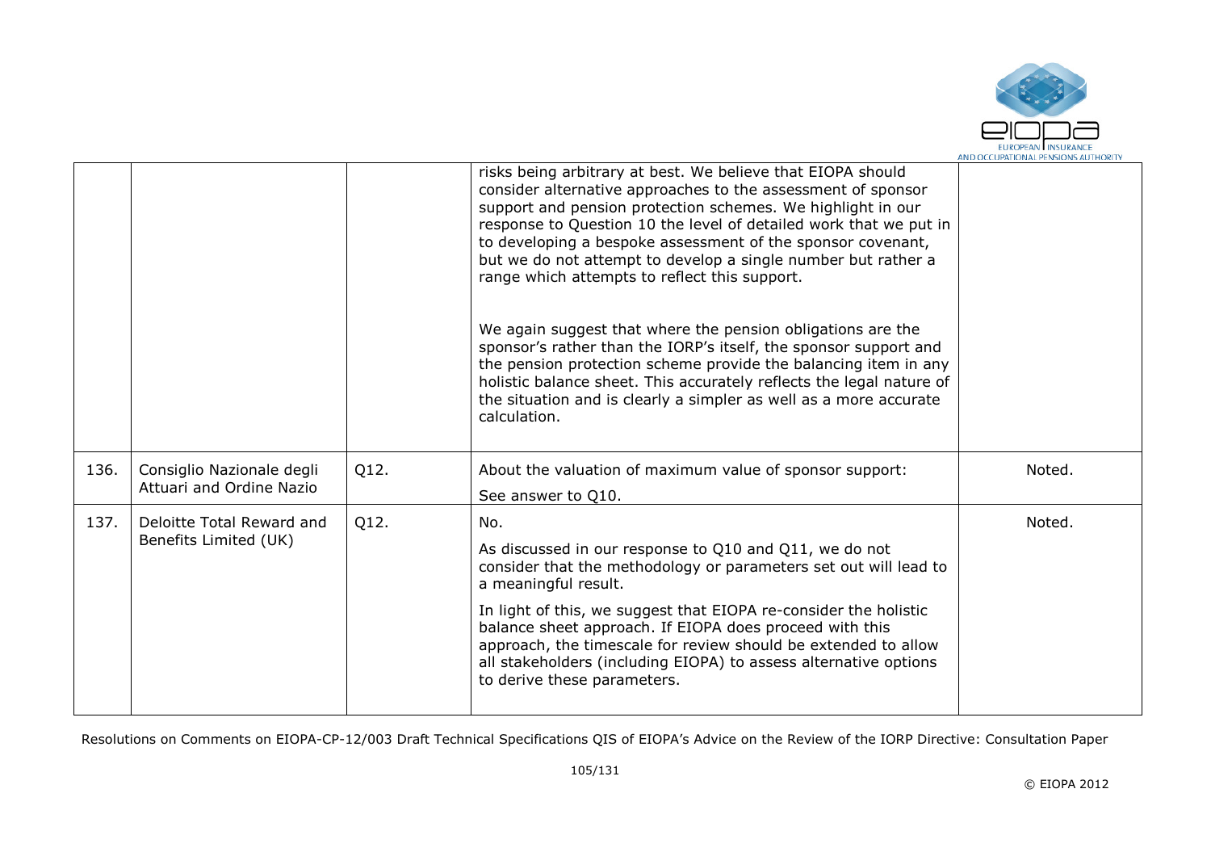| | | | | |
|---|---|---|---|---|
| | | | risks being arbitrary at best. We believe that EIOPA should consider alternative approaches to the assessment of sponsor support and pension protection schemes. We highlight in our response to Question 10 the level of detailed work that we put in to developing a bespoke assessment of the sponsor covenant, but we do not attempt to develop a single number but rather a range which attempts to reflect this support.<br><br>We again suggest that where the pension obligations are the sponsor's rather than the IORP's itself, the sponsor support and the pension protection scheme provide the balancing item in any holistic balance sheet. This accurately reflects the legal nature of the situation and is clearly a simpler as well as a more accurate calculation. | |
| 136. | Consiglio Nazionale degli Attuari and Ordine Nazio | Q12. | About the valuation of maximum value of sponsor support:<br><br>See answer to Q10. | Noted. |
| 137. | Deloitte Total Reward and Benefits Limited (UK) | Q12. | No.<br><br>As discussed in our response to Q10 and Q11, we do not consider that the methodology or parameters set out will lead to a meaningful result.<br><br>In light of this, we suggest that EIOPA re-consider the holistic balance sheet approach. If EIOPA does proceed with this approach, the timescale for review should be extended to allow all stakeholders (including EIOPA) to assess alternative options to derive these parameters. | Noted. |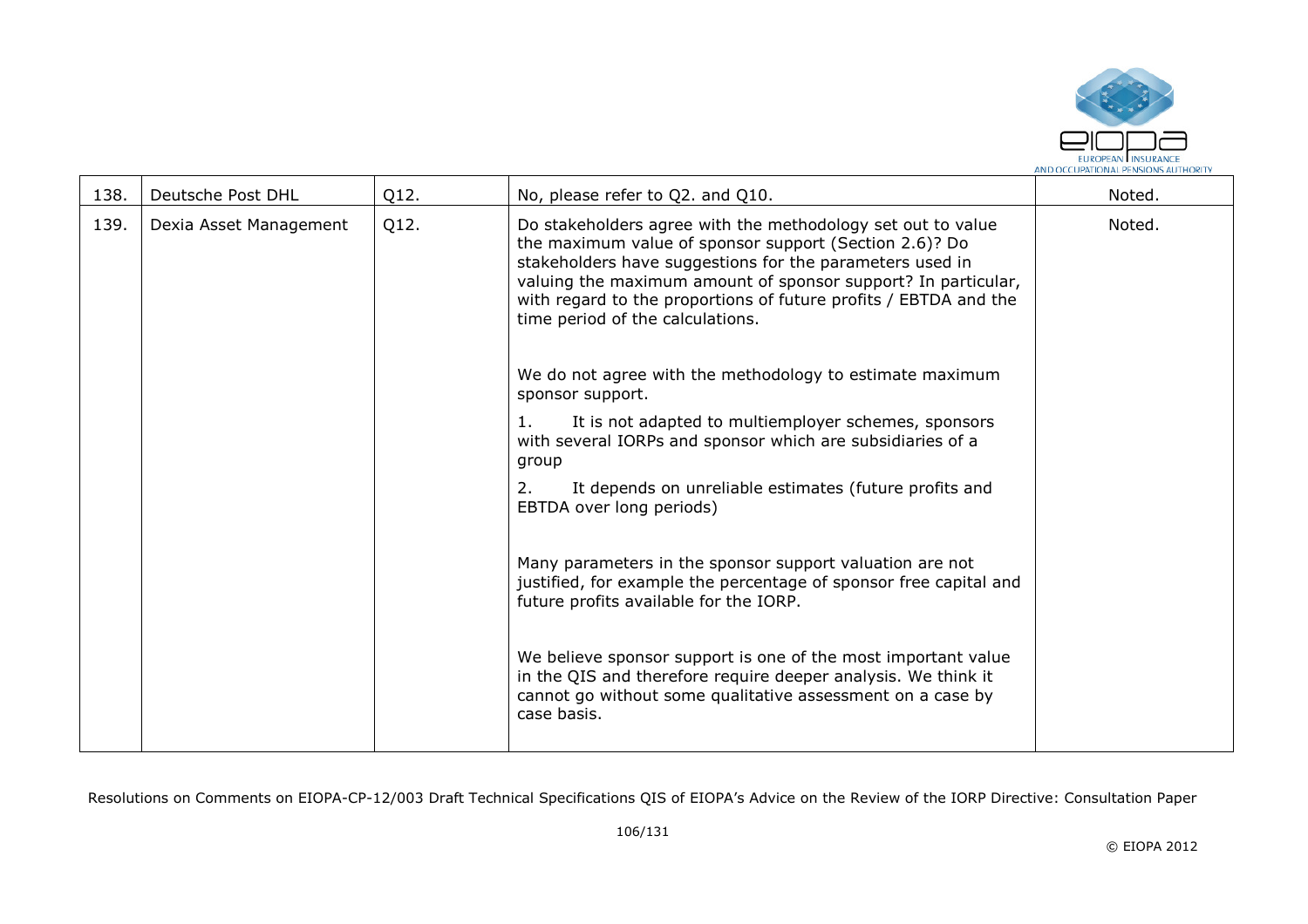| 138. | Deutsche Post DHL | Q12. | No, please refer to Q2. and Q10. | Noted. |
|---|---|---|---|---|
| 139. | Dexia Asset Management | Q12. | Do stakeholders agree with the methodology set out to value the maximum value of sponsor support (Section 2.6)? Do stakeholders have suggestions for the parameters used in valuing the maximum amount of sponsor support? In particular, with regard to the proportions of future profits / EBTDA and the time period of the calculations.<br><br>We do not agree with the methodology to estimate maximum sponsor support.<br>1. It is not adapted to multiemployer schemes, sponsors with several IORPs and sponsor which are subsidiaries of a group<br>2. It depends on unreliable estimates (future profits and EBTDA over long periods)<br><br>Many parameters in the sponsor support valuation are not justified, for example the percentage of sponsor free capital and future profits available for the IORP.<br><br>We believe sponsor support is one of the most important value in the QIS and therefore require deeper analysis. We think it cannot go without some qualitative assessment on a case by case basis. | Noted. |

Resolutions on Comments on EIOPA-CP-12/003 Draft Technical Specifications QIS of EIOPA's Advice on the Review of the IORP Directive: Consultation Paper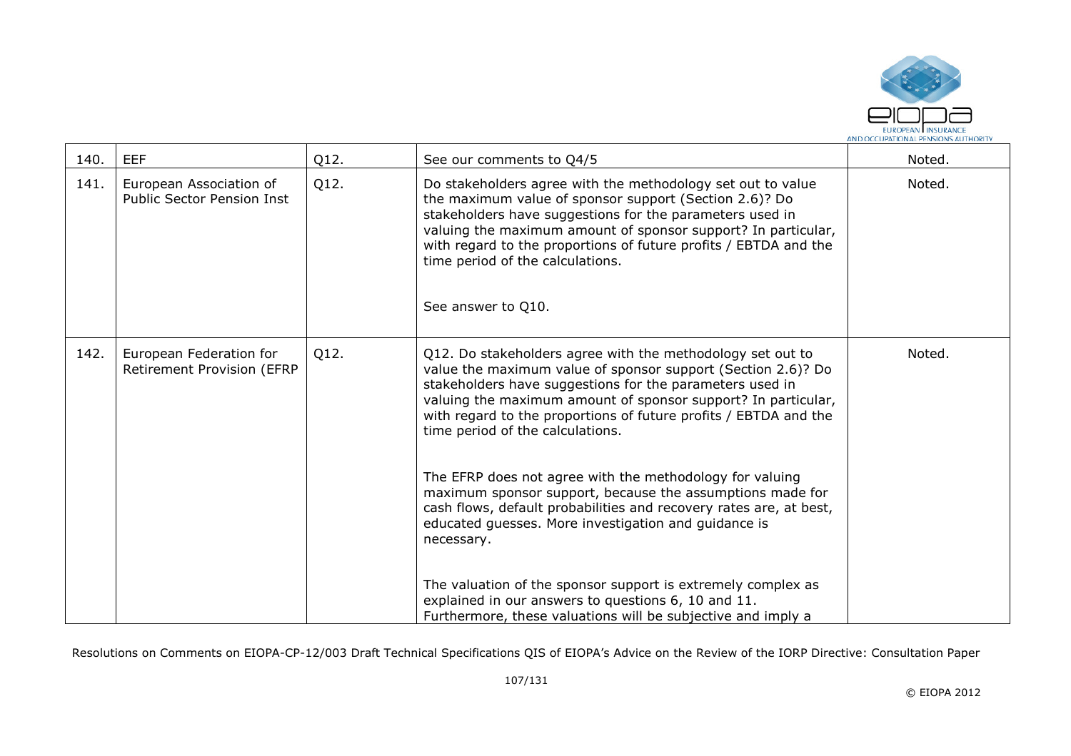| 140. | EEF | Q12. | See our comments to Q4/5 | Noted. |
|---|---|---|---|---|
| 141. | European Association of Public Sector Pension Inst | Q12. | Do stakeholders agree with the methodology set out to value the maximum value of sponsor support (Section 2.6)? Do stakeholders have suggestions for the parameters used in valuing the maximum amount of sponsor support? In particular, with regard to the proportions of future profits / EBTDA and the time period of the calculations.<br><br>See answer to Q10. | Noted. |
| 142. | European Federation for Retirement Provision (EFRP | Q12. | Q12. Do stakeholders agree with the methodology set out to value the maximum value of sponsor support (Section 2.6)? Do stakeholders have suggestions for the parameters used in valuing the maximum amount of sponsor support? In particular, with regard to the proportions of future profits / EBTDA and the time period of the calculations.<br><br>The EFRP does not agree with the methodology for valuing maximum sponsor support, because the assumptions made for cash flows, default probabilities and recovery rates are, at best, educated guesses. More investigation and guidance is necessary.<br><br>The valuation of the sponsor support is extremely complex as explained in our answers to questions 6, 10 and 11. Furthermore, these valuations will be subjective and imply a | Noted. |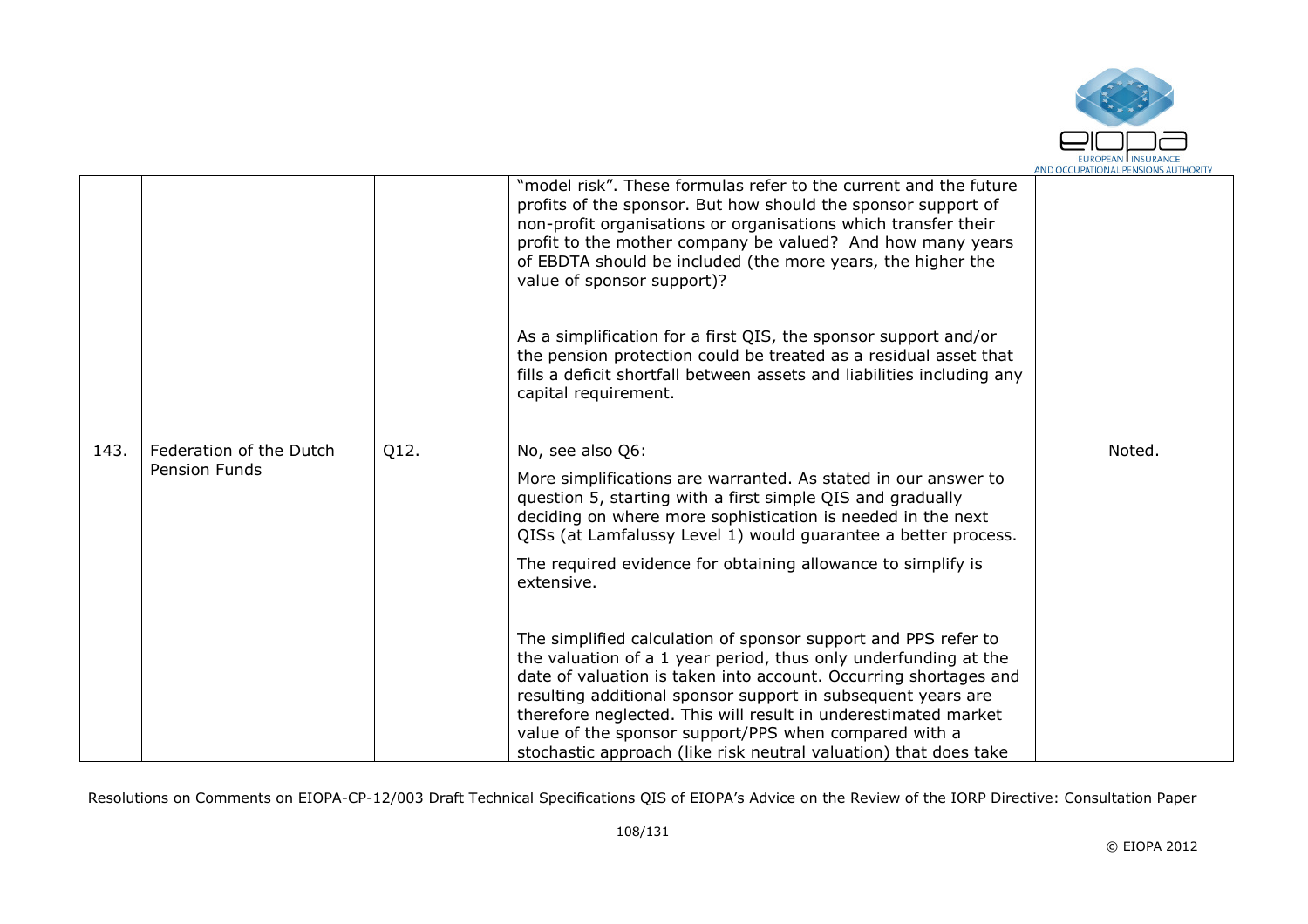|  |  |  |  |  |
| --- | --- | --- | --- | --- |
|  |  |  | "model risk". These formulas refer to the current and the future profits of the sponsor. But how should the sponsor support of non-profit organisations or organisations which transfer their profit to the mother company be valued? And how many years of EBDTA should be included (the more years, the higher the value of sponsor support)?<br><br>As a simplification for a first QIS, the sponsor support and/or the pension protection could be treated as a residual asset that fills a deficit shortfall between assets and liabilities including any capital requirement. |  |
| 143. | Federation of the Dutch Pension Funds | Q12. | No, see also Q6:<br><br>More simplifications are warranted. As stated in our answer to question 5, starting with a first simple QIS and gradually deciding on where more sophistication is needed in the next QISs (at Lamfalussy Level 1) would guarantee a better process.<br><br>The required evidence for obtaining allowance to simplify is extensive.<br><br>The simplified calculation of sponsor support and PPS refer to the valuation of a 1 year period, thus only underfunding at the date of valuation is taken into account. Occurring shortages and resulting additional sponsor support in subsequent years are therefore neglected. This will result in underestimated market value of the sponsor support/PPS when compared with a stochastic approach (like risk neutral valuation) that does take | Noted. |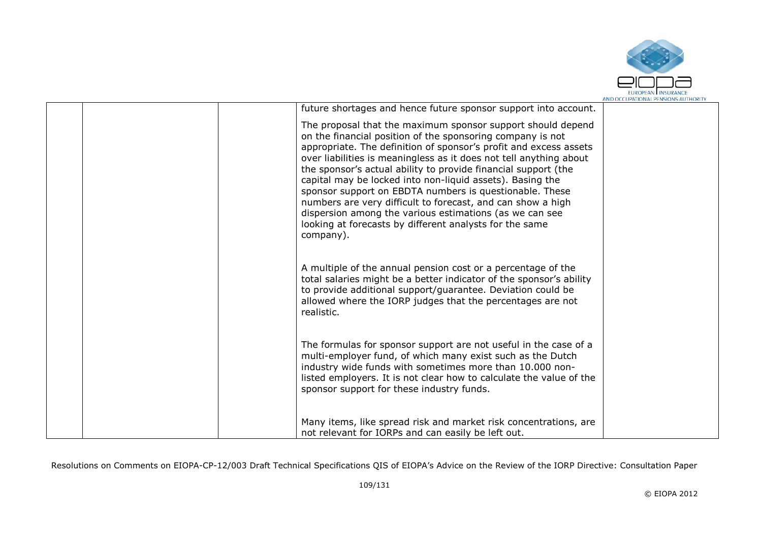|  |  |  | future shortages and hence future sponsor support into account.<br><br>The proposal that the maximum sponsor support should depend on the financial position of the sponsoring company is not appropriate. The definition of sponsor's profit and excess assets over liabilities is meaningless as it does not tell anything about the sponsor's actual ability to provide financial support (the capital may be locked into non-liquid assets). Basing the sponsor support on EBDTA numbers is questionable. These numbers are very difficult to forecast, and can show a high dispersion among the various estimations (as we can see looking at forecasts by different analysts for the same company).<br><br>A multiple of the annual pension cost or a percentage of the total salaries might be a better indicator of the sponsor's ability to provide additional support/guarantee. Deviation could be allowed where the IORP judges that the percentages are not realistic.<br><br>The formulas for sponsor support are not useful in the case of a multi-employer fund, of which many exist such as the Dutch industry wide funds with sometimes more than 10.000 non-listed employers. It is not clear how to calculate the value of the sponsor support for these industry funds.<br><br>Many items, like spread risk and market risk concentrations, are not relevant for IORPs and can easily be left out. |  |
|---|---|---|---|---|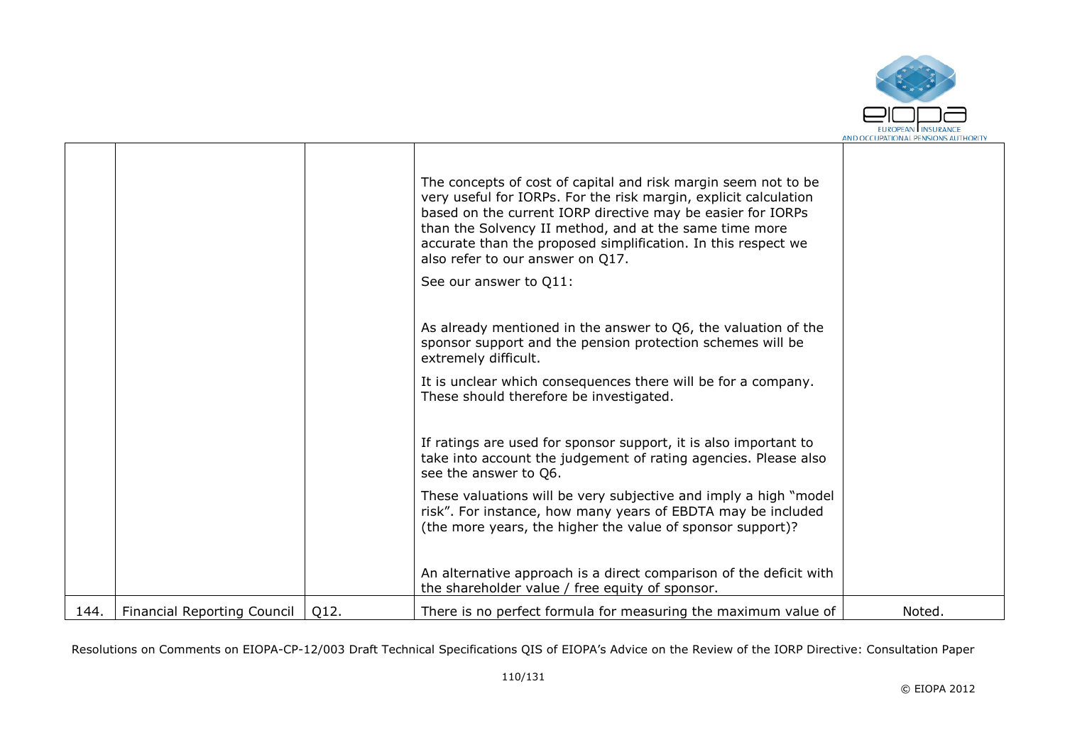| | | | | |
|---|---|---|---|---|
| | | | The concepts of cost of capital and risk margin seem not to be very useful for IORPs. For the risk margin, explicit calculation based on the current IORP directive may be easier for IORPs than the Solvency II method, and at the same time more accurate than the proposed simplification. In this respect we also refer to our answer on Q17.<br><br>See our answer to Q11:<br><br>As already mentioned in the answer to Q6, the valuation of the sponsor support and the pension protection schemes will be extremely difficult.<br><br>It is unclear which consequences there will be for a company. These should therefore be investigated.<br><br>If ratings are used for sponsor support, it is also important to take into account the judgement of rating agencies. Please also see the answer to Q6.<br><br>These valuations will be very subjective and imply a high "model risk". For instance, how many years of EBDTA may be included (the more years, the higher the value of sponsor support)?<br><br>An alternative approach is a direct comparison of the deficit with the shareholder value / free equity of sponsor. | |
| 144. | Financial Reporting Council | Q12. | There is no perfect formula for measuring the maximum value of | Noted. |

Resolutions on Comments on EIOPA-CP-12/003 Draft Technical Specifications QIS of EIOPA's Advice on the Review of the IORP Directive: Consultation Paper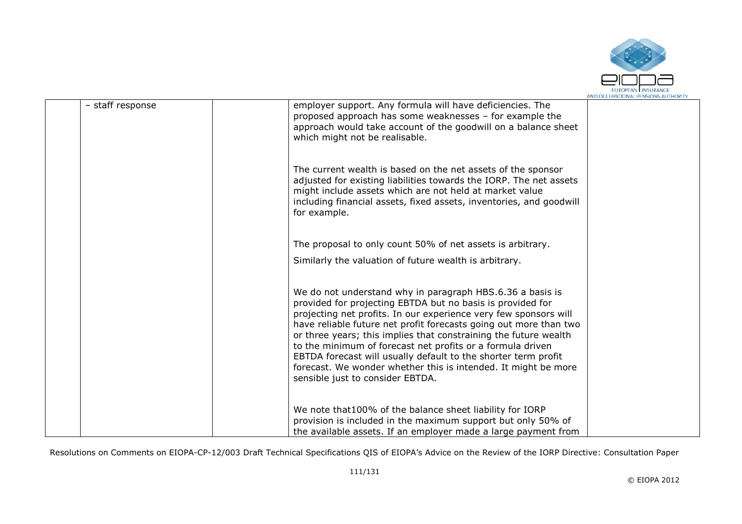|  | – staff response |  | employer support. Any formula will have deficiencies. The proposed approach has some weaknesses – for example the approach would take account of the goodwill on a balance sheet which might not be realisable.<br><br>The current wealth is based on the net assets of the sponsor adjusted for existing liabilities towards the IORP. The net assets might include assets which are not held at market value including financial assets, fixed assets, inventories, and goodwill for example.<br><br>The proposal to only count 50% of net assets is arbitrary.<br><br>Similarly the valuation of future wealth is arbitrary.<br><br>We do not understand why in paragraph HBS.6.36 a basis is provided for projecting EBTDA but no basis is provided for projecting net profits. In our experience very few sponsors will have reliable future net profit forecasts going out more than two or three years; this implies that constraining the future wealth to the minimum of forecast net profits or a formula driven EBTDA forecast will usually default to the shorter term profit forecast. We wonder whether this is intended. It might be more sensible just to consider EBTDA.<br><br>We note that100% of the balance sheet liability for IORP provision is included in the maximum support but only 50% of the available assets. If an employer made a large payment from |  |
|---|---|---|---|---|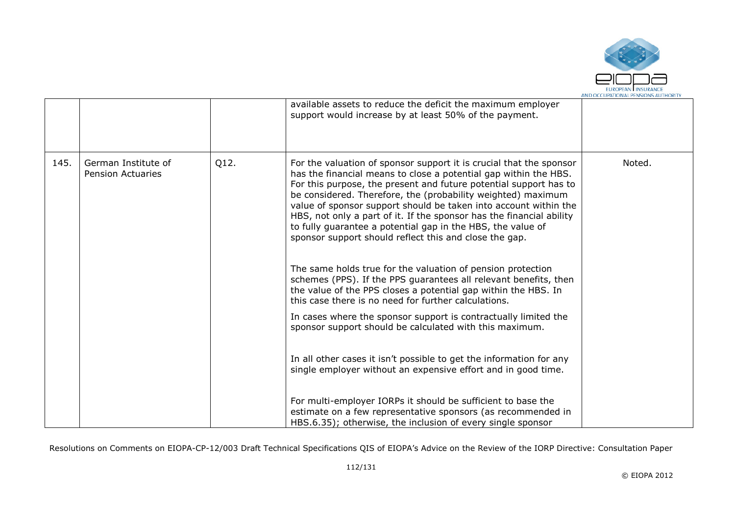| | | | | |
|---|---|---|---|---|
| | | | available assets to reduce the deficit the maximum employer support would increase by at least 50% of the payment. | |
| 145. | German Institute of Pension Actuaries | Q12. | For the valuation of sponsor support it is crucial that the sponsor has the financial means to close a potential gap within the HBS. For this purpose, the present and future potential support has to be considered. Therefore, the (probability weighted) maximum value of sponsor support should be taken into account within the HBS, not only a part of it. If the sponsor has the financial ability to fully guarantee a potential gap in the HBS, the value of sponsor support should reflect this and close the gap.<br><br>The same holds true for the valuation of pension protection schemes (PPS). If the PPS guarantees all relevant benefits, then the value of the PPS closes a potential gap within the HBS. In this case there is no need for further calculations.<br><br>In cases where the sponsor support is contractually limited the sponsor support should be calculated with this maximum.<br><br>In all other cases it isn't possible to get the information for any single employer without an expensive effort and in good time.<br><br>For multi-employer IORPs it should be sufficient to base the estimate on a few representative sponsors (as recommended in HBS.6.35); otherwise, the inclusion of every single sponsor | Noted. |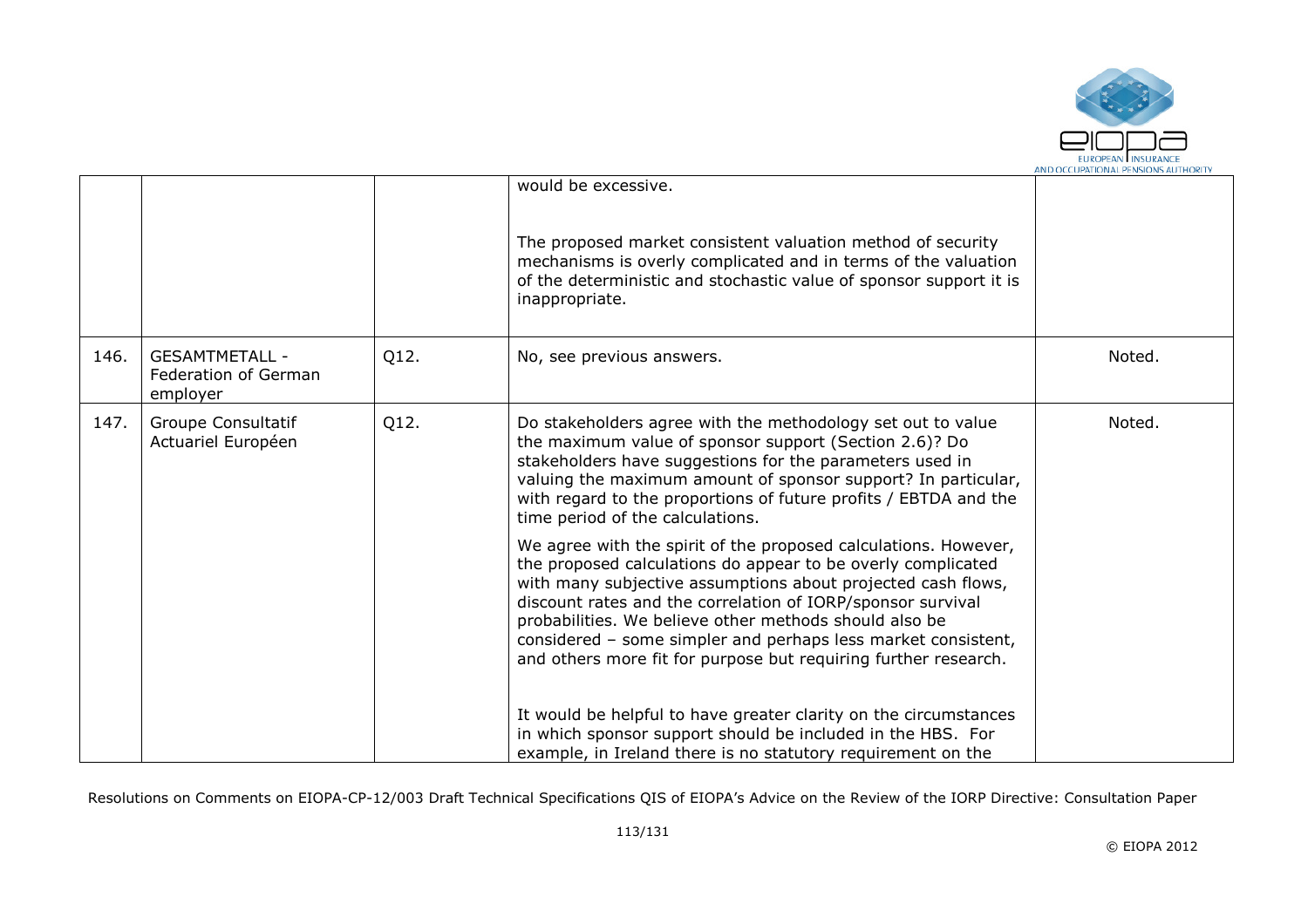|  |  |  | would be excessive.<br><br>The proposed market consistent valuation method of security mechanisms is overly complicated and in terms of the valuation of the deterministic and stochastic value of sponsor support it is inappropriate. |  |
|---|---|---|---|---|
| 146. | GESAMTMETALL - Federation of German employer | Q12. | No, see previous answers. | Noted. |
| 147. | Groupe Consultatif Actuariel Européen | Q12. | Do stakeholders agree with the methodology set out to value the maximum value of sponsor support (Section 2.6)? Do stakeholders have suggestions for the parameters used in valuing the maximum amount of sponsor support? In particular, with regard to the proportions of future profits / EBTDA and the time period of the calculations.<br><br>We agree with the spirit of the proposed calculations. However, the proposed calculations do appear to be overly complicated with many subjective assumptions about projected cash flows, discount rates and the correlation of IORP/sponsor survival probabilities. We believe other methods should also be considered – some simpler and perhaps less market consistent, and others more fit for purpose but requiring further research.<br><br>It would be helpful to have greater clarity on the circumstances in which sponsor support should be included in the HBS. For example, in Ireland there is no statutory requirement on the | Noted. |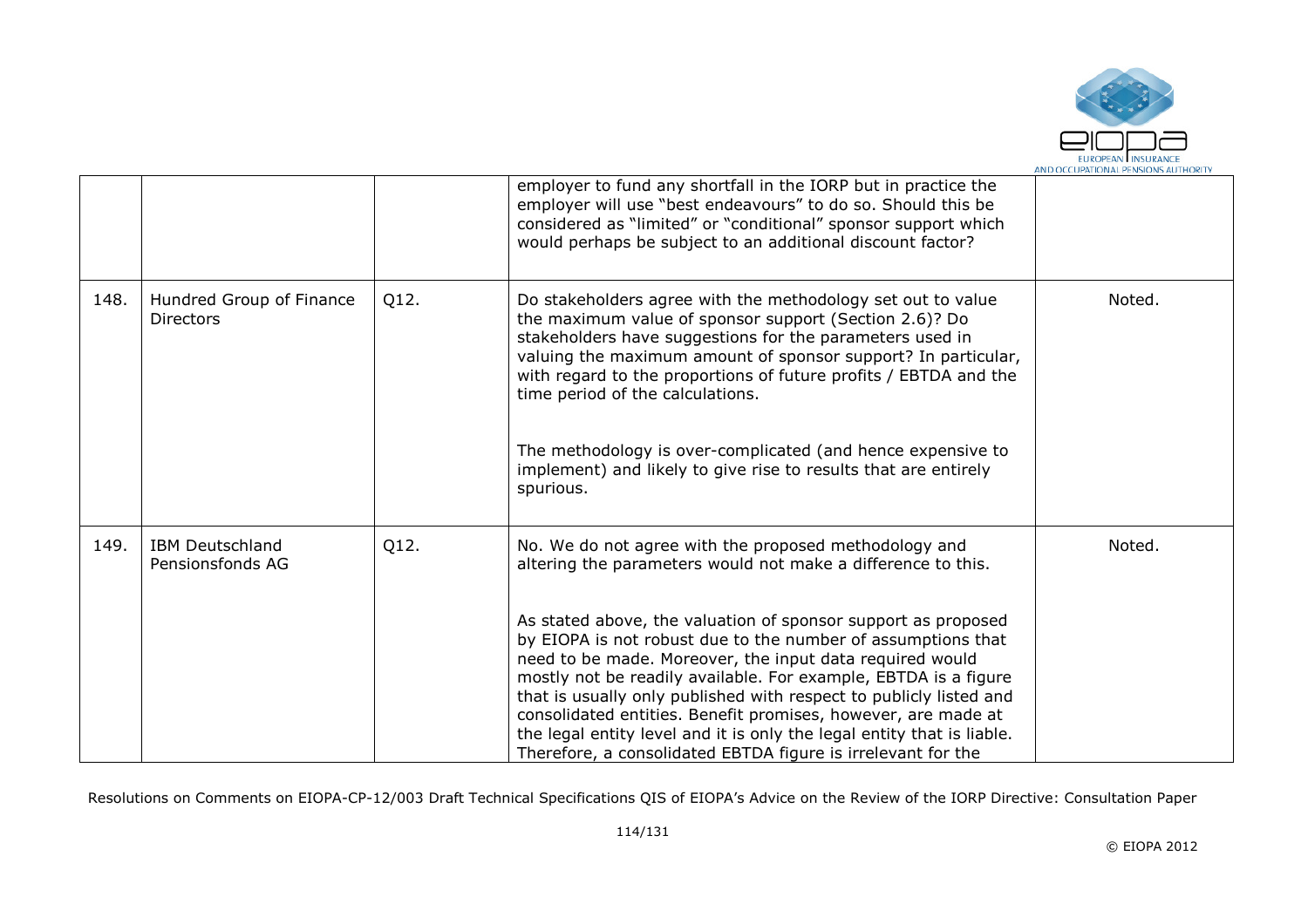|  |  |  | employer to fund any shortfall in the IORP but in practice the employer will use "best endeavours" to do so. Should this be considered as "limited" or "conditional" sponsor support which would perhaps be subject to an additional discount factor? |  |
|---|---|---|---|---|
| 148. | Hundred Group of Finance Directors | Q12. | Do stakeholders agree with the methodology set out to value the maximum value of sponsor support (Section 2.6)? Do stakeholders have suggestions for the parameters used in valuing the maximum amount of sponsor support? In particular, with regard to the proportions of future profits / EBTDA and the time period of the calculations.<br><br>The methodology is over-complicated (and hence expensive to implement) and likely to give rise to results that are entirely spurious. | Noted. |
| 149. | IBM Deutschland Pensionsfonds AG | Q12. | No. We do not agree with the proposed methodology and altering the parameters would not make a difference to this.<br><br>As stated above, the valuation of sponsor support as proposed by EIOPA is not robust due to the number of assumptions that need to be made. Moreover, the input data required would mostly not be readily available. For example, EBTDA is a figure that is usually only published with respect to publicly listed and consolidated entities. Benefit promises, however, are made at the legal entity level and it is only the legal entity that is liable. Therefore, a consolidated EBTDA figure is irrelevant for the | Noted. |

Resolutions on Comments on EIOPA-CP-12/003 Draft Technical Specifications QIS of EIOPA's Advice on the Review of the IORP Directive: Consultation Paper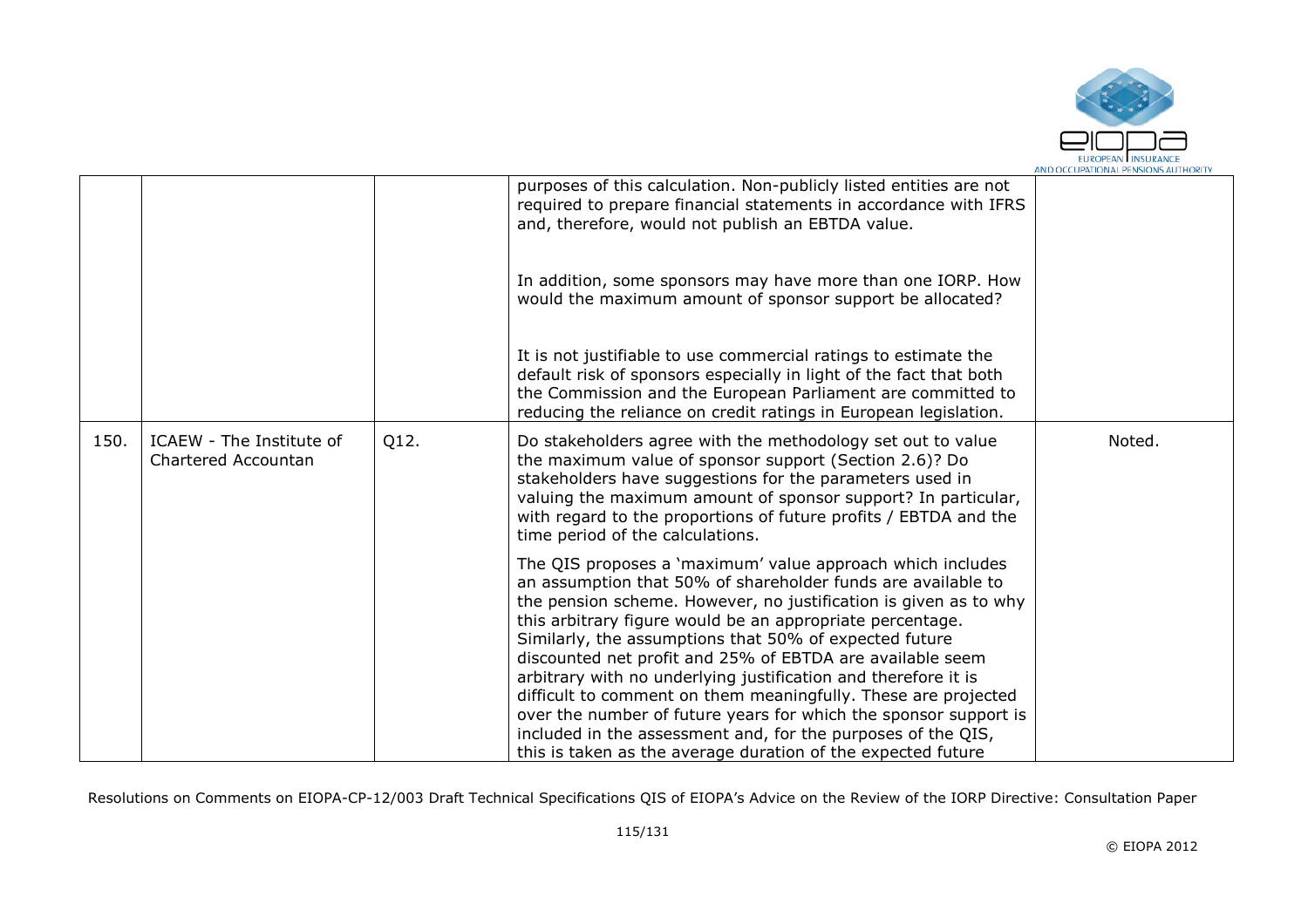|  |  |  | purposes of this calculation. Non-publicly listed entities are not required to prepare financial statements in accordance with IFRS and, therefore, would not publish an EBTDA value.<br><br>In addition, some sponsors may have more than one IORP. How would the maximum amount of sponsor support be allocated?<br><br>It is not justifiable to use commercial ratings to estimate the default risk of sponsors especially in light of the fact that both the Commission and the European Parliament are committed to reducing the reliance on credit ratings in European legislation. |  |
|---|---|---|---|---|
| 150. | ICAEW - The Institute of Chartered Accountan | Q12. | Do stakeholders agree with the methodology set out to value the maximum value of sponsor support (Section 2.6)? Do stakeholders have suggestions for the parameters used in valuing the maximum amount of sponsor support? In particular, with regard to the proportions of future profits / EBTDA and the time period of the calculations.<br><br>The QIS proposes a 'maximum' value approach which includes an assumption that 50% of shareholder funds are available to the pension scheme. However, no justification is given as to why this arbitrary figure would be an appropriate percentage. Similarly, the assumptions that 50% of expected future discounted net profit and 25% of EBTDA are available seem arbitrary with no underlying justification and therefore it is difficult to comment on them meaningfully. These are projected over the number of future years for which the sponsor support is included in the assessment and, for the purposes of the QIS, this is taken as the average duration of the expected future | Noted. |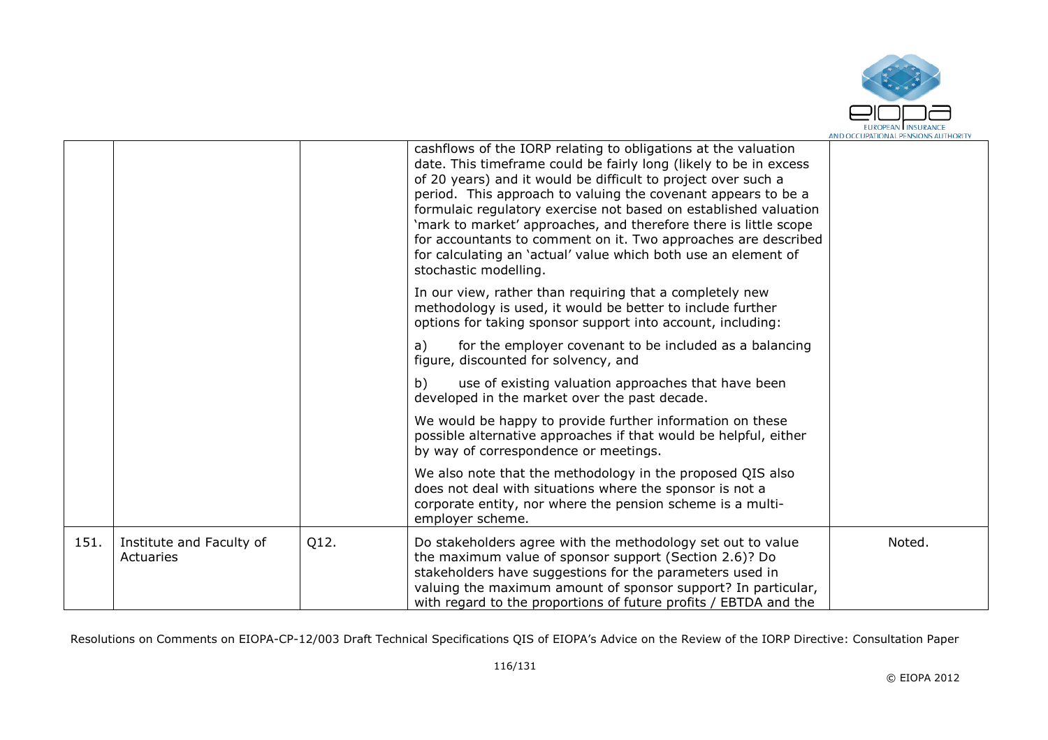|  |  |  | cashflows of the IORP relating to obligations at the valuation date. This timeframe could be fairly long (likely to be in excess of 20 years) and it would be difficult to project over such a period. This approach to valuing the covenant appears to be a formulaic regulatory exercise not based on established valuation 'mark to market' approaches, and therefore there is little scope for accountants to comment on it. Two approaches are described for calculating an 'actual' value which both use an element of stochastic modelling.<br><br>In our view, rather than requiring that a completely new methodology is used, it would be better to include further options for taking sponsor support into account, including:<br><br>a) for the employer covenant to be included as a balancing figure, discounted for solvency, and<br><br>b) use of existing valuation approaches that have been developed in the market over the past decade.<br><br>We would be happy to provide further information on these possible alternative approaches if that would be helpful, either by way of correspondence or meetings.<br><br>We also note that the methodology in the proposed QIS also does not deal with situations where the sponsor is not a corporate entity, nor where the pension scheme is a multi-employer scheme. |  |
|---|---|---|---|---|
| 151. | Institute and Faculty of Actuaries | Q12. | Do stakeholders agree with the methodology set out to value the maximum value of sponsor support (Section 2.6)? Do stakeholders have suggestions for the parameters used in valuing the maximum amount of sponsor support? In particular, with regard to the proportions of future profits / EBTDA and the | Noted. |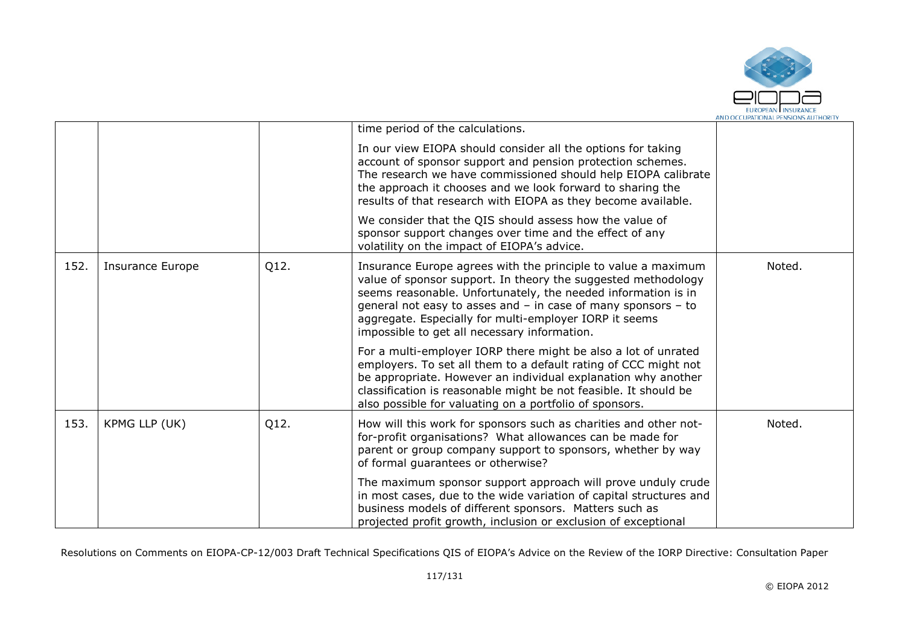|  |  |  | time period of the calculations.<br><br>In our view EIOPA should consider all the options for taking account of sponsor support and pension protection schemes. The research we have commissioned should help EIOPA calibrate the approach it chooses and we look forward to sharing the results of that research with EIOPA as they become available.<br><br>We consider that the QIS should assess how the value of sponsor support changes over time and the effect of any volatility on the impact of EIOPA's advice. |  |
|---|---|---|---|---|
| 152. | Insurance Europe | Q12. | Insurance Europe agrees with the principle to value a maximum value of sponsor support. In theory the suggested methodology seems reasonable. Unfortunately, the needed information is in general not easy to asses and – in case of many sponsors – to aggregate. Especially for multi-employer IORP it seems impossible to get all necessary information.<br><br>For a multi-employer IORP there might be also a lot of unrated employers. To set all them to a default rating of CCC might not be appropriate. However an individual explanation why another classification is reasonable might be not feasible. It should be also possible for valuating on a portfolio of sponsors. | Noted. |
| 153. | KPMG LLP (UK) | Q12. | How will this work for sponsors such as charities and other not-for-profit organisations? What allowances can be made for parent or group company support to sponsors, whether by way of formal guarantees or otherwise?<br><br>The maximum sponsor support approach will prove unduly crude in most cases, due to the wide variation of capital structures and business models of different sponsors. Matters such as projected profit growth, inclusion or exclusion of exceptional | Noted. |

Resolutions on Comments on EIOPA-CP-12/003 Draft Technical Specifications QIS of EIOPA's Advice on the Review of the IORP Directive: Consultation Paper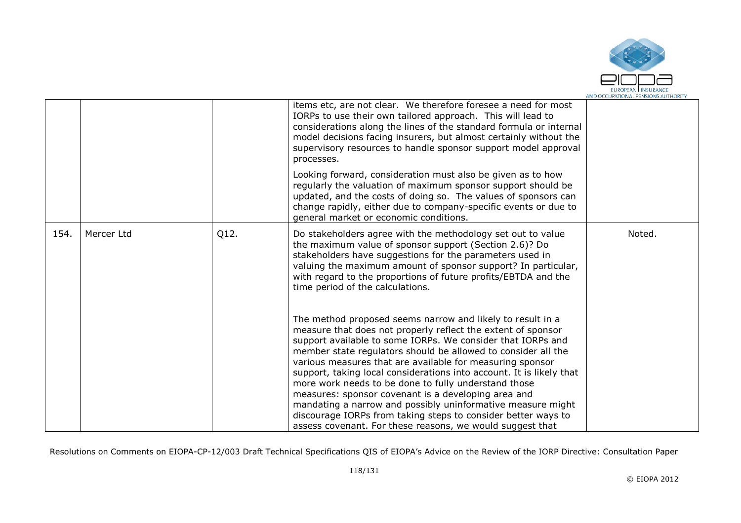|  |  |  |  |  |
|---|---|---|---|---|
|  |  |  | items etc, are not clear. We therefore foresee a need for most IORPs to use their own tailored approach. This will lead to considerations along the lines of the standard formula or internal model decisions facing insurers, but almost certainly without the supervisory resources to handle sponsor support model approval processes.<br><br>Looking forward, consideration must also be given as to how regularly the valuation of maximum sponsor support should be updated, and the costs of doing so. The values of sponsors can change rapidly, either due to company-specific events or due to general market or economic conditions. |  |
| 154. | Mercer Ltd | Q12. | Do stakeholders agree with the methodology set out to value the maximum value of sponsor support (Section 2.6)? Do stakeholders have suggestions for the parameters used in valuing the maximum amount of sponsor support? In particular, with regard to the proportions of future profits/EBTDA and the time period of the calculations.<br><br>The method proposed seems narrow and likely to result in a measure that does not properly reflect the extent of sponsor support available to some IORPs. We consider that IORPs and member state regulators should be allowed to consider all the various measures that are available for measuring sponsor support, taking local considerations into account. It is likely that more work needs to be done to fully understand those measures: sponsor covenant is a developing area and mandating a narrow and possibly uninformative measure might discourage IORPs from taking steps to consider better ways to assess covenant. For these reasons, we would suggest that | Noted. |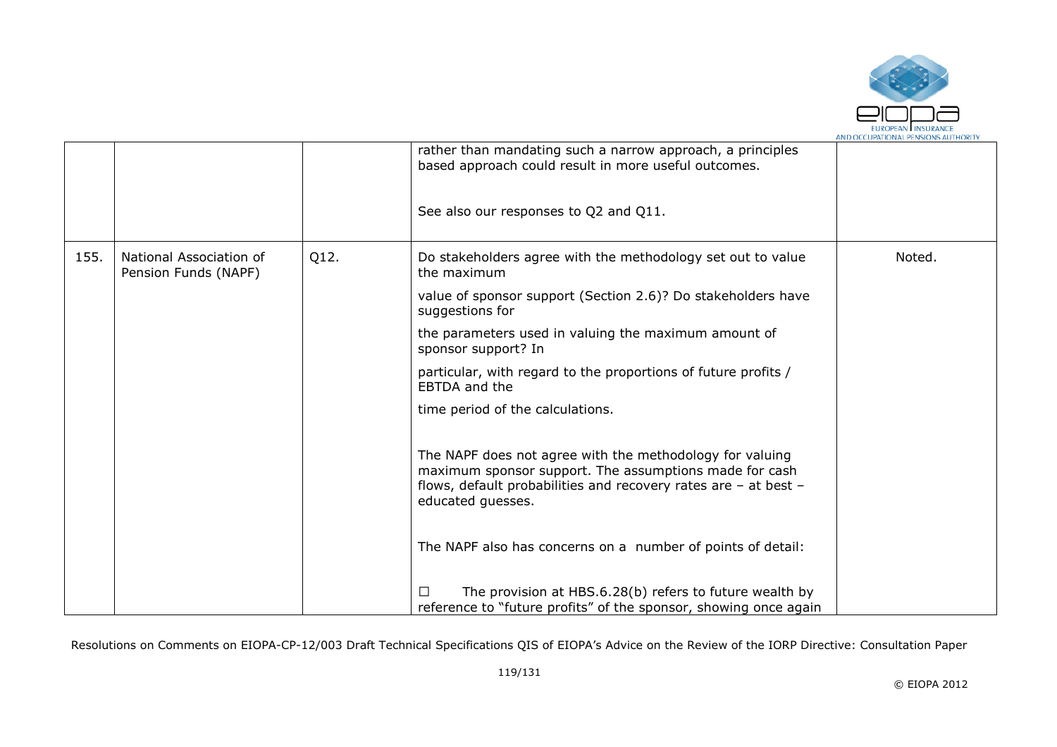|  |  |  | rather than mandating such a narrow approach, a principles based approach could result in more useful outcomes.<br><br>See also our responses to Q2 and Q11. |  |
|---|---|---|---|---|
| 155. | National Association of Pension Funds (NAPF) | Q12. | Do stakeholders agree with the methodology set out to value the maximum value of sponsor support (Section 2.6)? Do stakeholders have suggestions for the parameters used in valuing the maximum amount of sponsor support? In particular, with regard to the proportions of future profits / EBTDA and the time period of the calculations.<br><br>The NAPF does not agree with the methodology for valuing maximum sponsor support. The assumptions made for cash flows, default probabilities and recovery rates are – at best – educated guesses.<br><br>The NAPF also has concerns on a number of points of detail:<br><br>☐ The provision at HBS.6.28(b) refers to future wealth by reference to "future profits" of the sponsor, showing once again | Noted. |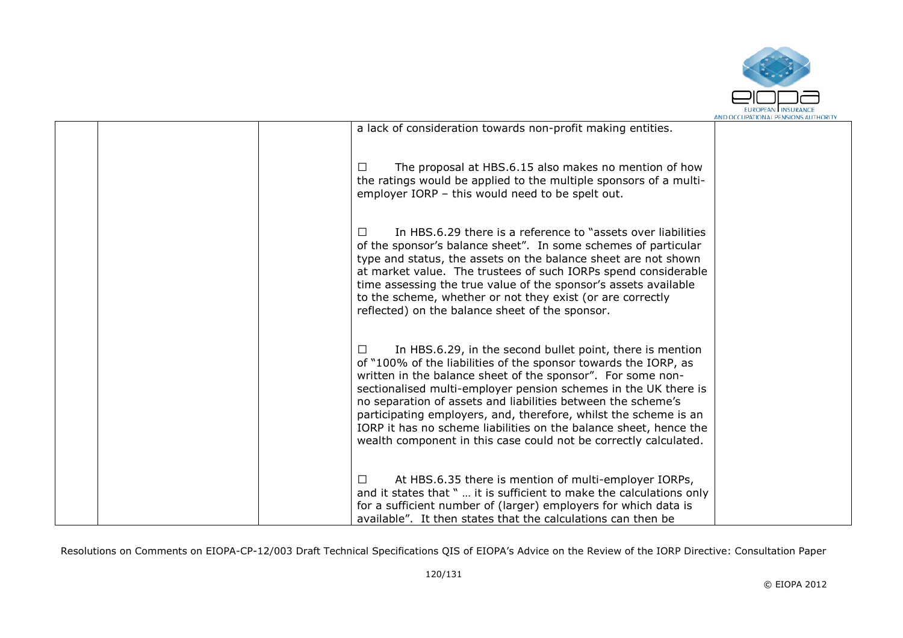| | | | | |
|---|---|---|---|---|
| | | | a lack of consideration towards non-profit making entities.<br><br>☐ The proposal at HBS.6.15 also makes no mention of how the ratings would be applied to the multiple sponsors of a multi-employer IORP – this would need to be spelt out.<br><br>☐ In HBS.6.29 there is a reference to "assets over liabilities of the sponsor's balance sheet". In some schemes of particular type and status, the assets on the balance sheet are not shown at market value. The trustees of such IORPs spend considerable time assessing the true value of the sponsor's assets available to the scheme, whether or not they exist (or are correctly reflected) on the balance sheet of the sponsor.<br><br>☐ In HBS.6.29, in the second bullet point, there is mention of "100% of the liabilities of the sponsor towards the IORP, as written in the balance sheet of the sponsor". For some non-sectionalised multi-employer pension schemes in the UK there is no separation of assets and liabilities between the scheme's participating employers, and, therefore, whilst the scheme is an IORP it has no scheme liabilities on the balance sheet, hence the wealth component in this case could not be correctly calculated.<br><br>☐ At HBS.6.35 there is mention of multi-employer IORPs, and it states that " … it is sufficient to make the calculations only for a sufficient number of (larger) employers for which data is available". It then states that the calculations can then be | |

Resolutions on Comments on EIOPA-CP-12/003 Draft Technical Specifications QIS of EIOPA's Advice on the Review of the IORP Directive: Consultation Paper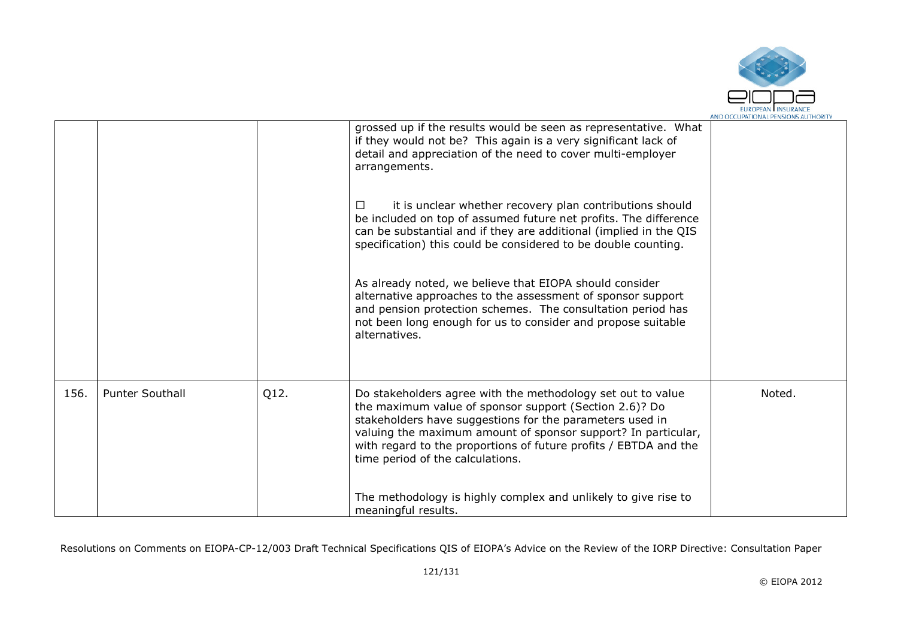| | | | | |
|---|---|---|---|---|
| | | | grossed up if the results would be seen as representative. What if they would not be? This again is a very significant lack of detail and appreciation of the need to cover multi-employer arrangements.<br><br>☐ it is unclear whether recovery plan contributions should be included on top of assumed future net profits. The difference can be substantial and if they are additional (implied in the QIS specification) this could be considered to be double counting.<br><br>As already noted, we believe that EIOPA should consider alternative approaches to the assessment of sponsor support and pension protection schemes. The consultation period has not been long enough for us to consider and propose suitable alternatives. | |
| 156. | Punter Southall | Q12. | Do stakeholders agree with the methodology set out to value the maximum value of sponsor support (Section 2.6)? Do stakeholders have suggestions for the parameters used in valuing the maximum amount of sponsor support? In particular, with regard to the proportions of future profits / EBTDA and the time period of the calculations.<br><br>The methodology is highly complex and unlikely to give rise to meaningful results. | Noted. |

Resolutions on Comments on EIOPA-CP-12/003 Draft Technical Specifications QIS of EIOPA's Advice on the Review of the IORP Directive: Consultation Paper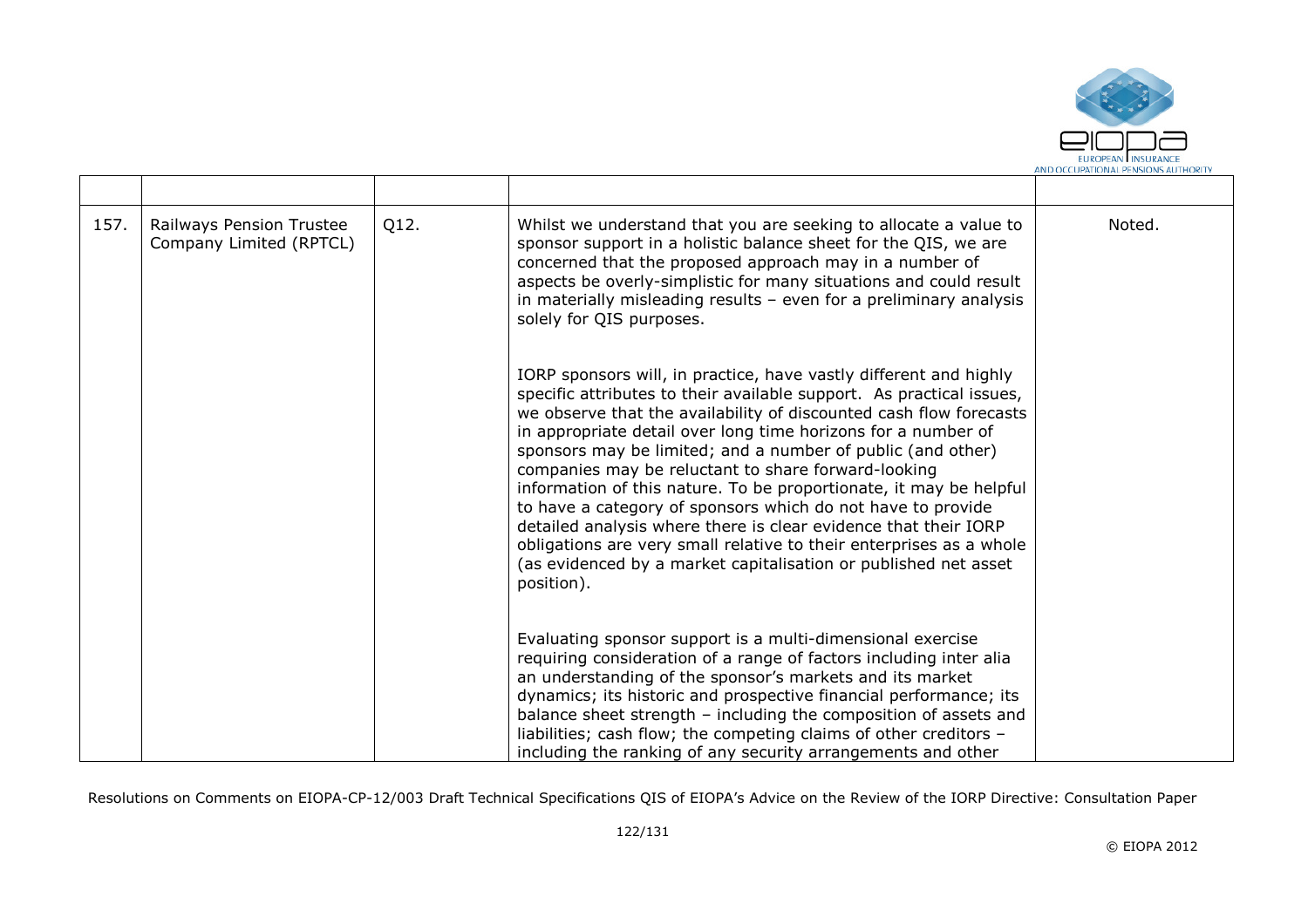| | | | | |
|---|---|---|---|---|
| 157. | Railways Pension Trustee Company Limited (RPTCL) | Q12. | Whilst we understand that you are seeking to allocate a value to sponsor support in a holistic balance sheet for the QIS, we are concerned that the proposed approach may in a number of aspects be overly-simplistic for many situations and could result in materially misleading results – even for a preliminary analysis solely for QIS purposes.<br><br>IORP sponsors will, in practice, have vastly different and highly specific attributes to their available support. As practical issues, we observe that the availability of discounted cash flow forecasts in appropriate detail over long time horizons for a number of sponsors may be limited; and a number of public (and other) companies may be reluctant to share forward-looking information of this nature. To be proportionate, it may be helpful to have a category of sponsors which do not have to provide detailed analysis where there is clear evidence that their IORP obligations are very small relative to their enterprises as a whole (as evidenced by a market capitalisation or published net asset position).<br><br>Evaluating sponsor support is a multi-dimensional exercise requiring consideration of a range of factors including inter alia an understanding of the sponsor's markets and its market dynamics; its historic and prospective financial performance; its balance sheet strength – including the composition of assets and liabilities; cash flow; the competing claims of other creditors – including the ranking of any security arrangements and other | Noted. |

Resolutions on Comments on EIOPA-CP-12/003 Draft Technical Specifications QIS of EIOPA's Advice on the Review of the IORP Directive: Consultation Paper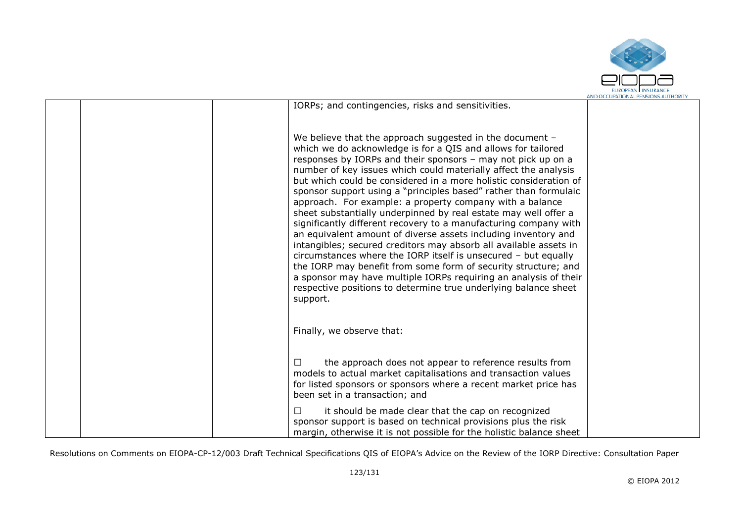| | | | IORPs; and contingencies, risks and sensitivities.<br><br>We believe that the approach suggested in the document – which we do acknowledge is for a QIS and allows for tailored responses by IORPs and their sponsors – may not pick up on a number of key issues which could materially affect the analysis but which could be considered in a more holistic consideration of sponsor support using a "principles based" rather than formulaic approach. For example: a property company with a balance sheet substantially underpinned by real estate may well offer a significantly different recovery to a manufacturing company with an equivalent amount of diverse assets including inventory and intangibles; secured creditors may absorb all available assets in circumstances where the IORP itself is unsecured – but equally the IORP may benefit from some form of security structure; and a sponsor may have multiple IORPs requiring an analysis of their respective positions to determine true underlying balance sheet support.<br><br>Finally, we observe that:<br><br>☐ the approach does not appear to reference results from models to actual market capitalisations and transaction values for listed sponsors or sponsors where a recent market price has been set in a transaction; and<br><br>☐ it should be made clear that the cap on recognized sponsor support is based on technical provisions plus the risk margin, otherwise it is not possible for the holistic balance sheet | |
|---|---|---|---|---|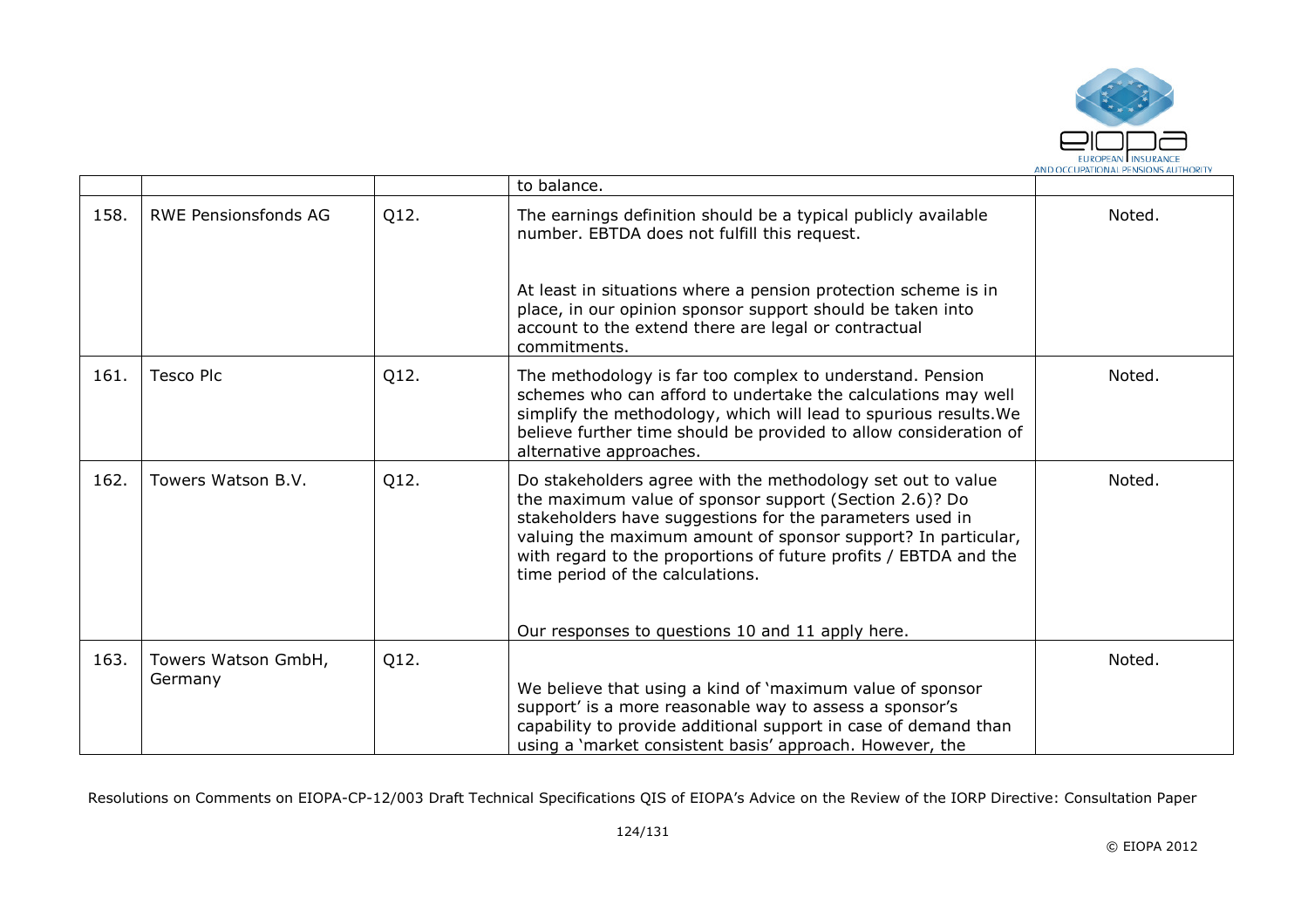|  |  |  | to balance. |  |
|---|---|---|---|---|
| 158. | RWE Pensionsfonds AG | Q12. | The earnings definition should be a typical publicly available number. EBTDA does not fulfill this request.<br><br>At least in situations where a pension protection scheme is in place, in our opinion sponsor support should be taken into account to the extend there are legal or contractual commitments. | Noted. |
| 161. | Tesco Plc | Q12. | The methodology is far too complex to understand. Pension schemes who can afford to undertake the calculations may well simplify the methodology, which will lead to spurious results.We believe further time should be provided to allow consideration of alternative approaches. | Noted. |
| 162. | Towers Watson B.V. | Q12. | Do stakeholders agree with the methodology set out to value the maximum value of sponsor support (Section 2.6)? Do stakeholders have suggestions for the parameters used in valuing the maximum amount of sponsor support? In particular, with regard to the proportions of future profits / EBTDA and the time period of the calculations.<br><br>Our responses to questions 10 and 11 apply here. | Noted. |
| 163. | Towers Watson GmbH, Germany | Q12. | We believe that using a kind of 'maximum value of sponsor support' is a more reasonable way to assess a sponsor's capability to provide additional support in case of demand than using a 'market consistent basis' approach. However, the | Noted. |

Resolutions on Comments on EIOPA-CP-12/003 Draft Technical Specifications QIS of EIOPA's Advice on the Review of the IORP Directive: Consultation Paper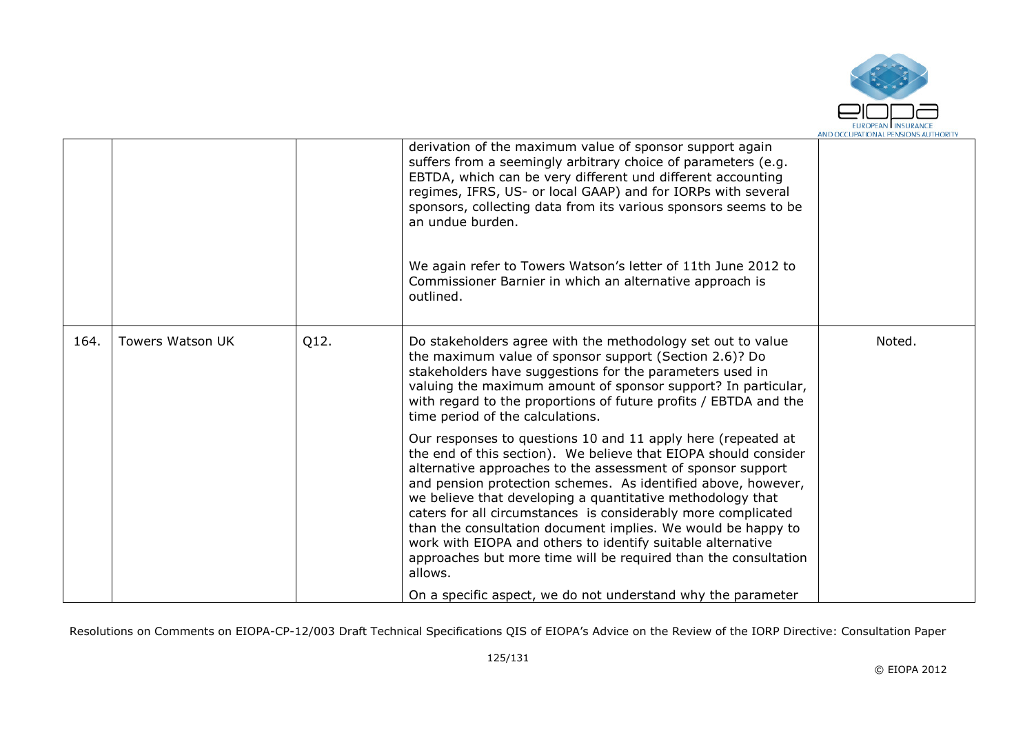|  |  |  | derivation of the maximum value of sponsor support again suffers from a seemingly arbitrary choice of parameters (e.g. EBTDA, which can be very different und different accounting regimes, IFRS, US- or local GAAP) and for IORPs with several sponsors, collecting data from its various sponsors seems to be an undue burden.<br><br>We again refer to Towers Watson's letter of 11th June 2012 to Commissioner Barnier in which an alternative approach is outlined. |  |
|---|---|---|---|---|
| 164. | Towers Watson UK | Q12. | Do stakeholders agree with the methodology set out to value the maximum value of sponsor support (Section 2.6)? Do stakeholders have suggestions for the parameters used in valuing the maximum amount of sponsor support? In particular, with regard to the proportions of future profits / EBTDA and the time period of the calculations.<br><br>Our responses to questions 10 and 11 apply here (repeated at the end of this section). We believe that EIOPA should consider alternative approaches to the assessment of sponsor support and pension protection schemes. As identified above, however, we believe that developing a quantitative methodology that caters for all circumstances is considerably more complicated than the consultation document implies. We would be happy to work with EIOPA and others to identify suitable alternative approaches but more time will be required than the consultation allows.<br><br>On a specific aspect, we do not understand why the parameter | Noted. |

Resolutions on Comments on EIOPA-CP-12/003 Draft Technical Specifications QIS of EIOPA's Advice on the Review of the IORP Directive: Consultation Paper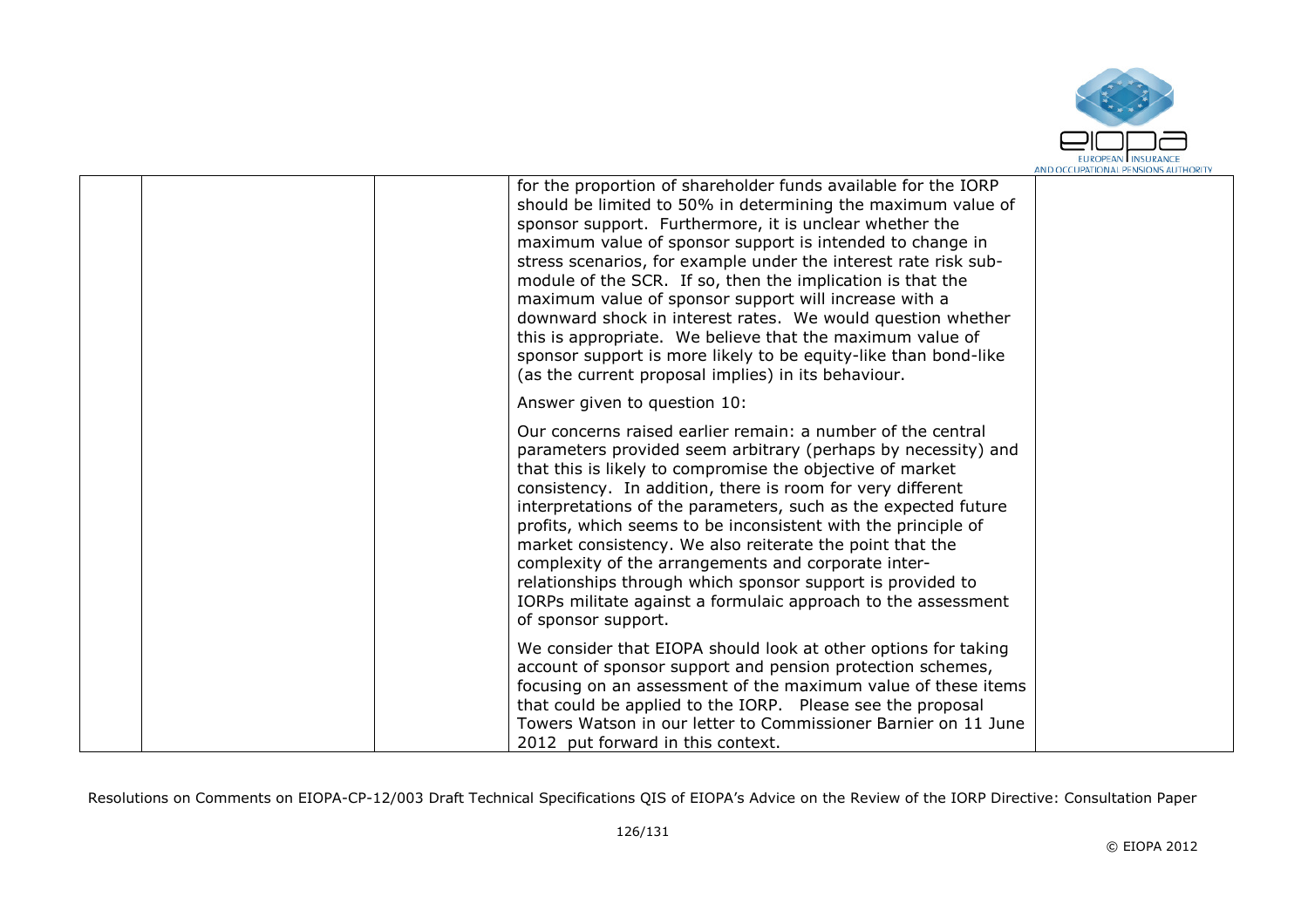| | | | | |
|---|---|---|---|---|
| | | | for the proportion of shareholder funds available for the IORP should be limited to 50% in determining the maximum value of sponsor support. Furthermore, it is unclear whether the maximum value of sponsor support is intended to change in stress scenarios, for example under the interest rate risk sub-module of the SCR. If so, then the implication is that the maximum value of sponsor support will increase with a downward shock in interest rates. We would question whether this is appropriate. We believe that the maximum value of sponsor support is more likely to be equity-like than bond-like (as the current proposal implies) in its behaviour.<br><br>Answer given to question 10:<br><br>Our concerns raised earlier remain: a number of the central parameters provided seem arbitrary (perhaps by necessity) and that this is likely to compromise the objective of market consistency. In addition, there is room for very different interpretations of the parameters, such as the expected future profits, which seems to be inconsistent with the principle of market consistency. We also reiterate the point that the complexity of the arrangements and corporate inter-relationships through which sponsor support is provided to IORPs militate against a formulaic approach to the assessment of sponsor support.<br><br>We consider that EIOPA should look at other options for taking account of sponsor support and pension protection schemes, focusing on an assessment of the maximum value of these items that could be applied to the IORP. Please see the proposal Towers Watson in our letter to Commissioner Barnier on 11 June 2012 put forward in this context. | |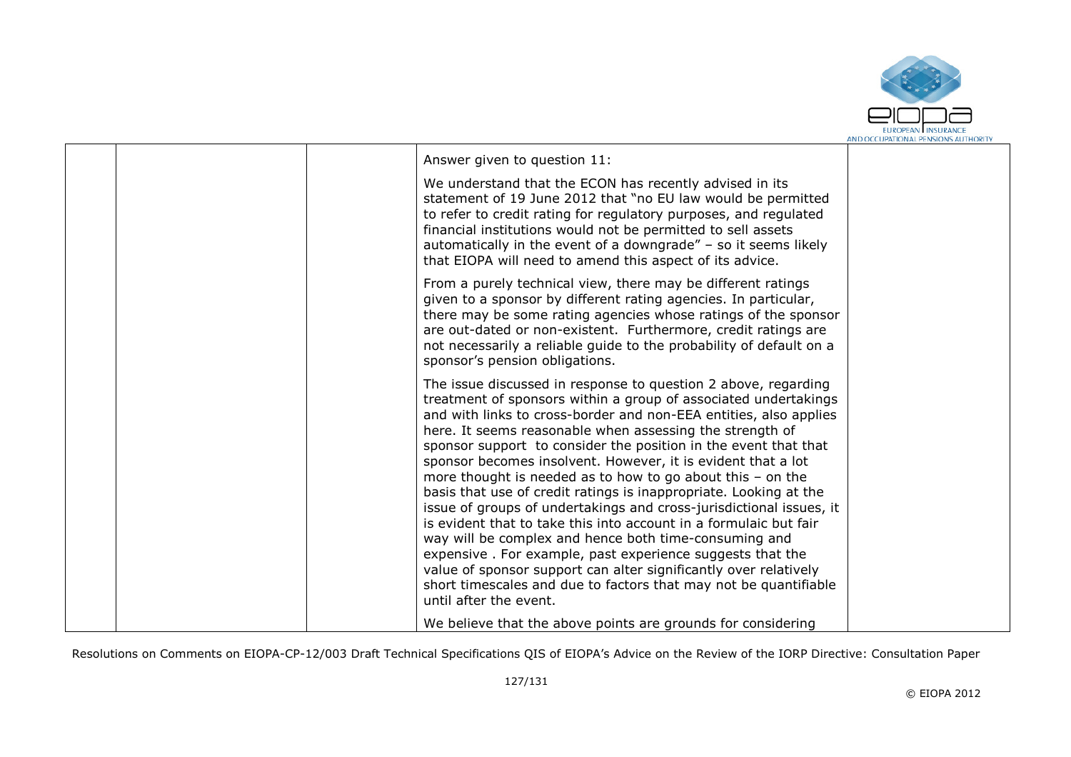| | | | | |
|---|---|---|---|---|
| | | | Answer given to question 11:<br><br>We understand that the ECON has recently advised in its statement of 19 June 2012 that "no EU law would be permitted to refer to credit rating for regulatory purposes, and regulated financial institutions would not be permitted to sell assets automatically in the event of a downgrade" – so it seems likely that EIOPA will need to amend this aspect of its advice.<br><br>From a purely technical view, there may be different ratings given to a sponsor by different rating agencies. In particular, there may be some rating agencies whose ratings of the sponsor are out-dated or non-existent. Furthermore, credit ratings are not necessarily a reliable guide to the probability of default on a sponsor's pension obligations.<br><br>The issue discussed in response to question 2 above, regarding treatment of sponsors within a group of associated undertakings and with links to cross-border and non-EEA entities, also applies here. It seems reasonable when assessing the strength of sponsor support to consider the position in the event that that sponsor becomes insolvent. However, it is evident that a lot more thought is needed as to how to go about this – on the basis that use of credit ratings is inappropriate. Looking at the issue of groups of undertakings and cross-jurisdictional issues, it is evident that to take this into account in a formulaic but fair way will be complex and hence both time-consuming and expensive . For example, past experience suggests that the value of sponsor support can alter significantly over relatively short timescales and due to factors that may not be quantifiable until after the event.<br><br>We believe that the above points are grounds for considering | |

Resolutions on Comments on EIOPA-CP-12/003 Draft Technical Specifications QIS of EIOPA's Advice on the Review of the IORP Directive: Consultation Paper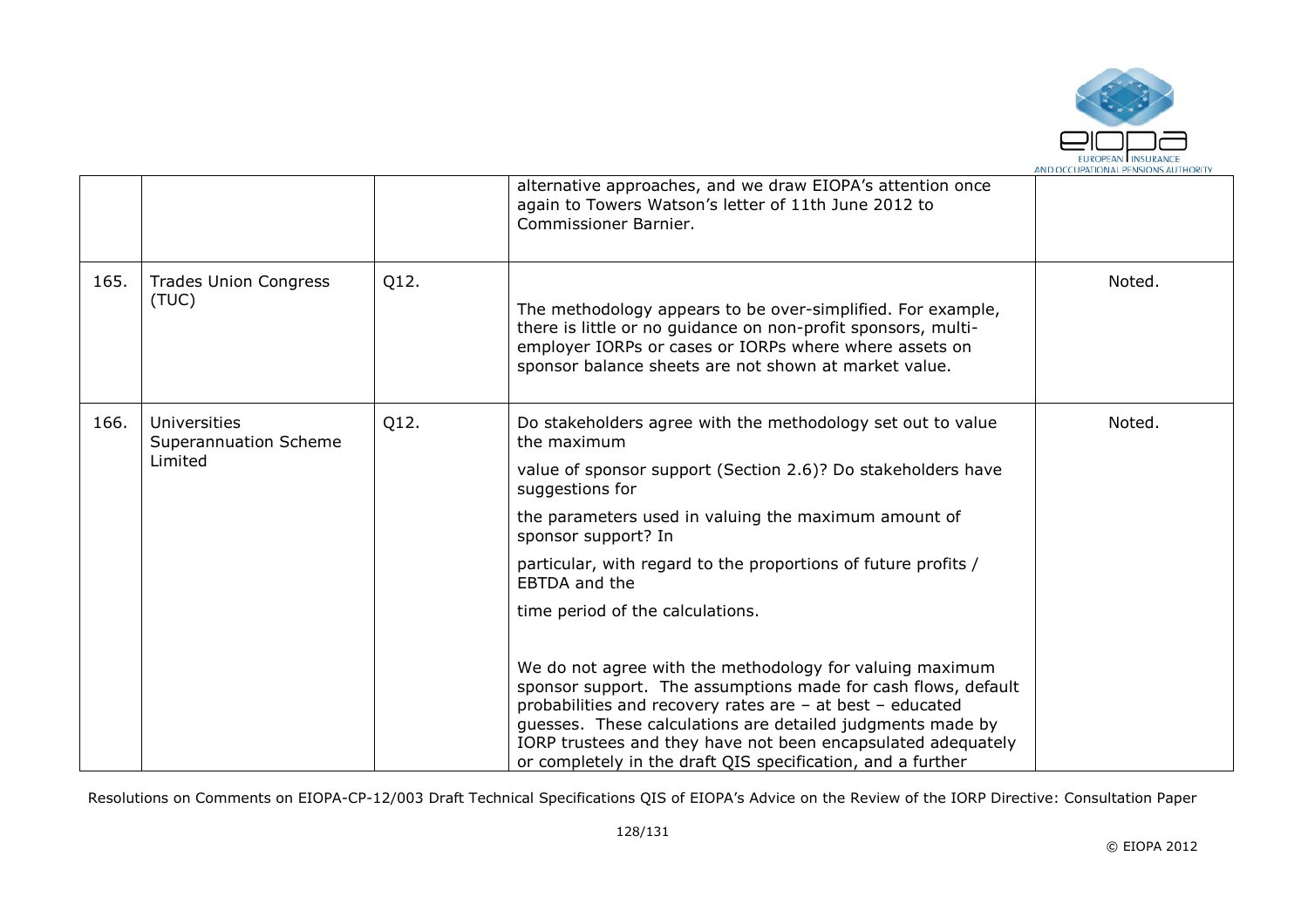|  |  |  | alternative approaches, and we draw EIOPA's attention once again to Towers Watson's letter of 11th June 2012 to Commissioner Barnier. |  |
|---|---|---|---|---|
| 165. | Trades Union Congress (TUC) | Q12. | The methodology appears to be over-simplified. For example, there is little or no guidance on non-profit sponsors, multi-employer IORPs or cases or IORPs where where assets on sponsor balance sheets are not shown at market value. | Noted. |
| 166. | Universities Superannuation Scheme Limited | Q12. | Do stakeholders agree with the methodology set out to value the maximum<br><br>value of sponsor support (Section 2.6)? Do stakeholders have suggestions for<br><br>the parameters used in valuing the maximum amount of sponsor support? In<br><br>particular, with regard to the proportions of future profits / EBTDA and the<br><br>time period of the calculations.<br><br>We do not agree with the methodology for valuing maximum sponsor support. The assumptions made for cash flows, default probabilities and recovery rates are – at best – educated guesses. These calculations are detailed judgments made by IORP trustees and they have not been encapsulated adequately or completely in the draft QIS specification, and a further | Noted. |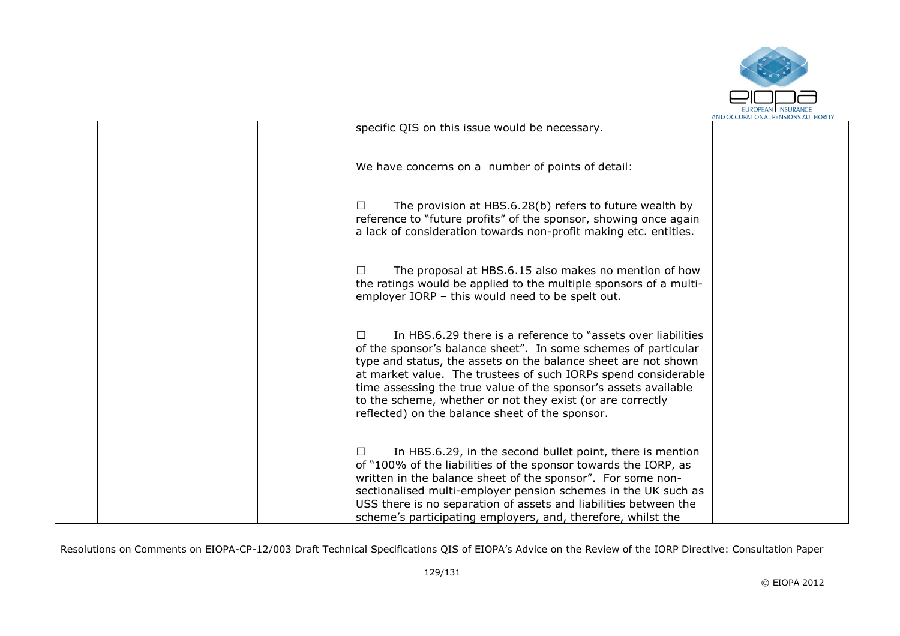| | | | | |
|---|---|---|---|---|
| | | | specific QIS on this issue would be necessary.<br><br>We have concerns on a number of points of detail:<br><br>☐ The provision at HBS.6.28(b) refers to future wealth by reference to "future profits" of the sponsor, showing once again a lack of consideration towards non-profit making etc. entities.<br><br>☐ The proposal at HBS.6.15 also makes no mention of how the ratings would be applied to the multiple sponsors of a multi-employer IORP – this would need to be spelt out.<br><br>☐ In HBS.6.29 there is a reference to "assets over liabilities of the sponsor's balance sheet". In some schemes of particular type and status, the assets on the balance sheet are not shown at market value. The trustees of such IORPs spend considerable time assessing the true value of the sponsor's assets available to the scheme, whether or not they exist (or are correctly reflected) on the balance sheet of the sponsor.<br><br>☐ In HBS.6.29, in the second bullet point, there is mention of "100% of the liabilities of the sponsor towards the IORP, as written in the balance sheet of the sponsor". For some non-sectionalised multi-employer pension schemes in the UK such as USS there is no separation of assets and liabilities between the scheme's participating employers, and, therefore, whilst the | |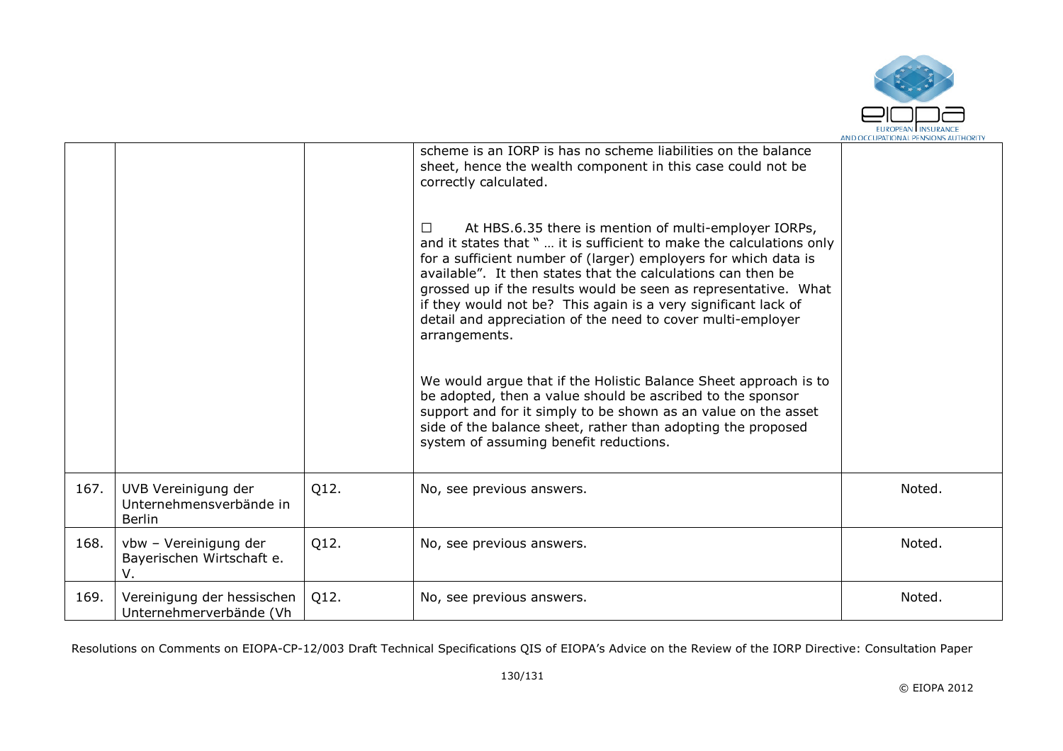| | | | | |
|---|---|---|---|---|
| | | | scheme is an IORP is has no scheme liabilities on the balance sheet, hence the wealth component in this case could not be correctly calculated.<br><br>☐ At HBS.6.35 there is mention of multi-employer IORPs, and it states that " … it is sufficient to make the calculations only for a sufficient number of (larger) employers for which data is available". It then states that the calculations can then be grossed up if the results would be seen as representative. What if they would not be? This again is a very significant lack of detail and appreciation of the need to cover multi-employer arrangements.<br><br>We would argue that if the Holistic Balance Sheet approach is to be adopted, then a value should be ascribed to the sponsor support and for it simply to be shown as an value on the asset side of the balance sheet, rather than adopting the proposed system of assuming benefit reductions. | |
| 167. | UVB Vereinigung der Unternehmensverbände in Berlin | Q12. | No, see previous answers. | Noted. |
| 168. | vbw – Vereinigung der Bayerischen Wirtschaft e. V. | Q12. | No, see previous answers. | Noted. |
| 169. | Vereinigung der hessischen Unternehmerverbände (Vh | Q12. | No, see previous answers. | Noted. |

Resolutions on Comments on EIOPA-CP-12/003 Draft Technical Specifications QIS of EIOPA's Advice on the Review of the IORP Directive: Consultation Paper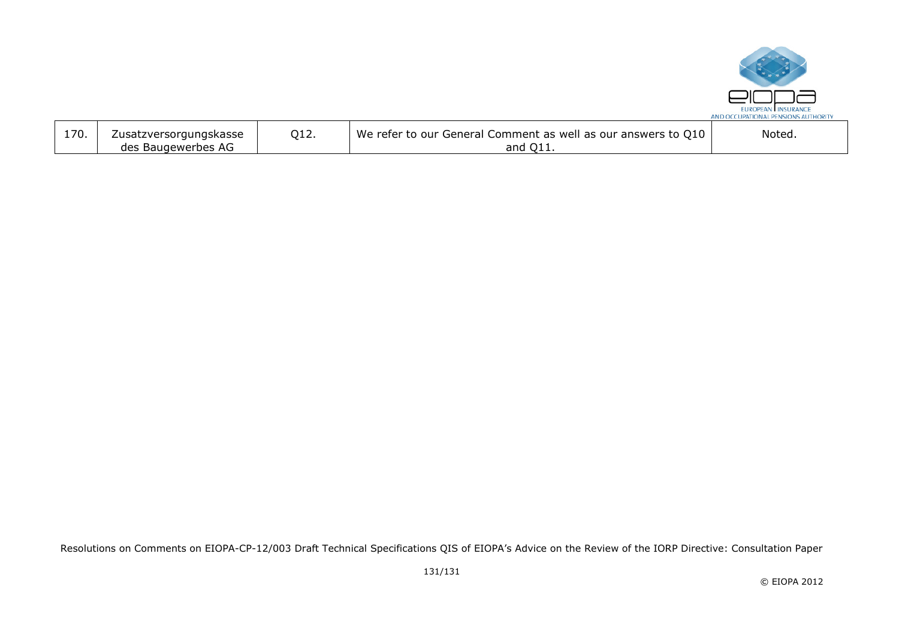| | | | | |
|---|---|---|---|---|
| 170. | Zusatzversorgungskasse des Baugewerbes AG | Q12. | We refer to our General Comment as well as our answers to Q10 and Q11. | Noted. |